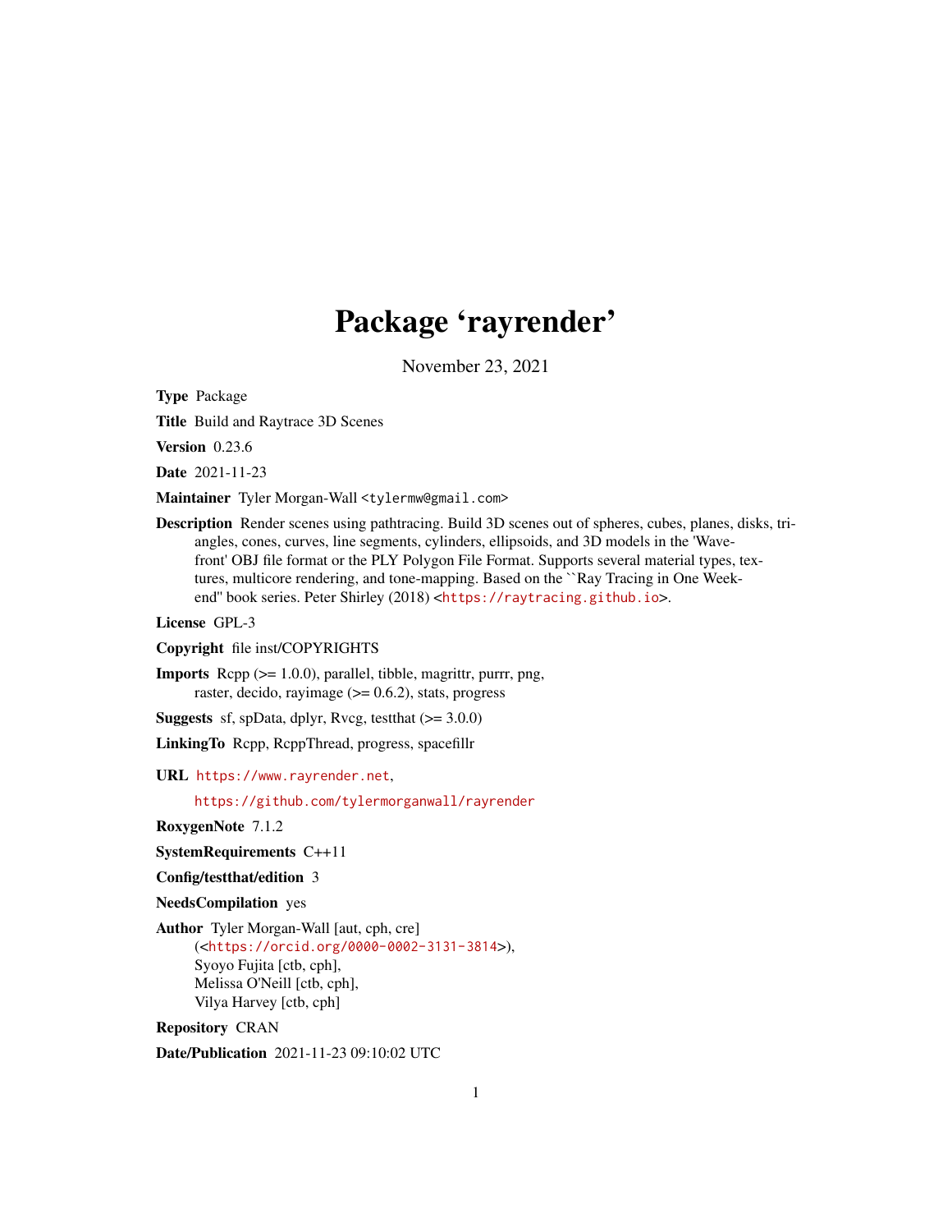# Package 'rayrender'

November 23, 2021

**Type** Package

**Title** Build and Raytrace 3D Scenes

**Version** 0.23.6

**Date** 2021-11-23

**Maintainer** Tyler Morgan-Wall <tylermw@gmail.com>

**Description** Render scenes using pathtracing. Build 3D scenes out of spheres, cubes, planes, disks, triangles, cones, curves, line segments, cylinders, ellipsoids, and 3D models in the 'Wavefront' OBJ file format or the PLY Polygon File Format. Supports several material types, textures, multicore rendering, and tone-mapping. Based on the ``Ray Tracing in One Weekend'' book series. Peter Shirley (2018) <https://raytracing.github.io>.

**License** GPL-3

**Copyright** file inst/COPYRIGHTS

**Imports** Rcpp (>= 1.0.0), parallel, tibble, magrittr, purrr, png, raster, decido, rayimage (>= 0.6.2), stats, progress

**Suggests** sf, spData, dplyr, Rvcg, testthat (>= 3.0.0)

**LinkingTo** Rcpp, RcppThread, progress, spacefillr

**URL** https://www.rayrender.net,

https://github.com/tylermorganwall/rayrender

**RoxygenNote** 7.1.2

**SystemRequirements** C++11

**Config/testthat/edition** 3

**NeedsCompilation** yes

**Author** Tyler Morgan-Wall [aut, cph, cre]
(<https://orcid.org/0000-0002-3131-3814>),
Syoyo Fujita [ctb, cph],
Melissa O'Neill [ctb, cph],
Vilya Harvey [ctb, cph]

**Repository** CRAN

**Date/Publication** 2021-11-23 09:10:02 UTC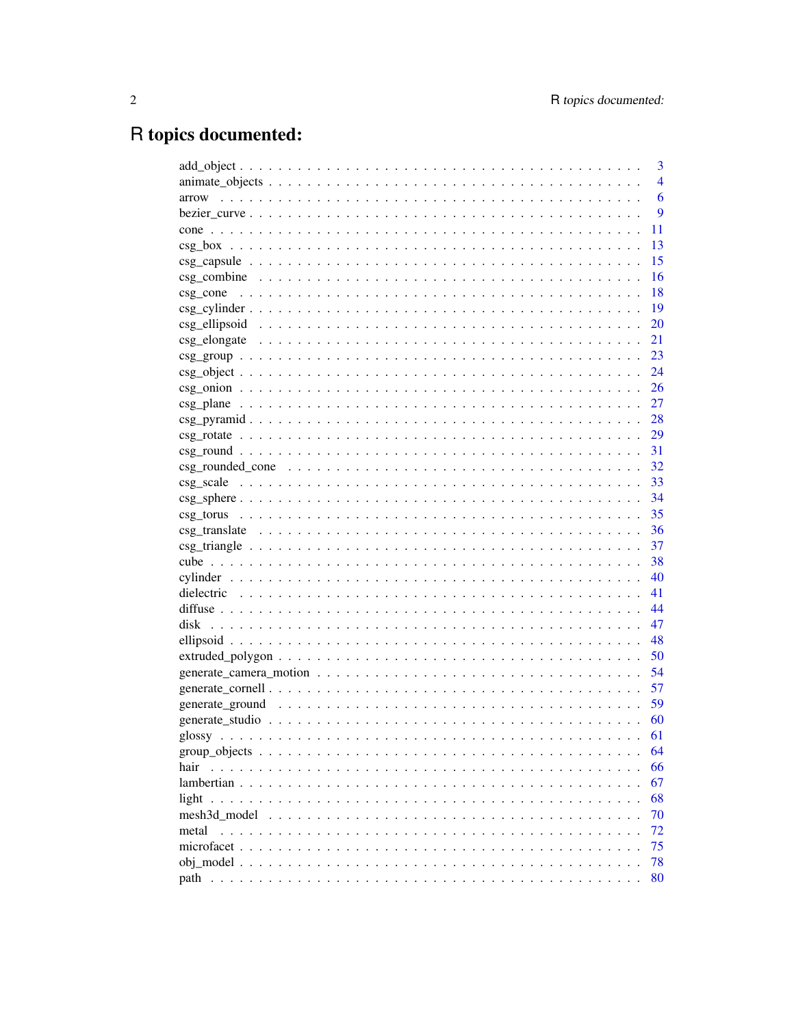# R topics documented:

| | |
|---|---|
| add_object | 3 |
| animate_objects | 4 |
| arrow | 6 |
| bezier_curve | 9 |
| cone | 11 |
| csg_box | 13 |
| csg_capsule | 15 |
| csg_combine | 16 |
| csg_cone | 18 |
| csg_cylinder | 19 |
| csg_ellipsoid | 20 |
| csg_elongate | 21 |
| csg_group | 23 |
| csg_object | 24 |
| csg_onion | 26 |
| csg_plane | 27 |
| csg_pyramid | 28 |
| csg_rotate | 29 |
| csg_round | 31 |
| csg_rounded_cone | 32 |
| csg_scale | 33 |
| csg_sphere | 34 |
| csg_torus | 35 |
| csg_translate | 36 |
| csg_triangle | 37 |
| cube | 38 |
| cylinder | 40 |
| dielectric | 41 |
| diffuse | 44 |
| disk | 47 |
| ellipsoid | 48 |
| extruded_polygon | 50 |
| generate_camera_motion | 54 |
| generate_cornell | 57 |
| generate_ground | 59 |
| generate_studio | 60 |
| glossy | 61 |
| group_objects | 64 |
| hair | 66 |
| lambertian | 67 |
| light | 68 |
| mesh3d_model | 70 |
| metal | 72 |
| microfacet | 75 |
| obj_model | 78 |
| path | 80 |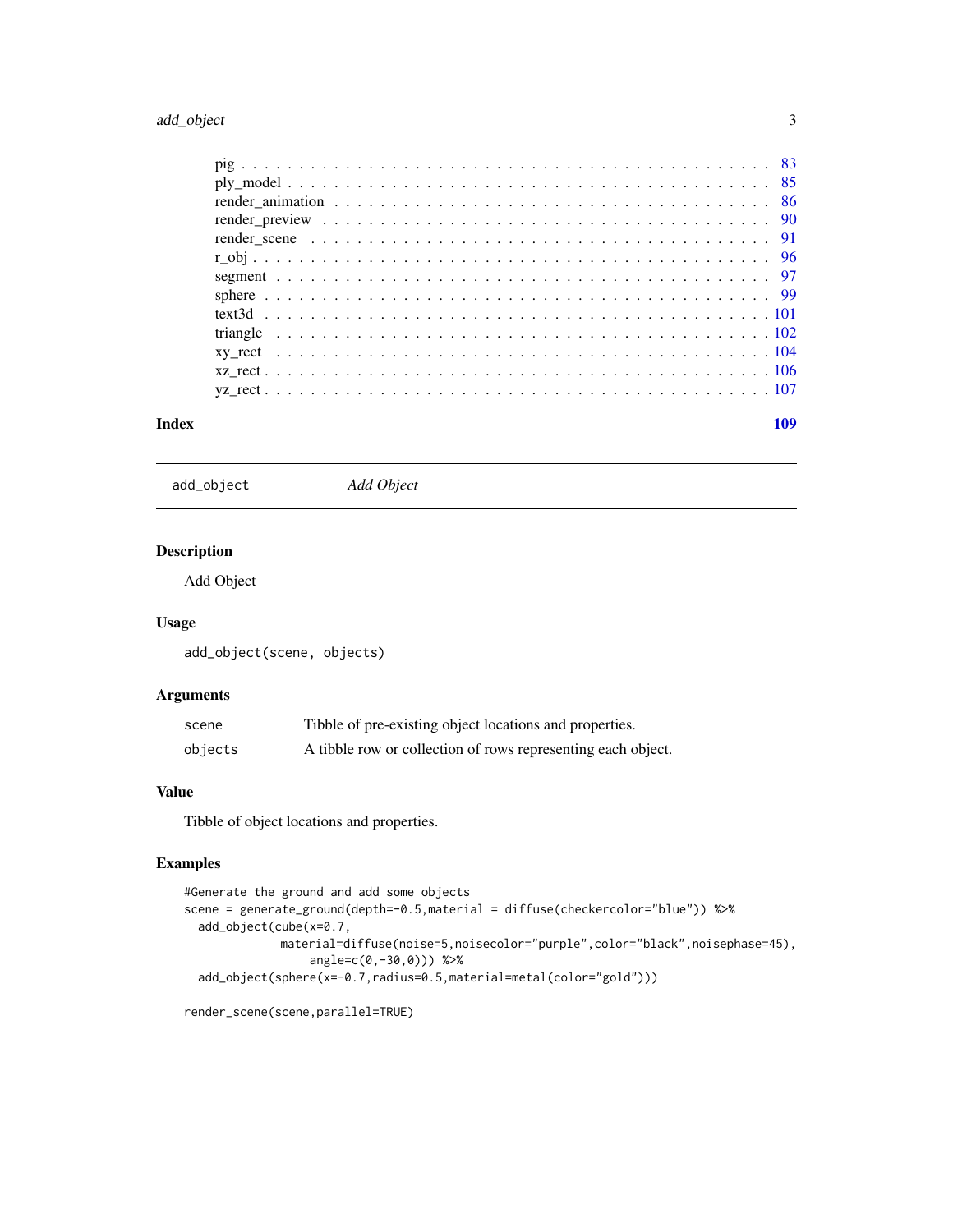pig . . . . . . . . . . . . . . . . . . . . . . . . . . . . . . . . . . . . . . . . . . . . 83
ply_model . . . . . . . . . . . . . . . . . . . . . . . . . . . . . . . . . . . . . . . . . 85
render_animation . . . . . . . . . . . . . . . . . . . . . . . . . . . . . . . . . . . . . 86
render_preview . . . . . . . . . . . . . . . . . . . . . . . . . . . . . . . . . . . . . . 90
render_scene . . . . . . . . . . . . . . . . . . . . . . . . . . . . . . . . . . . . . . . 91
r_obj . . . . . . . . . . . . . . . . . . . . . . . . . . . . . . . . . . . . . . . . . . . 96
segment . . . . . . . . . . . . . . . . . . . . . . . . . . . . . . . . . . . . . . . . . . 97
sphere . . . . . . . . . . . . . . . . . . . . . . . . . . . . . . . . . . . . . . . . . . . 99
text3d . . . . . . . . . . . . . . . . . . . . . . . . . . . . . . . . . . . . . . . . . . . 101
triangle . . . . . . . . . . . . . . . . . . . . . . . . . . . . . . . . . . . . . . . . . . 102
xy_rect . . . . . . . . . . . . . . . . . . . . . . . . . . . . . . . . . . . . . . . . . . 104
xz_rect . . . . . . . . . . . . . . . . . . . . . . . . . . . . . . . . . . . . . . . . . . 106
yz_rect . . . . . . . . . . . . . . . . . . . . . . . . . . . . . . . . . . . . . . . . . . 107

**Index** **109**

---

`add_object` *Add Object*

---

## Description

Add Object

## Usage

```
add_object(scene, objects)
```

## Arguments

| | |
|---|---|
| `scene` | Tibble of pre-existing object locations and properties. |
| `objects` | A tibble row or collection of rows representing each object. |

## Value

Tibble of object locations and properties.

## Examples

```
#Generate the ground and add some objects
scene = generate_ground(depth=-0.5,material = diffuse(checkercolor="blue")) %>%
  add_object(cube(x=0.7,
              material=diffuse(noise=5,noisecolor="purple",color="black",noisephase=45),
                  angle=c(0,-30,0))) %>%
  add_object(sphere(x=-0.7,radius=0.5,material=metal(color="gold")))

render_scene(scene,parallel=TRUE)
```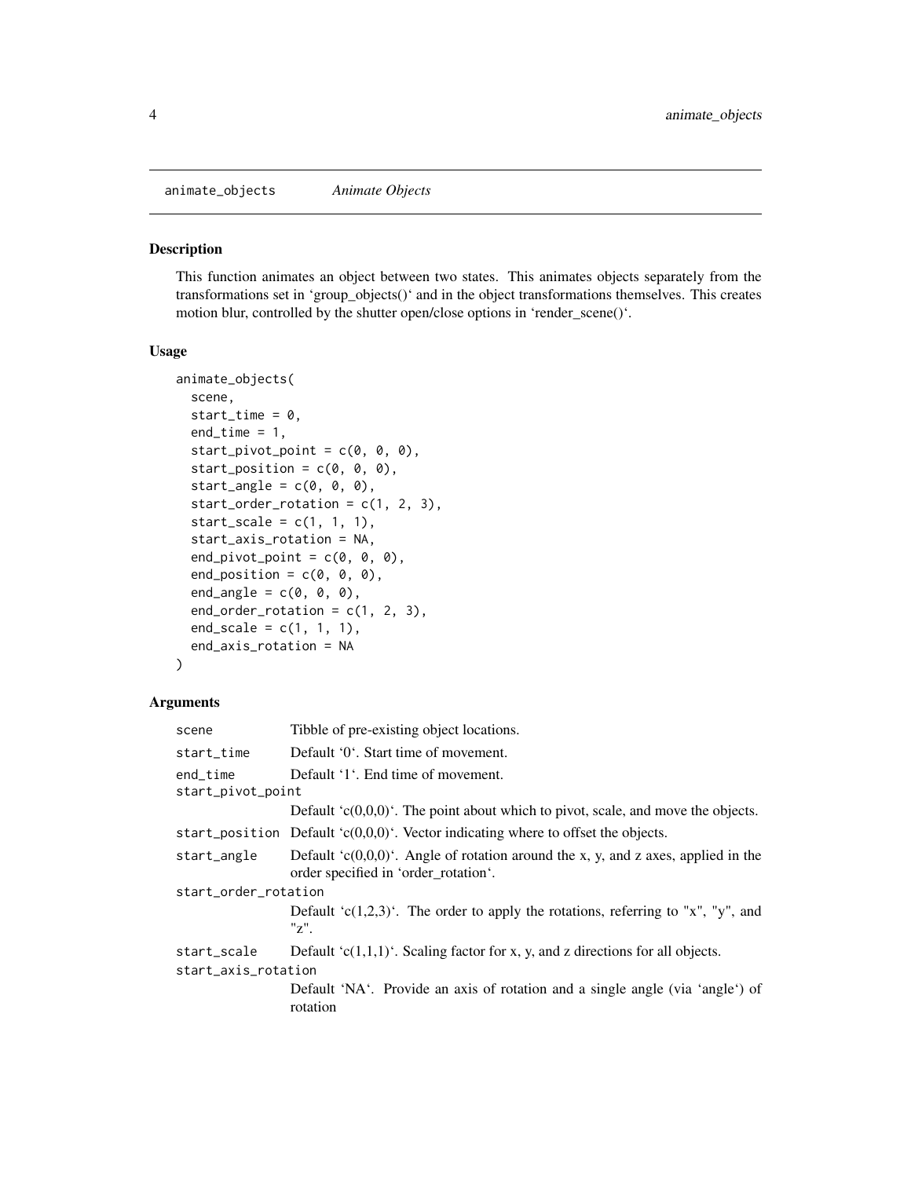animate_objects *Animate Objects*

## Description

This function animates an object between two states. This animates objects separately from the transformations set in 'group_objects()' and in the object transformations themselves. This creates motion blur, controlled by the shutter open/close options in 'render_scene()'.

## Usage

```
animate_objects(
  scene,
  start_time = 0,
  end_time = 1,
  start_pivot_point = c(0, 0, 0),
  start_position = c(0, 0, 0),
  start_angle = c(0, 0, 0),
  start_order_rotation = c(1, 2, 3),
  start_scale = c(1, 1, 1),
  start_axis_rotation = NA,
  end_pivot_point = c(0, 0, 0),
  end_position = c(0, 0, 0),
  end_angle = c(0, 0, 0),
  end_order_rotation = c(1, 2, 3),
  end_scale = c(1, 1, 1),
  end_axis_rotation = NA
)
```

## Arguments

| | |
|---|---|
| scene | Tibble of pre-existing object locations. |
| start_time | Default '0'. Start time of movement. |
| end_time | Default '1'. End time of movement. |
| start_pivot_point | Default 'c(0,0,0)'. The point about which to pivot, scale, and move the objects. |
| start_position | Default 'c(0,0,0)'. Vector indicating where to offset the objects. |
| start_angle | Default 'c(0,0,0)'. Angle of rotation around the x, y, and z axes, applied in the order specified in 'order_rotation'. |
| start_order_rotation | Default 'c(1,2,3)'. The order to apply the rotations, referring to "x", "y", and "z". |
| start_scale | Default 'c(1,1,1)'. Scaling factor for x, y, and z directions for all objects. |
| start_axis_rotation | Default 'NA'. Provide an axis of rotation and a single angle (via 'angle') of rotation |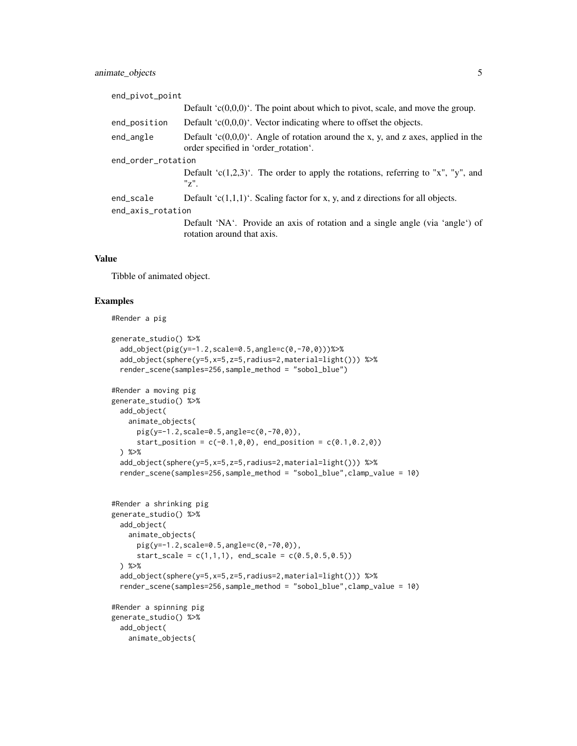end_pivot_point
: Default `c(0,0,0)`. The point about which to pivot, scale, and move the group.

end_position
: Default `c(0,0,0)`. Vector indicating where to offset the objects.

end_angle
: Default `c(0,0,0)`. Angle of rotation around the x, y, and z axes, applied in the order specified in `order_rotation`.

end_order_rotation
: Default `c(1,2,3)`. The order to apply the rotations, referring to "x", "y", and "z".

end_scale
: Default `c(1,1,1)`. Scaling factor for x, y, and z directions for all objects.

end_axis_rotation
: Default `NA`. Provide an axis of rotation and a single angle (via `angle`) of rotation around that axis.

## Value

Tibble of animated object.

## Examples

```
#Render a pig

generate_studio() %>%
  add_object(pig(y=-1.2,scale=0.5,angle=c(0,-70,0)))%>%
  add_object(sphere(y=5,x=5,z=5,radius=2,material=light())) %>%
  render_scene(samples=256,sample_method = "sobol_blue")

#Render a moving pig
generate_studio() %>%
  add_object(
    animate_objects(
      pig(y=-1.2,scale=0.5,angle=c(0,-70,0)),
      start_position = c(-0.1,0,0), end_position = c(0.1,0.2,0))
  ) %>%
  add_object(sphere(y=5,x=5,z=5,radius=2,material=light())) %>%
  render_scene(samples=256,sample_method = "sobol_blue",clamp_value = 10)


#Render a shrinking pig
generate_studio() %>%
  add_object(
    animate_objects(
      pig(y=-1.2,scale=0.5,angle=c(0,-70,0)),
      start_scale = c(1,1,1), end_scale = c(0.5,0.5,0.5))
  ) %>%
  add_object(sphere(y=5,x=5,z=5,radius=2,material=light())) %>%
  render_scene(samples=256,sample_method = "sobol_blue",clamp_value = 10)

#Render a spinning pig
generate_studio() %>%
  add_object(
    animate_objects(
```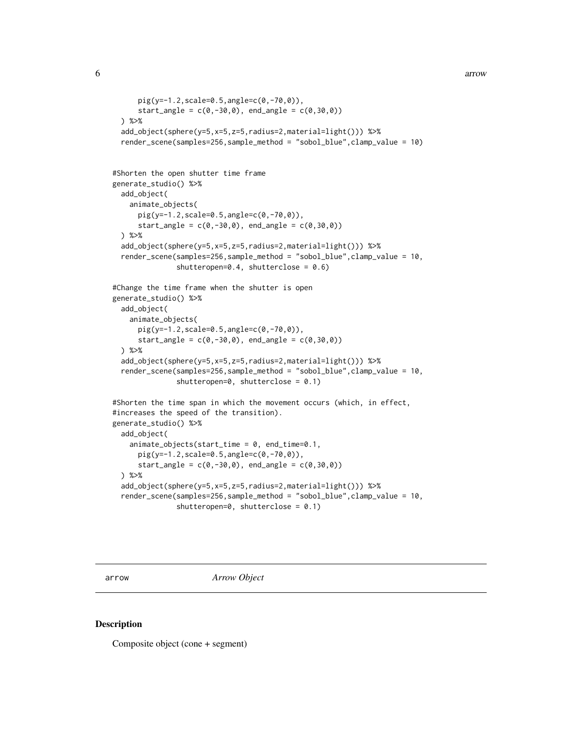```
    pig(y=-1.2,scale=0.5,angle=c(0,-70,0)),
    start_angle = c(0,-30,0), end_angle = c(0,30,0))
) %>%
add_object(sphere(y=5,x=5,z=5,radius=2,material=light())) %>%
render_scene(samples=256,sample_method = "sobol_blue",clamp_value = 10)


#Shorten the open shutter time frame
generate_studio() %>%
  add_object(
    animate_objects(
      pig(y=-1.2,scale=0.5,angle=c(0,-70,0)),
      start_angle = c(0,-30,0), end_angle = c(0,30,0))
  ) %>%
  add_object(sphere(y=5,x=5,z=5,radius=2,material=light())) %>%
  render_scene(samples=256,sample_method = "sobol_blue",clamp_value = 10,
               shutteropen=0.4, shutterclose = 0.6)

#Change the time frame when the shutter is open
generate_studio() %>%
  add_object(
    animate_objects(
      pig(y=-1.2,scale=0.5,angle=c(0,-70,0)),
      start_angle = c(0,-30,0), end_angle = c(0,30,0))
  ) %>%
  add_object(sphere(y=5,x=5,z=5,radius=2,material=light())) %>%
  render_scene(samples=256,sample_method = "sobol_blue",clamp_value = 10,
               shutteropen=0, shutterclose = 0.1)

#Shorten the time span in which the movement occurs (which, in effect,
#increases the speed of the transition).
generate_studio() %>%
  add_object(
    animate_objects(start_time = 0, end_time=0.1,
      pig(y=-1.2,scale=0.5,angle=c(0,-70,0)),
      start_angle = c(0,-30,0), end_angle = c(0,30,0))
  ) %>%
  add_object(sphere(y=5,x=5,z=5,radius=2,material=light())) %>%
  render_scene(samples=256,sample_method = "sobol_blue",clamp_value = 10,
               shutteropen=0, shutterclose = 0.1)
```

---

## arrow — *Arrow Object*

### Description

Composite object (cone + segment)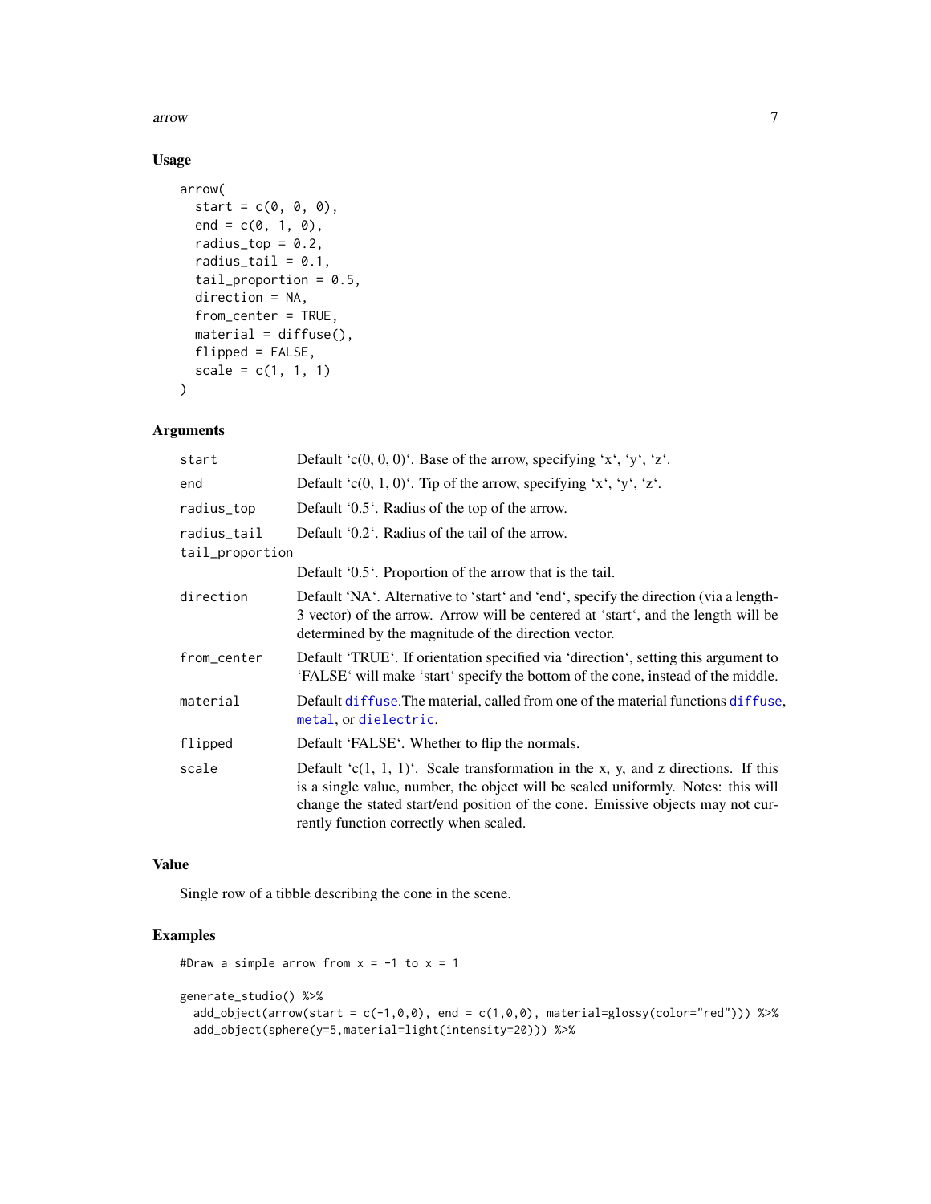## Usage

```
arrow(
  start = c(0, 0, 0),
  end = c(0, 1, 0),
  radius_top = 0.2,
  radius_tail = 0.1,
  tail_proportion = 0.5,
  direction = NA,
  from_center = TRUE,
  material = diffuse(),
  flipped = FALSE,
  scale = c(1, 1, 1)
)
```

## Arguments

| | |
|---|---|
| start | Default 'c(0, 0, 0)'. Base of the arrow, specifying 'x', 'y', 'z'. |
| end | Default 'c(0, 1, 0)'. Tip of the arrow, specifying 'x', 'y', 'z'. |
| radius_top | Default '0.5'. Radius of the top of the arrow. |
| radius_tail | Default '0.2'. Radius of the tail of the arrow. |
| tail_proportion | Default '0.5'. Proportion of the arrow that is the tail. |
| direction | Default 'NA'. Alternative to 'start' and 'end', specify the direction (via a length-3 vector) of the arrow. Arrow will be centered at 'start', and the length will be determined by the magnitude of the direction vector. |
| from_center | Default 'TRUE'. If orientation specified via 'direction', setting this argument to 'FALSE' will make 'start' specify the bottom of the cone, instead of the middle. |
| material | Default diffuse.The material, called from one of the material functions diffuse, metal, or dielectric. |
| flipped | Default 'FALSE'. Whether to flip the normals. |
| scale | Default 'c(1, 1, 1)'. Scale transformation in the x, y, and z directions. If this is a single value, number, the object will be scaled uniformly. Notes: this will change the stated start/end position of the cone. Emissive objects may not currently function correctly when scaled. |

## Value

Single row of a tibble describing the cone in the scene.

## Examples

```
#Draw a simple arrow from x = -1 to x = 1

generate_studio() %>%
  add_object(arrow(start = c(-1,0,0), end = c(1,0,0), material=glossy(color="red"))) %>%
  add_object(sphere(y=5,material=light(intensity=20))) %>%
```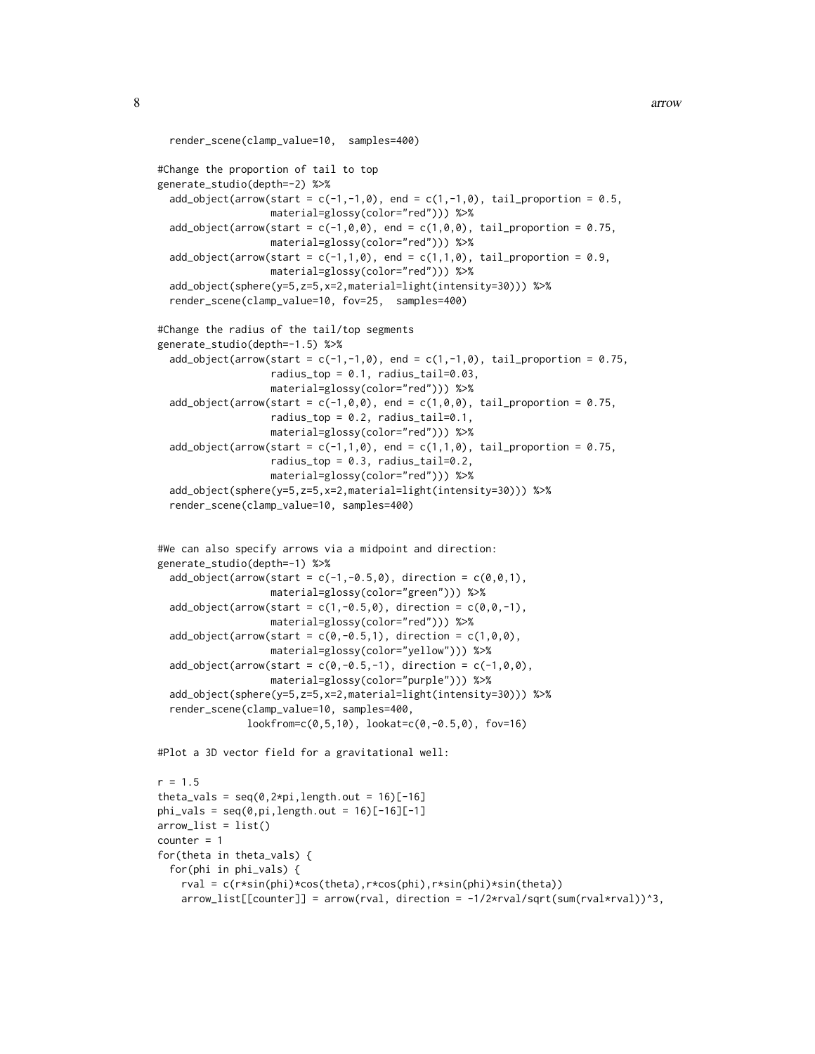```
  render_scene(clamp_value=10,  samples=400)

#Change the proportion of tail to top
generate_studio(depth=-2) %>%
  add_object(arrow(start = c(-1,-1,0), end = c(1,-1,0), tail_proportion = 0.5,
                   material=glossy(color="red"))) %>%
  add_object(arrow(start = c(-1,0,0), end = c(1,0,0), tail_proportion = 0.75,
                   material=glossy(color="red"))) %>%
  add_object(arrow(start = c(-1,1,0), end = c(1,1,0), tail_proportion = 0.9,
                   material=glossy(color="red"))) %>%
  add_object(sphere(y=5,z=5,x=2,material=light(intensity=30))) %>%
  render_scene(clamp_value=10, fov=25,  samples=400)

#Change the radius of the tail/top segments
generate_studio(depth=-1.5) %>%
  add_object(arrow(start = c(-1,-1,0), end = c(1,-1,0), tail_proportion = 0.75,
                   radius_top = 0.1, radius_tail=0.03,
                   material=glossy(color="red"))) %>%
  add_object(arrow(start = c(-1,0,0), end = c(1,0,0), tail_proportion = 0.75,
                   radius_top = 0.2, radius_tail=0.1,
                   material=glossy(color="red"))) %>%
  add_object(arrow(start = c(-1,1,0), end = c(1,1,0), tail_proportion = 0.75,
                   radius_top = 0.3, radius_tail=0.2,
                   material=glossy(color="red"))) %>%
  add_object(sphere(y=5,z=5,x=2,material=light(intensity=30))) %>%
  render_scene(clamp_value=10, samples=400)


#We can also specify arrows via a midpoint and direction:
generate_studio(depth=-1) %>%
  add_object(arrow(start = c(-1,-0.5,0), direction = c(0,0,1),
                   material=glossy(color="green"))) %>%
  add_object(arrow(start = c(1,-0.5,0), direction = c(0,0,-1),
                   material=glossy(color="red"))) %>%
  add_object(arrow(start = c(0,-0.5,1), direction = c(1,0,0),
                   material=glossy(color="yellow"))) %>%
  add_object(arrow(start = c(0,-0.5,-1), direction = c(-1,0,0),
                   material=glossy(color="purple"))) %>%
  add_object(sphere(y=5,z=5,x=2,material=light(intensity=30))) %>%
  render_scene(clamp_value=10, samples=400,
               lookfrom=c(0,5,10), lookat=c(0,-0.5,0), fov=16)

#Plot a 3D vector field for a gravitational well:

r = 1.5
theta_vals = seq(0,2*pi,length.out = 16)[-16]
phi_vals = seq(0,pi,length.out = 16)[-16][-1]
arrow_list = list()
counter = 1
for(theta in theta_vals) {
  for(phi in phi_vals) {
    rval = c(r*sin(phi)*cos(theta),r*cos(phi),r*sin(phi)*sin(theta))
    arrow_list[[counter]] = arrow(rval, direction = -1/2*rval/sqrt(sum(rval*rval))^3,
```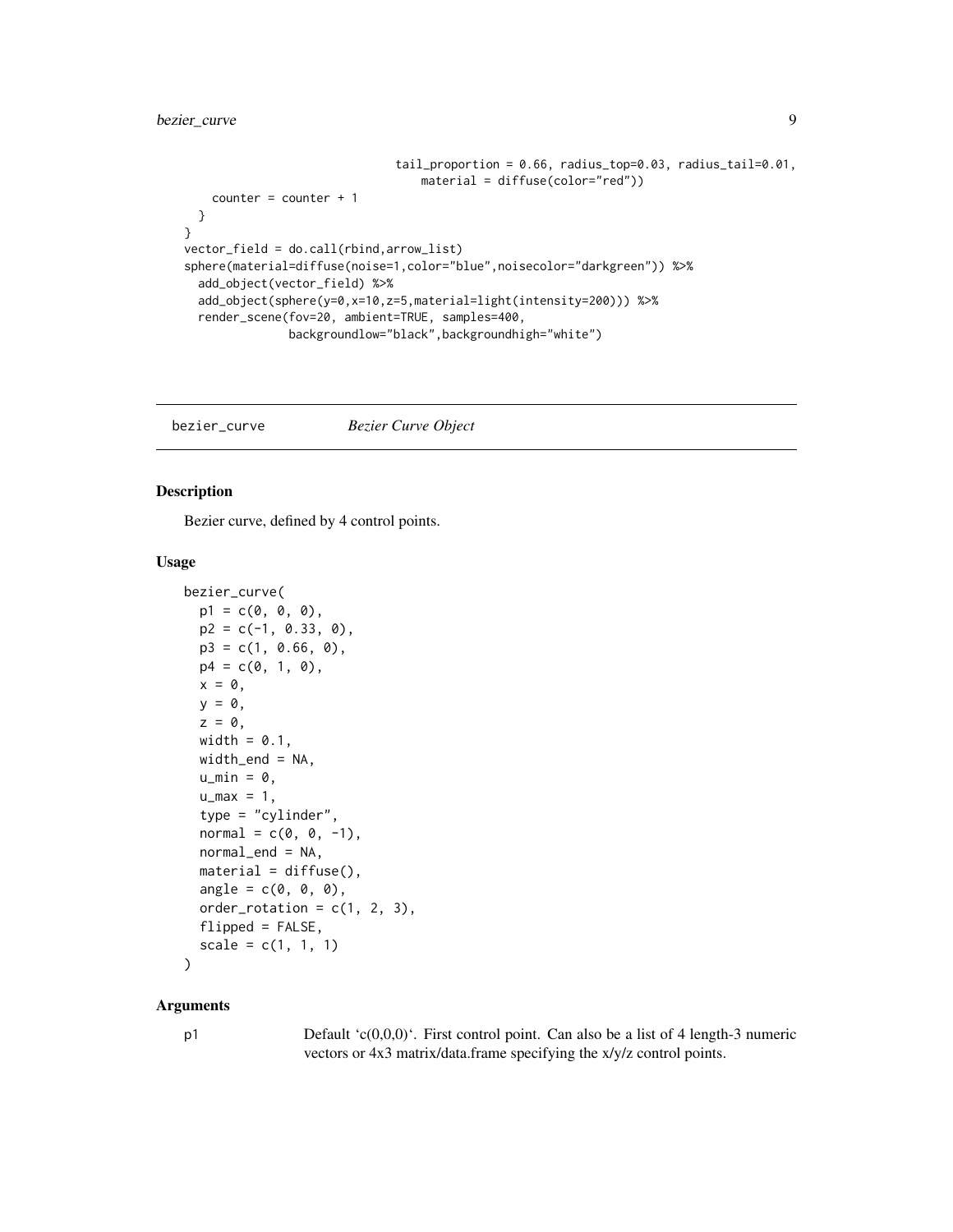```
                              tail_proportion = 0.66, radius_top=0.03, radius_tail=0.01,
                                material = diffuse(color="red"))
    counter = counter + 1
  }
}
vector_field = do.call(rbind,arrow_list)
sphere(material=diffuse(noise=1,color="blue",noisecolor="darkgreen")) %>%
  add_object(vector_field) %>%
  add_object(sphere(y=0,x=10,z=5,material=light(intensity=200))) %>%
  render_scene(fov=20, ambient=TRUE, samples=400,
               backgroundlow="black",backgroundhigh="white")
```

---

## bezier_curve *Bezier Curve Object*

### Description

Bezier curve, defined by 4 control points.

### Usage

```
bezier_curve(
  p1 = c(0, 0, 0),
  p2 = c(-1, 0.33, 0),
  p3 = c(1, 0.66, 0),
  p4 = c(0, 1, 0),
  x = 0,
  y = 0,
  z = 0,
  width = 0.1,
  width_end = NA,
  u_min = 0,
  u_max = 1,
  type = "cylinder",
  normal = c(0, 0, -1),
  normal_end = NA,
  material = diffuse(),
  angle = c(0, 0, 0),
  order_rotation = c(1, 2, 3),
  flipped = FALSE,
  scale = c(1, 1, 1)
)
```

### Arguments

| | |
|---|---|
| p1 | Default 'c(0,0,0)'. First control point. Can also be a list of 4 length-3 numeric vectors or 4x3 matrix/data.frame specifying the x/y/z control points. |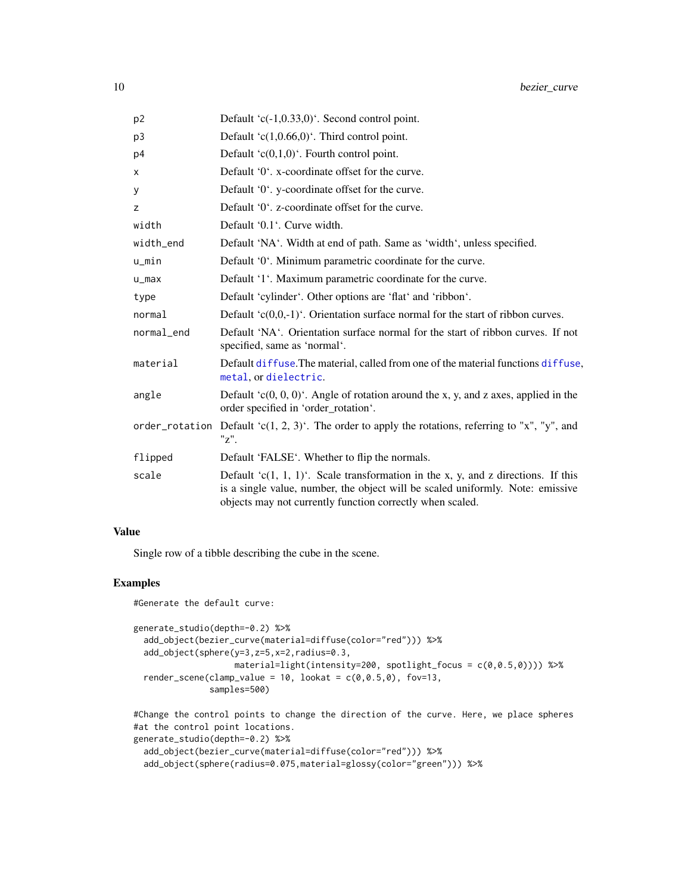| | |
|---|---|
| p2 | Default ‘c(-1,0.33,0)‘. Second control point. |
| p3 | Default ‘c(1,0.66,0)‘. Third control point. |
| p4 | Default ‘c(0,1,0)‘. Fourth control point. |
| x | Default ‘0‘. x-coordinate offset for the curve. |
| y | Default ‘0‘. y-coordinate offset for the curve. |
| z | Default ‘0‘. z-coordinate offset for the curve. |
| width | Default ‘0.1‘. Curve width. |
| width_end | Default ‘NA‘. Width at end of path. Same as ‘width‘, unless specified. |
| u_min | Default ‘0‘. Minimum parametric coordinate for the curve. |
| u_max | Default ‘1‘. Maximum parametric coordinate for the curve. |
| type | Default ‘cylinder‘. Other options are ‘flat‘ and ‘ribbon‘. |
| normal | Default ‘c(0,0,-1)‘. Orientation surface normal for the start of ribbon curves. |
| normal_end | Default ‘NA‘. Orientation surface normal for the start of ribbon curves. If not specified, same as ‘normal‘. |
| material | Default diffuse.The material, called from one of the material functions diffuse, metal, or dielectric. |
| angle | Default ‘c(0, 0, 0)‘. Angle of rotation around the x, y, and z axes, applied in the order specified in ‘order_rotation‘. |
| order_rotation | Default ‘c(1, 2, 3)‘. The order to apply the rotations, referring to "x", "y", and "z". |
| flipped | Default ‘FALSE‘. Whether to flip the normals. |
| scale | Default ‘c(1, 1, 1)‘. Scale transformation in the x, y, and z directions. If this is a single value, number, the object will be scaled uniformly. Note: emissive objects may not currently function correctly when scaled. |

## Value

Single row of a tibble describing the cube in the scene.

## Examples

```
#Generate the default curve:

generate_studio(depth=-0.2) %>%
  add_object(bezier_curve(material=diffuse(color="red"))) %>%
  add_object(sphere(y=3,z=5,x=2,radius=0.3,
                    material=light(intensity=200, spotlight_focus = c(0,0.5,0)))) %>%
  render_scene(clamp_value = 10, lookat = c(0,0.5,0), fov=13,
               samples=500)

#Change the control points to change the direction of the curve. Here, we place spheres
#at the control point locations.
generate_studio(depth=-0.2) %>%
  add_object(bezier_curve(material=diffuse(color="red"))) %>%
  add_object(sphere(radius=0.075,material=glossy(color="green"))) %>%
```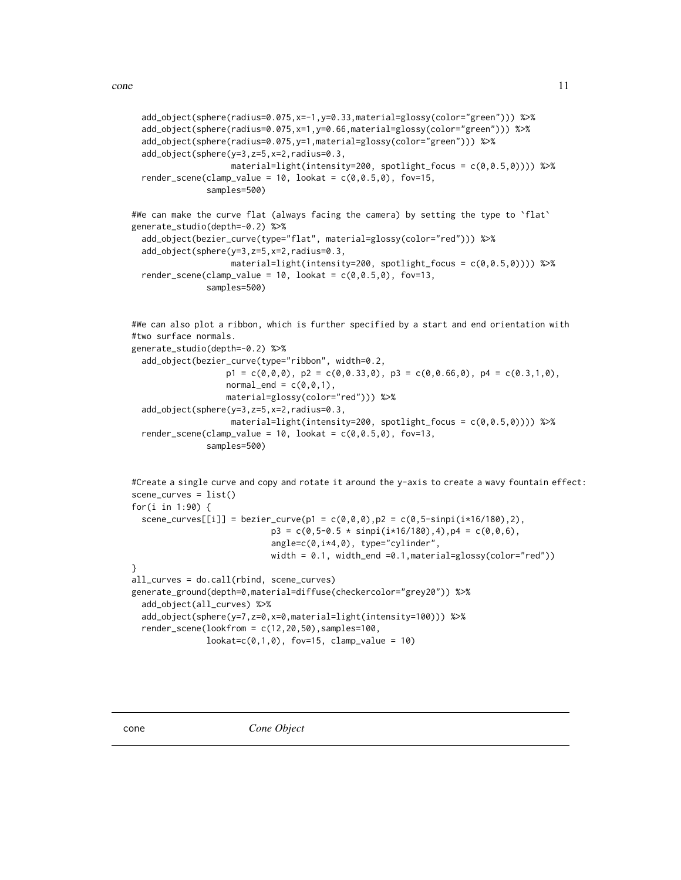```
  add_object(sphere(radius=0.075,x=-1,y=0.33,material=glossy(color="green"))) %>%
  add_object(sphere(radius=0.075,x=1,y=0.66,material=glossy(color="green"))) %>%
  add_object(sphere(radius=0.075,y=1,material=glossy(color="green"))) %>%
  add_object(sphere(y=3,z=5,x=2,radius=0.3,
                    material=light(intensity=200, spotlight_focus = c(0,0.5,0)))) %>%
  render_scene(clamp_value = 10, lookat = c(0,0.5,0), fov=15,
               samples=500)

#We can make the curve flat (always facing the camera) by setting the type to `flat`
generate_studio(depth=-0.2) %>%
  add_object(bezier_curve(type="flat", material=glossy(color="red"))) %>%
  add_object(sphere(y=3,z=5,x=2,radius=0.3,
                    material=light(intensity=200, spotlight_focus = c(0,0.5,0)))) %>%
  render_scene(clamp_value = 10, lookat = c(0,0.5,0), fov=13,
               samples=500)


#We can also plot a ribbon, which is further specified by a start and end orientation with
#two surface normals.
generate_studio(depth=-0.2) %>%
  add_object(bezier_curve(type="ribbon", width=0.2,
                   p1 = c(0,0,0), p2 = c(0,0.33,0), p3 = c(0,0.66,0), p4 = c(0.3,1,0),
                   normal_end = c(0,0,1),
                   material=glossy(color="red"))) %>%
  add_object(sphere(y=3,z=5,x=2,radius=0.3,
                    material=light(intensity=200, spotlight_focus = c(0,0.5,0)))) %>%
  render_scene(clamp_value = 10, lookat = c(0,0.5,0), fov=13,
               samples=500)


#Create a single curve and copy and rotate it around the y-axis to create a wavy fountain effect:
scene_curves = list()
for(i in 1:90) {
  scene_curves[[i]] = bezier_curve(p1 = c(0,0,0),p2 = c(0,5-sinpi(i*16/180),2),
                            p3 = c(0,5-0.5 * sinpi(i*16/180),4),p4 = c(0,0,6),
                            angle=c(0,i*4,0), type="cylinder",
                            width = 0.1, width_end =0.1,material=glossy(color="red"))
}
all_curves = do.call(rbind, scene_curves)
generate_ground(depth=0,material=diffuse(checkercolor="grey20")) %>%
  add_object(all_curves) %>%
  add_object(sphere(y=7,z=0,x=0,material=light(intensity=100))) %>%
  render_scene(lookfrom = c(12,20,50),samples=100,
               lookat=c(0,1,0), fov=15, clamp_value = 10)
```

## cone *Cone Object*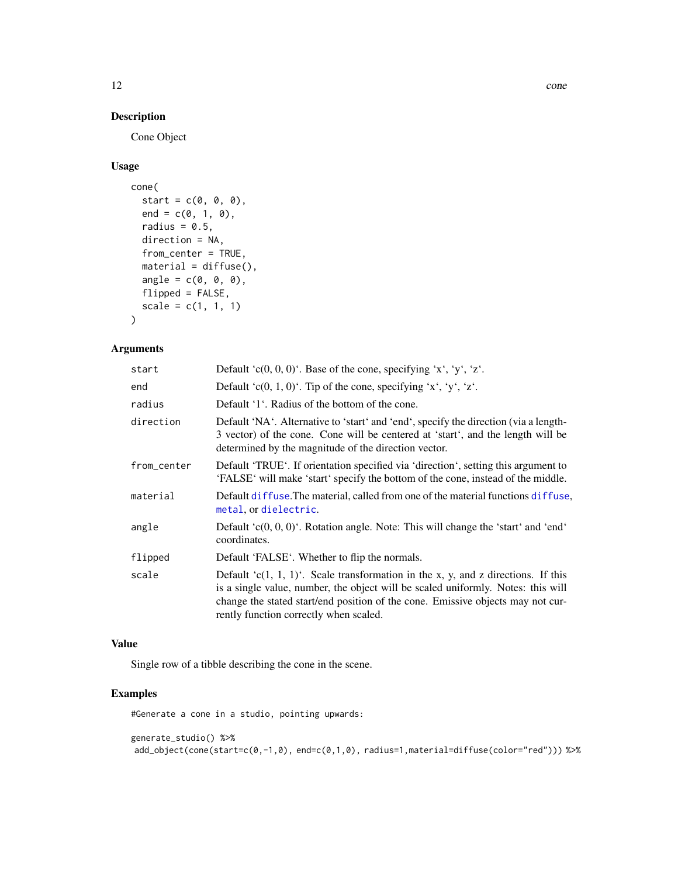## Description

Cone Object

## Usage

```
cone(
  start = c(0, 0, 0),
  end = c(0, 1, 0),
  radius = 0.5,
  direction = NA,
  from_center = TRUE,
  material = diffuse(),
  angle = c(0, 0, 0),
  flipped = FALSE,
  scale = c(1, 1, 1)
)
```

## Arguments

| | |
|---|---|
| start | Default 'c(0, 0, 0)'. Base of the cone, specifying 'x', 'y', 'z'. |
| end | Default 'c(0, 1, 0)'. Tip of the cone, specifying 'x', 'y', 'z'. |
| radius | Default '1'. Radius of the bottom of the cone. |
| direction | Default 'NA'. Alternative to 'start' and 'end', specify the direction (via a length-3 vector) of the cone. Cone will be centered at 'start', and the length will be determined by the magnitude of the direction vector. |
| from_center | Default 'TRUE'. If orientation specified via 'direction', setting this argument to 'FALSE' will make 'start' specify the bottom of the cone, instead of the middle. |
| material | Default `diffuse`.The material, called from one of the material functions `diffuse`, `metal`, or `dielectric`. |
| angle | Default 'c(0, 0, 0)'. Rotation angle. Note: This will change the 'start' and 'end' coordinates. |
| flipped | Default 'FALSE'. Whether to flip the normals. |
| scale | Default 'c(1, 1, 1)'. Scale transformation in the x, y, and z directions. If this is a single value, number, the object will be scaled uniformly. Notes: this will change the stated start/end position of the cone. Emissive objects may not currently function correctly when scaled. |

## Value

Single row of a tibble describing the cone in the scene.

## Examples

```
#Generate a cone in a studio, pointing upwards:

generate_studio() %>%
 add_object(cone(start=c(0,-1,0), end=c(0,1,0), radius=1,material=diffuse(color="red"))) %>%
```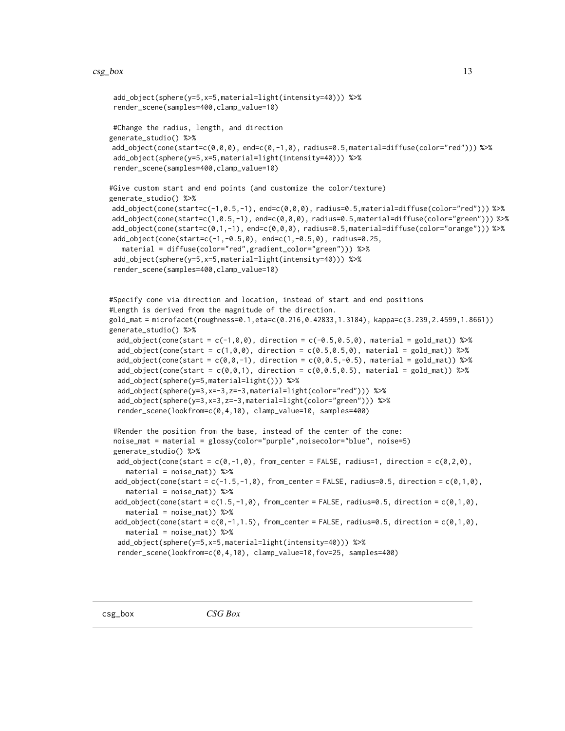```
add_object(sphere(y=5,x=5,material=light(intensity=40))) %>%
render_scene(samples=400,clamp_value=10)

#Change the radius, length, and direction
generate_studio() %>%
add_object(cone(start=c(0,0,0), end=c(0,-1,0), radius=0.5,material=diffuse(color="red"))) %>%
add_object(sphere(y=5,x=5,material=light(intensity=40))) %>%
render_scene(samples=400,clamp_value=10)

#Give custom start and end points (and customize the color/texture)
generate_studio() %>%
add_object(cone(start=c(-1,0.5,-1), end=c(0,0,0), radius=0.5,material=diffuse(color="red"))) %>%
add_object(cone(start=c(1,0.5,-1), end=c(0,0,0), radius=0.5,material=diffuse(color="green"))) %>%
add_object(cone(start=c(0,1,-1), end=c(0,0,0), radius=0.5,material=diffuse(color="orange"))) %>%
add_object(cone(start=c(-1,-0.5,0), end=c(1,-0.5,0), radius=0.25,
  material = diffuse(color="red",gradient_color="green"))) %>%
add_object(sphere(y=5,x=5,material=light(intensity=40))) %>%
render_scene(samples=400,clamp_value=10)


#Specify cone via direction and location, instead of start and end positions
#Length is derived from the magnitude of the direction.
gold_mat = microfacet(roughness=0.1,eta=c(0.216,0.42833,1.3184), kappa=c(3.239,2.4599,1.8661))
generate_studio() %>%
  add_object(cone(start = c(-1,0,0), direction = c(-0.5,0.5,0), material = gold_mat)) %>%
  add_object(cone(start = c(1,0,0), direction = c(0.5,0.5,0), material = gold_mat)) %>%
  add_object(cone(start = c(0,0,-1), direction = c(0,0.5,-0.5), material = gold_mat)) %>%
  add_object(cone(start = c(0,0,1), direction = c(0,0.5,0.5), material = gold_mat)) %>%
  add_object(sphere(y=5,material=light())) %>%
  add_object(sphere(y=3,x=-3,z=-3,material=light(color="red"))) %>%
  add_object(sphere(y=3,x=3,z=-3,material=light(color="green"))) %>%
  render_scene(lookfrom=c(0,4,10), clamp_value=10, samples=400)

#Render the position from the base, instead of the center of the cone:
noise_mat = material = glossy(color="purple",noisecolor="blue", noise=5)
generate_studio() %>%
  add_object(cone(start = c(0,-1,0), from_center = FALSE, radius=1, direction = c(0,2,0),
    material = noise_mat)) %>%
  add_object(cone(start = c(-1.5,-1,0), from_center = FALSE, radius=0.5, direction = c(0,1,0),
    material = noise_mat)) %>%
  add_object(cone(start = c(1.5,-1,0), from_center = FALSE, radius=0.5, direction = c(0,1,0),
    material = noise_mat)) %>%
  add_object(cone(start = c(0,-1,1.5), from_center = FALSE, radius=0.5, direction = c(0,1,0),
    material = noise_mat)) %>%
  add_object(sphere(y=5,x=5,material=light(intensity=40))) %>%
  render_scene(lookfrom=c(0,4,10), clamp_value=10,fov=25, samples=400)
```

## csg_box *CSG Box*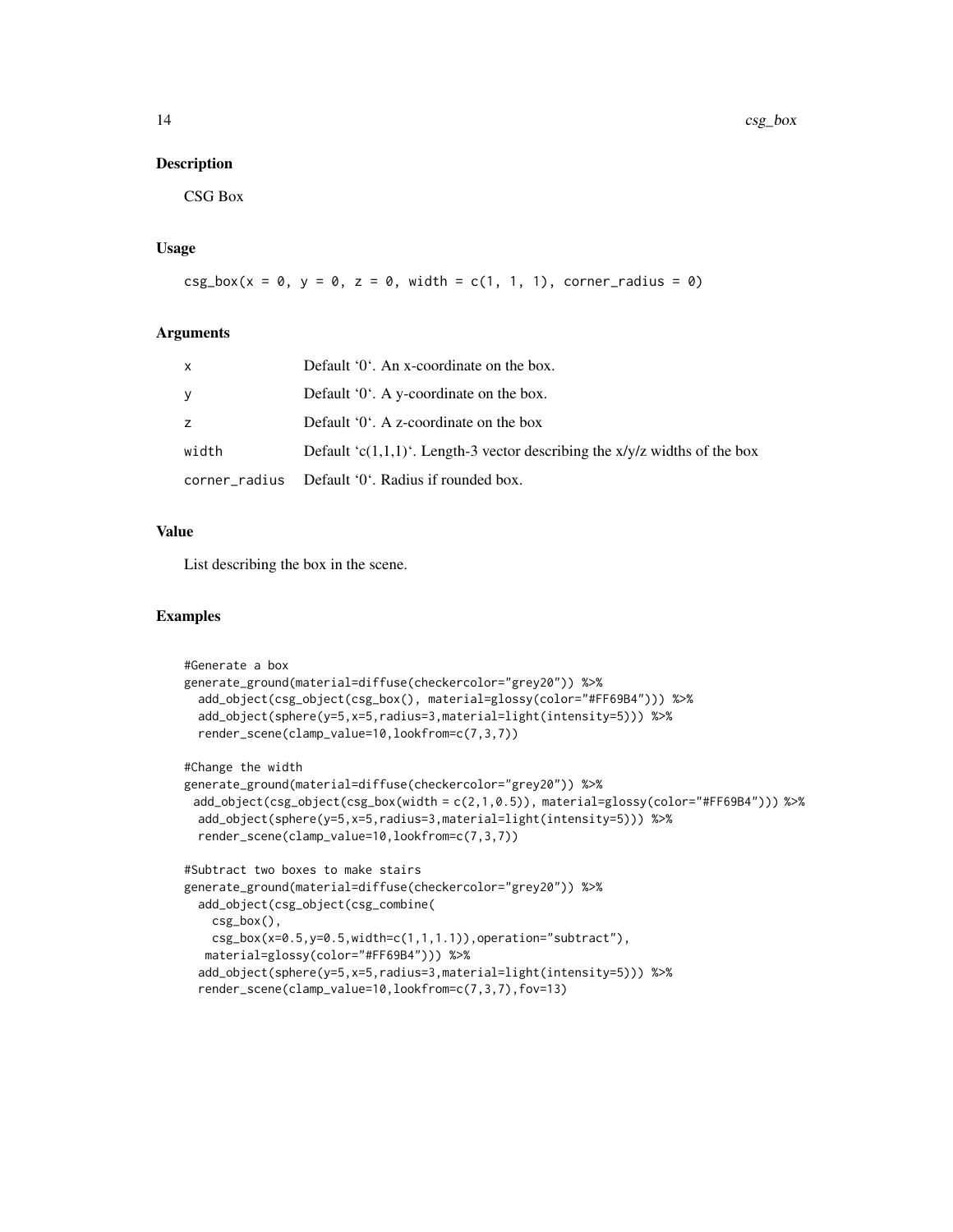## Description

CSG Box

## Usage

```
csg_box(x = 0, y = 0, z = 0, width = c(1, 1, 1), corner_radius = 0)
```

## Arguments

| | |
|---|---|
| `x` | Default '0'. An x-coordinate on the box. |
| `y` | Default '0'. A y-coordinate on the box. |
| `z` | Default '0'. A z-coordinate on the box |
| `width` | Default 'c(1,1,1)'. Length-3 vector describing the x/y/z widths of the box |
| `corner_radius` | Default '0'. Radius if rounded box. |

## Value

List describing the box in the scene.

## Examples

```
#Generate a box
generate_ground(material=diffuse(checkercolor="grey20")) %>%
  add_object(csg_object(csg_box(), material=glossy(color="#FF69B4"))) %>%
  add_object(sphere(y=5,x=5,radius=3,material=light(intensity=5))) %>%
  render_scene(clamp_value=10,lookfrom=c(7,3,7))

#Change the width
generate_ground(material=diffuse(checkercolor="grey20")) %>%
 add_object(csg_object(csg_box(width = c(2,1,0.5)), material=glossy(color="#FF69B4"))) %>%
  add_object(sphere(y=5,x=5,radius=3,material=light(intensity=5))) %>%
  render_scene(clamp_value=10,lookfrom=c(7,3,7))

#Subtract two boxes to make stairs
generate_ground(material=diffuse(checkercolor="grey20")) %>%
  add_object(csg_object(csg_combine(
    csg_box(),
    csg_box(x=0.5,y=0.5,width=c(1,1,1.1)),operation="subtract"),
   material=glossy(color="#FF69B4"))) %>%
  add_object(sphere(y=5,x=5,radius=3,material=light(intensity=5))) %>%
  render_scene(clamp_value=10,lookfrom=c(7,3,7),fov=13)
```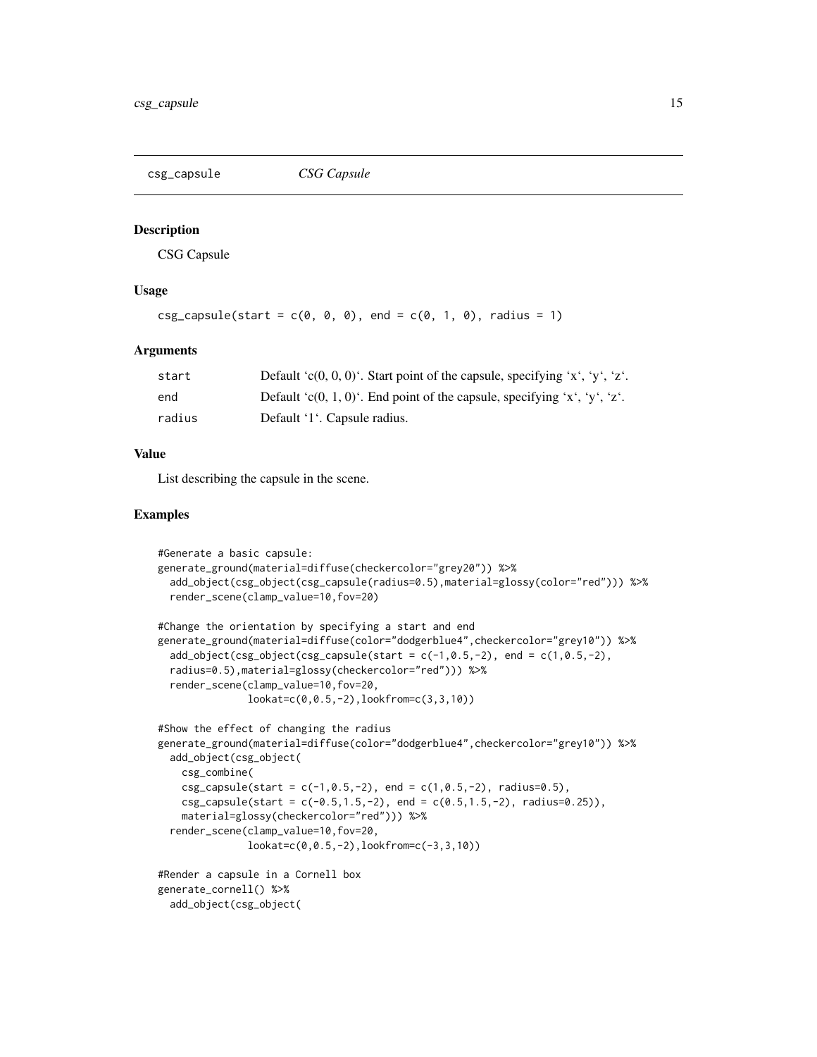csg_capsule *CSG Capsule*

### Description

CSG Capsule

### Usage

```
csg_capsule(start = c(0, 0, 0), end = c(0, 1, 0), radius = 1)
```

### Arguments

| | |
|---|---|
| start | Default 'c(0, 0, 0)'. Start point of the capsule, specifying 'x', 'y', 'z'. |
| end | Default 'c(0, 1, 0)'. End point of the capsule, specifying 'x', 'y', 'z'. |
| radius | Default '1'. Capsule radius. |

### Value

List describing the capsule in the scene.

### Examples

```
#Generate a basic capsule:
generate_ground(material=diffuse(checkercolor="grey20")) %>%
  add_object(csg_object(csg_capsule(radius=0.5),material=glossy(color="red"))) %>%
  render_scene(clamp_value=10,fov=20)

#Change the orientation by specifying a start and end
generate_ground(material=diffuse(color="dodgerblue4",checkercolor="grey10")) %>%
  add_object(csg_object(csg_capsule(start = c(-1,0.5,-2), end = c(1,0.5,-2),
  radius=0.5),material=glossy(checkercolor="red"))) %>%
  render_scene(clamp_value=10,fov=20,
               lookat=c(0,0.5,-2),lookfrom=c(3,3,10))

#Show the effect of changing the radius
generate_ground(material=diffuse(color="dodgerblue4",checkercolor="grey10")) %>%
  add_object(csg_object(
    csg_combine(
    csg_capsule(start = c(-1,0.5,-2), end = c(1,0.5,-2), radius=0.5),
    csg_capsule(start = c(-0.5,1.5,-2), end = c(0.5,1.5,-2), radius=0.25)),
    material=glossy(checkercolor="red"))) %>%
  render_scene(clamp_value=10,fov=20,
               lookat=c(0,0.5,-2),lookfrom=c(-3,3,10))

#Render a capsule in a Cornell box
generate_cornell() %>%
  add_object(csg_object(
```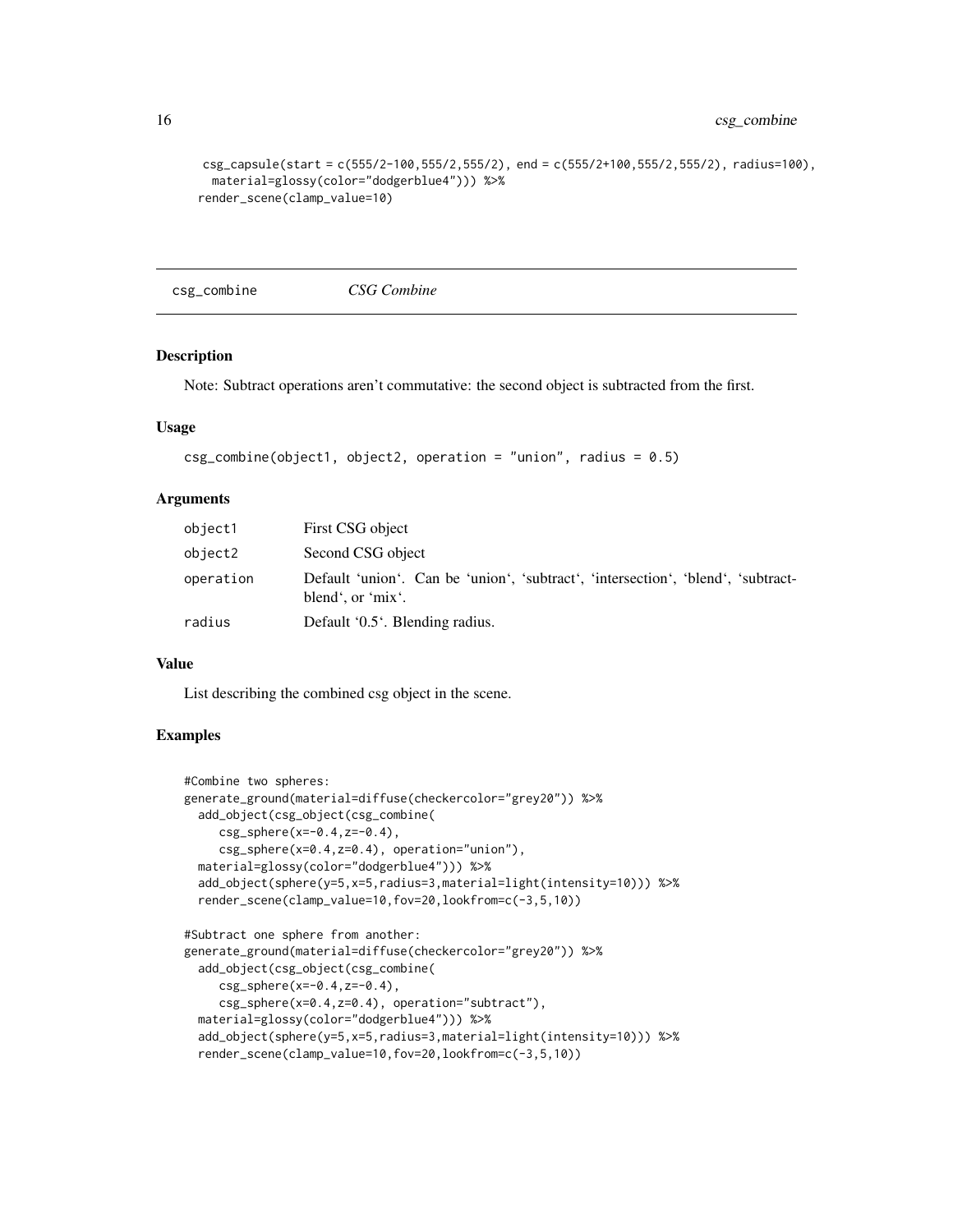```
 csg_capsule(start = c(555/2-100,555/2,555/2), end = c(555/2+100,555/2,555/2), radius=100),
  material=glossy(color="dodgerblue4"))) %>%
render_scene(clamp_value=10)
```

## csg_combine    *CSG Combine*

### Description

Note: Subtract operations aren't commutative: the second object is subtracted from the first.

### Usage

```
csg_combine(object1, object2, operation = "union", radius = 0.5)
```

### Arguments

| | |
|---|---|
| object1 | First CSG object |
| object2 | Second CSG object |
| operation | Default 'union'. Can be 'union', 'subtract', 'intersection', 'blend', 'subtract-blend', or 'mix'. |
| radius | Default '0.5'. Blending radius. |

### Value

List describing the combined csg object in the scene.

### Examples

```
#Combine two spheres:
generate_ground(material=diffuse(checkercolor="grey20")) %>%
  add_object(csg_object(csg_combine(
     csg_sphere(x=-0.4,z=-0.4),
     csg_sphere(x=0.4,z=0.4), operation="union"),
  material=glossy(color="dodgerblue4"))) %>%
  add_object(sphere(y=5,x=5,radius=3,material=light(intensity=10))) %>%
  render_scene(clamp_value=10,fov=20,lookfrom=c(-3,5,10))

#Subtract one sphere from another:
generate_ground(material=diffuse(checkercolor="grey20")) %>%
  add_object(csg_object(csg_combine(
     csg_sphere(x=-0.4,z=-0.4),
     csg_sphere(x=0.4,z=0.4), operation="subtract"),
  material=glossy(color="dodgerblue4"))) %>%
  add_object(sphere(y=5,x=5,radius=3,material=light(intensity=10))) %>%
  render_scene(clamp_value=10,fov=20,lookfrom=c(-3,5,10))
```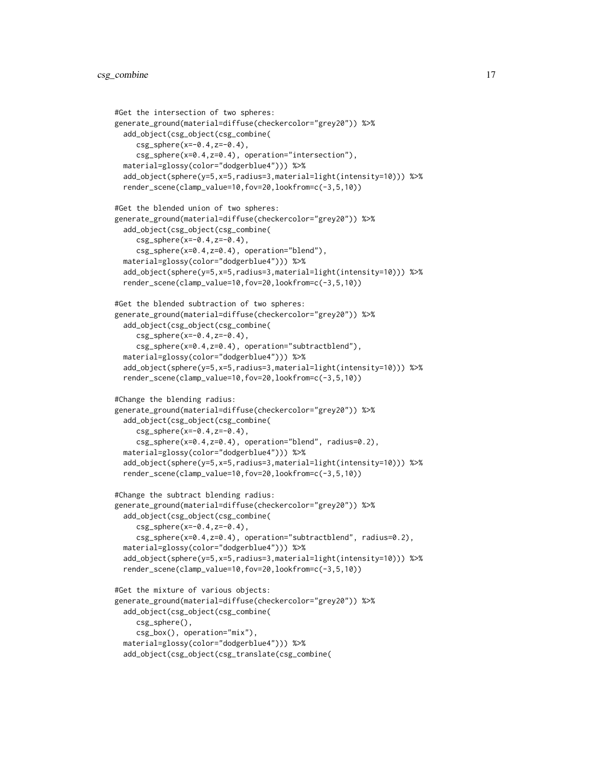```
#Get the intersection of two spheres:
generate_ground(material=diffuse(checkercolor="grey20")) %>%
  add_object(csg_object(csg_combine(
     csg_sphere(x=-0.4,z=-0.4),
     csg_sphere(x=0.4,z=0.4), operation="intersection"),
  material=glossy(color="dodgerblue4"))) %>%
  add_object(sphere(y=5,x=5,radius=3,material=light(intensity=10))) %>%
  render_scene(clamp_value=10,fov=20,lookfrom=c(-3,5,10))

#Get the blended union of two spheres:
generate_ground(material=diffuse(checkercolor="grey20")) %>%
  add_object(csg_object(csg_combine(
     csg_sphere(x=-0.4,z=-0.4),
     csg_sphere(x=0.4,z=0.4), operation="blend"),
  material=glossy(color="dodgerblue4"))) %>%
  add_object(sphere(y=5,x=5,radius=3,material=light(intensity=10))) %>%
  render_scene(clamp_value=10,fov=20,lookfrom=c(-3,5,10))

#Get the blended subtraction of two spheres:
generate_ground(material=diffuse(checkercolor="grey20")) %>%
  add_object(csg_object(csg_combine(
     csg_sphere(x=-0.4,z=-0.4),
     csg_sphere(x=0.4,z=0.4), operation="subtractblend"),
  material=glossy(color="dodgerblue4"))) %>%
  add_object(sphere(y=5,x=5,radius=3,material=light(intensity=10))) %>%
  render_scene(clamp_value=10,fov=20,lookfrom=c(-3,5,10))

#Change the blending radius:
generate_ground(material=diffuse(checkercolor="grey20")) %>%
  add_object(csg_object(csg_combine(
     csg_sphere(x=-0.4,z=-0.4),
     csg_sphere(x=0.4,z=0.4), operation="blend", radius=0.2),
  material=glossy(color="dodgerblue4"))) %>%
  add_object(sphere(y=5,x=5,radius=3,material=light(intensity=10))) %>%
  render_scene(clamp_value=10,fov=20,lookfrom=c(-3,5,10))

#Change the subtract blending radius:
generate_ground(material=diffuse(checkercolor="grey20")) %>%
  add_object(csg_object(csg_combine(
     csg_sphere(x=-0.4,z=-0.4),
     csg_sphere(x=0.4,z=0.4), operation="subtractblend", radius=0.2),
  material=glossy(color="dodgerblue4"))) %>%
  add_object(sphere(y=5,x=5,radius=3,material=light(intensity=10))) %>%
  render_scene(clamp_value=10,fov=20,lookfrom=c(-3,5,10))

#Get the mixture of various objects:
generate_ground(material=diffuse(checkercolor="grey20")) %>%
  add_object(csg_object(csg_combine(
     csg_sphere(),
     csg_box(), operation="mix"),
  material=glossy(color="dodgerblue4"))) %>%
  add_object(csg_object(csg_translate(csg_combine(
```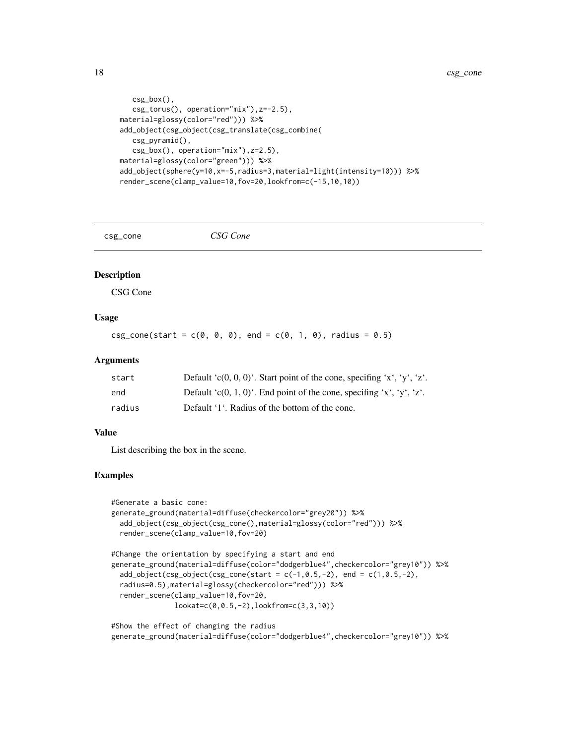```
    csg_box(),
    csg_torus(), operation="mix"),z=-2.5),
  material=glossy(color="red"))) %>%
  add_object(csg_object(csg_translate(csg_combine(
    csg_pyramid(),
    csg_box(), operation="mix"),z=2.5),
  material=glossy(color="green"))) %>%
  add_object(sphere(y=10,x=-5,radius=3,material=light(intensity=10))) %>%
  render_scene(clamp_value=10,fov=20,lookfrom=c(-15,10,10))
```

---

## csg_cone — *CSG Cone*

### Description

CSG Cone

### Usage

```
csg_cone(start = c(0, 0, 0), end = c(0, 1, 0), radius = 0.5)
```

### Arguments

| | |
|---|---|
| `start` | Default 'c(0, 0, 0)'. Start point of the cone, specifing 'x', 'y', 'z'. |
| `end` | Default 'c(0, 1, 0)'. End point of the cone, specifing 'x', 'y', 'z'. |
| `radius` | Default '1'. Radius of the bottom of the cone. |

### Value

List describing the box in the scene.

### Examples

```
#Generate a basic cone:
generate_ground(material=diffuse(checkercolor="grey20")) %>%
  add_object(csg_object(csg_cone(),material=glossy(color="red"))) %>%
  render_scene(clamp_value=10,fov=20)

#Change the orientation by specifying a start and end
generate_ground(material=diffuse(color="dodgerblue4",checkercolor="grey10")) %>%
  add_object(csg_object(csg_cone(start = c(-1,0.5,-2), end = c(1,0.5,-2),
  radius=0.5),material=glossy(checkercolor="red"))) %>%
  render_scene(clamp_value=10,fov=20,
               lookat=c(0,0.5,-2),lookfrom=c(3,3,10))

#Show the effect of changing the radius
generate_ground(material=diffuse(color="dodgerblue4",checkercolor="grey10")) %>%
```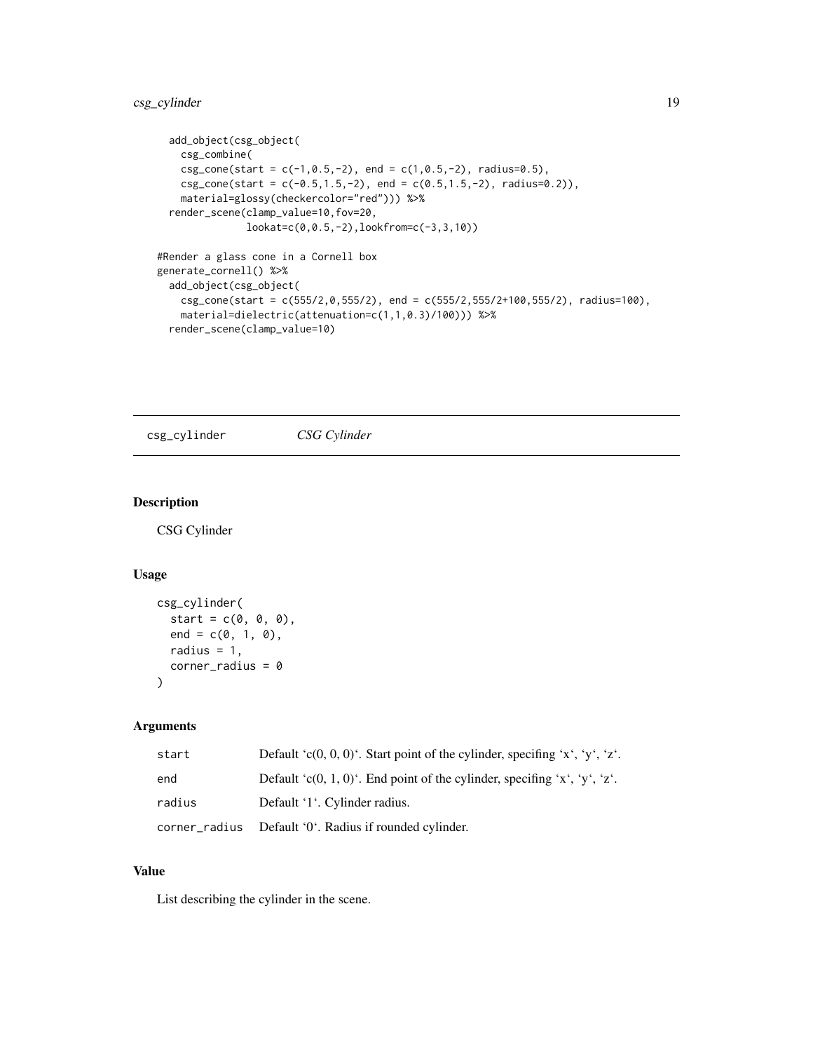```
  add_object(csg_object(
    csg_combine(
    csg_cone(start = c(-1,0.5,-2), end = c(1,0.5,-2), radius=0.5),
    csg_cone(start = c(-0.5,1.5,-2), end = c(0.5,1.5,-2), radius=0.2)),
    material=glossy(checkercolor="red"))) %>%
  render_scene(clamp_value=10,fov=20,
               lookat=c(0,0.5,-2),lookfrom=c(-3,3,10))

#Render a glass cone in a Cornell box
generate_cornell() %>%
  add_object(csg_object(
    csg_cone(start = c(555/2,0,555/2), end = c(555/2,555/2+100,555/2), radius=100),
    material=dielectric(attenuation=c(1,1,0.3)/100))) %>%
  render_scene(clamp_value=10)
```

---

`csg_cylinder` *CSG Cylinder*

---

## Description

CSG Cylinder

## Usage

```
csg_cylinder(
  start = c(0, 0, 0),
  end = c(0, 1, 0),
  radius = 1,
  corner_radius = 0
)
```

## Arguments

| | |
|---|---|
| `start` | Default 'c(0, 0, 0)'. Start point of the cylinder, specifing 'x', 'y', 'z'. |
| `end` | Default 'c(0, 1, 0)'. End point of the cylinder, specifing 'x', 'y', 'z'. |
| `radius` | Default '1'. Cylinder radius. |
| `corner_radius` | Default '0'. Radius if rounded cylinder. |

## Value

List describing the cylinder in the scene.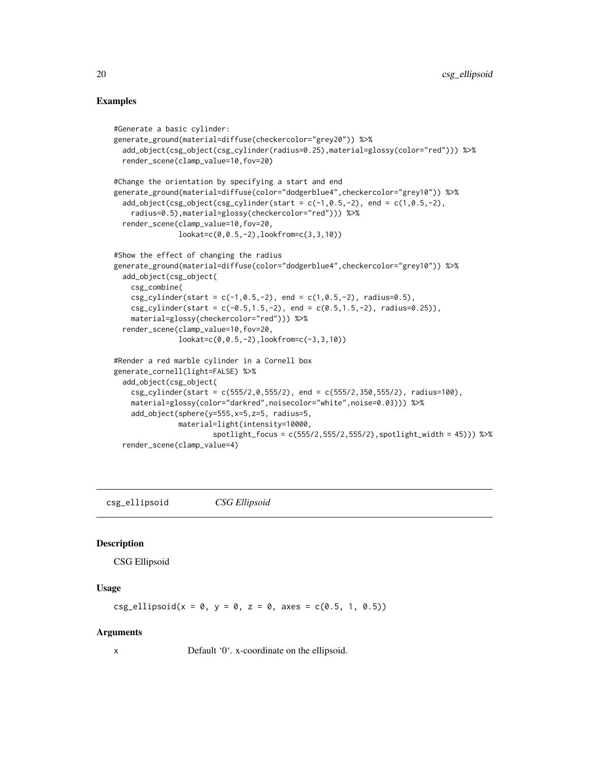## Examples

```
#Generate a basic cylinder:
generate_ground(material=diffuse(checkercolor="grey20")) %>%
  add_object(csg_object(csg_cylinder(radius=0.25),material=glossy(color="red"))) %>%
  render_scene(clamp_value=10,fov=20)

#Change the orientation by specifying a start and end
generate_ground(material=diffuse(color="dodgerblue4",checkercolor="grey10")) %>%
  add_object(csg_object(csg_cylinder(start = c(-1,0.5,-2), end = c(1,0.5,-2),
    radius=0.5),material=glossy(checkercolor="red"))) %>%
  render_scene(clamp_value=10,fov=20,
               lookat=c(0,0.5,-2),lookfrom=c(3,3,10))

#Show the effect of changing the radius
generate_ground(material=diffuse(color="dodgerblue4",checkercolor="grey10")) %>%
  add_object(csg_object(
    csg_combine(
    csg_cylinder(start = c(-1,0.5,-2), end = c(1,0.5,-2), radius=0.5),
    csg_cylinder(start = c(-0.5,1.5,-2), end = c(0.5,1.5,-2), radius=0.25)),
    material=glossy(checkercolor="red"))) %>%
  render_scene(clamp_value=10,fov=20,
               lookat=c(0,0.5,-2),lookfrom=c(-3,3,10))

#Render a red marble cylinder in a Cornell box
generate_cornell(light=FALSE) %>%
  add_object(csg_object(
    csg_cylinder(start = c(555/2,0,555/2), end = c(555/2,350,555/2), radius=100),
    material=glossy(color="darkred",noisecolor="white",noise=0.03))) %>%
    add_object(sphere(y=555,x=5,z=5, radius=5,
               material=light(intensity=10000,
                       spotlight_focus = c(555/2,555/2,555/2),spotlight_width = 45))) %>%
  render_scene(clamp_value=4)
```

---

# csg_ellipsoid *CSG Ellipsoid*

## Description

CSG Ellipsoid

## Usage

```
csg_ellipsoid(x = 0, y = 0, z = 0, axes = c(0.5, 1, 0.5))
```

## Arguments

x Default '0'. x-coordinate on the ellipsoid.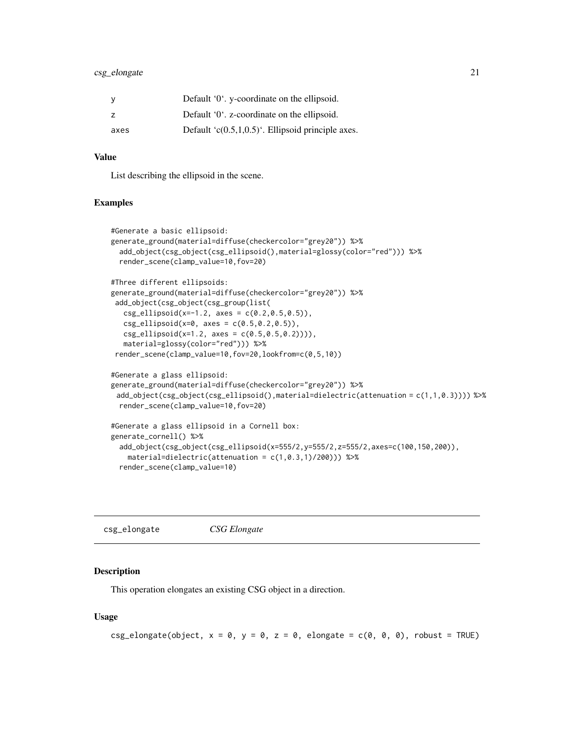| | |
|---|---|
| y | Default '0'. y-coordinate on the ellipsoid. |
| z | Default '0'. z-coordinate on the ellipsoid. |
| axes | Default 'c(0.5,1,0.5)'. Ellipsoid principle axes. |

### Value

List describing the ellipsoid in the scene.

### Examples

```
#Generate a basic ellipsoid:
generate_ground(material=diffuse(checkercolor="grey20")) %>%
  add_object(csg_object(csg_ellipsoid(),material=glossy(color="red"))) %>%
  render_scene(clamp_value=10,fov=20)

#Three different ellipsoids:
generate_ground(material=diffuse(checkercolor="grey20")) %>%
 add_object(csg_object(csg_group(list(
   csg_ellipsoid(x=-1.2, axes = c(0.2,0.5,0.5)),
   csg_ellipsoid(x=0, axes = c(0.5,0.2,0.5)),
   csg_ellipsoid(x=1.2, axes = c(0.5,0.5,0.2)))),
   material=glossy(color="red"))) %>%
 render_scene(clamp_value=10,fov=20,lookfrom=c(0,5,10))

#Generate a glass ellipsoid:
generate_ground(material=diffuse(checkercolor="grey20")) %>%
  add_object(csg_object(csg_ellipsoid(),material=dielectric(attenuation = c(1,1,0.3)))) %>%
  render_scene(clamp_value=10,fov=20)

#Generate a glass ellipsoid in a Cornell box:
generate_cornell() %>%
  add_object(csg_object(csg_ellipsoid(x=555/2,y=555/2,z=555/2,axes=c(100,150,200)),
    material=dielectric(attenuation = c(1,0.3,1)/200))) %>%
  render_scene(clamp_value=10)
```

## csg_elongate — *CSG Elongate*

### Description

This operation elongates an existing CSG object in a direction.

### Usage

```
csg_elongate(object, x = 0, y = 0, z = 0, elongate = c(0, 0, 0), robust = TRUE)
```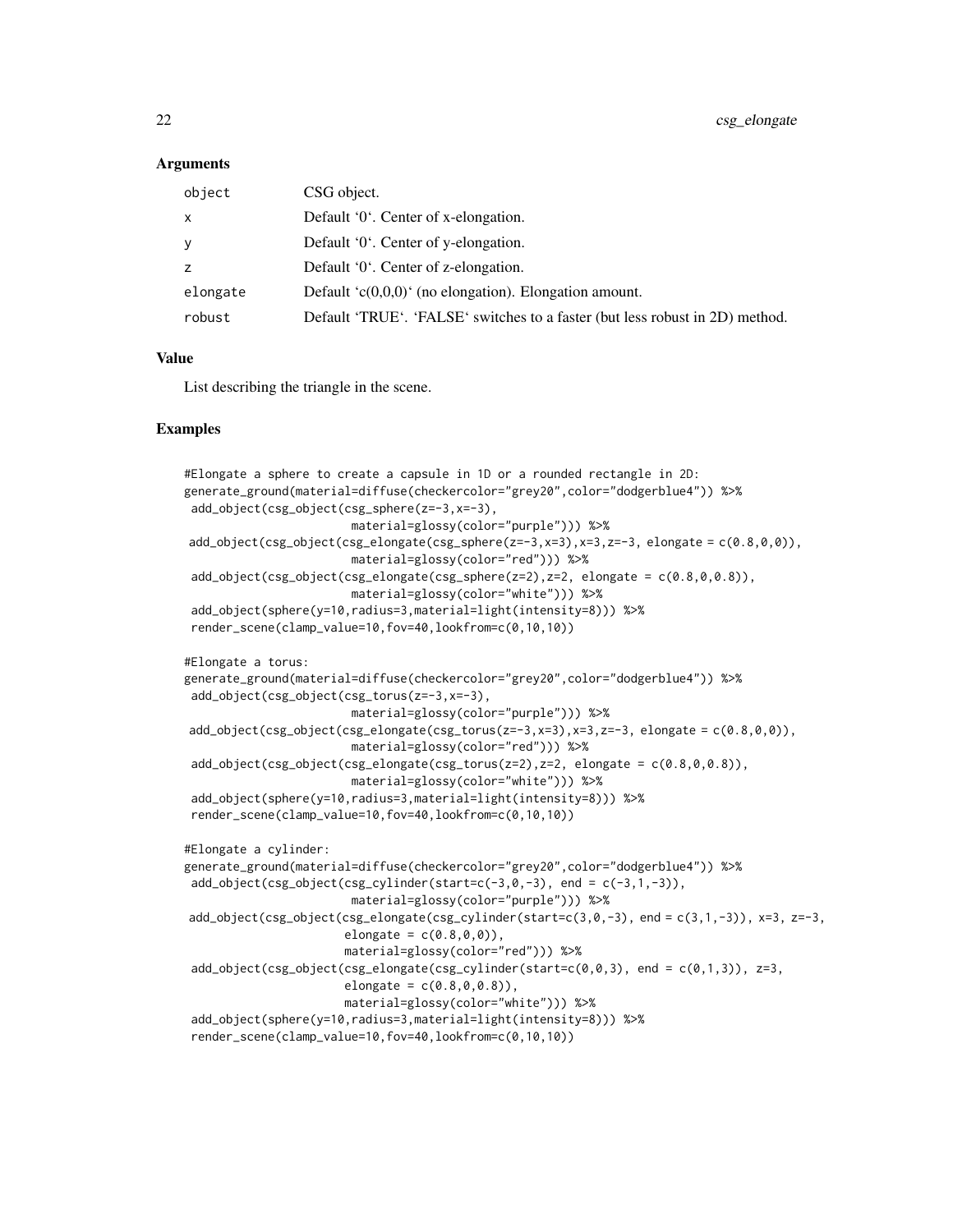### Arguments

| | |
|---|---|
| object | CSG object. |
| x | Default '0'. Center of x-elongation. |
| y | Default '0'. Center of y-elongation. |
| z | Default '0'. Center of z-elongation. |
| elongate | Default 'c(0,0,0)' (no elongation). Elongation amount. |
| robust | Default 'TRUE'. 'FALSE' switches to a faster (but less robust in 2D) method. |

### Value

List describing the triangle in the scene.

### Examples

```
#Elongate a sphere to create a capsule in 1D or a rounded rectangle in 2D:
generate_ground(material=diffuse(checkercolor="grey20",color="dodgerblue4")) %>%
 add_object(csg_object(csg_sphere(z=-3,x=-3),
                       material=glossy(color="purple"))) %>%
 add_object(csg_object(csg_elongate(csg_sphere(z=-3,x=3),x=3,z=-3, elongate = c(0.8,0,0)),
                       material=glossy(color="red"))) %>%
 add_object(csg_object(csg_elongate(csg_sphere(z=2),z=2, elongate = c(0.8,0,0.8)),
                       material=glossy(color="white"))) %>%
 add_object(sphere(y=10,radius=3,material=light(intensity=8))) %>%
 render_scene(clamp_value=10,fov=40,lookfrom=c(0,10,10))

#Elongate a torus:
generate_ground(material=diffuse(checkercolor="grey20",color="dodgerblue4")) %>%
 add_object(csg_object(csg_torus(z=-3,x=-3),
                       material=glossy(color="purple"))) %>%
 add_object(csg_object(csg_elongate(csg_torus(z=-3,x=3),x=3,z=-3, elongate = c(0.8,0,0)),
                       material=glossy(color="red"))) %>%
 add_object(csg_object(csg_elongate(csg_torus(z=2),z=2, elongate = c(0.8,0,0.8)),
                       material=glossy(color="white"))) %>%
 add_object(sphere(y=10,radius=3,material=light(intensity=8))) %>%
 render_scene(clamp_value=10,fov=40,lookfrom=c(0,10,10))

#Elongate a cylinder:
generate_ground(material=diffuse(checkercolor="grey20",color="dodgerblue4")) %>%
 add_object(csg_object(csg_cylinder(start=c(-3,0,-3), end = c(-3,1,-3)),
                       material=glossy(color="purple"))) %>%
 add_object(csg_object(csg_elongate(csg_cylinder(start=c(3,0,-3), end = c(3,1,-3)), x=3, z=-3,
                      elongate = c(0.8,0,0)),
                      material=glossy(color="red"))) %>%
 add_object(csg_object(csg_elongate(csg_cylinder(start=c(0,0,3), end = c(0,1,3)), z=3,
                      elongate = c(0.8,0,0.8)),
                      material=glossy(color="white"))) %>%
 add_object(sphere(y=10,radius=3,material=light(intensity=8))) %>%
 render_scene(clamp_value=10,fov=40,lookfrom=c(0,10,10))
```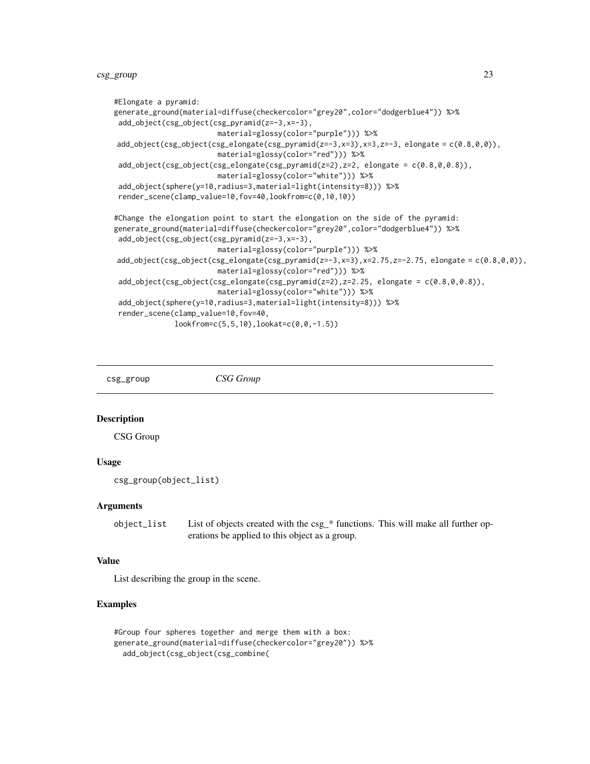```
#Elongate a pyramid:
generate_ground(material=diffuse(checkercolor="grey20",color="dodgerblue4")) %>%
 add_object(csg_object(csg_pyramid(z=-3,x=-3),
                       material=glossy(color="purple"))) %>%
 add_object(csg_object(csg_elongate(csg_pyramid(z=-3,x=3),x=3,z=-3, elongate = c(0.8,0,0)),
                       material=glossy(color="red"))) %>%
 add_object(csg_object(csg_elongate(csg_pyramid(z=2),z=2, elongate = c(0.8,0,0.8)),
                       material=glossy(color="white"))) %>%
 add_object(sphere(y=10,radius=3,material=light(intensity=8))) %>%
 render_scene(clamp_value=10,fov=40,lookfrom=c(0,10,10))

#Change the elongation point to start the elongation on the side of the pyramid:
generate_ground(material=diffuse(checkercolor="grey20",color="dodgerblue4")) %>%
 add_object(csg_object(csg_pyramid(z=-3,x=-3),
                       material=glossy(color="purple"))) %>%
 add_object(csg_object(csg_elongate(csg_pyramid(z=-3,x=3),x=2.75,z=-2.75, elongate = c(0.8,0,0)),
                       material=glossy(color="red"))) %>%
 add_object(csg_object(csg_elongate(csg_pyramid(z=2),z=2.25, elongate = c(0.8,0,0.8)),
                       material=glossy(color="white"))) %>%
 add_object(sphere(y=10,radius=3,material=light(intensity=8))) %>%
 render_scene(clamp_value=10,fov=40,
              lookfrom=c(5,5,10),lookat=c(0,0,-1.5))
```

---

## csg_group *CSG Group*

### Description

CSG Group

### Usage

```
csg_group(object_list)
```

### Arguments

| | |
|---|---|
| object_list | List of objects created with the csg_* functions. This will make all further operations be applied to this object as a group. |

### Value

List describing the group in the scene.

### Examples

```
#Group four spheres together and merge them with a box:
generate_ground(material=diffuse(checkercolor="grey20")) %>%
  add_object(csg_object(csg_combine(
```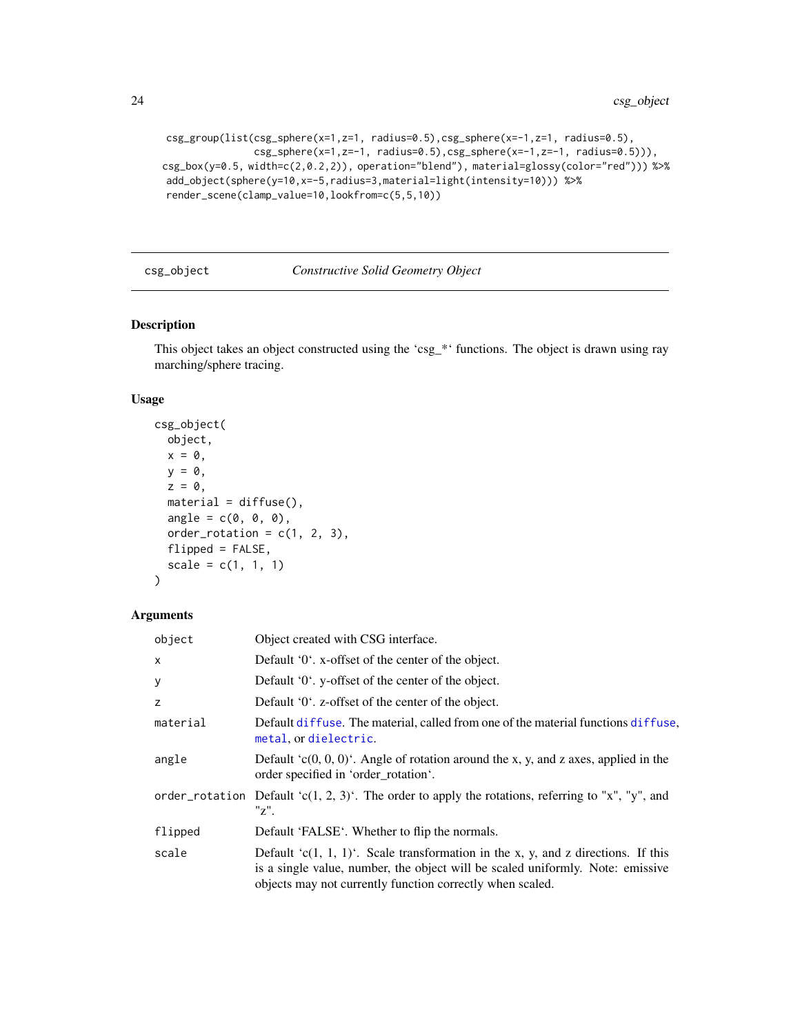```
csg_group(list(csg_sphere(x=1,z=1, radius=0.5),csg_sphere(x=-1,z=1, radius=0.5),
               csg_sphere(x=1,z=-1, radius=0.5),csg_sphere(x=-1,z=-1, radius=0.5))),
csg_box(y=0.5, width=c(2,0.2,2)), operation="blend"), material=glossy(color="red"))) %>%
 add_object(sphere(y=10,x=-5,radius=3,material=light(intensity=10))) %>%
 render_scene(clamp_value=10,lookfrom=c(5,5,10))
```

---

csg_object *Constructive Solid Geometry Object*

---

## Description

This object takes an object constructed using the 'csg_*' functions. The object is drawn using ray marching/sphere tracing.

## Usage

```
csg_object(
  object,
  x = 0,
  y = 0,
  z = 0,
  material = diffuse(),
  angle = c(0, 0, 0),
  order_rotation = c(1, 2, 3),
  flipped = FALSE,
  scale = c(1, 1, 1)
)
```

## Arguments

| | |
|---|---|
| object | Object created with CSG interface. |
| x | Default '0'. x-offset of the center of the object. |
| y | Default '0'. y-offset of the center of the object. |
| z | Default '0'. z-offset of the center of the object. |
| material | Default diffuse. The material, called from one of the material functions diffuse, metal, or dielectric. |
| angle | Default 'c(0, 0, 0)'. Angle of rotation around the x, y, and z axes, applied in the order specified in 'order_rotation'. |
| order_rotation | Default 'c(1, 2, 3)'. The order to apply the rotations, referring to "x", "y", and "z". |
| flipped | Default 'FALSE'. Whether to flip the normals. |
| scale | Default 'c(1, 1, 1)'. Scale transformation in the x, y, and z directions. If this is a single value, number, the object will be scaled uniformly. Note: emissive objects may not currently function correctly when scaled. |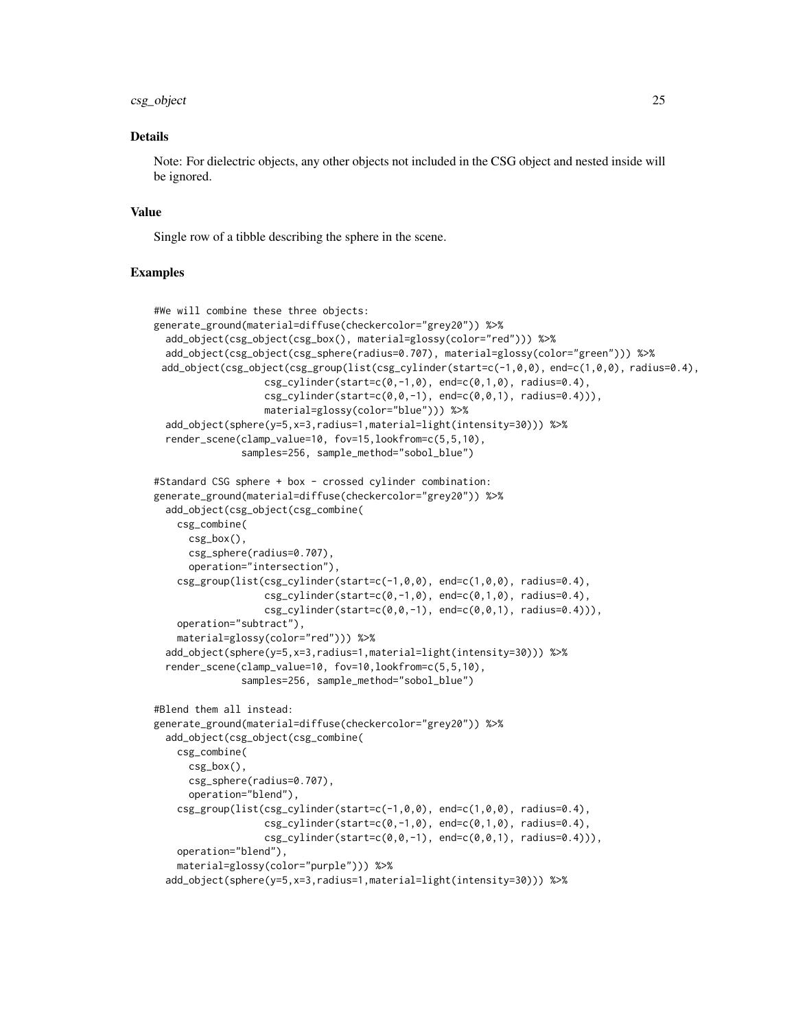## Details

Note: For dielectric objects, any other objects not included in the CSG object and nested inside will be ignored.

## Value

Single row of a tibble describing the sphere in the scene.

## Examples

```
#We will combine these three objects:
generate_ground(material=diffuse(checkercolor="grey20")) %>%
  add_object(csg_object(csg_box(), material=glossy(color="red"))) %>%
  add_object(csg_object(csg_sphere(radius=0.707), material=glossy(color="green"))) %>%
 add_object(csg_object(csg_group(list(csg_cylinder(start=c(-1,0,0), end=c(1,0,0), radius=0.4),
                   csg_cylinder(start=c(0,-1,0), end=c(0,1,0), radius=0.4),
                   csg_cylinder(start=c(0,0,-1), end=c(0,0,1), radius=0.4))),
                   material=glossy(color="blue"))) %>%
  add_object(sphere(y=5,x=3,radius=1,material=light(intensity=30))) %>%
  render_scene(clamp_value=10, fov=15,lookfrom=c(5,5,10),
               samples=256, sample_method="sobol_blue")

#Standard CSG sphere + box - crossed cylinder combination:
generate_ground(material=diffuse(checkercolor="grey20")) %>%
  add_object(csg_object(csg_combine(
    csg_combine(
      csg_box(),
      csg_sphere(radius=0.707),
      operation="intersection"),
    csg_group(list(csg_cylinder(start=c(-1,0,0), end=c(1,0,0), radius=0.4),
                   csg_cylinder(start=c(0,-1,0), end=c(0,1,0), radius=0.4),
                   csg_cylinder(start=c(0,0,-1), end=c(0,0,1), radius=0.4))),
    operation="subtract"),
    material=glossy(color="red"))) %>%
  add_object(sphere(y=5,x=3,radius=1,material=light(intensity=30))) %>%
  render_scene(clamp_value=10, fov=10,lookfrom=c(5,5,10),
               samples=256, sample_method="sobol_blue")

#Blend them all instead:
generate_ground(material=diffuse(checkercolor="grey20")) %>%
  add_object(csg_object(csg_combine(
    csg_combine(
      csg_box(),
      csg_sphere(radius=0.707),
      operation="blend"),
    csg_group(list(csg_cylinder(start=c(-1,0,0), end=c(1,0,0), radius=0.4),
                   csg_cylinder(start=c(0,-1,0), end=c(0,1,0), radius=0.4),
                   csg_cylinder(start=c(0,0,-1), end=c(0,0,1), radius=0.4))),
    operation="blend"),
    material=glossy(color="purple"))) %>%
  add_object(sphere(y=5,x=3,radius=1,material=light(intensity=30))) %>%
```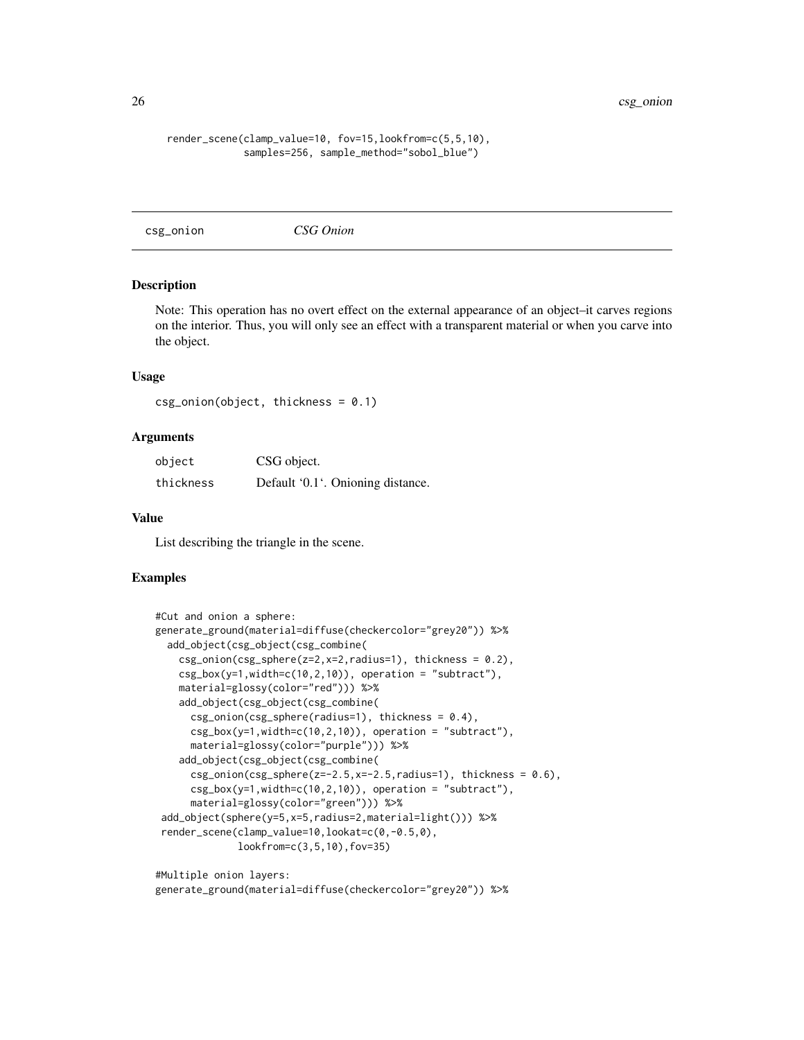```
render_scene(clamp_value=10, fov=15,lookfrom=c(5,5,10),
             samples=256, sample_method="sobol_blue")
```

## csg_onion — *CSG Onion*

### Description

Note: This operation has no overt effect on the external appearance of an object–it carves regions on the interior. Thus, you will only see an effect with a transparent material or when you carve into the object.

### Usage

```
csg_onion(object, thickness = 0.1)
```

### Arguments

| | |
|---|---|
| object | CSG object. |
| thickness | Default '0.1'. Onioning distance. |

### Value

List describing the triangle in the scene.

### Examples

```
#Cut and onion a sphere:
generate_ground(material=diffuse(checkercolor="grey20")) %>%
  add_object(csg_object(csg_combine(
    csg_onion(csg_sphere(z=2,x=2,radius=1), thickness = 0.2),
    csg_box(y=1,width=c(10,2,10)), operation = "subtract"),
    material=glossy(color="red"))) %>%
    add_object(csg_object(csg_combine(
      csg_onion(csg_sphere(radius=1), thickness = 0.4),
      csg_box(y=1,width=c(10,2,10)), operation = "subtract"),
      material=glossy(color="purple"))) %>%
    add_object(csg_object(csg_combine(
      csg_onion(csg_sphere(z=-2.5,x=-2.5,radius=1), thickness = 0.6),
      csg_box(y=1,width=c(10,2,10)), operation = "subtract"),
      material=glossy(color="green"))) %>%
 add_object(sphere(y=5,x=5,radius=2,material=light())) %>%
 render_scene(clamp_value=10,lookat=c(0,-0.5,0),
             lookfrom=c(3,5,10),fov=35)

#Multiple onion layers:
generate_ground(material=diffuse(checkercolor="grey20")) %>%
```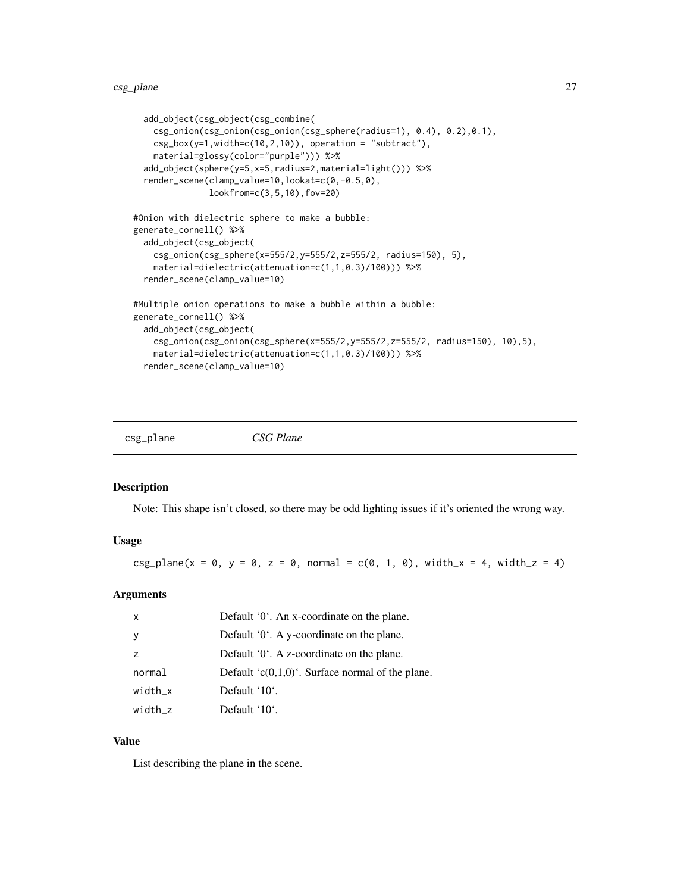```
  add_object(csg_object(csg_combine(
    csg_onion(csg_onion(csg_onion(csg_sphere(radius=1), 0.4), 0.2),0.1),
    csg_box(y=1,width=c(10,2,10)), operation = "subtract"),
    material=glossy(color="purple"))) %>%
  add_object(sphere(y=5,x=5,radius=2,material=light())) %>%
  render_scene(clamp_value=10,lookat=c(0,-0.5,0),
               lookfrom=c(3,5,10),fov=20)

#Onion with dielectric sphere to make a bubble:
generate_cornell() %>%
  add_object(csg_object(
    csg_onion(csg_sphere(x=555/2,y=555/2,z=555/2, radius=150), 5),
    material=dielectric(attenuation=c(1,1,0.3)/100))) %>%
  render_scene(clamp_value=10)

#Multiple onion operations to make a bubble within a bubble:
generate_cornell() %>%
  add_object(csg_object(
    csg_onion(csg_onion(csg_sphere(x=555/2,y=555/2,z=555/2, radius=150), 10),5),
    material=dielectric(attenuation=c(1,1,0.3)/100))) %>%
  render_scene(clamp_value=10)
```

## csg_plane *CSG Plane*

### Description

Note: This shape isn't closed, so there may be odd lighting issues if it's oriented the wrong way.

### Usage

```
csg_plane(x = 0, y = 0, z = 0, normal = c(0, 1, 0), width_x = 4, width_z = 4)
```

### Arguments

| | |
|---|---|
| x | Default '0'. An x-coordinate on the plane. |
| y | Default '0'. A y-coordinate on the plane. |
| z | Default '0'. A z-coordinate on the plane. |
| normal | Default 'c(0,1,0)'. Surface normal of the plane. |
| width_x | Default '10'. |
| width_z | Default '10'. |

### Value

List describing the plane in the scene.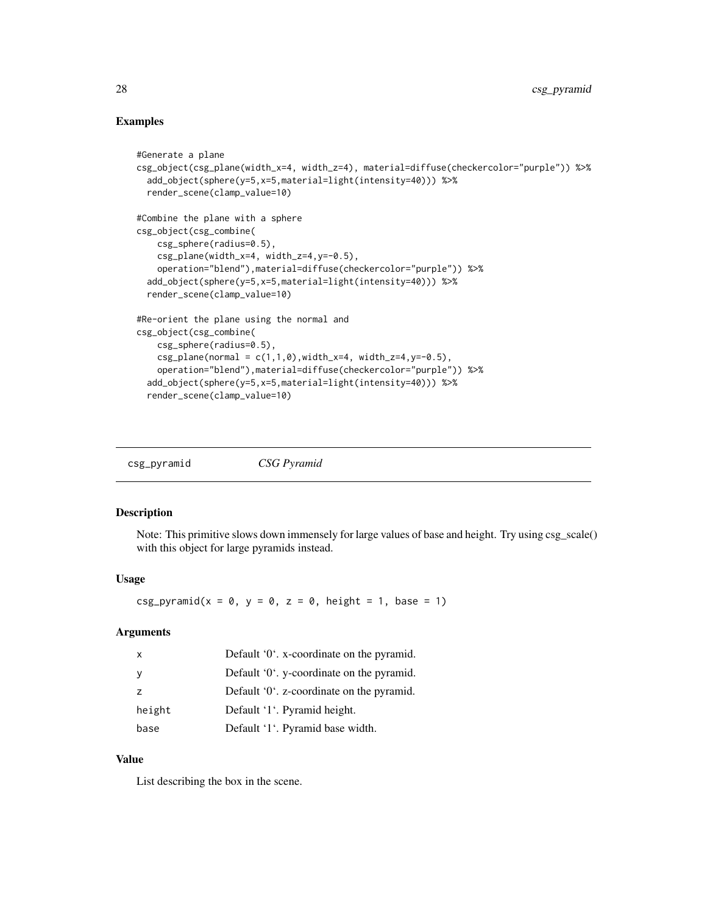## Examples

```
#Generate a plane
csg_object(csg_plane(width_x=4, width_z=4), material=diffuse(checkercolor="purple")) %>%
  add_object(sphere(y=5,x=5,material=light(intensity=40))) %>%
  render_scene(clamp_value=10)

#Combine the plane with a sphere
csg_object(csg_combine(
    csg_sphere(radius=0.5),
    csg_plane(width_x=4, width_z=4,y=-0.5),
    operation="blend"),material=diffuse(checkercolor="purple")) %>%
  add_object(sphere(y=5,x=5,material=light(intensity=40))) %>%
  render_scene(clamp_value=10)

#Re-orient the plane using the normal and
csg_object(csg_combine(
    csg_sphere(radius=0.5),
    csg_plane(normal = c(1,1,0),width_x=4, width_z=4,y=-0.5),
    operation="blend"),material=diffuse(checkercolor="purple")) %>%
  add_object(sphere(y=5,x=5,material=light(intensity=40))) %>%
  render_scene(clamp_value=10)
```

---

# csg_pyramid *CSG Pyramid*

## Description

Note: This primitive slows down immensely for large values of base and height. Try using csg_scale() with this object for large pyramids instead.

## Usage

```
csg_pyramid(x = 0, y = 0, z = 0, height = 1, base = 1)
```

## Arguments

| | |
|---|---|
| x | Default '0'. x-coordinate on the pyramid. |
| y | Default '0'. y-coordinate on the pyramid. |
| z | Default '0'. z-coordinate on the pyramid. |
| height | Default '1'. Pyramid height. |
| base | Default '1'. Pyramid base width. |

## Value

List describing the box in the scene.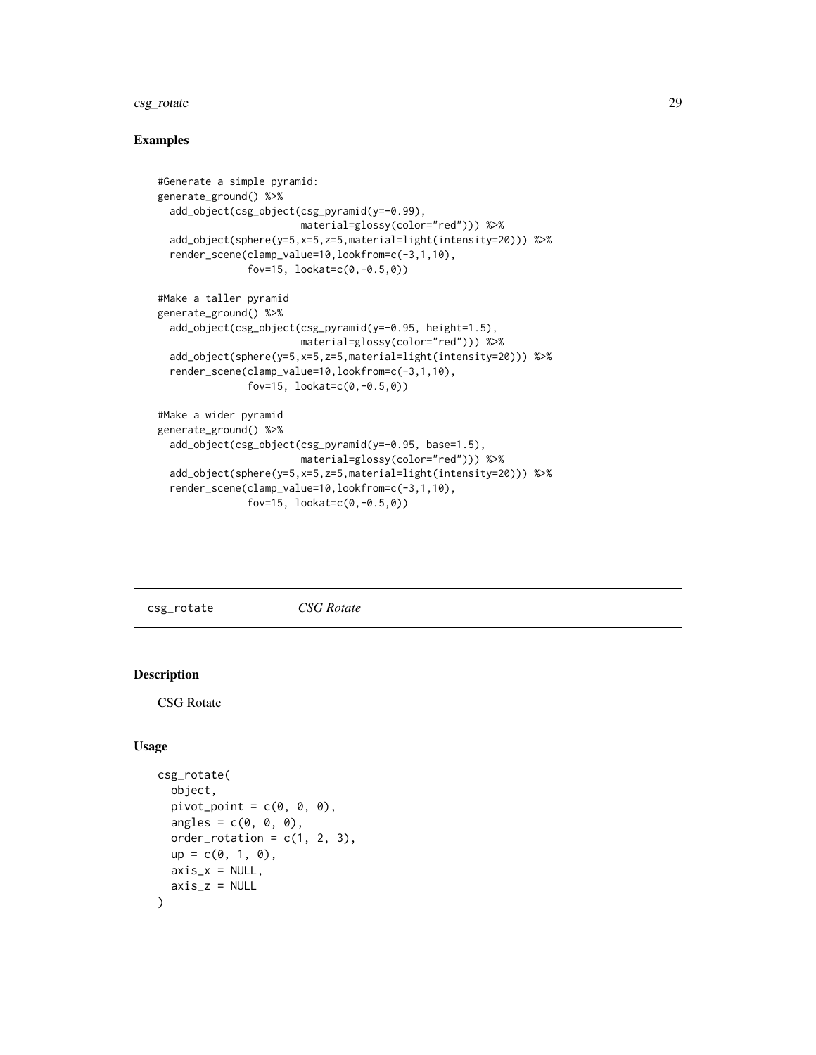## Examples

```
#Generate a simple pyramid:
generate_ground() %>%
  add_object(csg_object(csg_pyramid(y=-0.99),
                        material=glossy(color="red"))) %>%
  add_object(sphere(y=5,x=5,z=5,material=light(intensity=20))) %>%
  render_scene(clamp_value=10,lookfrom=c(-3,1,10),
               fov=15, lookat=c(0,-0.5,0))

#Make a taller pyramid
generate_ground() %>%
  add_object(csg_object(csg_pyramid(y=-0.95, height=1.5),
                        material=glossy(color="red"))) %>%
  add_object(sphere(y=5,x=5,z=5,material=light(intensity=20))) %>%
  render_scene(clamp_value=10,lookfrom=c(-3,1,10),
               fov=15, lookat=c(0,-0.5,0))

#Make a wider pyramid
generate_ground() %>%
  add_object(csg_object(csg_pyramid(y=-0.95, base=1.5),
                        material=glossy(color="red"))) %>%
  add_object(sphere(y=5,x=5,z=5,material=light(intensity=20))) %>%
  render_scene(clamp_value=10,lookfrom=c(-3,1,10),
               fov=15, lookat=c(0,-0.5,0))
```

---

# csg_rotate *CSG Rotate*

---

## Description

CSG Rotate

## Usage

```
csg_rotate(
  object,
  pivot_point = c(0, 0, 0),
  angles = c(0, 0, 0),
  order_rotation = c(1, 2, 3),
  up = c(0, 1, 0),
  axis_x = NULL,
  axis_z = NULL
)
```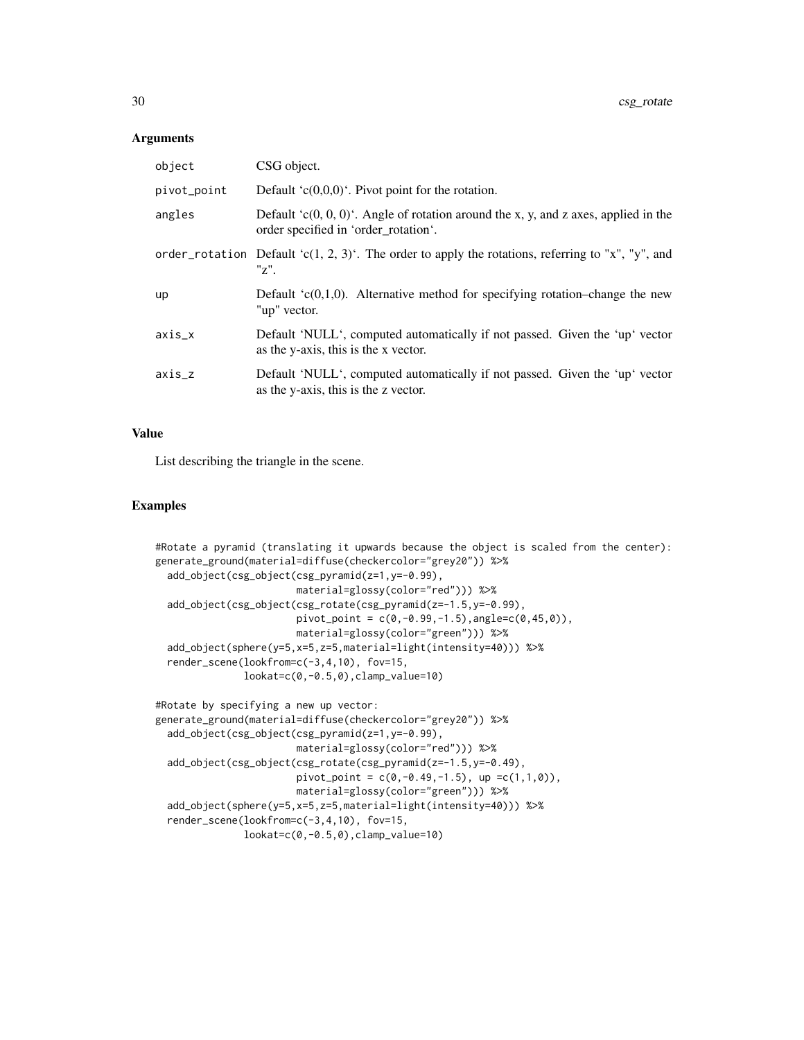## Arguments

| | |
|---|---|
| object | CSG object. |
| pivot_point | Default 'c(0,0,0)'. Pivot point for the rotation. |
| angles | Default 'c(0, 0, 0)'. Angle of rotation around the x, y, and z axes, applied in the order specified in 'order_rotation'. |
| order_rotation | Default 'c(1, 2, 3)'. The order to apply the rotations, referring to "x", "y", and "z". |
| up | Default 'c(0,1,0). Alternative method for specifying rotation–change the new "up" vector. |
| axis_x | Default 'NULL', computed automatically if not passed. Given the 'up' vector as the y-axis, this is the x vector. |
| axis_z | Default 'NULL', computed automatically if not passed. Given the 'up' vector as the y-axis, this is the z vector. |

## Value

List describing the triangle in the scene.

## Examples

```
#Rotate a pyramid (translating it upwards because the object is scaled from the center):
generate_ground(material=diffuse(checkercolor="grey20")) %>%
  add_object(csg_object(csg_pyramid(z=1,y=-0.99),
                        material=glossy(color="red"))) %>%
  add_object(csg_object(csg_rotate(csg_pyramid(z=-1.5,y=-0.99),
                        pivot_point = c(0,-0.99,-1.5),angle=c(0,45,0)),
                        material=glossy(color="green"))) %>%
  add_object(sphere(y=5,x=5,z=5,material=light(intensity=40))) %>%
  render_scene(lookfrom=c(-3,4,10), fov=15,
               lookat=c(0,-0.5,0),clamp_value=10)

#Rotate by specifying a new up vector:
generate_ground(material=diffuse(checkercolor="grey20")) %>%
  add_object(csg_object(csg_pyramid(z=1,y=-0.99),
                        material=glossy(color="red"))) %>%
  add_object(csg_object(csg_rotate(csg_pyramid(z=-1.5,y=-0.49),
                        pivot_point = c(0,-0.49,-1.5), up =c(1,1,0)),
                        material=glossy(color="green"))) %>%
  add_object(sphere(y=5,x=5,z=5,material=light(intensity=40))) %>%
  render_scene(lookfrom=c(-3,4,10), fov=15,
               lookat=c(0,-0.5,0),clamp_value=10)
```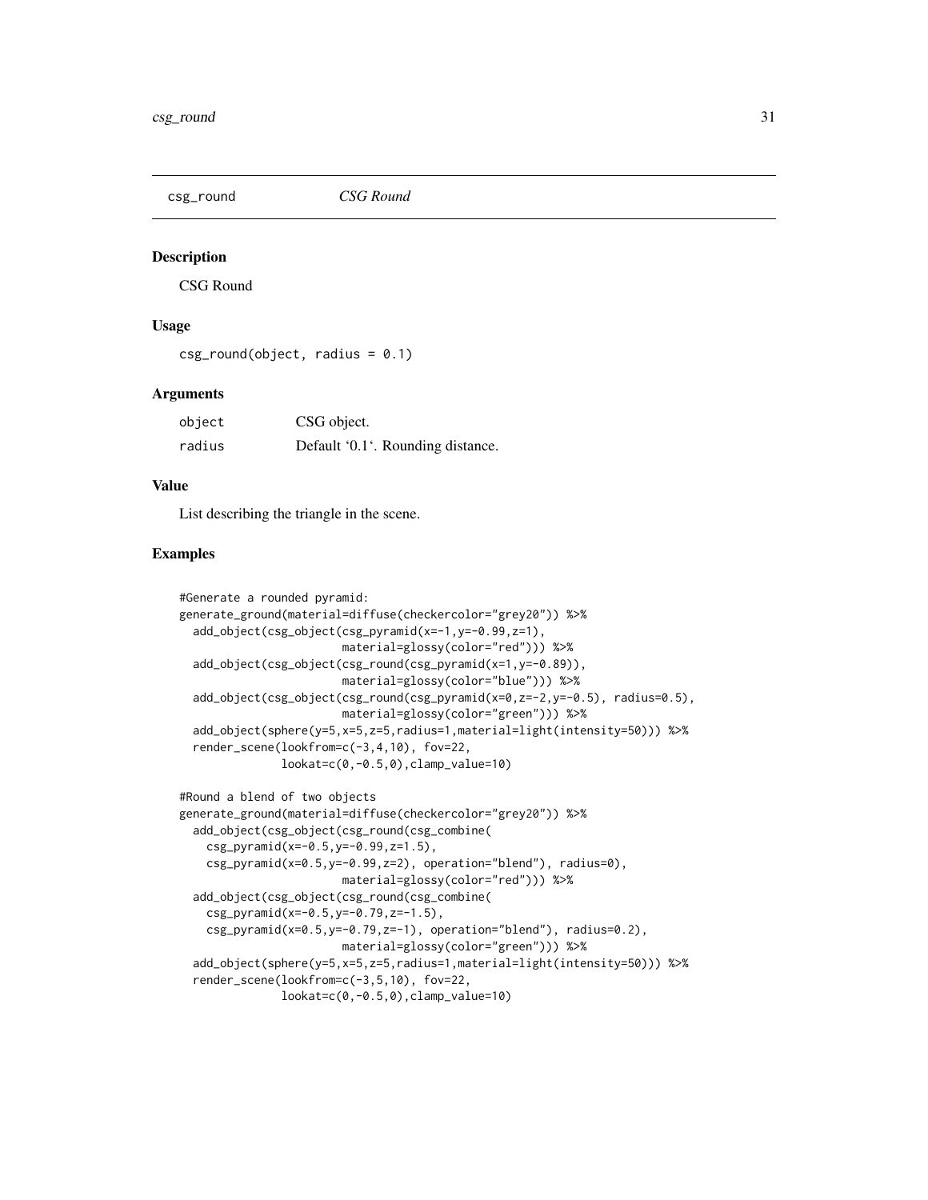## csg_round *CSG Round*

### Description

CSG Round

### Usage

```
csg_round(object, radius = 0.1)
```

### Arguments

| | |
|---|---|
| object | CSG object. |
| radius | Default '0.1'. Rounding distance. |

### Value

List describing the triangle in the scene.

### Examples

```
#Generate a rounded pyramid:
generate_ground(material=diffuse(checkercolor="grey20")) %>%
  add_object(csg_object(csg_pyramid(x=-1,y=-0.99,z=1),
                        material=glossy(color="red"))) %>%
  add_object(csg_object(csg_round(csg_pyramid(x=1,y=-0.89)),
                        material=glossy(color="blue"))) %>%
  add_object(csg_object(csg_round(csg_pyramid(x=0,z=-2,y=-0.5), radius=0.5),
                        material=glossy(color="green"))) %>%
  add_object(sphere(y=5,x=5,z=5,radius=1,material=light(intensity=50))) %>%
  render_scene(lookfrom=c(-3,4,10), fov=22,
               lookat=c(0,-0.5,0),clamp_value=10)

#Round a blend of two objects
generate_ground(material=diffuse(checkercolor="grey20")) %>%
  add_object(csg_object(csg_round(csg_combine(
    csg_pyramid(x=-0.5,y=-0.99,z=1.5),
    csg_pyramid(x=0.5,y=-0.99,z=2), operation="blend"), radius=0),
                        material=glossy(color="red"))) %>%
  add_object(csg_object(csg_round(csg_combine(
    csg_pyramid(x=-0.5,y=-0.79,z=-1.5),
    csg_pyramid(x=0.5,y=-0.79,z=-1), operation="blend"), radius=0.2),
                        material=glossy(color="green"))) %>%
  add_object(sphere(y=5,x=5,z=5,radius=1,material=light(intensity=50))) %>%
  render_scene(lookfrom=c(-3,5,10), fov=22,
               lookat=c(0,-0.5,0),clamp_value=10)
```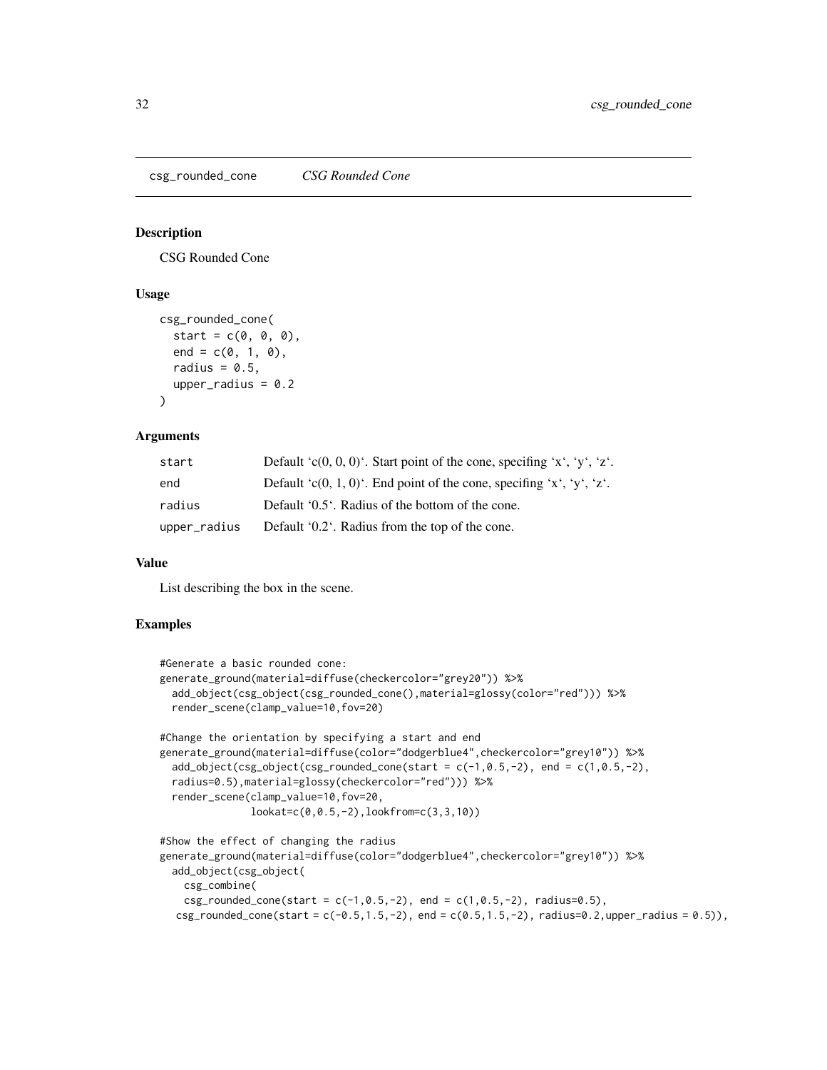## csg_rounded_cone — *CSG Rounded Cone*

### Description

CSG Rounded Cone

### Usage

```
csg_rounded_cone(
  start = c(0, 0, 0),
  end = c(0, 1, 0),
  radius = 0.5,
  upper_radius = 0.2
)
```

### Arguments

| | |
|---|---|
| start | Default 'c(0, 0, 0)'. Start point of the cone, specifing 'x', 'y', 'z'. |
| end | Default 'c(0, 1, 0)'. End point of the cone, specifing 'x', 'y', 'z'. |
| radius | Default '0.5'. Radius of the bottom of the cone. |
| upper_radius | Default '0.2'. Radius from the top of the cone. |

### Value

List describing the box in the scene.

### Examples

```
#Generate a basic rounded cone:
generate_ground(material=diffuse(checkercolor="grey20")) %>%
  add_object(csg_object(csg_rounded_cone(),material=glossy(color="red"))) %>%
  render_scene(clamp_value=10,fov=20)

#Change the orientation by specifying a start and end
generate_ground(material=diffuse(color="dodgerblue4",checkercolor="grey10")) %>%
  add_object(csg_object(csg_rounded_cone(start = c(-1,0.5,-2), end = c(1,0.5,-2),
  radius=0.5),material=glossy(checkercolor="red"))) %>%
  render_scene(clamp_value=10,fov=20,
               lookat=c(0,0.5,-2),lookfrom=c(3,3,10))

#Show the effect of changing the radius
generate_ground(material=diffuse(color="dodgerblue4",checkercolor="grey10")) %>%
  add_object(csg_object(
    csg_combine(
    csg_rounded_cone(start = c(-1,0.5,-2), end = c(1,0.5,-2), radius=0.5),
   csg_rounded_cone(start = c(-0.5,1.5,-2), end = c(0.5,1.5,-2), radius=0.2,upper_radius = 0.5)),
```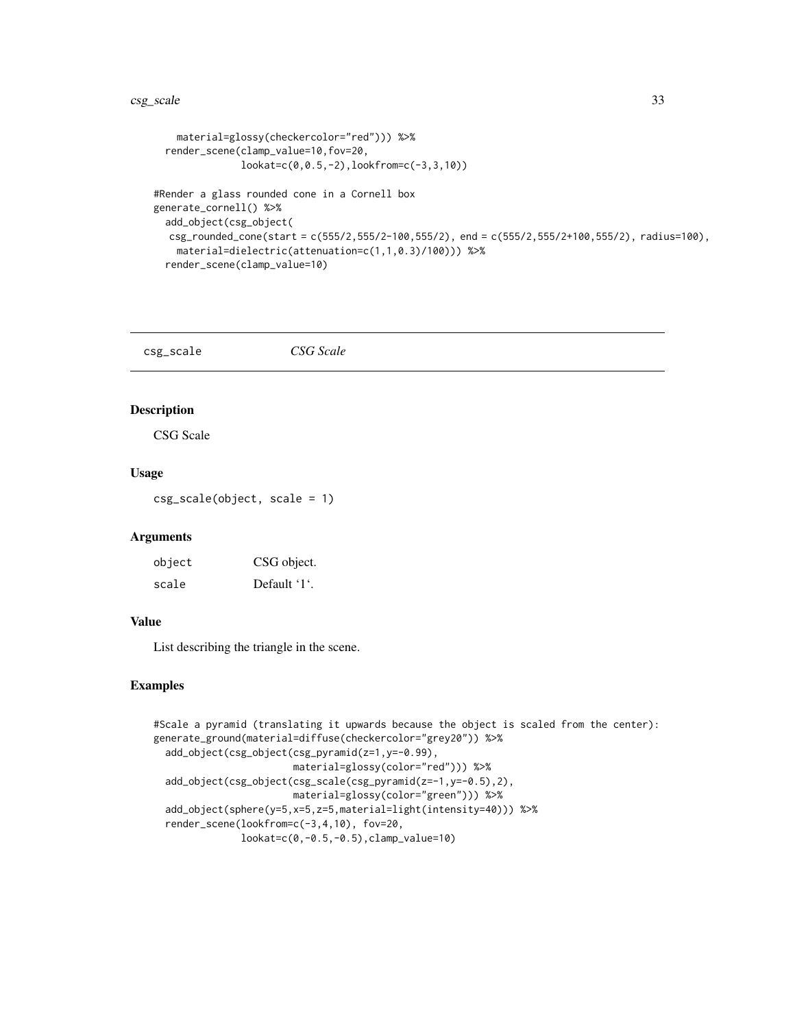```
    material=glossy(checkercolor="red"))) %>%
  render_scene(clamp_value=10,fov=20,
               lookat=c(0,0.5,-2),lookfrom=c(-3,3,10))

#Render a glass rounded cone in a Cornell box
generate_cornell() %>%
  add_object(csg_object(
   csg_rounded_cone(start = c(555/2,555/2-100,555/2), end = c(555/2,555/2+100,555/2), radius=100),
    material=dielectric(attenuation=c(1,1,0.3)/100))) %>%
  render_scene(clamp_value=10)
```

---

csg_scale *CSG Scale*

---

## Description

CSG Scale

## Usage

```
csg_scale(object, scale = 1)
```

## Arguments

| | |
|---|---|
| object | CSG object. |
| scale | Default '1'. |

## Value

List describing the triangle in the scene.

## Examples

```
#Scale a pyramid (translating it upwards because the object is scaled from the center):
generate_ground(material=diffuse(checkercolor="grey20")) %>%
  add_object(csg_object(csg_pyramid(z=1,y=-0.99),
                        material=glossy(color="red"))) %>%
  add_object(csg_object(csg_scale(csg_pyramid(z=-1,y=-0.5),2),
                        material=glossy(color="green"))) %>%
  add_object(sphere(y=5,x=5,z=5,material=light(intensity=40))) %>%
  render_scene(lookfrom=c(-3,4,10), fov=20,
               lookat=c(0,-0.5,-0.5),clamp_value=10)
```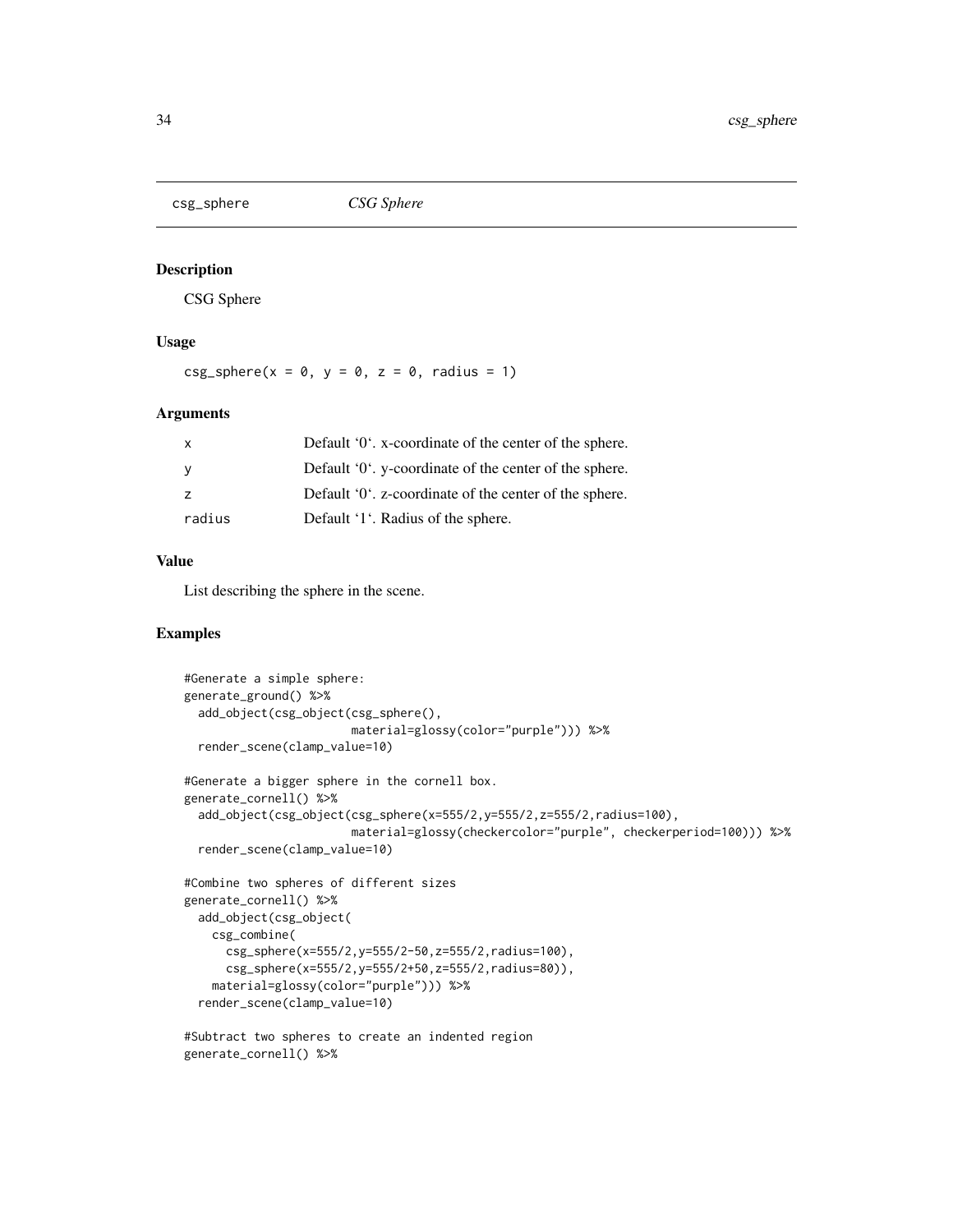## csg_sphere *CSG Sphere*

### Description

CSG Sphere

### Usage

```
csg_sphere(x = 0, y = 0, z = 0, radius = 1)
```

### Arguments

| | |
|---|---|
| x | Default '0'. x-coordinate of the center of the sphere. |
| y | Default '0'. y-coordinate of the center of the sphere. |
| z | Default '0'. z-coordinate of the center of the sphere. |
| radius | Default '1'. Radius of the sphere. |

### Value

List describing the sphere in the scene.

### Examples

```
#Generate a simple sphere:
generate_ground() %>%
  add_object(csg_object(csg_sphere(),
                        material=glossy(color="purple"))) %>%
  render_scene(clamp_value=10)

#Generate a bigger sphere in the cornell box.
generate_cornell() %>%
  add_object(csg_object(csg_sphere(x=555/2,y=555/2,z=555/2,radius=100),
                        material=glossy(checkercolor="purple", checkerperiod=100))) %>%
  render_scene(clamp_value=10)

#Combine two spheres of different sizes
generate_cornell() %>%
  add_object(csg_object(
    csg_combine(
      csg_sphere(x=555/2,y=555/2-50,z=555/2,radius=100),
      csg_sphere(x=555/2,y=555/2+50,z=555/2,radius=80)),
    material=glossy(color="purple"))) %>%
  render_scene(clamp_value=10)

#Subtract two spheres to create an indented region
generate_cornell() %>%
```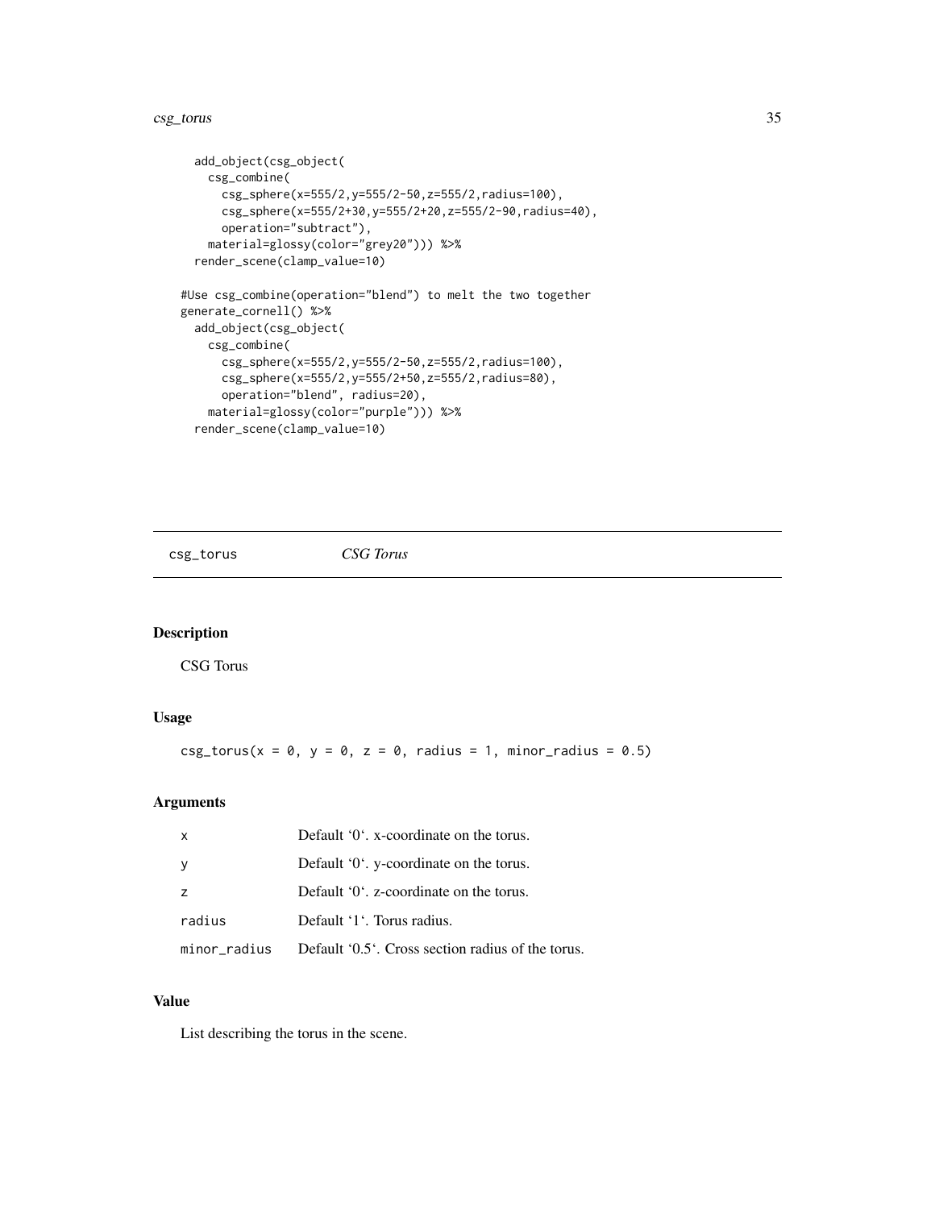```
  add_object(csg_object(
    csg_combine(
      csg_sphere(x=555/2,y=555/2-50,z=555/2,radius=100),
      csg_sphere(x=555/2+30,y=555/2+20,z=555/2-90,radius=40),
      operation="subtract"),
    material=glossy(color="grey20"))) %>%
  render_scene(clamp_value=10)

#Use csg_combine(operation="blend") to melt the two together
generate_cornell() %>%
  add_object(csg_object(
    csg_combine(
      csg_sphere(x=555/2,y=555/2-50,z=555/2,radius=100),
      csg_sphere(x=555/2,y=555/2+50,z=555/2,radius=80),
      operation="blend", radius=20),
    material=glossy(color="purple"))) %>%
  render_scene(clamp_value=10)
```

## csg_torus *CSG Torus*

### Description

CSG Torus

### Usage

```
csg_torus(x = 0, y = 0, z = 0, radius = 1, minor_radius = 0.5)
```

### Arguments

| | |
|---|---|
| x | Default '0'. x-coordinate on the torus. |
| y | Default '0'. y-coordinate on the torus. |
| z | Default '0'. z-coordinate on the torus. |
| radius | Default '1'. Torus radius. |
| minor_radius | Default '0.5'. Cross section radius of the torus. |

### Value

List describing the torus in the scene.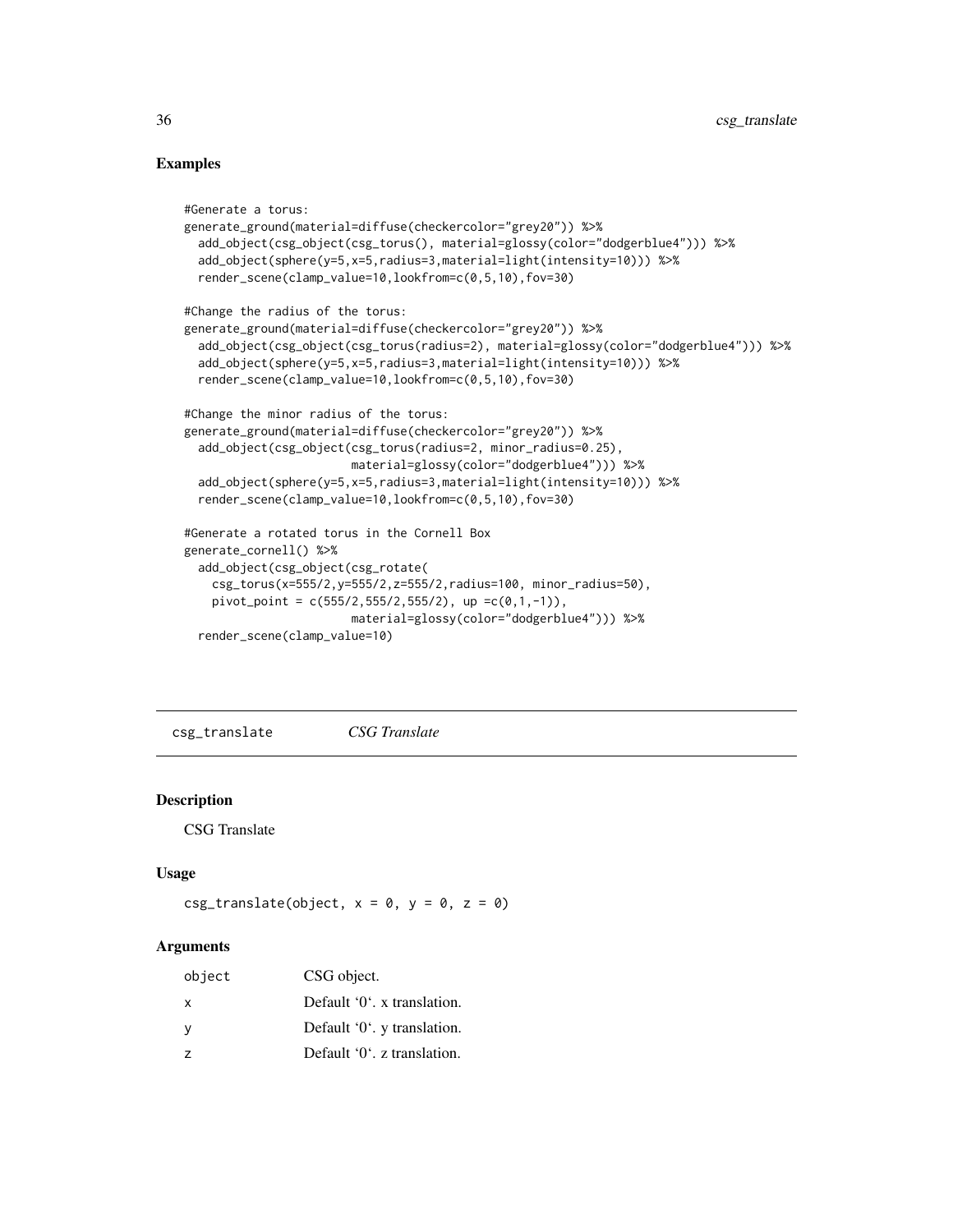## Examples

```
#Generate a torus:
generate_ground(material=diffuse(checkercolor="grey20")) %>%
  add_object(csg_object(csg_torus(), material=glossy(color="dodgerblue4"))) %>%
  add_object(sphere(y=5,x=5,radius=3,material=light(intensity=10))) %>%
  render_scene(clamp_value=10,lookfrom=c(0,5,10),fov=30)

#Change the radius of the torus:
generate_ground(material=diffuse(checkercolor="grey20")) %>%
  add_object(csg_object(csg_torus(radius=2), material=glossy(color="dodgerblue4"))) %>%
  add_object(sphere(y=5,x=5,radius=3,material=light(intensity=10))) %>%
  render_scene(clamp_value=10,lookfrom=c(0,5,10),fov=30)

#Change the minor radius of the torus:
generate_ground(material=diffuse(checkercolor="grey20")) %>%
  add_object(csg_object(csg_torus(radius=2, minor_radius=0.25),
                        material=glossy(color="dodgerblue4"))) %>%
  add_object(sphere(y=5,x=5,radius=3,material=light(intensity=10))) %>%
  render_scene(clamp_value=10,lookfrom=c(0,5,10),fov=30)

#Generate a rotated torus in the Cornell Box
generate_cornell() %>%
  add_object(csg_object(csg_rotate(
    csg_torus(x=555/2,y=555/2,z=555/2,radius=100, minor_radius=50),
    pivot_point = c(555/2,555/2,555/2), up =c(0,1,-1)),
                        material=glossy(color="dodgerblue4"))) %>%
  render_scene(clamp_value=10)
```

---

csg_translate *CSG Translate*

---

## Description

CSG Translate

## Usage

```
csg_translate(object, x = 0, y = 0, z = 0)
```

## Arguments

| | |
|---|---|
| object | CSG object. |
| x | Default '0'. x translation. |
| y | Default '0'. y translation. |
| z | Default '0'. z translation. |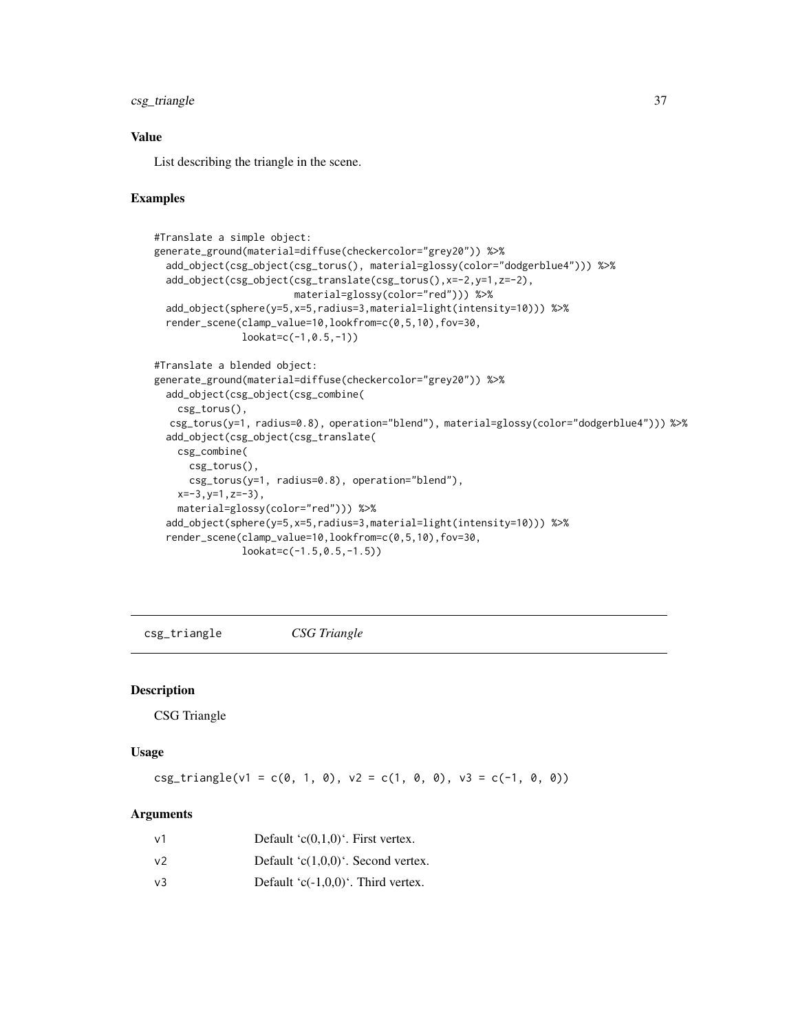### Value

List describing the triangle in the scene.

### Examples

```
#Translate a simple object:
generate_ground(material=diffuse(checkercolor="grey20")) %>%
  add_object(csg_object(csg_torus(), material=glossy(color="dodgerblue4"))) %>%
  add_object(csg_object(csg_translate(csg_torus(),x=-2,y=1,z=-2),
                        material=glossy(color="red"))) %>%
  add_object(sphere(y=5,x=5,radius=3,material=light(intensity=10))) %>%
  render_scene(clamp_value=10,lookfrom=c(0,5,10),fov=30,
               lookat=c(-1,0.5,-1))

#Translate a blended object:
generate_ground(material=diffuse(checkercolor="grey20")) %>%
  add_object(csg_object(csg_combine(
    csg_torus(),
   csg_torus(y=1, radius=0.8), operation="blend"), material=glossy(color="dodgerblue4"))) %>%
  add_object(csg_object(csg_translate(
    csg_combine(
      csg_torus(),
      csg_torus(y=1, radius=0.8), operation="blend"),
    x=-3,y=1,z=-3),
    material=glossy(color="red"))) %>%
  add_object(sphere(y=5,x=5,radius=3,material=light(intensity=10))) %>%
  render_scene(clamp_value=10,lookfrom=c(0,5,10),fov=30,
               lookat=c(-1.5,0.5,-1.5))
```

---

## csg_triangle *CSG Triangle*

### Description

CSG Triangle

### Usage

```
csg_triangle(v1 = c(0, 1, 0), v2 = c(1, 0, 0), v3 = c(-1, 0, 0))
```

### Arguments

| | |
|---|---|
| v1 | Default 'c(0,1,0)'. First vertex. |
| v2 | Default 'c(1,0,0)'. Second vertex. |
| v3 | Default 'c(-1,0,0)'. Third vertex. |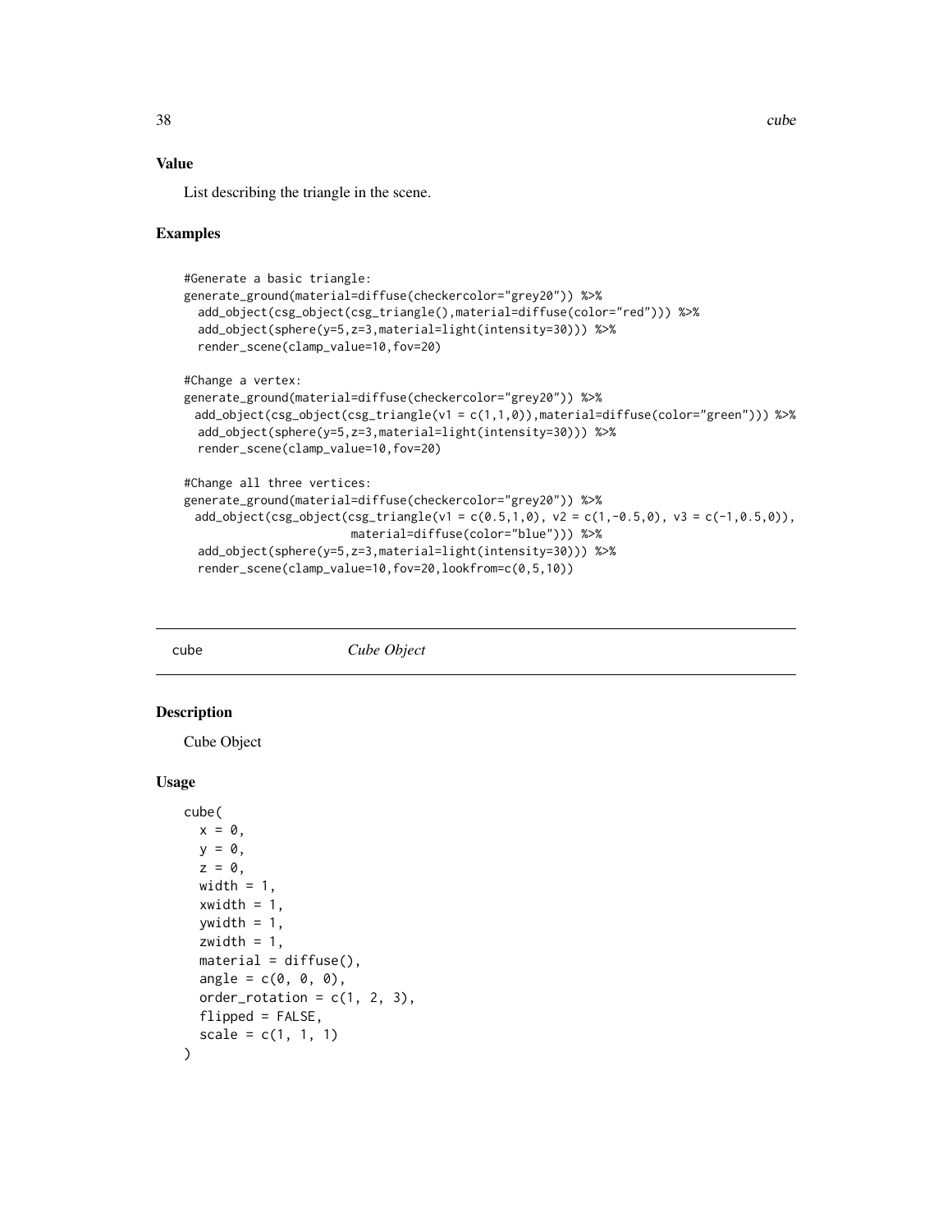### Value

List describing the triangle in the scene.

### Examples

```
#Generate a basic triangle:
generate_ground(material=diffuse(checkercolor="grey20")) %>%
  add_object(csg_object(csg_triangle(),material=diffuse(color="red"))) %>%
  add_object(sphere(y=5,z=3,material=light(intensity=30))) %>%
  render_scene(clamp_value=10,fov=20)

#Change a vertex:
generate_ground(material=diffuse(checkercolor="grey20")) %>%
 add_object(csg_object(csg_triangle(v1 = c(1,1,0)),material=diffuse(color="green"))) %>%
  add_object(sphere(y=5,z=3,material=light(intensity=30))) %>%
  render_scene(clamp_value=10,fov=20)

#Change all three vertices:
generate_ground(material=diffuse(checkercolor="grey20")) %>%
 add_object(csg_object(csg_triangle(v1 = c(0.5,1,0), v2 = c(1,-0.5,0), v3 = c(-1,0.5,0)),
                      material=diffuse(color="blue"))) %>%
  add_object(sphere(y=5,z=3,material=light(intensity=30))) %>%
  render_scene(clamp_value=10,fov=20,lookfrom=c(0,5,10))
```

## cube *Cube Object*

### Description

Cube Object

### Usage

```
cube(
  x = 0,
  y = 0,
  z = 0,
  width = 1,
  xwidth = 1,
  ywidth = 1,
  zwidth = 1,
  material = diffuse(),
  angle = c(0, 0, 0),
  order_rotation = c(1, 2, 3),
  flipped = FALSE,
  scale = c(1, 1, 1)
)
```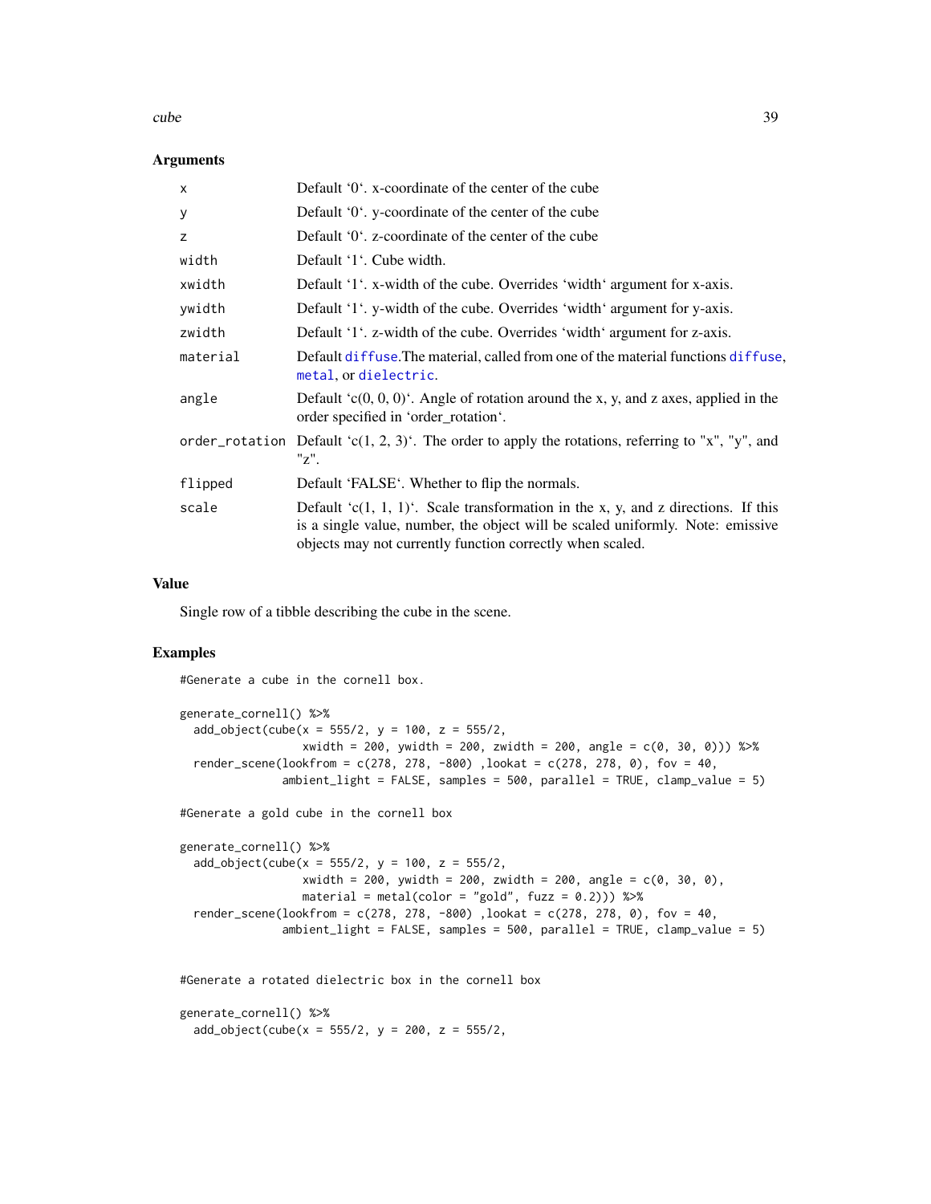### Arguments

| | |
|---|---|
| x | Default '0'. x-coordinate of the center of the cube |
| y | Default '0'. y-coordinate of the center of the cube |
| z | Default '0'. z-coordinate of the center of the cube |
| width | Default '1'. Cube width. |
| xwidth | Default '1'. x-width of the cube. Overrides 'width' argument for x-axis. |
| ywidth | Default '1'. y-width of the cube. Overrides 'width' argument for y-axis. |
| zwidth | Default '1'. z-width of the cube. Overrides 'width' argument for z-axis. |
| material | Default diffuse.The material, called from one of the material functions diffuse, metal, or dielectric. |
| angle | Default 'c(0, 0, 0)'. Angle of rotation around the x, y, and z axes, applied in the order specified in 'order_rotation'. |
| order_rotation | Default 'c(1, 2, 3)'. The order to apply the rotations, referring to "x", "y", and "z". |
| flipped | Default 'FALSE'. Whether to flip the normals. |
| scale | Default 'c(1, 1, 1)'. Scale transformation in the x, y, and z directions. If this is a single value, number, the object will be scaled uniformly. Note: emissive objects may not currently function correctly when scaled. |

### Value

Single row of a tibble describing the cube in the scene.

### Examples

```
#Generate a cube in the cornell box.

generate_cornell() %>%
  add_object(cube(x = 555/2, y = 100, z = 555/2,
                  xwidth = 200, ywidth = 200, zwidth = 200, angle = c(0, 30, 0))) %>%
  render_scene(lookfrom = c(278, 278, -800) ,lookat = c(278, 278, 0), fov = 40,
               ambient_light = FALSE, samples = 500, parallel = TRUE, clamp_value = 5)

#Generate a gold cube in the cornell box

generate_cornell() %>%
  add_object(cube(x = 555/2, y = 100, z = 555/2,
                  xwidth = 200, ywidth = 200, zwidth = 200, angle = c(0, 30, 0),
                  material = metal(color = "gold", fuzz = 0.2))) %>%
  render_scene(lookfrom = c(278, 278, -800) ,lookat = c(278, 278, 0), fov = 40,
               ambient_light = FALSE, samples = 500, parallel = TRUE, clamp_value = 5)


#Generate a rotated dielectric box in the cornell box

generate_cornell() %>%
  add_object(cube(x = 555/2, y = 200, z = 555/2,
```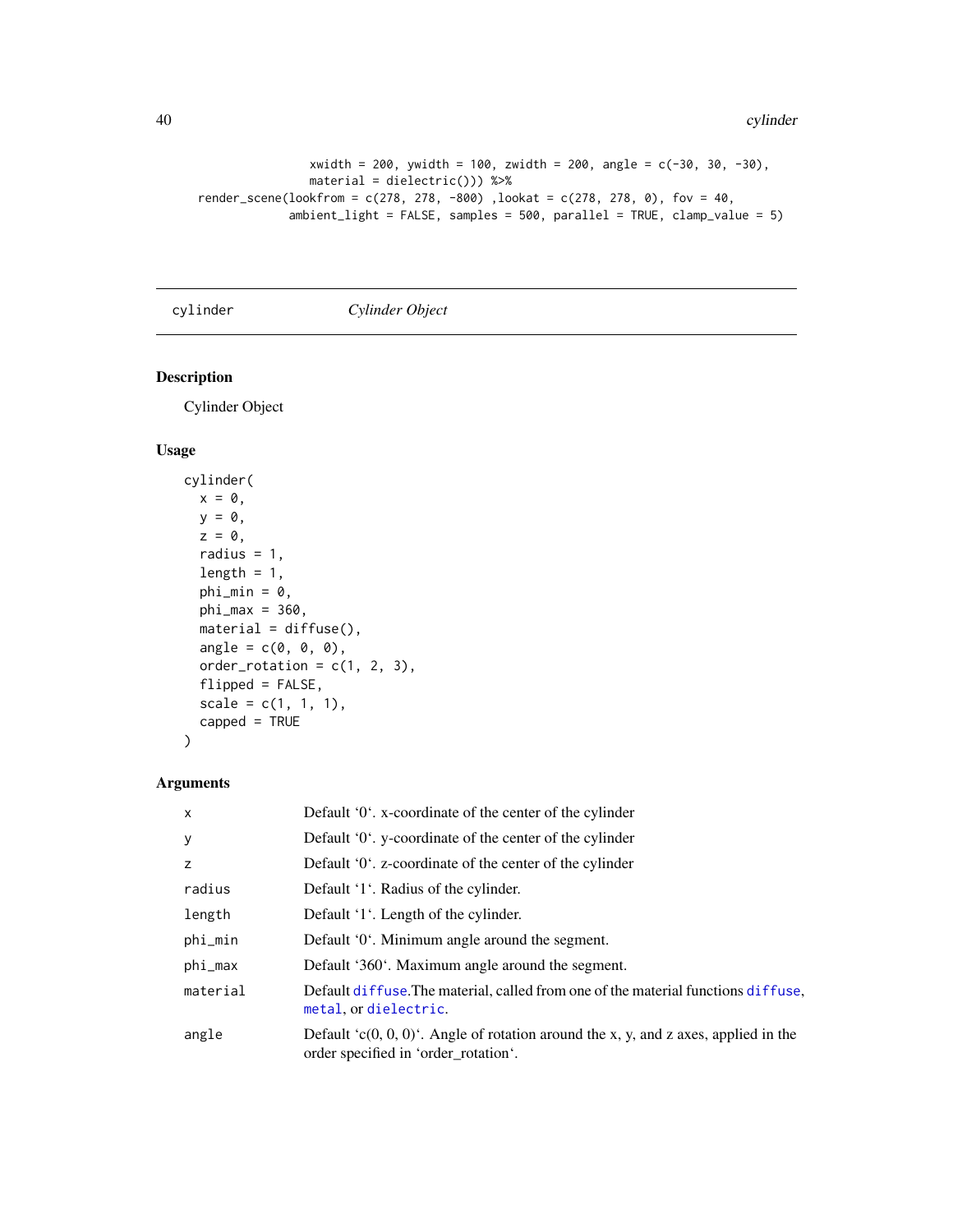```
                xwidth = 200, ywidth = 100, zwidth = 200, angle = c(-30, 30, -30),
                material = dielectric())) %>%
  render_scene(lookfrom = c(278, 278, -800) ,lookat = c(278, 278, 0), fov = 40,
               ambient_light = FALSE, samples = 500, parallel = TRUE, clamp_value = 5)
```

---

## cylinder *Cylinder Object*

### Description

Cylinder Object

### Usage

```
cylinder(
  x = 0,
  y = 0,
  z = 0,
  radius = 1,
  length = 1,
  phi_min = 0,
  phi_max = 360,
  material = diffuse(),
  angle = c(0, 0, 0),
  order_rotation = c(1, 2, 3),
  flipped = FALSE,
  scale = c(1, 1, 1),
  capped = TRUE
)
```

### Arguments

| | |
|---|---|
| x | Default '0'. x-coordinate of the center of the cylinder |
| y | Default '0'. y-coordinate of the center of the cylinder |
| z | Default '0'. z-coordinate of the center of the cylinder |
| radius | Default '1'. Radius of the cylinder. |
| length | Default '1'. Length of the cylinder. |
| phi_min | Default '0'. Minimum angle around the segment. |
| phi_max | Default '360'. Maximum angle around the segment. |
| material | Default diffuse.The material, called from one of the material functions diffuse, metal, or dielectric. |
| angle | Default 'c(0, 0, 0)'. Angle of rotation around the x, y, and z axes, applied in the order specified in 'order_rotation'. |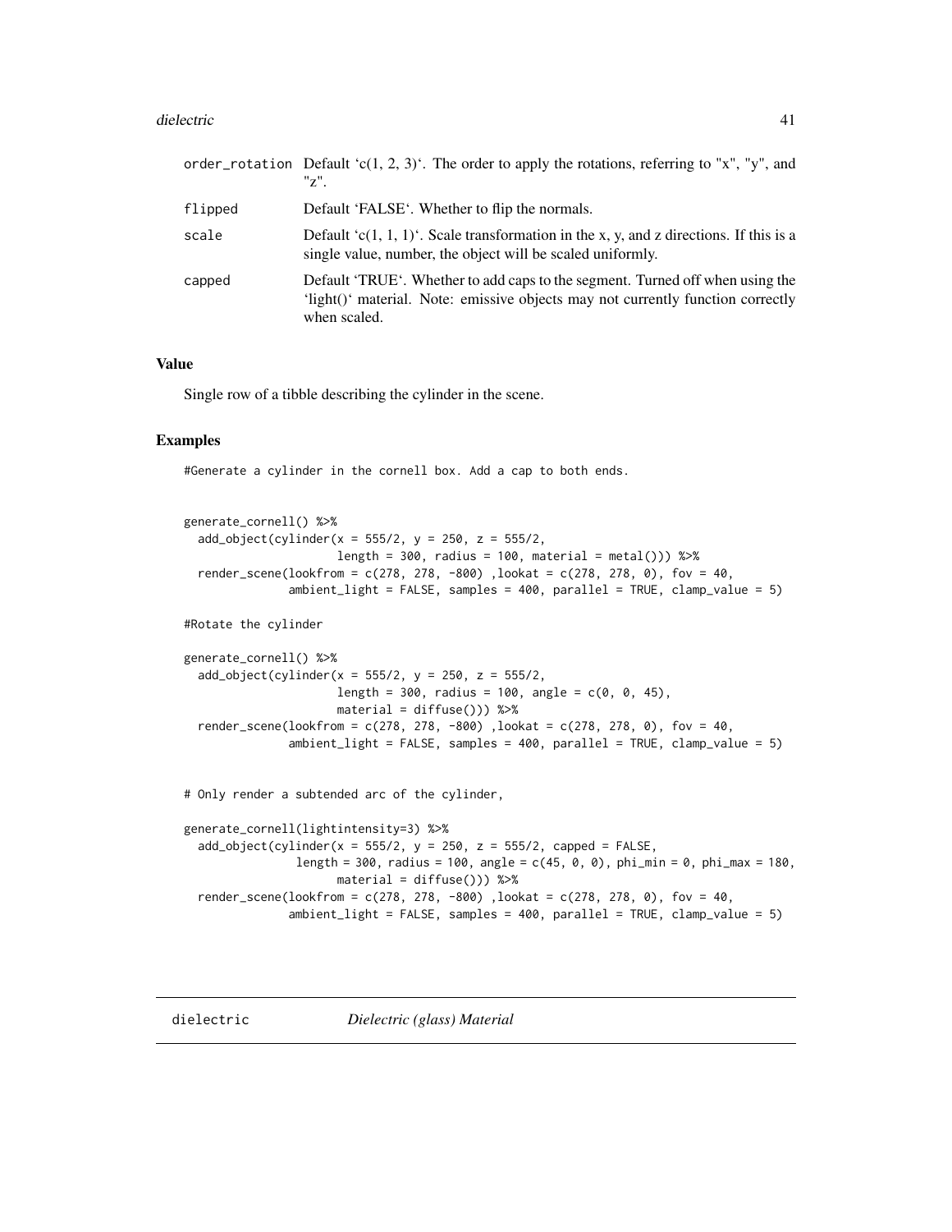| | |
|---|---|
| order_rotation | Default 'c(1, 2, 3)'. The order to apply the rotations, referring to "x", "y", and "z". |
| flipped | Default 'FALSE'. Whether to flip the normals. |
| scale | Default 'c(1, 1, 1)'. Scale transformation in the x, y, and z directions. If this is a single value, number, the object will be scaled uniformly. |
| capped | Default 'TRUE'. Whether to add caps to the segment. Turned off when using the 'light()' material. Note: emissive objects may not currently function correctly when scaled. |

### Value

Single row of a tibble describing the cylinder in the scene.

### Examples

```
#Generate a cylinder in the cornell box. Add a cap to both ends.


generate_cornell() %>%
  add_object(cylinder(x = 555/2, y = 250, z = 555/2,
                      length = 300, radius = 100, material = metal())) %>%
  render_scene(lookfrom = c(278, 278, -800) ,lookat = c(278, 278, 0), fov = 40,
               ambient_light = FALSE, samples = 400, parallel = TRUE, clamp_value = 5)

#Rotate the cylinder

generate_cornell() %>%
  add_object(cylinder(x = 555/2, y = 250, z = 555/2,
                      length = 300, radius = 100, angle = c(0, 0, 45),
                      material = diffuse())) %>%
  render_scene(lookfrom = c(278, 278, -800) ,lookat = c(278, 278, 0), fov = 40,
               ambient_light = FALSE, samples = 400, parallel = TRUE, clamp_value = 5)


# Only render a subtended arc of the cylinder,

generate_cornell(lightintensity=3) %>%
  add_object(cylinder(x = 555/2, y = 250, z = 555/2, capped = FALSE,
                length = 300, radius = 100, angle = c(45, 0, 0), phi_min = 0, phi_max = 180,
                      material = diffuse())) %>%
  render_scene(lookfrom = c(278, 278, -800) ,lookat = c(278, 278, 0), fov = 40,
               ambient_light = FALSE, samples = 400, parallel = TRUE, clamp_value = 5)
```

## dielectric — *Dielectric (glass) Material*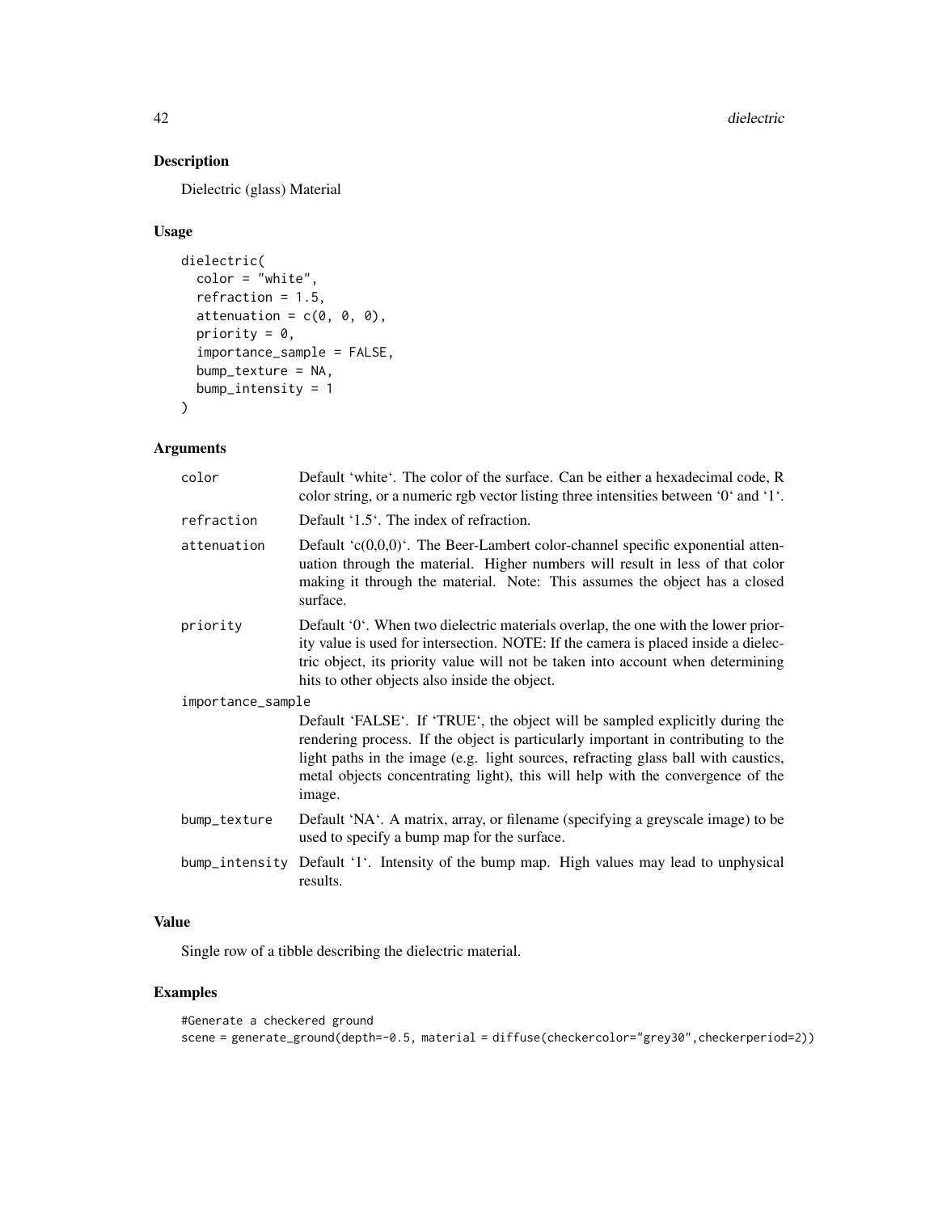## Description

Dielectric (glass) Material

## Usage

```
dielectric(
  color = "white",
  refraction = 1.5,
  attenuation = c(0, 0, 0),
  priority = 0,
  importance_sample = FALSE,
  bump_texture = NA,
  bump_intensity = 1
)
```

## Arguments

| | |
|---|---|
| color | Default 'white'. The color of the surface. Can be either a hexadecimal code, R color string, or a numeric rgb vector listing three intensities between '0' and '1'. |
| refraction | Default '1.5'. The index of refraction. |
| attenuation | Default 'c(0,0,0)'. The Beer-Lambert color-channel specific exponential attenuation through the material. Higher numbers will result in less of that color making it through the material. Note: This assumes the object has a closed surface. |
| priority | Default '0'. When two dielectric materials overlap, the one with the lower priority value is used for intersection. NOTE: If the camera is placed inside a dielectric object, its priority value will not be taken into account when determining hits to other objects also inside the object. |
| importance_sample | Default 'FALSE'. If 'TRUE', the object will be sampled explicitly during the rendering process. If the object is particularly important in contributing to the light paths in the image (e.g. light sources, refracting glass ball with caustics, metal objects concentrating light), this will help with the convergence of the image. |
| bump_texture | Default 'NA'. A matrix, array, or filename (specifying a greyscale image) to be used to specify a bump map for the surface. |
| bump_intensity | Default '1'. Intensity of the bump map. High values may lead to unphysical results. |

## Value

Single row of a tibble describing the dielectric material.

## Examples

```
#Generate a checkered ground
scene = generate_ground(depth=-0.5, material = diffuse(checkercolor="grey30",checkerperiod=2))
```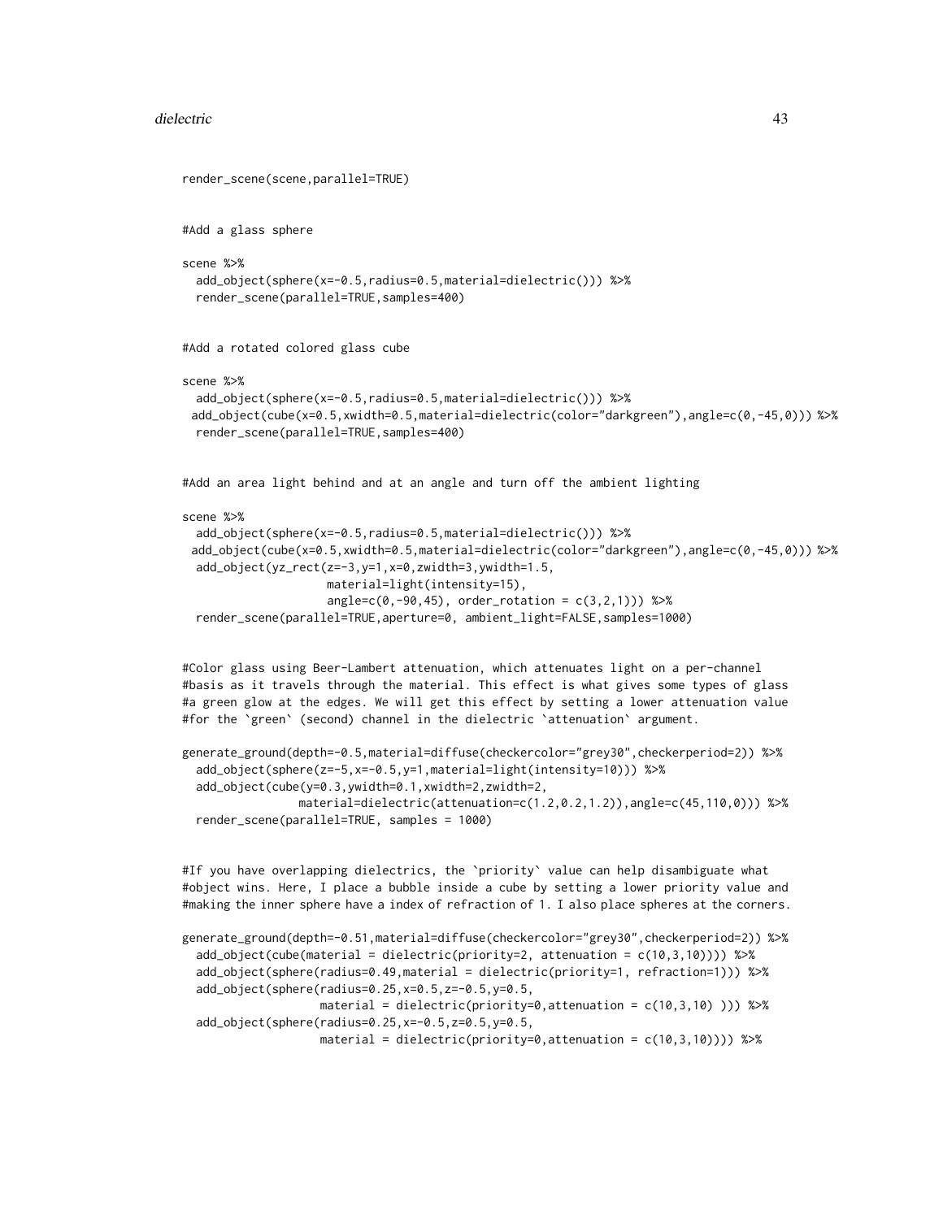```
render_scene(scene,parallel=TRUE)


#Add a glass sphere

scene %>%
  add_object(sphere(x=-0.5,radius=0.5,material=dielectric())) %>%
  render_scene(parallel=TRUE,samples=400)


#Add a rotated colored glass cube

scene %>%
  add_object(sphere(x=-0.5,radius=0.5,material=dielectric())) %>%
 add_object(cube(x=0.5,xwidth=0.5,material=dielectric(color="darkgreen"),angle=c(0,-45,0))) %>%
  render_scene(parallel=TRUE,samples=400)


#Add an area light behind and at an angle and turn off the ambient lighting

scene %>%
  add_object(sphere(x=-0.5,radius=0.5,material=dielectric())) %>%
 add_object(cube(x=0.5,xwidth=0.5,material=dielectric(color="darkgreen"),angle=c(0,-45,0))) %>%
  add_object(yz_rect(z=-3,y=1,x=0,zwidth=3,ywidth=1.5,
                    material=light(intensity=15),
                    angle=c(0,-90,45), order_rotation = c(3,2,1))) %>%
  render_scene(parallel=TRUE,aperture=0, ambient_light=FALSE,samples=1000)


#Color glass using Beer-Lambert attenuation, which attenuates light on a per-channel
#basis as it travels through the material. This effect is what gives some types of glass
#a green glow at the edges. We will get this effect by setting a lower attenuation value
#for the `green` (second) channel in the dielectric `attenuation` argument.

generate_ground(depth=-0.5,material=diffuse(checkercolor="grey30",checkerperiod=2)) %>%
  add_object(sphere(z=-5,x=-0.5,y=1,material=light(intensity=10))) %>%
  add_object(cube(y=0.3,ywidth=0.1,xwidth=2,zwidth=2,
                 material=dielectric(attenuation=c(1.2,0.2,1.2)),angle=c(45,110,0))) %>%
  render_scene(parallel=TRUE, samples = 1000)


#If you have overlapping dielectrics, the `priority` value can help disambiguate what
#object wins. Here, I place a bubble inside a cube by setting a lower priority value and
#making the inner sphere have a index of refraction of 1. I also place spheres at the corners.

generate_ground(depth=-0.51,material=diffuse(checkercolor="grey30",checkerperiod=2)) %>%
  add_object(cube(material = dielectric(priority=2, attenuation = c(10,3,10)))) %>%
  add_object(sphere(radius=0.49,material = dielectric(priority=1, refraction=1))) %>%
  add_object(sphere(radius=0.25,x=0.5,z=-0.5,y=0.5,
                   material = dielectric(priority=0,attenuation = c(10,3,10) ))) %>%
  add_object(sphere(radius=0.25,x=-0.5,z=0.5,y=0.5,
                   material = dielectric(priority=0,attenuation = c(10,3,10)))) %>%
```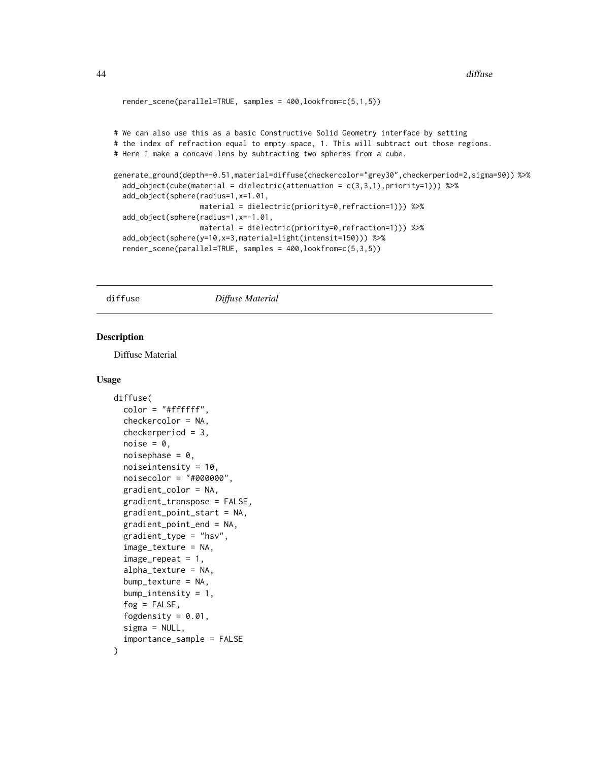```
  render_scene(parallel=TRUE, samples = 400,lookfrom=c(5,1,5))


# We can also use this as a basic Constructive Solid Geometry interface by setting
# the index of refraction equal to empty space, 1. This will subtract out those regions.
# Here I make a concave lens by subtracting two spheres from a cube.

generate_ground(depth=-0.51,material=diffuse(checkercolor="grey30",checkerperiod=2,sigma=90)) %>%
  add_object(cube(material = dielectric(attenuation = c(3,3,1),priority=1))) %>%
  add_object(sphere(radius=1,x=1.01,
                    material = dielectric(priority=0,refraction=1))) %>%
  add_object(sphere(radius=1,x=-1.01,
                    material = dielectric(priority=0,refraction=1))) %>%
  add_object(sphere(y=10,x=3,material=light(intensit=150))) %>%
  render_scene(parallel=TRUE, samples = 400,lookfrom=c(5,3,5))
```

## diffuse    *Diffuse Material*

### Description

Diffuse Material

### Usage

```
diffuse(
  color = "#ffffff",
  checkercolor = NA,
  checkerperiod = 3,
  noise = 0,
  noisephase = 0,
  noiseintensity = 10,
  noisecolor = "#000000",
  gradient_color = NA,
  gradient_transpose = FALSE,
  gradient_point_start = NA,
  gradient_point_end = NA,
  gradient_type = "hsv",
  image_texture = NA,
  image_repeat = 1,
  alpha_texture = NA,
  bump_texture = NA,
  bump_intensity = 1,
  fog = FALSE,
  fogdensity = 0.01,
  sigma = NULL,
  importance_sample = FALSE
)
```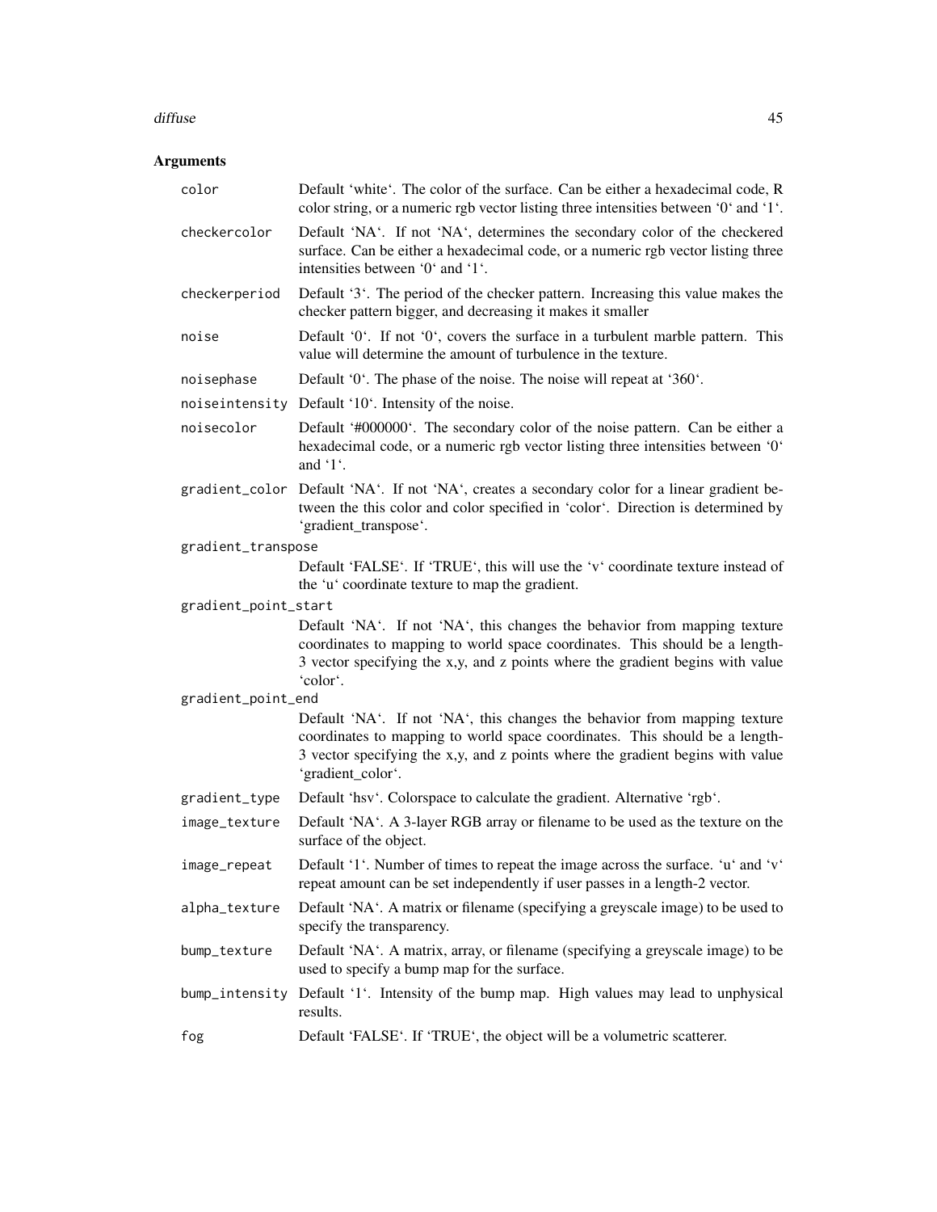## Arguments

| Argument | Description |
|---|---|
| color | Default 'white'. The color of the surface. Can be either a hexadecimal code, R color string, or a numeric rgb vector listing three intensities between '0' and '1'. |
| checkercolor | Default 'NA'. If not 'NA', determines the secondary color of the checkered surface. Can be either a hexadecimal code, or a numeric rgb vector listing three intensities between '0' and '1'. |
| checkerperiod | Default '3'. The period of the checker pattern. Increasing this value makes the checker pattern bigger, and decreasing it makes it smaller |
| noise | Default '0'. If not '0', covers the surface in a turbulent marble pattern. This value will determine the amount of turbulence in the texture. |
| noisephase | Default '0'. The phase of the noise. The noise will repeat at '360'. |
| noiseintensity | Default '10'. Intensity of the noise. |
| noisecolor | Default '#000000'. The secondary color of the noise pattern. Can be either a hexadecimal code, or a numeric rgb vector listing three intensities between '0' and '1'. |
| gradient_color | Default 'NA'. If not 'NA', creates a secondary color for a linear gradient between the this color and color specified in 'color'. Direction is determined by 'gradient_transpose'. |
| gradient_transpose | Default 'FALSE'. If 'TRUE', this will use the 'v' coordinate texture instead of the 'u' coordinate texture to map the gradient. |
| gradient_point_start | Default 'NA'. If not 'NA', this changes the behavior from mapping texture coordinates to mapping to world space coordinates. This should be a length-3 vector specifying the x,y, and z points where the gradient begins with value 'color'. |
| gradient_point_end | Default 'NA'. If not 'NA', this changes the behavior from mapping texture coordinates to mapping to world space coordinates. This should be a length-3 vector specifying the x,y, and z points where the gradient begins with value 'gradient_color'. |
| gradient_type | Default 'hsv'. Colorspace to calculate the gradient. Alternative 'rgb'. |
| image_texture | Default 'NA'. A 3-layer RGB array or filename to be used as the texture on the surface of the object. |
| image_repeat | Default '1'. Number of times to repeat the image across the surface. 'u' and 'v' repeat amount can be set independently if user passes in a length-2 vector. |
| alpha_texture | Default 'NA'. A matrix or filename (specifying a greyscale image) to be used to specify the transparency. |
| bump_texture | Default 'NA'. A matrix, array, or filename (specifying a greyscale image) to be used to specify a bump map for the surface. |
| bump_intensity | Default '1'. Intensity of the bump map. High values may lead to unphysical results. |
| fog | Default 'FALSE'. If 'TRUE', the object will be a volumetric scatterer. |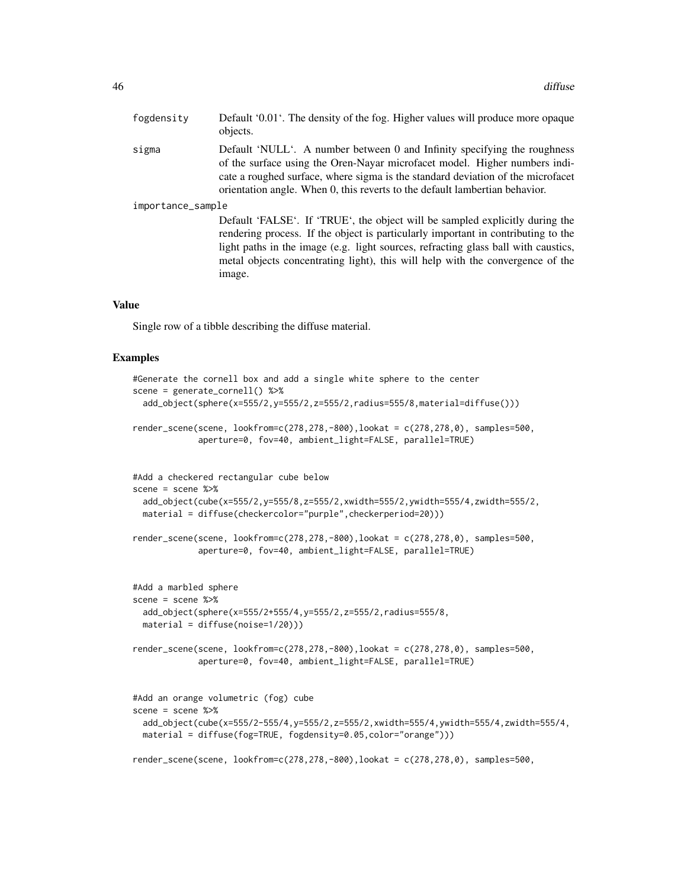fogdensity
: Default '0.01'. The density of the fog. Higher values will produce more opaque objects.

sigma
: Default 'NULL'. A number between 0 and Infinity specifying the roughness of the surface using the Oren-Nayar microfacet model. Higher numbers indicate a roughed surface, where sigma is the standard deviation of the microfacet orientation angle. When 0, this reverts to the default lambertian behavior.

importance_sample
: Default 'FALSE'. If 'TRUE', the object will be sampled explicitly during the rendering process. If the object is particularly important in contributing to the light paths in the image (e.g. light sources, refracting glass ball with caustics, metal objects concentrating light), this will help with the convergence of the image.

### Value

Single row of a tibble describing the diffuse material.

### Examples

```
#Generate the cornell box and add a single white sphere to the center
scene = generate_cornell() %>%
  add_object(sphere(x=555/2,y=555/2,z=555/2,radius=555/8,material=diffuse()))

render_scene(scene, lookfrom=c(278,278,-800),lookat = c(278,278,0), samples=500,
             aperture=0, fov=40, ambient_light=FALSE, parallel=TRUE)


#Add a checkered rectangular cube below
scene = scene %>%
  add_object(cube(x=555/2,y=555/8,z=555/2,xwidth=555/2,ywidth=555/4,zwidth=555/2,
  material = diffuse(checkercolor="purple",checkerperiod=20)))

render_scene(scene, lookfrom=c(278,278,-800),lookat = c(278,278,0), samples=500,
             aperture=0, fov=40, ambient_light=FALSE, parallel=TRUE)


#Add a marbled sphere
scene = scene %>%
  add_object(sphere(x=555/2+555/4,y=555/2,z=555/2,radius=555/8,
  material = diffuse(noise=1/20)))

render_scene(scene, lookfrom=c(278,278,-800),lookat = c(278,278,0), samples=500,
             aperture=0, fov=40, ambient_light=FALSE, parallel=TRUE)


#Add an orange volumetric (fog) cube
scene = scene %>%
  add_object(cube(x=555/2-555/4,y=555/2,z=555/2,xwidth=555/4,ywidth=555/4,zwidth=555/4,
  material = diffuse(fog=TRUE, fogdensity=0.05,color="orange")))

render_scene(scene, lookfrom=c(278,278,-800),lookat = c(278,278,0), samples=500,
```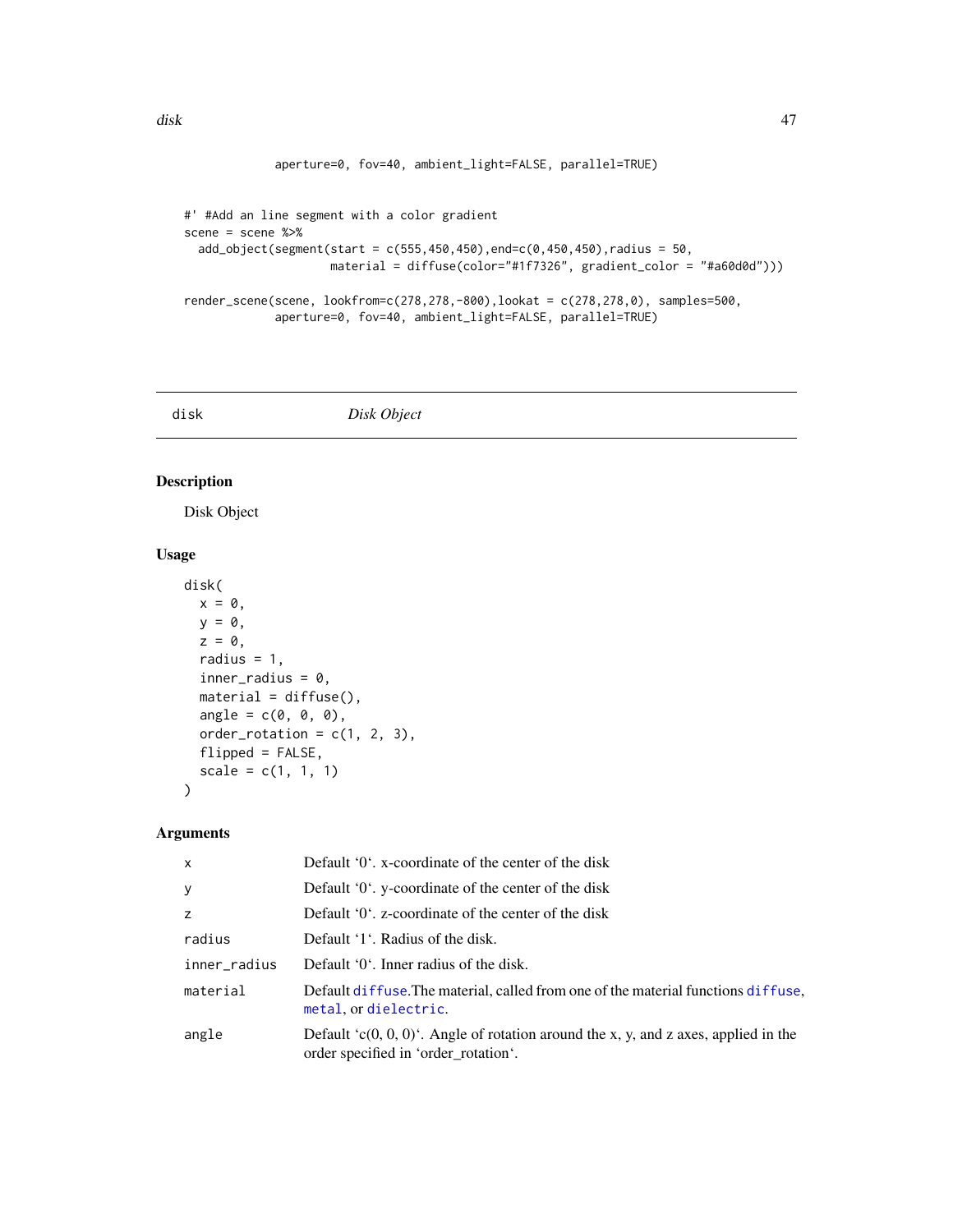```
            aperture=0, fov=40, ambient_light=FALSE, parallel=TRUE)


#' #Add an line segment with a color gradient
scene = scene %>%
  add_object(segment(start = c(555,450,450),end=c(0,450,450),radius = 50,
                     material = diffuse(color="#1f7326", gradient_color = "#a60d0d")))

render_scene(scene, lookfrom=c(278,278,-800),lookat = c(278,278,0), samples=500,
             aperture=0, fov=40, ambient_light=FALSE, parallel=TRUE)
```

## disk — *Disk Object*

### Description

Disk Object

### Usage

```
disk(
  x = 0,
  y = 0,
  z = 0,
  radius = 1,
  inner_radius = 0,
  material = diffuse(),
  angle = c(0, 0, 0),
  order_rotation = c(1, 2, 3),
  flipped = FALSE,
  scale = c(1, 1, 1)
)
```

### Arguments

| | |
|---|---|
| x | Default '0'. x-coordinate of the center of the disk |
| y | Default '0'. y-coordinate of the center of the disk |
| z | Default '0'. z-coordinate of the center of the disk |
| radius | Default '1'. Radius of the disk. |
| inner_radius | Default '0'. Inner radius of the disk. |
| material | Default diffuse.The material, called from one of the material functions diffuse, metal, or dielectric. |
| angle | Default 'c(0, 0, 0)'. Angle of rotation around the x, y, and z axes, applied in the order specified in 'order_rotation'. |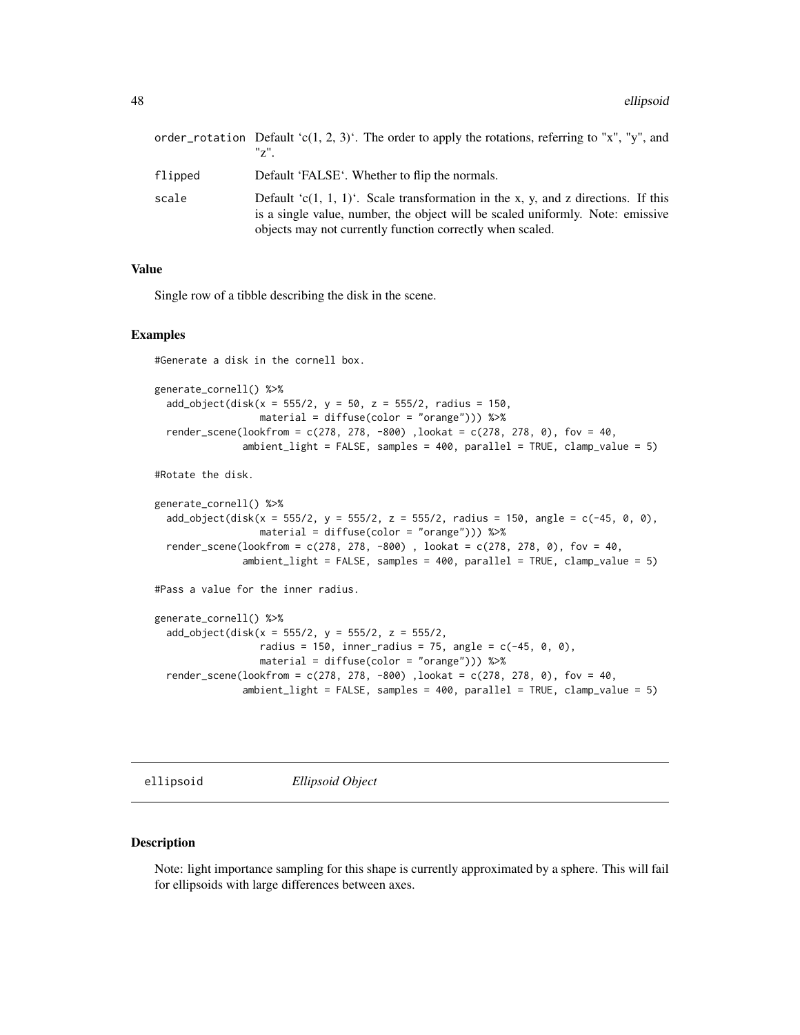| | |
|---|---|
| order_rotation | Default 'c(1, 2, 3)'. The order to apply the rotations, referring to "x", "y", and "z". |
| flipped | Default 'FALSE'. Whether to flip the normals. |
| scale | Default 'c(1, 1, 1)'. Scale transformation in the x, y, and z directions. If this is a single value, number, the object will be scaled uniformly. Note: emissive objects may not currently function correctly when scaled. |

### Value

Single row of a tibble describing the disk in the scene.

### Examples

```
#Generate a disk in the cornell box.

generate_cornell() %>%
  add_object(disk(x = 555/2, y = 50, z = 555/2, radius = 150,
                  material = diffuse(color = "orange"))) %>%
  render_scene(lookfrom = c(278, 278, -800) ,lookat = c(278, 278, 0), fov = 40,
               ambient_light = FALSE, samples = 400, parallel = TRUE, clamp_value = 5)

#Rotate the disk.

generate_cornell() %>%
  add_object(disk(x = 555/2, y = 555/2, z = 555/2, radius = 150, angle = c(-45, 0, 0),
                  material = diffuse(color = "orange"))) %>%
  render_scene(lookfrom = c(278, 278, -800) , lookat = c(278, 278, 0), fov = 40,
               ambient_light = FALSE, samples = 400, parallel = TRUE, clamp_value = 5)

#Pass a value for the inner radius.

generate_cornell() %>%
  add_object(disk(x = 555/2, y = 555/2, z = 555/2,
                  radius = 150, inner_radius = 75, angle = c(-45, 0, 0),
                  material = diffuse(color = "orange"))) %>%
  render_scene(lookfrom = c(278, 278, -800) ,lookat = c(278, 278, 0), fov = 40,
               ambient_light = FALSE, samples = 400, parallel = TRUE, clamp_value = 5)
```

## ellipsoid *Ellipsoid Object*

### Description

Note: light importance sampling for this shape is currently approximated by a sphere. This will fail for ellipsoids with large differences between axes.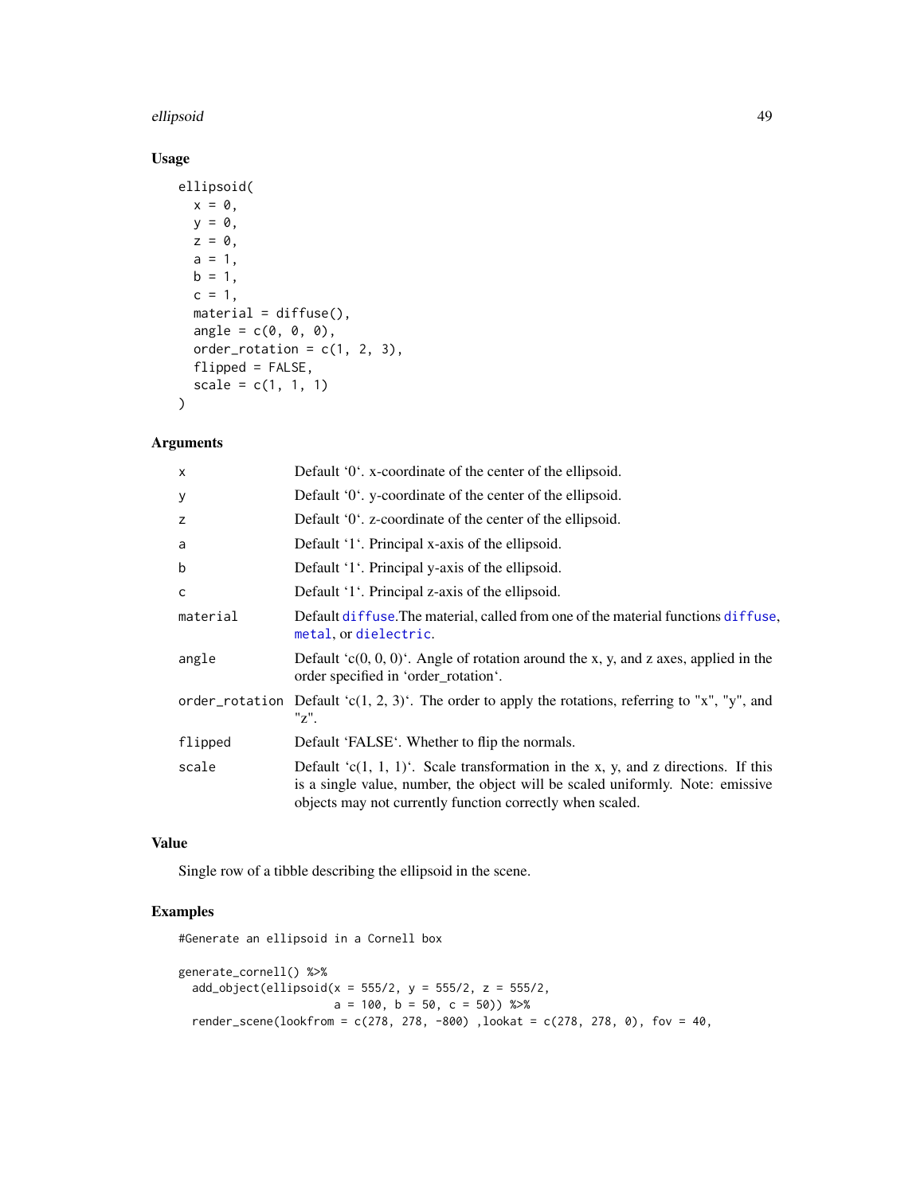### Usage

```
ellipsoid(
  x = 0,
  y = 0,
  z = 0,
  a = 1,
  b = 1,
  c = 1,
  material = diffuse(),
  angle = c(0, 0, 0),
  order_rotation = c(1, 2, 3),
  flipped = FALSE,
  scale = c(1, 1, 1)
)
```

### Arguments

| | |
|---|---|
| x | Default '0'. x-coordinate of the center of the ellipsoid. |
| y | Default '0'. y-coordinate of the center of the ellipsoid. |
| z | Default '0'. z-coordinate of the center of the ellipsoid. |
| a | Default '1'. Principal x-axis of the ellipsoid. |
| b | Default '1'. Principal y-axis of the ellipsoid. |
| c | Default '1'. Principal z-axis of the ellipsoid. |
| material | Default `diffuse`.The material, called from one of the material functions `diffuse`, `metal`, or `dielectric`. |
| angle | Default 'c(0, 0, 0)'. Angle of rotation around the x, y, and z axes, applied in the order specified in 'order_rotation'. |
| order_rotation | Default 'c(1, 2, 3)'. The order to apply the rotations, referring to "x", "y", and "z". |
| flipped | Default 'FALSE'. Whether to flip the normals. |
| scale | Default 'c(1, 1, 1)'. Scale transformation in the x, y, and z directions. If this is a single value, number, the object will be scaled uniformly. Note: emissive objects may not currently function correctly when scaled. |

### Value

Single row of a tibble describing the ellipsoid in the scene.

### Examples

```
#Generate an ellipsoid in a Cornell box

generate_cornell() %>%
  add_object(ellipsoid(x = 555/2, y = 555/2, z = 555/2,
                       a = 100, b = 50, c = 50)) %>%
  render_scene(lookfrom = c(278, 278, -800) ,lookat = c(278, 278, 0), fov = 40,
```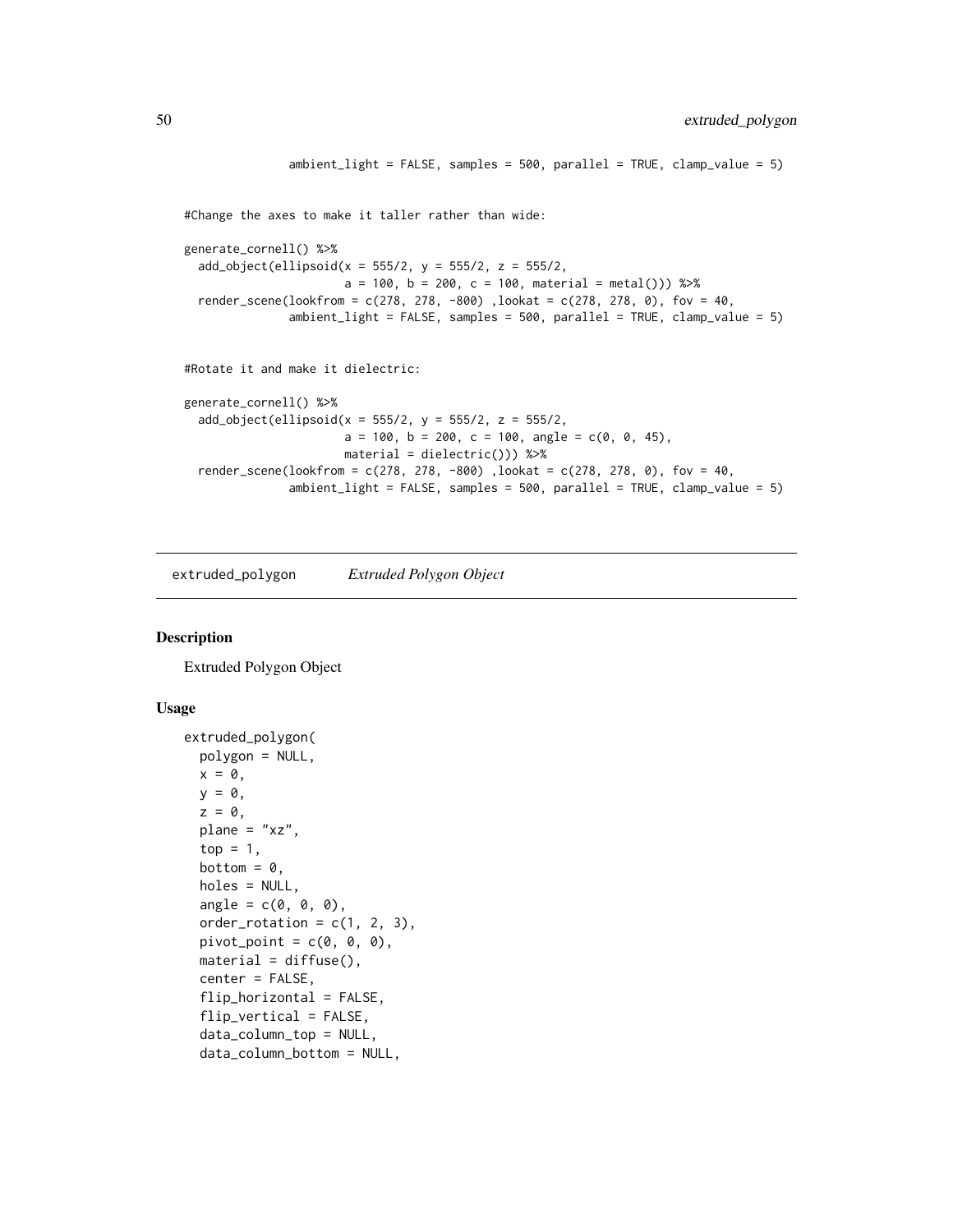```
            ambient_light = FALSE, samples = 500, parallel = TRUE, clamp_value = 5)


#Change the axes to make it taller rather than wide:

generate_cornell() %>%
  add_object(ellipsoid(x = 555/2, y = 555/2, z = 555/2,
                       a = 100, b = 200, c = 100, material = metal())) %>%
  render_scene(lookfrom = c(278, 278, -800) ,lookat = c(278, 278, 0), fov = 40,
               ambient_light = FALSE, samples = 500, parallel = TRUE, clamp_value = 5)


#Rotate it and make it dielectric:

generate_cornell() %>%
  add_object(ellipsoid(x = 555/2, y = 555/2, z = 555/2,
                       a = 100, b = 200, c = 100, angle = c(0, 0, 45),
                       material = dielectric())) %>%
  render_scene(lookfrom = c(278, 278, -800) ,lookat = c(278, 278, 0), fov = 40,
               ambient_light = FALSE, samples = 500, parallel = TRUE, clamp_value = 5)
```

## extruded_polygon *Extruded Polygon Object*

### Description

Extruded Polygon Object

### Usage

```
extruded_polygon(
  polygon = NULL,
  x = 0,
  y = 0,
  z = 0,
  plane = "xz",
  top = 1,
  bottom = 0,
  holes = NULL,
  angle = c(0, 0, 0),
  order_rotation = c(1, 2, 3),
  pivot_point = c(0, 0, 0),
  material = diffuse(),
  center = FALSE,
  flip_horizontal = FALSE,
  flip_vertical = FALSE,
  data_column_top = NULL,
  data_column_bottom = NULL,
```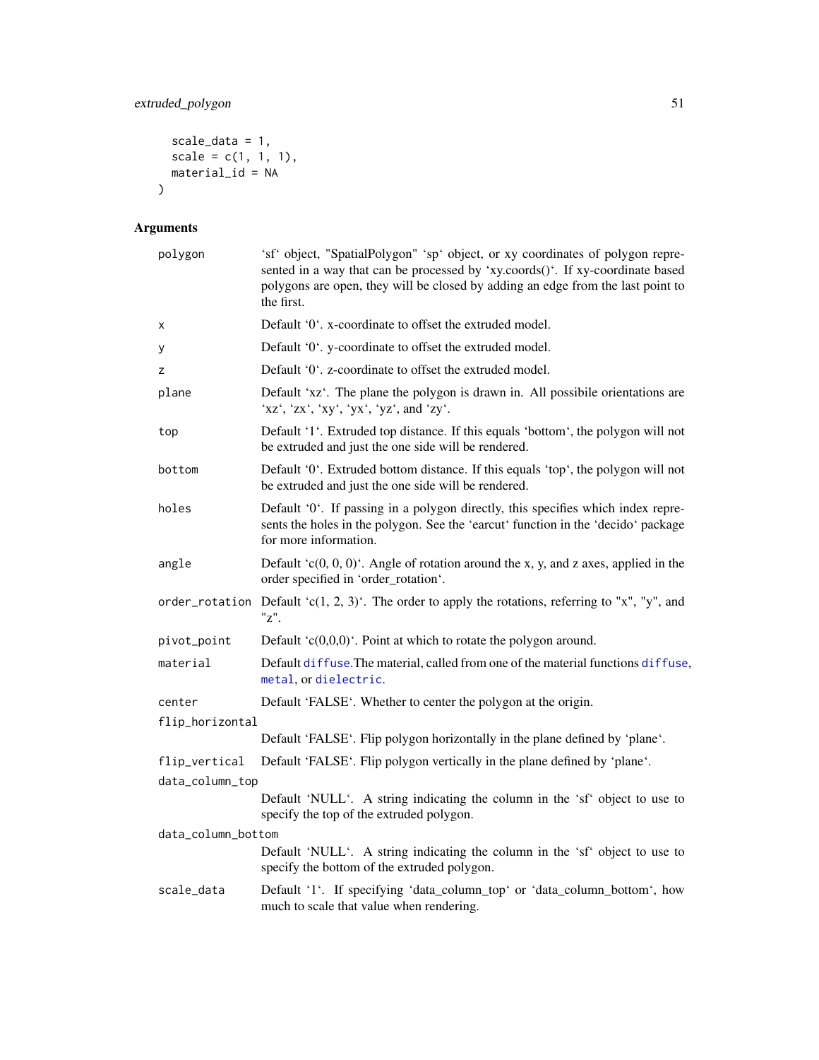```
  scale_data = 1,
  scale = c(1, 1, 1),
  material_id = NA
)
```

## Arguments

| | |
|---|---|
| polygon | 'sf' object, "SpatialPolygon" 'sp' object, or xy coordinates of polygon represented in a way that can be processed by 'xy.coords()'. If xy-coordinate based polygons are open, they will be closed by adding an edge from the last point to the first. |
| x | Default '0'. x-coordinate to offset the extruded model. |
| y | Default '0'. y-coordinate to offset the extruded model. |
| z | Default '0'. z-coordinate to offset the extruded model. |
| plane | Default 'xz'. The plane the polygon is drawn in. All possibile orientations are 'xz', 'zx', 'xy', 'yx', 'yz', and 'zy'. |
| top | Default '1'. Extruded top distance. If this equals 'bottom', the polygon will not be extruded and just the one side will be rendered. |
| bottom | Default '0'. Extruded bottom distance. If this equals 'top', the polygon will not be extruded and just the one side will be rendered. |
| holes | Default '0'. If passing in a polygon directly, this specifies which index represents the holes in the polygon. See the 'earcut' function in the 'decido' package for more information. |
| angle | Default 'c(0, 0, 0)'. Angle of rotation around the x, y, and z axes, applied in the order specified in 'order_rotation'. |
| order_rotation | Default 'c(1, 2, 3)'. The order to apply the rotations, referring to "x", "y", and "z". |
| pivot_point | Default 'c(0,0,0)'. Point at which to rotate the polygon around. |
| material | Default diffuse.The material, called from one of the material functions diffuse, metal, or dielectric. |
| center | Default 'FALSE'. Whether to center the polygon at the origin. |
| flip_horizontal | Default 'FALSE'. Flip polygon horizontally in the plane defined by 'plane'. |
| flip_vertical | Default 'FALSE'. Flip polygon vertically in the plane defined by 'plane'. |
| data_column_top | Default 'NULL'. A string indicating the column in the 'sf' object to use to specify the top of the extruded polygon. |
| data_column_bottom | Default 'NULL'. A string indicating the column in the 'sf' object to use to specify the bottom of the extruded polygon. |
| scale_data | Default '1'. If specifying 'data_column_top' or 'data_column_bottom', how much to scale that value when rendering. |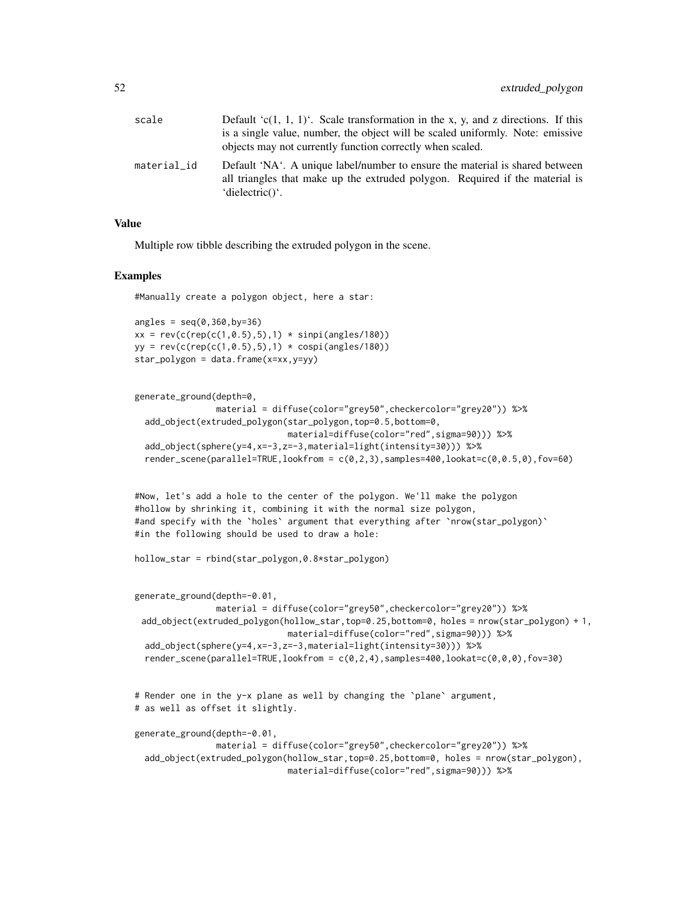| | |
|---|---|
| scale | Default 'c(1, 1, 1)'. Scale transformation in the x, y, and z directions. If this is a single value, number, the object will be scaled uniformly. Note: emissive objects may not currently function correctly when scaled. |
| material_id | Default 'NA'. A unique label/number to ensure the material is shared between all triangles that make up the extruded polygon. Required if the material is 'dielectric()'. |

### Value

Multiple row tibble describing the extruded polygon in the scene.

### Examples

```
#Manually create a polygon object, here a star:

angles = seq(0,360,by=36)
xx = rev(c(rep(c(1,0.5),5),1) * sinpi(angles/180))
yy = rev(c(rep(c(1,0.5),5),1) * cospi(angles/180))
star_polygon = data.frame(x=xx,y=yy)


generate_ground(depth=0,
                material = diffuse(color="grey50",checkercolor="grey20")) %>%
  add_object(extruded_polygon(star_polygon,top=0.5,bottom=0,
                              material=diffuse(color="red",sigma=90))) %>%
  add_object(sphere(y=4,x=-3,z=-3,material=light(intensity=30))) %>%
  render_scene(parallel=TRUE,lookfrom = c(0,2,3),samples=400,lookat=c(0,0.5,0),fov=60)


#Now, let's add a hole to the center of the polygon. We'll make the polygon
#hollow by shrinking it, combining it with the normal size polygon,
#and specify with the `holes` argument that everything after `nrow(star_polygon)`
#in the following should be used to draw a hole:

hollow_star = rbind(star_polygon,0.8*star_polygon)


generate_ground(depth=-0.01,
                material = diffuse(color="grey50",checkercolor="grey20")) %>%
 add_object(extruded_polygon(hollow_star,top=0.25,bottom=0, holes = nrow(star_polygon) + 1,
                              material=diffuse(color="red",sigma=90))) %>%
  add_object(sphere(y=4,x=-3,z=-3,material=light(intensity=30))) %>%
  render_scene(parallel=TRUE,lookfrom = c(0,2,4),samples=400,lookat=c(0,0,0),fov=30)


# Render one in the y-x plane as well by changing the `plane` argument,
# as well as offset it slightly.

generate_ground(depth=-0.01,
                material = diffuse(color="grey50",checkercolor="grey20")) %>%
  add_object(extruded_polygon(hollow_star,top=0.25,bottom=0, holes = nrow(star_polygon),
                              material=diffuse(color="red",sigma=90))) %>%
```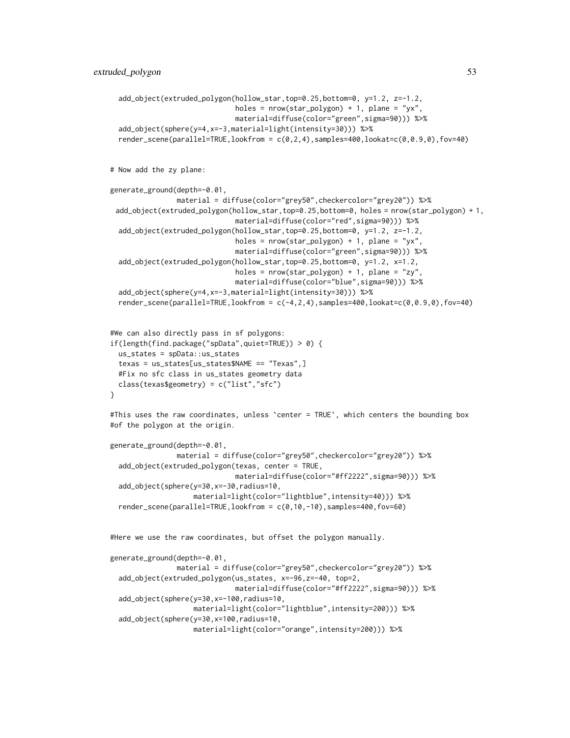```
  add_object(extruded_polygon(hollow_star,top=0.25,bottom=0, y=1.2, z=-1.2,
                              holes = nrow(star_polygon) + 1, plane = "yx",
                              material=diffuse(color="green",sigma=90))) %>%
  add_object(sphere(y=4,x=-3,material=light(intensity=30))) %>%
  render_scene(parallel=TRUE,lookfrom = c(0,2,4),samples=400,lookat=c(0,0.9,0),fov=40)


# Now add the zy plane:

generate_ground(depth=-0.01,
                material = diffuse(color="grey50",checkercolor="grey20")) %>%
 add_object(extruded_polygon(hollow_star,top=0.25,bottom=0, holes = nrow(star_polygon) + 1,
                              material=diffuse(color="red",sigma=90))) %>%
  add_object(extruded_polygon(hollow_star,top=0.25,bottom=0, y=1.2, z=-1.2,
                              holes = nrow(star_polygon) + 1, plane = "yx",
                              material=diffuse(color="green",sigma=90))) %>%
  add_object(extruded_polygon(hollow_star,top=0.25,bottom=0, y=1.2, x=1.2,
                              holes = nrow(star_polygon) + 1, plane = "zy",
                              material=diffuse(color="blue",sigma=90))) %>%
  add_object(sphere(y=4,x=-3,material=light(intensity=30))) %>%
  render_scene(parallel=TRUE,lookfrom = c(-4,2,4),samples=400,lookat=c(0,0.9,0),fov=40)


#We can also directly pass in sf polygons:
if(length(find.package("spData",quiet=TRUE)) > 0) {
  us_states = spData::us_states
  texas = us_states[us_states$NAME == "Texas",]
  #Fix no sfc class in us_states geometry data
  class(texas$geometry) = c("list","sfc")
}

#This uses the raw coordinates, unless `center = TRUE`, which centers the bounding box
#of the polygon at the origin.

generate_ground(depth=-0.01,
                material = diffuse(color="grey50",checkercolor="grey20")) %>%
  add_object(extruded_polygon(texas, center = TRUE,
                              material=diffuse(color="#ff2222",sigma=90))) %>%
  add_object(sphere(y=30,x=-30,radius=10,
                    material=light(color="lightblue",intensity=40))) %>%
  render_scene(parallel=TRUE,lookfrom = c(0,10,-10),samples=400,fov=60)


#Here we use the raw coordinates, but offset the polygon manually.

generate_ground(depth=-0.01,
                material = diffuse(color="grey50",checkercolor="grey20")) %>%
  add_object(extruded_polygon(us_states, x=-96,z=-40, top=2,
                              material=diffuse(color="#ff2222",sigma=90))) %>%
  add_object(sphere(y=30,x=-100,radius=10,
                    material=light(color="lightblue",intensity=200))) %>%
  add_object(sphere(y=30,x=100,radius=10,
                    material=light(color="orange",intensity=200))) %>%
```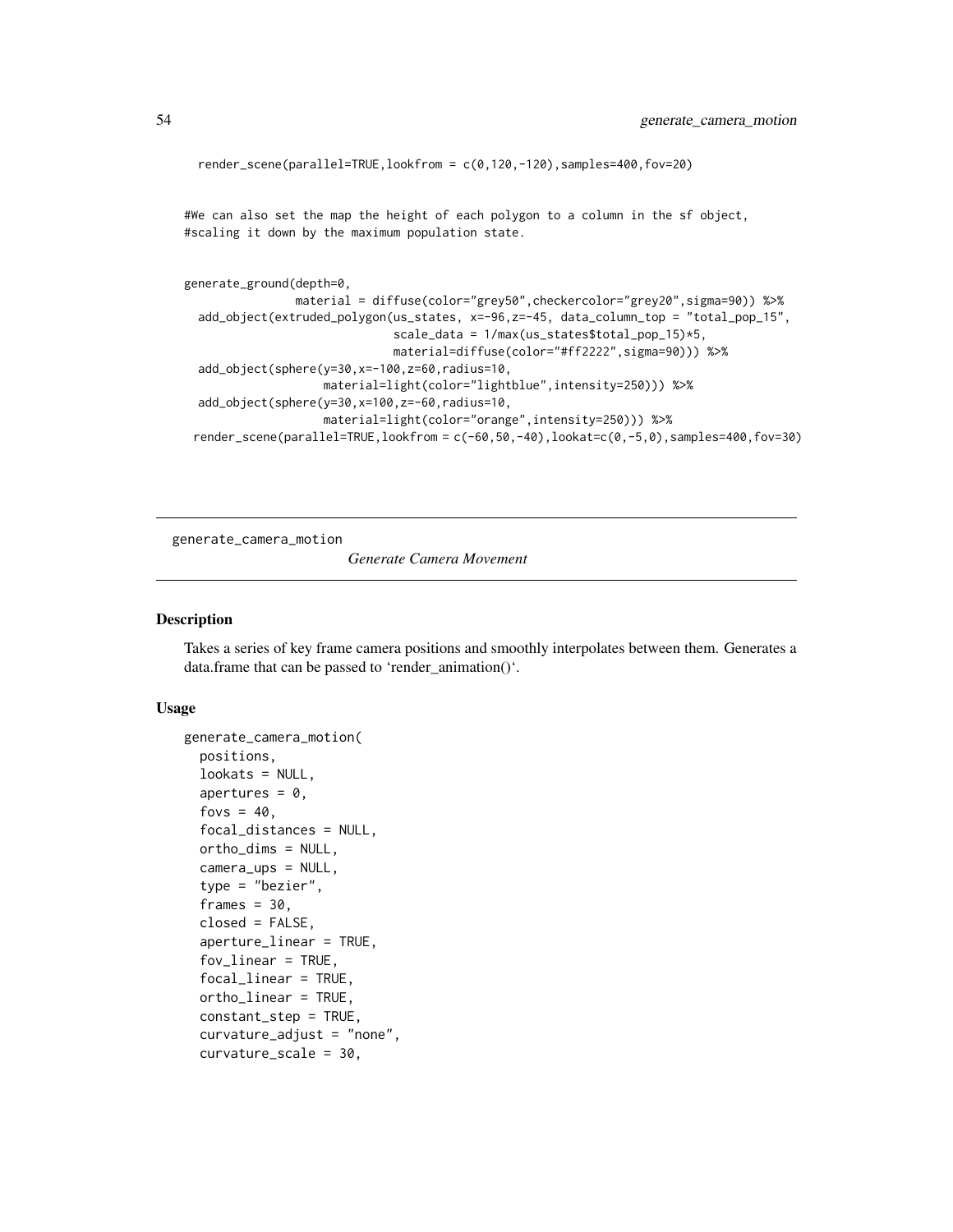```
render_scene(parallel=TRUE,lookfrom = c(0,120,-120),samples=400,fov=20)


#We can also set the map the height of each polygon to a column in the sf object,
#scaling it down by the maximum population state.


generate_ground(depth=0,
                material = diffuse(color="grey50",checkercolor="grey20",sigma=90)) %>%
  add_object(extruded_polygon(us_states, x=-96,z=-45, data_column_top = "total_pop_15",
                              scale_data = 1/max(us_states$total_pop_15)*5,
                              material=diffuse(color="#ff2222",sigma=90))) %>%
  add_object(sphere(y=30,x=-100,z=60,radius=10,
                    material=light(color="lightblue",intensity=250))) %>%
  add_object(sphere(y=30,x=100,z=-60,radius=10,
                    material=light(color="orange",intensity=250))) %>%
 render_scene(parallel=TRUE,lookfrom = c(-60,50,-40),lookat=c(0,-5,0),samples=400,fov=30)
```

## generate_camera_motion

*Generate Camera Movement*

### Description

Takes a series of key frame camera positions and smoothly interpolates between them. Generates a data.frame that can be passed to 'render_animation()'.

### Usage

```
generate_camera_motion(
  positions,
  lookats = NULL,
  apertures = 0,
  fovs = 40,
  focal_distances = NULL,
  ortho_dims = NULL,
  camera_ups = NULL,
  type = "bezier",
  frames = 30,
  closed = FALSE,
  aperture_linear = TRUE,
  fov_linear = TRUE,
  focal_linear = TRUE,
  ortho_linear = TRUE,
  constant_step = TRUE,
  curvature_adjust = "none",
  curvature_scale = 30,
```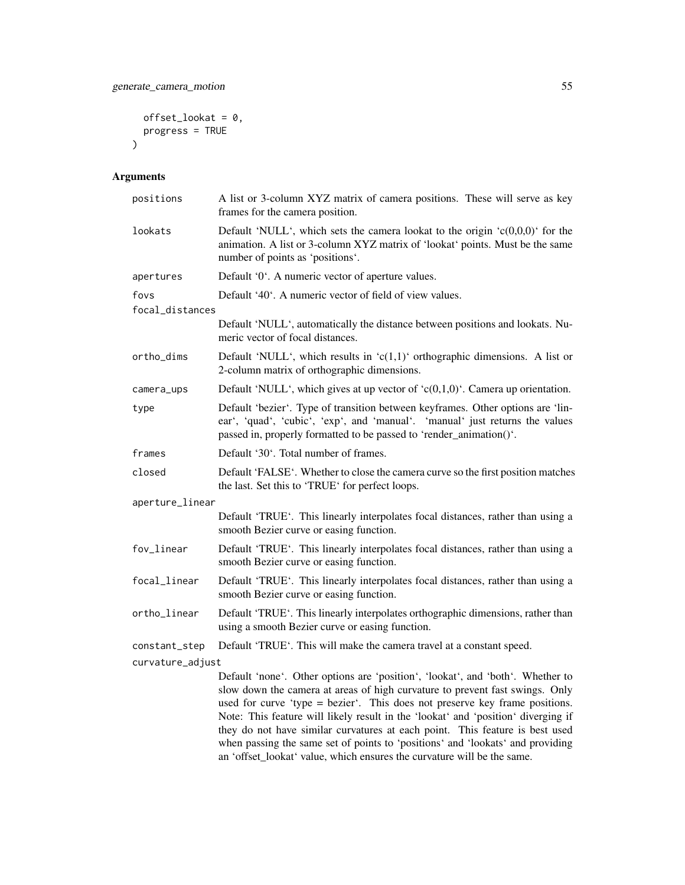```
  offset_lookat = 0,
  progress = TRUE
)
```

## Arguments

| | |
|---|---|
| positions | A list or 3-column XYZ matrix of camera positions. These will serve as key frames for the camera position. |
| lookats | Default 'NULL', which sets the camera lookat to the origin 'c(0,0,0)' for the animation. A list or 3-column XYZ matrix of 'lookat' points. Must be the same number of points as 'positions'. |
| apertures | Default '0'. A numeric vector of aperture values. |
| fovs | Default '40'. A numeric vector of field of view values. |
| focal_distances | Default 'NULL', automatically the distance between positions and lookats. Numeric vector of focal distances. |
| ortho_dims | Default 'NULL', which results in 'c(1,1)' orthographic dimensions. A list or 2-column matrix of orthographic dimensions. |
| camera_ups | Default 'NULL', which gives at up vector of 'c(0,1,0)'. Camera up orientation. |
| type | Default 'bezier'. Type of transition between keyframes. Other options are 'linear', 'quad', 'cubic', 'exp', and 'manual'. 'manual' just returns the values passed in, properly formatted to be passed to 'render_animation()'. |
| frames | Default '30'. Total number of frames. |
| closed | Default 'FALSE'. Whether to close the camera curve so the first position matches the last. Set this to 'TRUE' for perfect loops. |
| aperture_linear | Default 'TRUE'. This linearly interpolates focal distances, rather than using a smooth Bezier curve or easing function. |
| fov_linear | Default 'TRUE'. This linearly interpolates focal distances, rather than using a smooth Bezier curve or easing function. |
| focal_linear | Default 'TRUE'. This linearly interpolates focal distances, rather than using a smooth Bezier curve or easing function. |
| ortho_linear | Default 'TRUE'. This linearly interpolates orthographic dimensions, rather than using a smooth Bezier curve or easing function. |
| constant_step | Default 'TRUE'. This will make the camera travel at a constant speed. |
| curvature_adjust | Default 'none'. Other options are 'position', 'lookat', and 'both'. Whether to slow down the camera at areas of high curvature to prevent fast swings. Only used for curve 'type = bezier'. This does not preserve key frame positions. Note: This feature will likely result in the 'lookat' and 'position' diverging if they do not have similar curvatures at each point. This feature is best used when passing the same set of points to 'positions' and 'lookats' and providing an 'offset_lookat' value, which ensures the curvature will be the same. |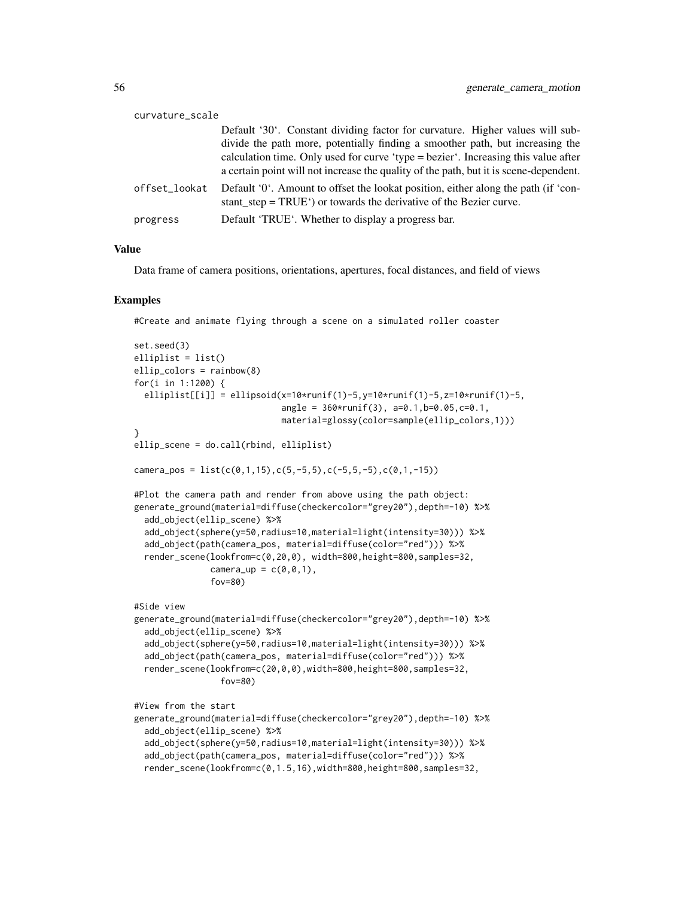curvature_scale
: Default '30'. Constant dividing factor for curvature. Higher values will subdivide the path more, potentially finding a smoother path, but increasing the calculation time. Only used for curve 'type = bezier'. Increasing this value after a certain point will not increase the quality of the path, but it is scene-dependent.

offset_lookat
: Default '0'. Amount to offset the lookat position, either along the path (if 'constant_step = TRUE') or towards the derivative of the Bezier curve.

progress
: Default 'TRUE'. Whether to display a progress bar.

### Value

Data frame of camera positions, orientations, apertures, focal distances, and field of views

### Examples

```
#Create and animate flying through a scene on a simulated roller coaster

set.seed(3)
elliplist = list()
ellip_colors = rainbow(8)
for(i in 1:1200) {
  elliplist[[i]] = ellipsoid(x=10*runif(1)-5,y=10*runif(1)-5,z=10*runif(1)-5,
                             angle = 360*runif(3), a=0.1,b=0.05,c=0.1,
                             material=glossy(color=sample(ellip_colors,1)))
}
ellip_scene = do.call(rbind, elliplist)

camera_pos = list(c(0,1,15),c(5,-5,5),c(-5,5,-5),c(0,1,-15))

#Plot the camera path and render from above using the path object:
generate_ground(material=diffuse(checkercolor="grey20"),depth=-10) %>%
  add_object(ellip_scene) %>%
  add_object(sphere(y=50,radius=10,material=light(intensity=30))) %>%
  add_object(path(camera_pos, material=diffuse(color="red"))) %>%
  render_scene(lookfrom=c(0,20,0), width=800,height=800,samples=32,
               camera_up = c(0,0,1),
               fov=80)

#Side view
generate_ground(material=diffuse(checkercolor="grey20"),depth=-10) %>%
  add_object(ellip_scene) %>%
  add_object(sphere(y=50,radius=10,material=light(intensity=30))) %>%
  add_object(path(camera_pos, material=diffuse(color="red"))) %>%
  render_scene(lookfrom=c(20,0,0),width=800,height=800,samples=32,
                fov=80)

#View from the start
generate_ground(material=diffuse(checkercolor="grey20"),depth=-10) %>%
  add_object(ellip_scene) %>%
  add_object(sphere(y=50,radius=10,material=light(intensity=30))) %>%
  add_object(path(camera_pos, material=diffuse(color="red"))) %>%
  render_scene(lookfrom=c(0,1.5,16),width=800,height=800,samples=32,
```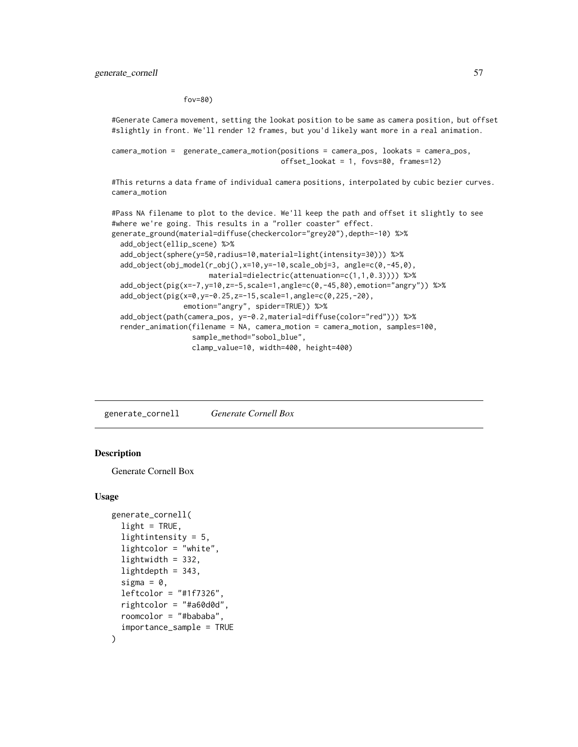```
                 fov=80)

#Generate Camera movement, setting the lookat position to be same as camera position, but offset
#slightly in front. We'll render 12 frames, but you'd likely want more in a real animation.

camera_motion =  generate_camera_motion(positions = camera_pos, lookats = camera_pos,
                                        offset_lookat = 1, fovs=80, frames=12)

#This returns a data frame of individual camera positions, interpolated by cubic bezier curves.
camera_motion

#Pass NA filename to plot to the device. We'll keep the path and offset it slightly to see
#where we're going. This results in a "roller coaster" effect.
generate_ground(material=diffuse(checkercolor="grey20"),depth=-10) %>%
  add_object(ellip_scene) %>%
  add_object(sphere(y=50,radius=10,material=light(intensity=30))) %>%
  add_object(obj_model(r_obj(),x=10,y=-10,scale_obj=3, angle=c(0,-45,0),
                       material=dielectric(attenuation=c(1,1,0.3)))) %>%
  add_object(pig(x=-7,y=10,z=-5,scale=1,angle=c(0,-45,80),emotion="angry")) %>%
  add_object(pig(x=0,y=-0.25,z=-15,scale=1,angle=c(0,225,-20),
                 emotion="angry", spider=TRUE)) %>%
  add_object(path(camera_pos, y=-0.2,material=diffuse(color="red"))) %>%
  render_animation(filename = NA, camera_motion = camera_motion, samples=100,
                   sample_method="sobol_blue",
                   clamp_value=10, width=400, height=400)
```

## generate_cornell *Generate Cornell Box*

### Description

Generate Cornell Box

### Usage

```
generate_cornell(
  light = TRUE,
  lightintensity = 5,
  lightcolor = "white",
  lightwidth = 332,
  lightdepth = 343,
  sigma = 0,
  leftcolor = "#1f7326",
  rightcolor = "#a60d0d",
  roomcolor = "#bababa",
  importance_sample = TRUE
)
```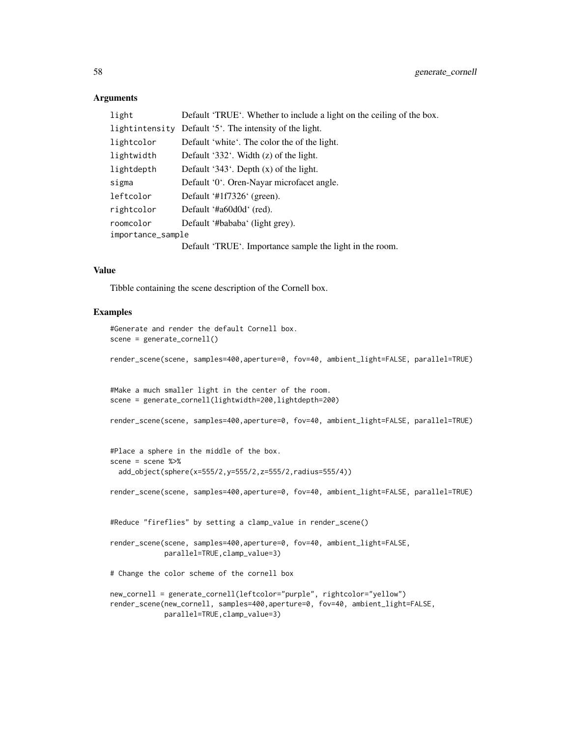## Arguments

| | |
|---|---|
| light | Default 'TRUE'. Whether to include a light on the ceiling of the box. |
| lightintensity | Default '5'. The intensity of the light. |
| lightcolor | Default 'white'. The color the of the light. |
| lightwidth | Default '332'. Width (z) of the light. |
| lightdepth | Default '343'. Depth (x) of the light. |
| sigma | Default '0'. Oren-Nayar microfacet angle. |
| leftcolor | Default '#1f7326' (green). |
| rightcolor | Default '#a60d0d' (red). |
| roomcolor | Default '#bababa' (light grey). |
| importance_sample | Default 'TRUE'. Importance sample the light in the room. |

## Value

Tibble containing the scene description of the Cornell box.

## Examples

```
#Generate and render the default Cornell box.
scene = generate_cornell()

render_scene(scene, samples=400,aperture=0, fov=40, ambient_light=FALSE, parallel=TRUE)


#Make a much smaller light in the center of the room.
scene = generate_cornell(lightwidth=200,lightdepth=200)

render_scene(scene, samples=400,aperture=0, fov=40, ambient_light=FALSE, parallel=TRUE)


#Place a sphere in the middle of the box.
scene = scene %>%
  add_object(sphere(x=555/2,y=555/2,z=555/2,radius=555/4))

render_scene(scene, samples=400,aperture=0, fov=40, ambient_light=FALSE, parallel=TRUE)


#Reduce "fireflies" by setting a clamp_value in render_scene()

render_scene(scene, samples=400,aperture=0, fov=40, ambient_light=FALSE,
             parallel=TRUE,clamp_value=3)

# Change the color scheme of the cornell box

new_cornell = generate_cornell(leftcolor="purple", rightcolor="yellow")
render_scene(new_cornell, samples=400,aperture=0, fov=40, ambient_light=FALSE,
             parallel=TRUE,clamp_value=3)
```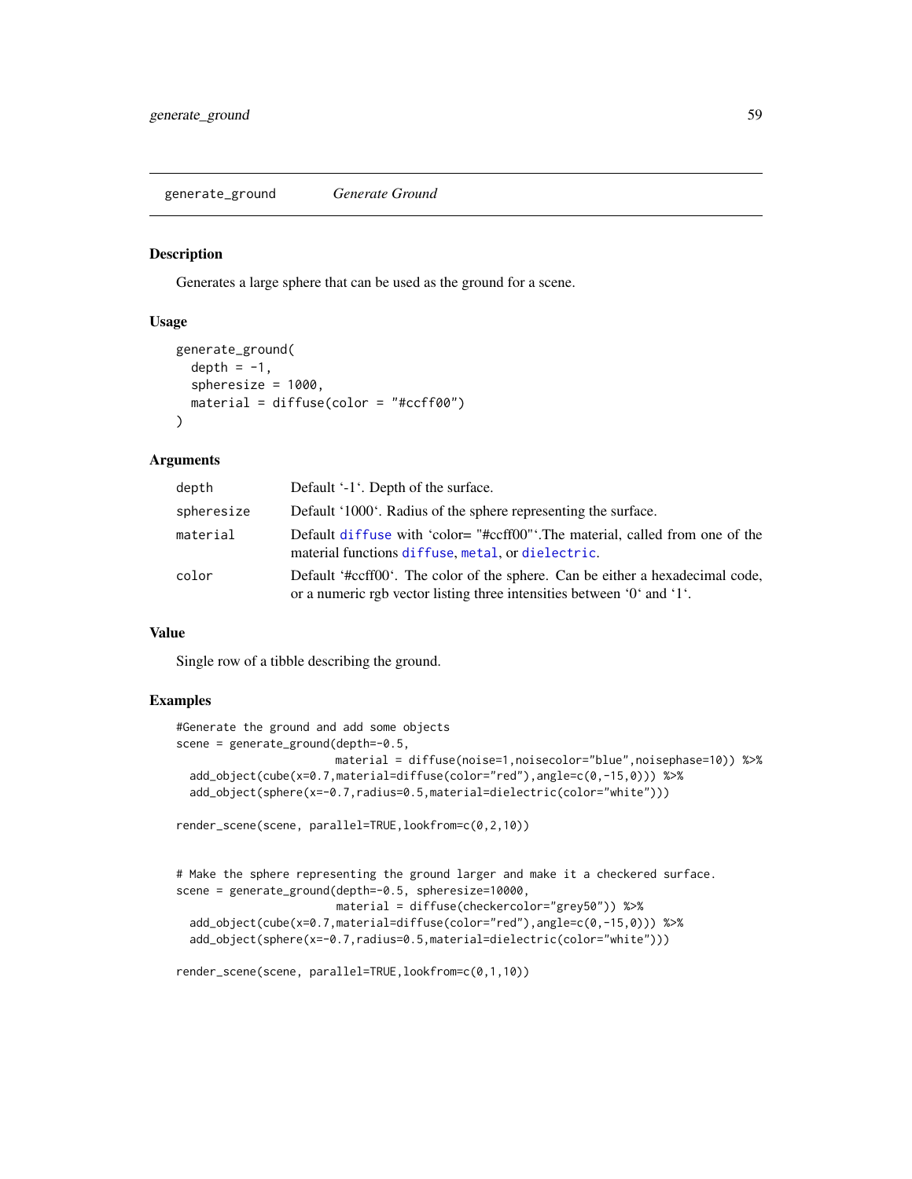## generate_ground — *Generate Ground*

### Description

Generates a large sphere that can be used as the ground for a scene.

### Usage

```
generate_ground(
  depth = -1,
  spheresize = 1000,
  material = diffuse(color = "#ccff00")
)
```

### Arguments

| | |
|---|---|
| depth | Default '-1'. Depth of the surface. |
| spheresize | Default '1000'. Radius of the sphere representing the surface. |
| material | Default diffuse with 'color= "#ccff00"'.The material, called from one of the material functions diffuse, metal, or dielectric. |
| color | Default '#ccff00'. The color of the sphere. Can be either a hexadecimal code, or a numeric rgb vector listing three intensities between '0' and '1'. |

### Value

Single row of a tibble describing the ground.

### Examples

```
#Generate the ground and add some objects
scene = generate_ground(depth=-0.5,
                        material = diffuse(noise=1,noisecolor="blue",noisephase=10)) %>%
  add_object(cube(x=0.7,material=diffuse(color="red"),angle=c(0,-15,0))) %>%
  add_object(sphere(x=-0.7,radius=0.5,material=dielectric(color="white")))

render_scene(scene, parallel=TRUE,lookfrom=c(0,2,10))


# Make the sphere representing the ground larger and make it a checkered surface.
scene = generate_ground(depth=-0.5, spheresize=10000,
                        material = diffuse(checkercolor="grey50")) %>%
  add_object(cube(x=0.7,material=diffuse(color="red"),angle=c(0,-15,0))) %>%
  add_object(sphere(x=-0.7,radius=0.5,material=dielectric(color="white")))

render_scene(scene, parallel=TRUE,lookfrom=c(0,1,10))
```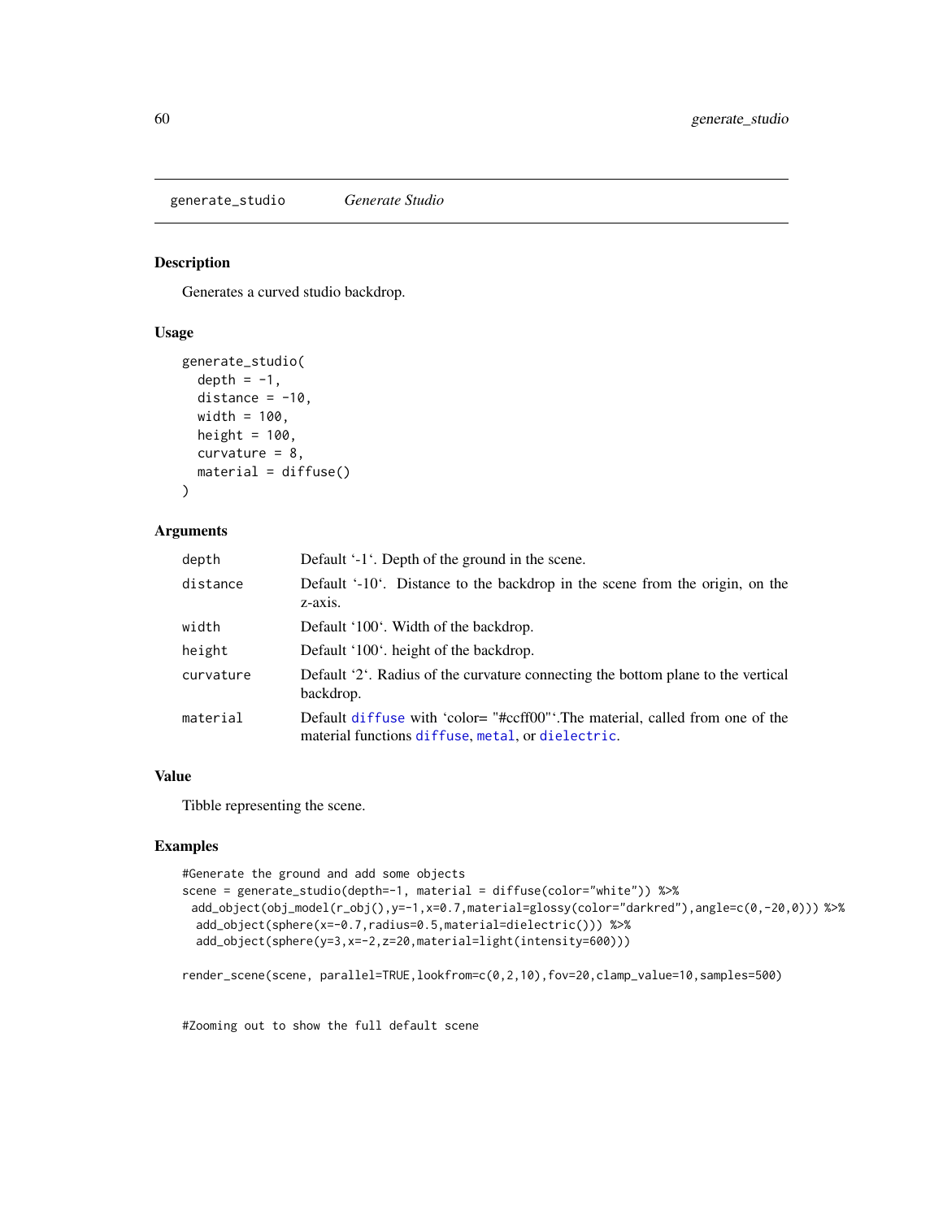## generate_studio *Generate Studio*

### Description

Generates a curved studio backdrop.

### Usage

```
generate_studio(
  depth = -1,
  distance = -10,
  width = 100,
  height = 100,
  curvature = 8,
  material = diffuse()
)
```

### Arguments

| | |
|---|---|
| depth | Default '-1'. Depth of the ground in the scene. |
| distance | Default '-10'. Distance to the backdrop in the scene from the origin, on the z-axis. |
| width | Default '100'. Width of the backdrop. |
| height | Default '100'. height of the backdrop. |
| curvature | Default '2'. Radius of the curvature connecting the bottom plane to the vertical backdrop. |
| material | Default diffuse with 'color= "#ccff00"'.The material, called from one of the material functions diffuse, metal, or dielectric. |

### Value

Tibble representing the scene.

### Examples

```
#Generate the ground and add some objects
scene = generate_studio(depth=-1, material = diffuse(color="white")) %>%
 add_object(obj_model(r_obj(),y=-1,x=0.7,material=glossy(color="darkred"),angle=c(0,-20,0))) %>%
  add_object(sphere(x=-0.7,radius=0.5,material=dielectric())) %>%
  add_object(sphere(y=3,x=-2,z=20,material=light(intensity=600)))

render_scene(scene, parallel=TRUE,lookfrom=c(0,2,10),fov=20,clamp_value=10,samples=500)


#Zooming out to show the full default scene
```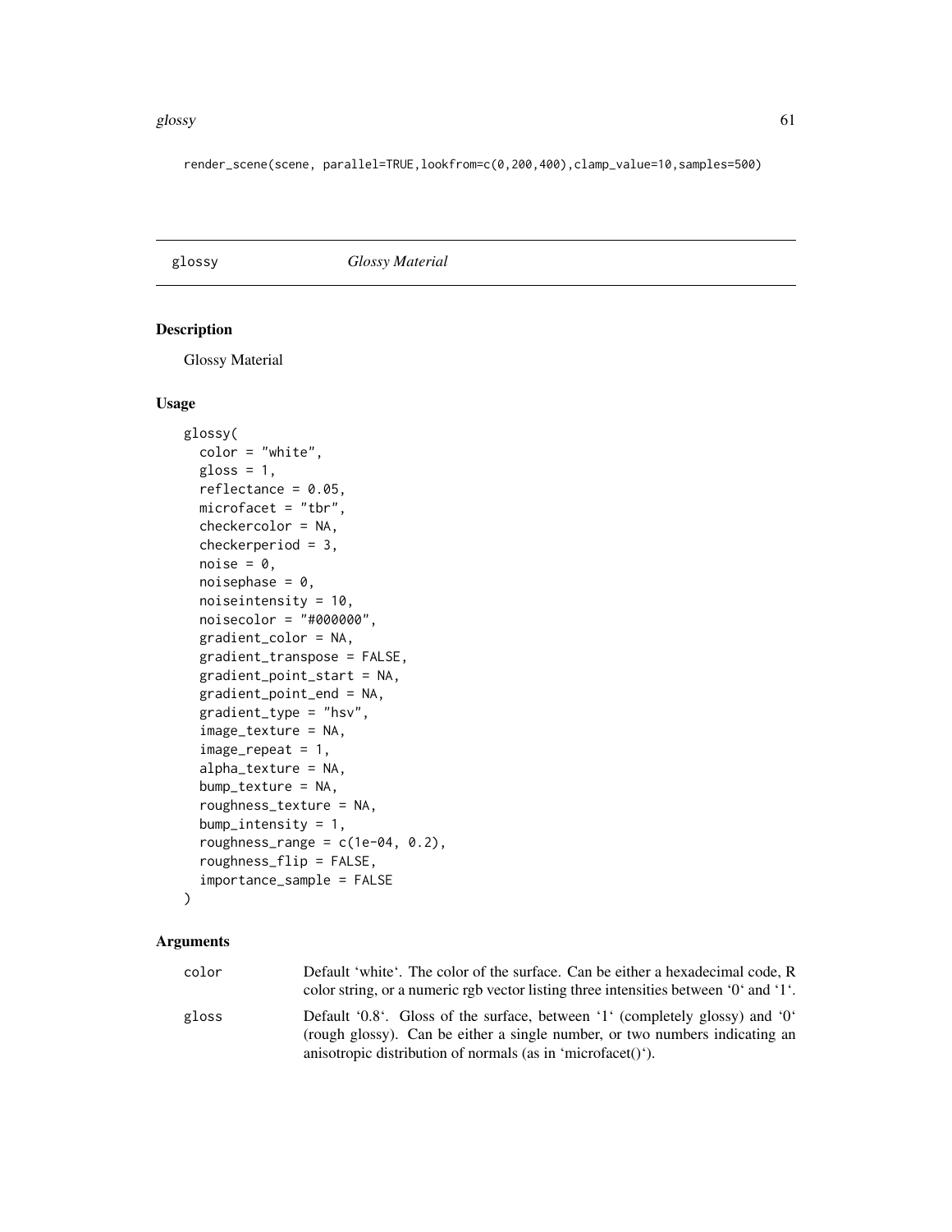```
render_scene(scene, parallel=TRUE,lookfrom=c(0,200,400),clamp_value=10,samples=500)
```

## glossy *Glossy Material*

### Description

Glossy Material

### Usage

```
glossy(
  color = "white",
  gloss = 1,
  reflectance = 0.05,
  microfacet = "tbr",
  checkercolor = NA,
  checkerperiod = 3,
  noise = 0,
  noisephase = 0,
  noiseintensity = 10,
  noisecolor = "#000000",
  gradient_color = NA,
  gradient_transpose = FALSE,
  gradient_point_start = NA,
  gradient_point_end = NA,
  gradient_type = "hsv",
  image_texture = NA,
  image_repeat = 1,
  alpha_texture = NA,
  bump_texture = NA,
  roughness_texture = NA,
  bump_intensity = 1,
  roughness_range = c(1e-04, 0.2),
  roughness_flip = FALSE,
  importance_sample = FALSE
)
```

### Arguments

| | |
|---|---|
| color | Default 'white'. The color of the surface. Can be either a hexadecimal code, R color string, or a numeric rgb vector listing three intensities between '0' and '1'. |
| gloss | Default '0.8'. Gloss of the surface, between '1' (completely glossy) and '0' (rough glossy). Can be either a single number, or two numbers indicating an anisotropic distribution of normals (as in 'microfacet()'). |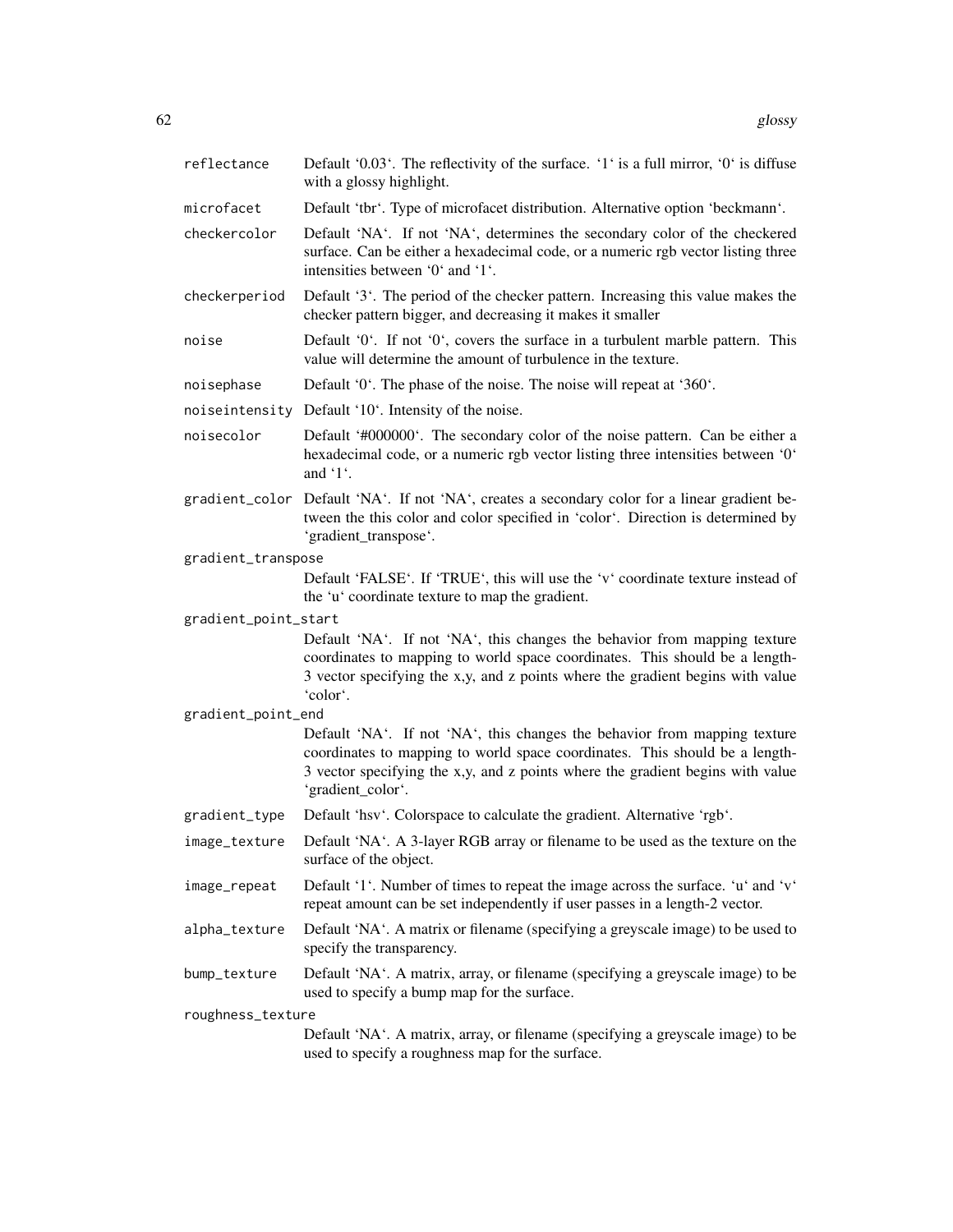| | |
|---|---|
| reflectance | Default '0.03'. The reflectivity of the surface. '1' is a full mirror, '0' is diffuse with a glossy highlight. |
| microfacet | Default 'tbr'. Type of microfacet distribution. Alternative option 'beckmann'. |
| checkercolor | Default 'NA'. If not 'NA', determines the secondary color of the checkered surface. Can be either a hexadecimal code, or a numeric rgb vector listing three intensities between '0' and '1'. |
| checkerperiod | Default '3'. The period of the checker pattern. Increasing this value makes the checker pattern bigger, and decreasing it makes it smaller |
| noise | Default '0'. If not '0', covers the surface in a turbulent marble pattern. This value will determine the amount of turbulence in the texture. |
| noisephase | Default '0'. The phase of the noise. The noise will repeat at '360'. |
| noiseintensity | Default '10'. Intensity of the noise. |
| noisecolor | Default '#000000'. The secondary color of the noise pattern. Can be either a hexadecimal code, or a numeric rgb vector listing three intensities between '0' and '1'. |
| gradient_color | Default 'NA'. If not 'NA', creates a secondary color for a linear gradient between the this color and color specified in 'color'. Direction is determined by 'gradient_transpose'. |
| gradient_transpose | Default 'FALSE'. If 'TRUE', this will use the 'v' coordinate texture instead of the 'u' coordinate texture to map the gradient. |
| gradient_point_start | Default 'NA'. If not 'NA', this changes the behavior from mapping texture coordinates to mapping to world space coordinates. This should be a length-3 vector specifying the x,y, and z points where the gradient begins with value 'color'. |
| gradient_point_end | Default 'NA'. If not 'NA', this changes the behavior from mapping texture coordinates to mapping to world space coordinates. This should be a length-3 vector specifying the x,y, and z points where the gradient begins with value 'gradient_color'. |
| gradient_type | Default 'hsv'. Colorspace to calculate the gradient. Alternative 'rgb'. |
| image_texture | Default 'NA'. A 3-layer RGB array or filename to be used as the texture on the surface of the object. |
| image_repeat | Default '1'. Number of times to repeat the image across the surface. 'u' and 'v' repeat amount can be set independently if user passes in a length-2 vector. |
| alpha_texture | Default 'NA'. A matrix or filename (specifying a greyscale image) to be used to specify the transparency. |
| bump_texture | Default 'NA'. A matrix, array, or filename (specifying a greyscale image) to be used to specify a bump map for the surface. |
| roughness_texture | Default 'NA'. A matrix, array, or filename (specifying a greyscale image) to be used to specify a roughness map for the surface. |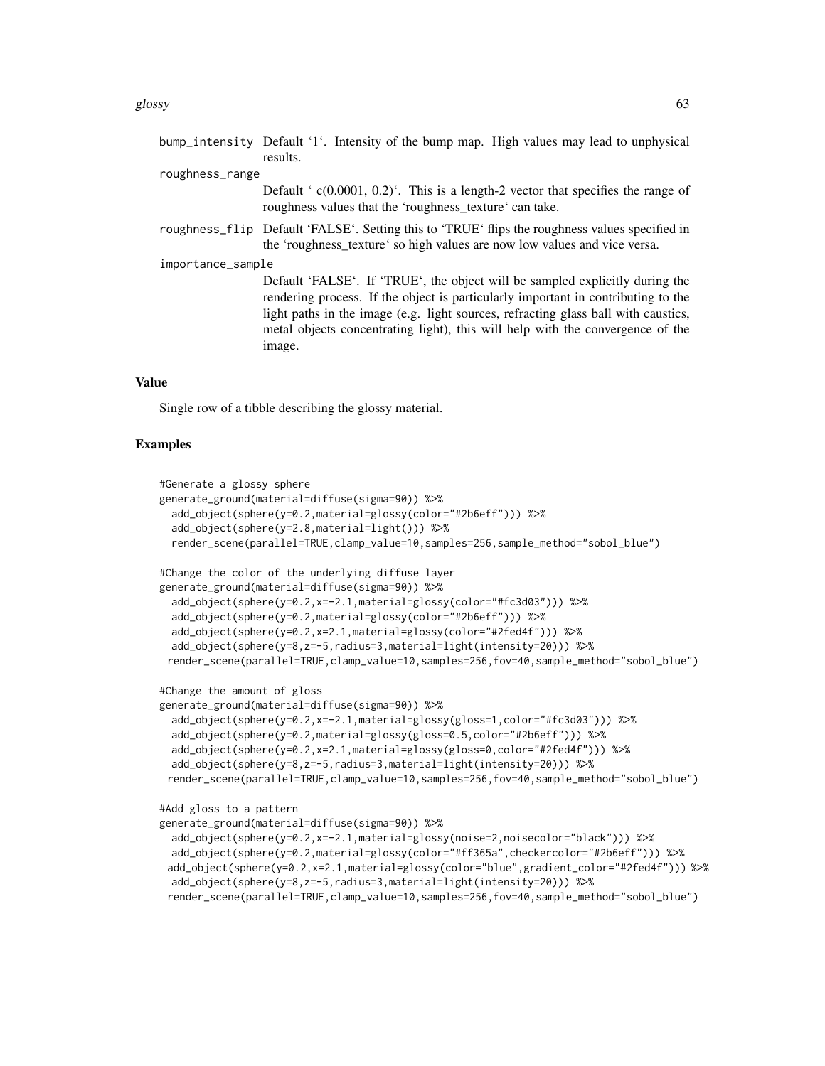bump_intensity
: Default '1'. Intensity of the bump map. High values may lead to unphysical results.

roughness_range
: Default ' c(0.0001, 0.2)'. This is a length-2 vector that specifies the range of roughness values that the 'roughness_texture' can take.

roughness_flip
: Default 'FALSE'. Setting this to 'TRUE' flips the roughness values specified in the 'roughness_texture' so high values are now low values and vice versa.

importance_sample
: Default 'FALSE'. If 'TRUE', the object will be sampled explicitly during the rendering process. If the object is particularly important in contributing to the light paths in the image (e.g. light sources, refracting glass ball with caustics, metal objects concentrating light), this will help with the convergence of the image.

### Value

Single row of a tibble describing the glossy material.

### Examples

```
#Generate a glossy sphere
generate_ground(material=diffuse(sigma=90)) %>%
  add_object(sphere(y=0.2,material=glossy(color="#2b6eff"))) %>%
  add_object(sphere(y=2.8,material=light())) %>%
  render_scene(parallel=TRUE,clamp_value=10,samples=256,sample_method="sobol_blue")

#Change the color of the underlying diffuse layer
generate_ground(material=diffuse(sigma=90)) %>%
  add_object(sphere(y=0.2,x=-2.1,material=glossy(color="#fc3d03"))) %>%
  add_object(sphere(y=0.2,material=glossy(color="#2b6eff"))) %>%
  add_object(sphere(y=0.2,x=2.1,material=glossy(color="#2fed4f"))) %>%
  add_object(sphere(y=8,z=-5,radius=3,material=light(intensity=20))) %>%
 render_scene(parallel=TRUE,clamp_value=10,samples=256,fov=40,sample_method="sobol_blue")

#Change the amount of gloss
generate_ground(material=diffuse(sigma=90)) %>%
  add_object(sphere(y=0.2,x=-2.1,material=glossy(gloss=1,color="#fc3d03"))) %>%
  add_object(sphere(y=0.2,material=glossy(gloss=0.5,color="#2b6eff"))) %>%
  add_object(sphere(y=0.2,x=2.1,material=glossy(gloss=0,color="#2fed4f"))) %>%
  add_object(sphere(y=8,z=-5,radius=3,material=light(intensity=20))) %>%
 render_scene(parallel=TRUE,clamp_value=10,samples=256,fov=40,sample_method="sobol_blue")

#Add gloss to a pattern
generate_ground(material=diffuse(sigma=90)) %>%
  add_object(sphere(y=0.2,x=-2.1,material=glossy(noise=2,noisecolor="black"))) %>%
  add_object(sphere(y=0.2,material=glossy(color="#ff365a",checkercolor="#2b6eff"))) %>%
 add_object(sphere(y=0.2,x=2.1,material=glossy(color="blue",gradient_color="#2fed4f"))) %>%
  add_object(sphere(y=8,z=-5,radius=3,material=light(intensity=20))) %>%
 render_scene(parallel=TRUE,clamp_value=10,samples=256,fov=40,sample_method="sobol_blue")
```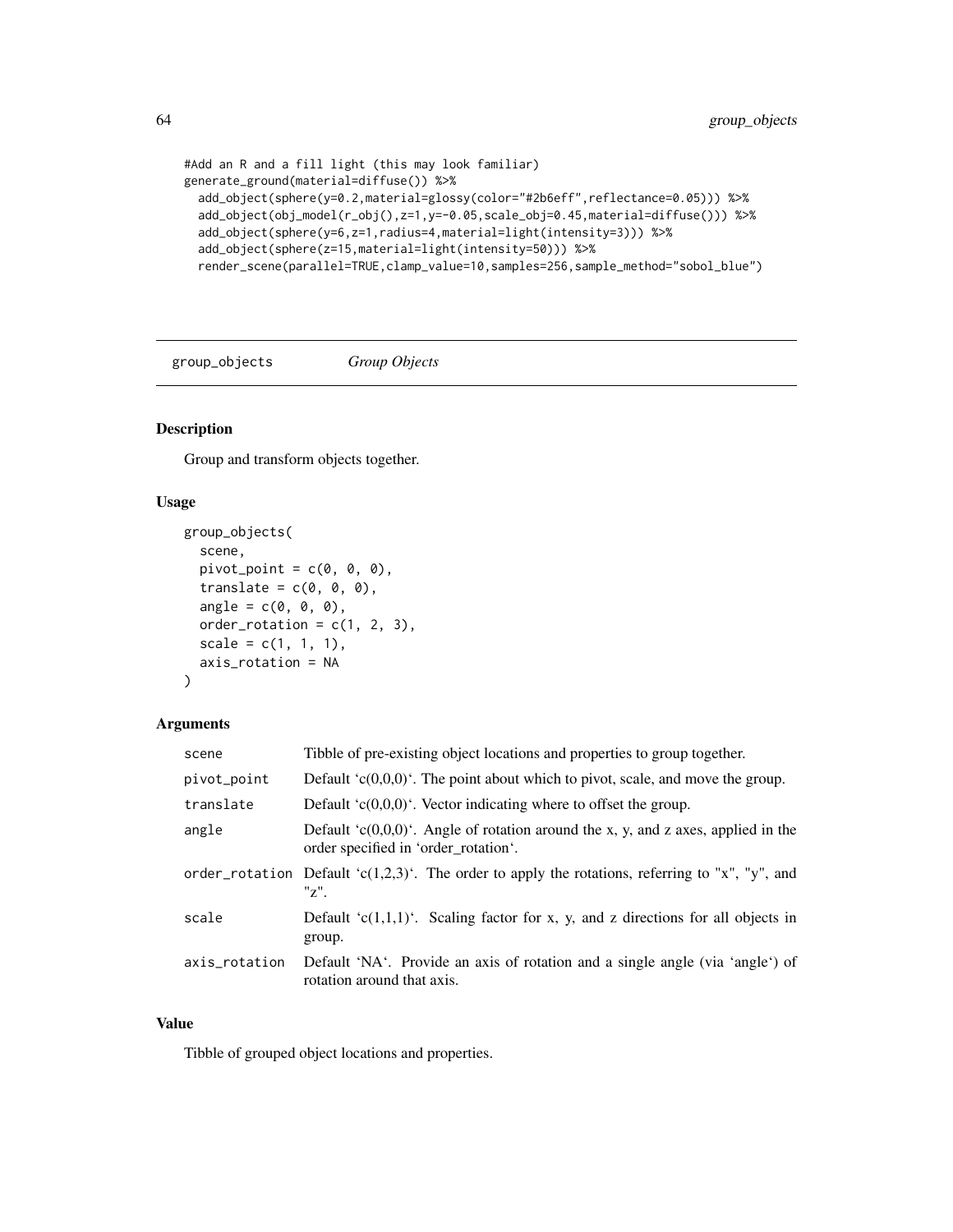```
#Add an R and a fill light (this may look familiar)
generate_ground(material=diffuse()) %>%
  add_object(sphere(y=0.2,material=glossy(color="#2b6eff",reflectance=0.05))) %>%
  add_object(obj_model(r_obj(),z=1,y=-0.05,scale_obj=0.45,material=diffuse())) %>%
  add_object(sphere(y=6,z=1,radius=4,material=light(intensity=3))) %>%
  add_object(sphere(z=15,material=light(intensity=50))) %>%
  render_scene(parallel=TRUE,clamp_value=10,samples=256,sample_method="sobol_blue")
```

## group_objects *Group Objects*

### Description

Group and transform objects together.

### Usage

```
group_objects(
  scene,
  pivot_point = c(0, 0, 0),
  translate = c(0, 0, 0),
  angle = c(0, 0, 0),
  order_rotation = c(1, 2, 3),
  scale = c(1, 1, 1),
  axis_rotation = NA
)
```

### Arguments

| | |
|---|---|
| scene | Tibble of pre-existing object locations and properties to group together. |
| pivot_point | Default 'c(0,0,0)'. The point about which to pivot, scale, and move the group. |
| translate | Default 'c(0,0,0)'. Vector indicating where to offset the group. |
| angle | Default 'c(0,0,0)'. Angle of rotation around the x, y, and z axes, applied in the order specified in 'order_rotation'. |
| order_rotation | Default 'c(1,2,3)'. The order to apply the rotations, referring to "x", "y", and "z". |
| scale | Default 'c(1,1,1)'. Scaling factor for x, y, and z directions for all objects in group. |
| axis_rotation | Default 'NA'. Provide an axis of rotation and a single angle (via 'angle') of rotation around that axis. |

### Value

Tibble of grouped object locations and properties.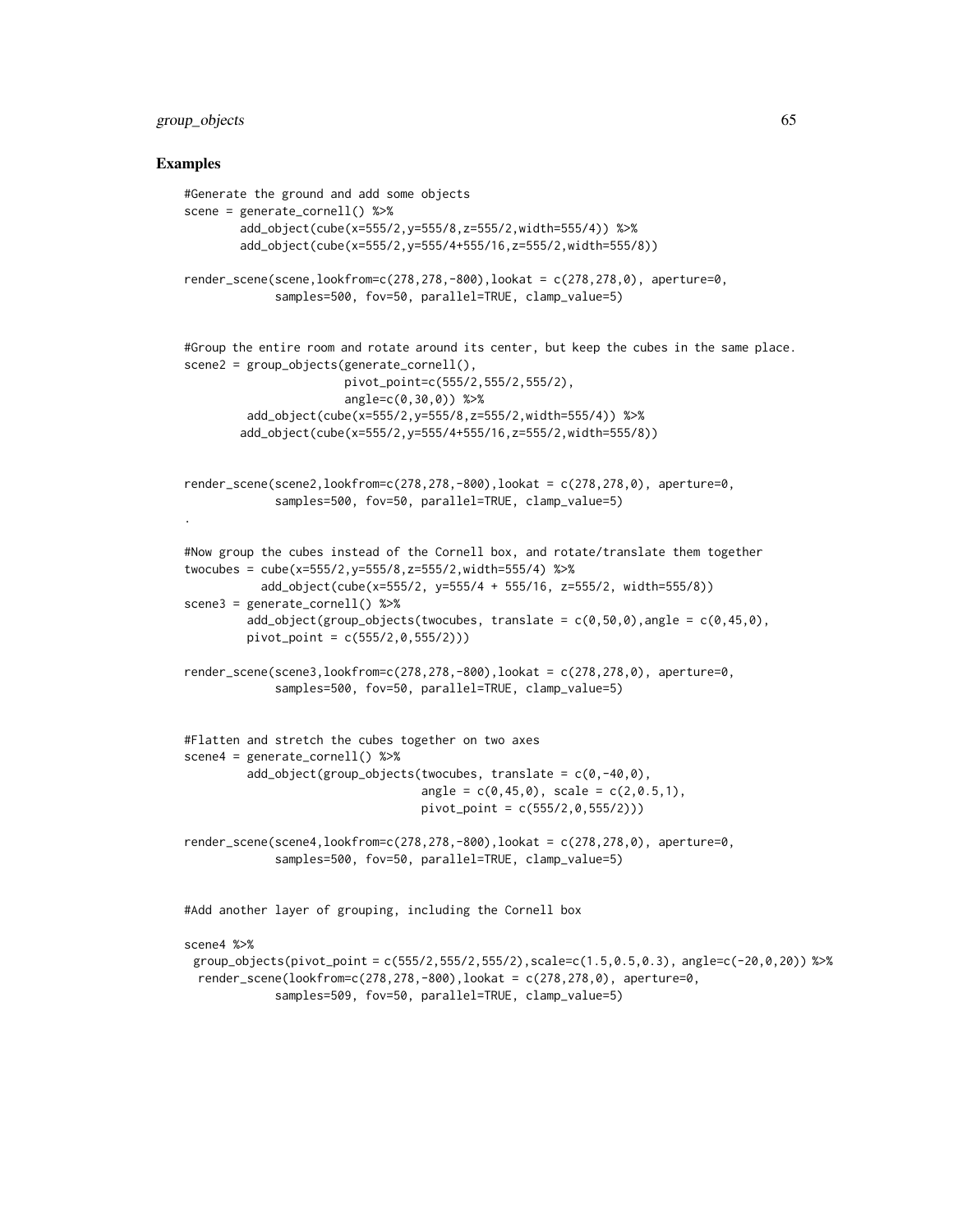## Examples

```
#Generate the ground and add some objects
scene = generate_cornell() %>%
        add_object(cube(x=555/2,y=555/8,z=555/2,width=555/4)) %>%
        add_object(cube(x=555/2,y=555/4+555/16,z=555/2,width=555/8))

render_scene(scene,lookfrom=c(278,278,-800),lookat = c(278,278,0), aperture=0,
             samples=500, fov=50, parallel=TRUE, clamp_value=5)


#Group the entire room and rotate around its center, but keep the cubes in the same place.
scene2 = group_objects(generate_cornell(),
                       pivot_point=c(555/2,555/2,555/2),
                       angle=c(0,30,0)) %>%
         add_object(cube(x=555/2,y=555/8,z=555/2,width=555/4)) %>%
        add_object(cube(x=555/2,y=555/4+555/16,z=555/2,width=555/8))


render_scene(scene2,lookfrom=c(278,278,-800),lookat = c(278,278,0), aperture=0,
             samples=500, fov=50, parallel=TRUE, clamp_value=5)
.

#Now group the cubes instead of the Cornell box, and rotate/translate them together
twocubes = cube(x=555/2,y=555/8,z=555/2,width=555/4) %>%
           add_object(cube(x=555/2, y=555/4 + 555/16, z=555/2, width=555/8))
scene3 = generate_cornell() %>%
         add_object(group_objects(twocubes, translate = c(0,50,0),angle = c(0,45,0),
         pivot_point = c(555/2,0,555/2)))

render_scene(scene3,lookfrom=c(278,278,-800),lookat = c(278,278,0), aperture=0,
             samples=500, fov=50, parallel=TRUE, clamp_value=5)


#Flatten and stretch the cubes together on two axes
scene4 = generate_cornell() %>%
         add_object(group_objects(twocubes, translate = c(0,-40,0),
                                  angle = c(0,45,0), scale = c(2,0.5,1),
                                  pivot_point = c(555/2,0,555/2)))

render_scene(scene4,lookfrom=c(278,278,-800),lookat = c(278,278,0), aperture=0,
             samples=500, fov=50, parallel=TRUE, clamp_value=5)


#Add another layer of grouping, including the Cornell box

scene4 %>%
  group_objects(pivot_point = c(555/2,555/2,555/2),scale=c(1.5,0.5,0.3), angle=c(-20,0,20)) %>%
   render_scene(lookfrom=c(278,278,-800),lookat = c(278,278,0), aperture=0,
             samples=509, fov=50, parallel=TRUE, clamp_value=5)
```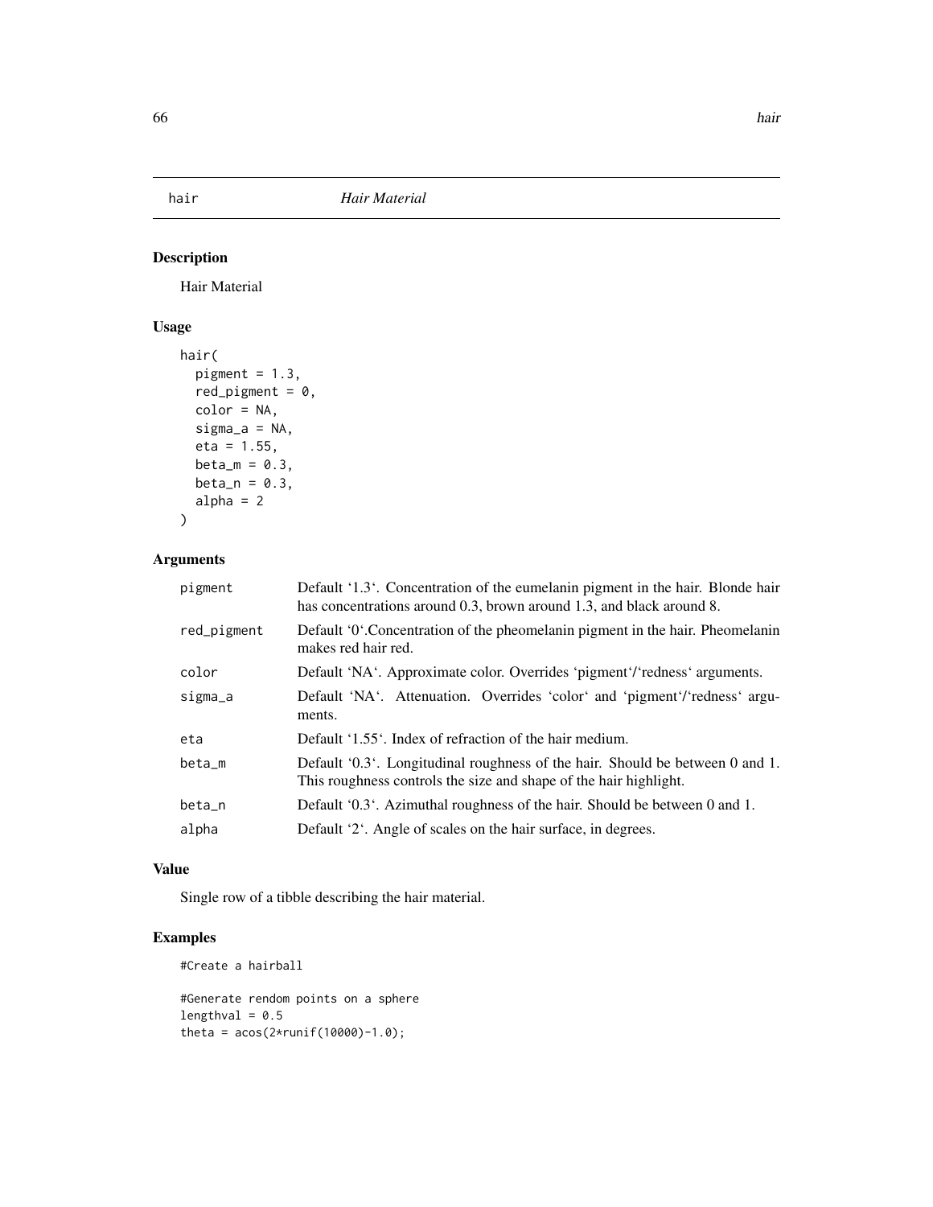## hair *Hair Material*

### Description

Hair Material

### Usage

```
hair(
  pigment = 1.3,
  red_pigment = 0,
  color = NA,
  sigma_a = NA,
  eta = 1.55,
  beta_m = 0.3,
  beta_n = 0.3,
  alpha = 2
)
```

### Arguments

| | |
|---|---|
| pigment | Default '1.3'. Concentration of the eumelanin pigment in the hair. Blonde hair has concentrations around 0.3, brown around 1.3, and black around 8. |
| red_pigment | Default '0'.Concentration of the pheomelanin pigment in the hair. Pheomelanin makes red hair red. |
| color | Default 'NA'. Approximate color. Overrides 'pigment'/'redness' arguments. |
| sigma_a | Default 'NA'. Attenuation. Overrides 'color' and 'pigment'/'redness' arguments. |
| eta | Default '1.55'. Index of refraction of the hair medium. |
| beta_m | Default '0.3'. Longitudinal roughness of the hair. Should be between 0 and 1. This roughness controls the size and shape of the hair highlight. |
| beta_n | Default '0.3'. Azimuthal roughness of the hair. Should be between 0 and 1. |
| alpha | Default '2'. Angle of scales on the hair surface, in degrees. |

### Value

Single row of a tibble describing the hair material.

### Examples

```
#Create a hairball

#Generate rendom points on a sphere
lengthval = 0.5
theta = acos(2*runif(10000)-1.0);
```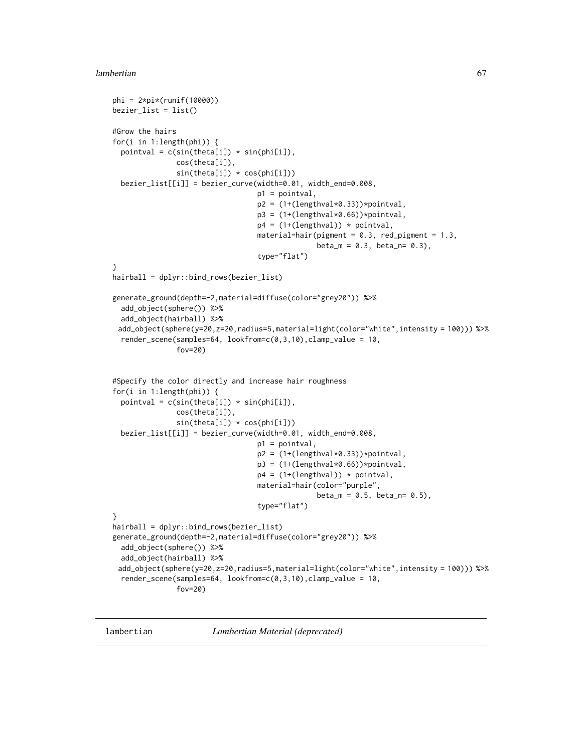```
phi = 2*pi*(runif(10000))
bezier_list = list()

#Grow the hairs
for(i in 1:length(phi)) {
  pointval = c(sin(theta[i]) * sin(phi[i]),
               cos(theta[i]),
               sin(theta[i]) * cos(phi[i]))
  bezier_list[[i]] = bezier_curve(width=0.01, width_end=0.008,
                                  p1 = pointval,
                                  p2 = (1+(lengthval*0.33))*pointval,
                                  p3 = (1+(lengthval*0.66))*pointval,
                                  p4 = (1+(lengthval)) * pointval,
                                  material=hair(pigment = 0.3, red_pigment = 1.3,
                                                beta_m = 0.3, beta_n= 0.3),
                                  type="flat")
}
hairball = dplyr::bind_rows(bezier_list)

generate_ground(depth=-2,material=diffuse(color="grey20")) %>%
  add_object(sphere()) %>%
  add_object(hairball) %>%
 add_object(sphere(y=20,z=20,radius=5,material=light(color="white",intensity = 100))) %>%
  render_scene(samples=64, lookfrom=c(0,3,10),clamp_value = 10,
               fov=20)


#Specify the color directly and increase hair roughness
for(i in 1:length(phi)) {
  pointval = c(sin(theta[i]) * sin(phi[i]),
               cos(theta[i]),
               sin(theta[i]) * cos(phi[i]))
  bezier_list[[i]] = bezier_curve(width=0.01, width_end=0.008,
                                  p1 = pointval,
                                  p2 = (1+(lengthval*0.33))*pointval,
                                  p3 = (1+(lengthval*0.66))*pointval,
                                  p4 = (1+(lengthval)) * pointval,
                                  material=hair(color="purple",
                                                beta_m = 0.5, beta_n= 0.5),
                                  type="flat")
}
hairball = dplyr::bind_rows(bezier_list)
generate_ground(depth=-2,material=diffuse(color="grey20")) %>%
  add_object(sphere()) %>%
  add_object(hairball) %>%
 add_object(sphere(y=20,z=20,radius=5,material=light(color="white",intensity = 100))) %>%
  render_scene(samples=64, lookfrom=c(0,3,10),clamp_value = 10,
               fov=20)
```

## lambertian *Lambertian Material (deprecated)*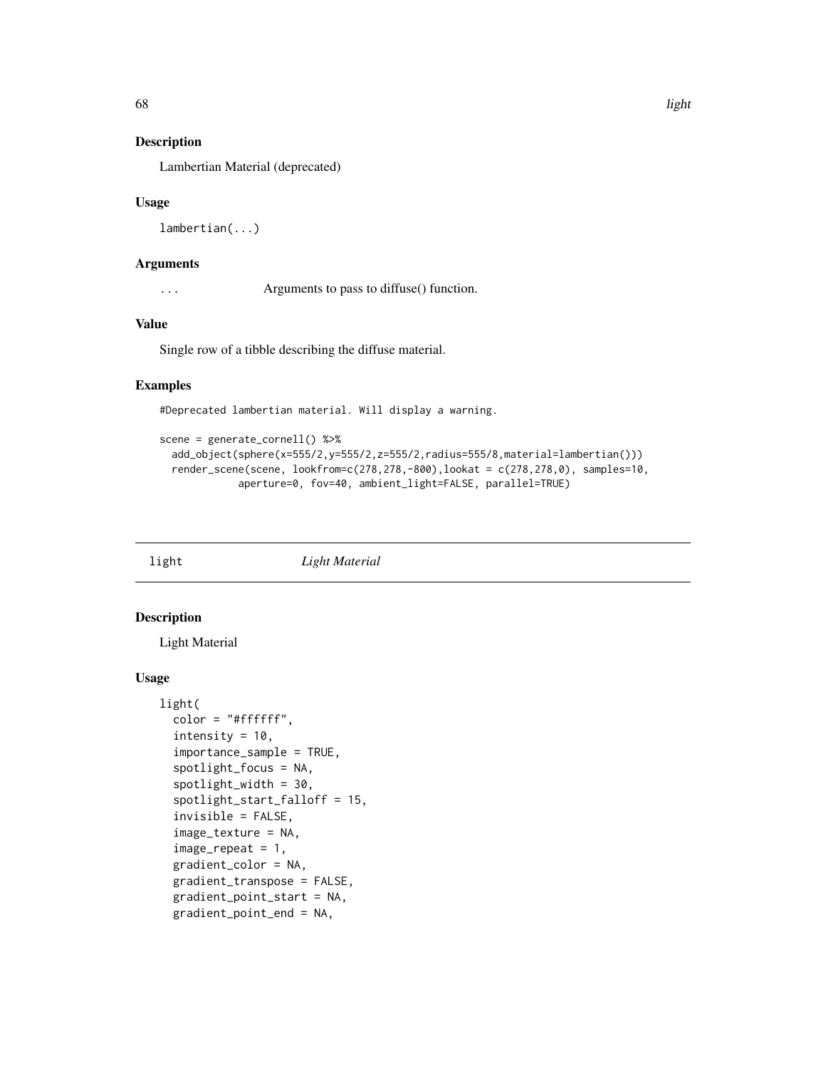## Description

Lambertian Material (deprecated)

## Usage

```
lambertian(...)
```

## Arguments

... Arguments to pass to diffuse() function.

## Value

Single row of a tibble describing the diffuse material.

## Examples

```
#Deprecated lambertian material. Will display a warning.

scene = generate_cornell() %>%
  add_object(sphere(x=555/2,y=555/2,z=555/2,radius=555/8,material=lambertian()))
  render_scene(scene, lookfrom=c(278,278,-800),lookat = c(278,278,0), samples=10,
             aperture=0, fov=40, ambient_light=FALSE, parallel=TRUE)
```

---

# light *Light Material*

## Description

Light Material

## Usage

```
light(
  color = "#ffffff",
  intensity = 10,
  importance_sample = TRUE,
  spotlight_focus = NA,
  spotlight_width = 30,
  spotlight_start_falloff = 15,
  invisible = FALSE,
  image_texture = NA,
  image_repeat = 1,
  gradient_color = NA,
  gradient_transpose = FALSE,
  gradient_point_start = NA,
  gradient_point_end = NA,
```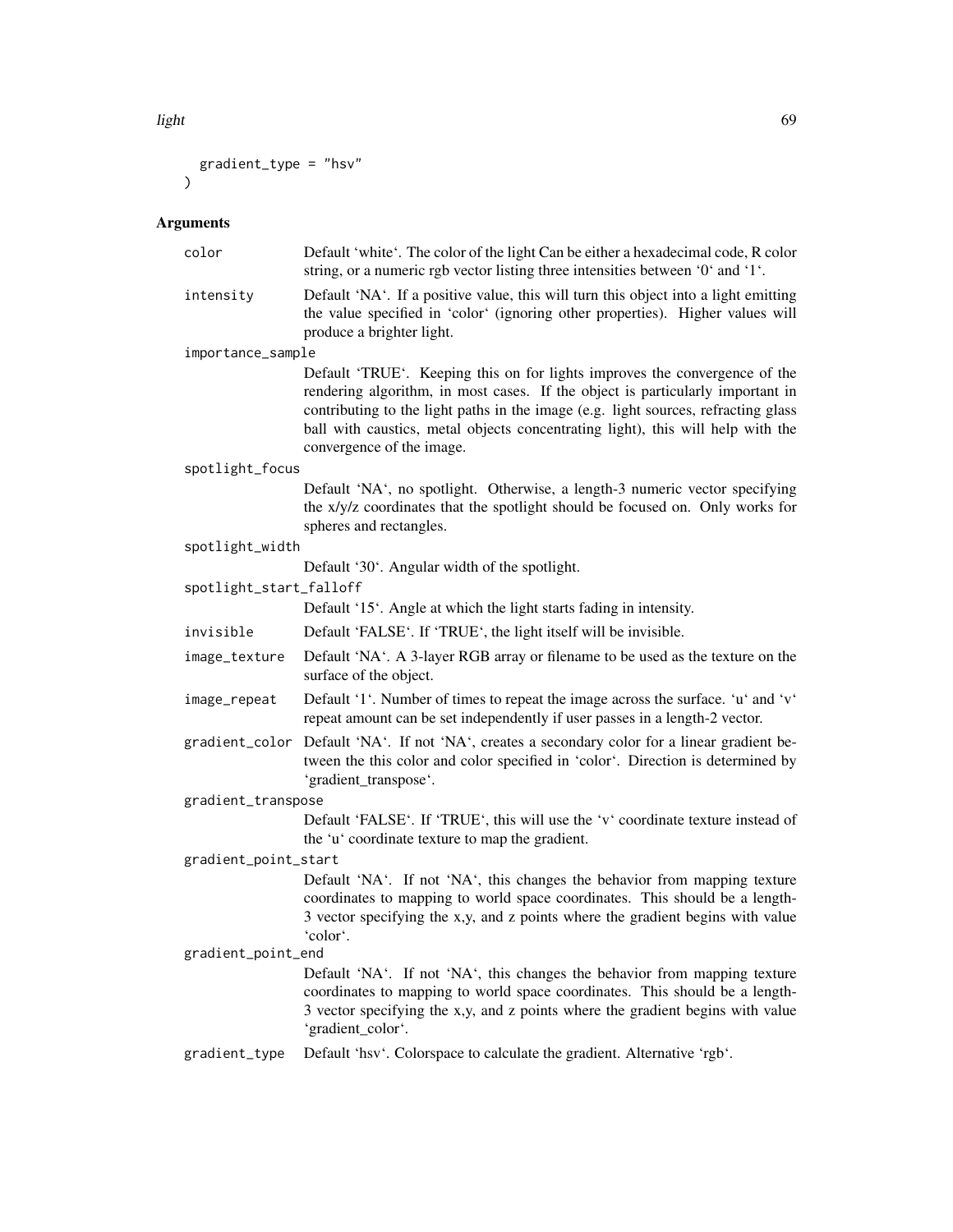```
  gradient_type = "hsv"
)
```

### Arguments

**color** Default 'white'. The color of the light Can be either a hexadecimal code, R color string, or a numeric rgb vector listing three intensities between '0' and '1'.

**intensity** Default 'NA'. If a positive value, this will turn this object into a light emitting the value specified in 'color' (ignoring other properties). Higher values will produce a brighter light.

**importance_sample** Default 'TRUE'. Keeping this on for lights improves the convergence of the rendering algorithm, in most cases. If the object is particularly important in contributing to the light paths in the image (e.g. light sources, refracting glass ball with caustics, metal objects concentrating light), this will help with the convergence of the image.

**spotlight_focus** Default 'NA', no spotlight. Otherwise, a length-3 numeric vector specifying the x/y/z coordinates that the spotlight should be focused on. Only works for spheres and rectangles.

**spotlight_width** Default '30'. Angular width of the spotlight.

**spotlight_start_falloff** Default '15'. Angle at which the light starts fading in intensity.

**invisible** Default 'FALSE'. If 'TRUE', the light itself will be invisible.

**image_texture** Default 'NA'. A 3-layer RGB array or filename to be used as the texture on the surface of the object.

**image_repeat** Default '1'. Number of times to repeat the image across the surface. 'u' and 'v' repeat amount can be set independently if user passes in a length-2 vector.

**gradient_color** Default 'NA'. If not 'NA', creates a secondary color for a linear gradient between the this color and color specified in 'color'. Direction is determined by 'gradient_transpose'.

**gradient_transpose** Default 'FALSE'. If 'TRUE', this will use the 'v' coordinate texture instead of the 'u' coordinate texture to map the gradient.

**gradient_point_start** Default 'NA'. If not 'NA', this changes the behavior from mapping texture coordinates to mapping to world space coordinates. This should be a length-3 vector specifying the x,y, and z points where the gradient begins with value 'color'.

**gradient_point_end** Default 'NA'. If not 'NA', this changes the behavior from mapping texture coordinates to mapping to world space coordinates. This should be a length-3 vector specifying the x,y, and z points where the gradient begins with value 'gradient_color'.

**gradient_type** Default 'hsv'. Colorspace to calculate the gradient. Alternative 'rgb'.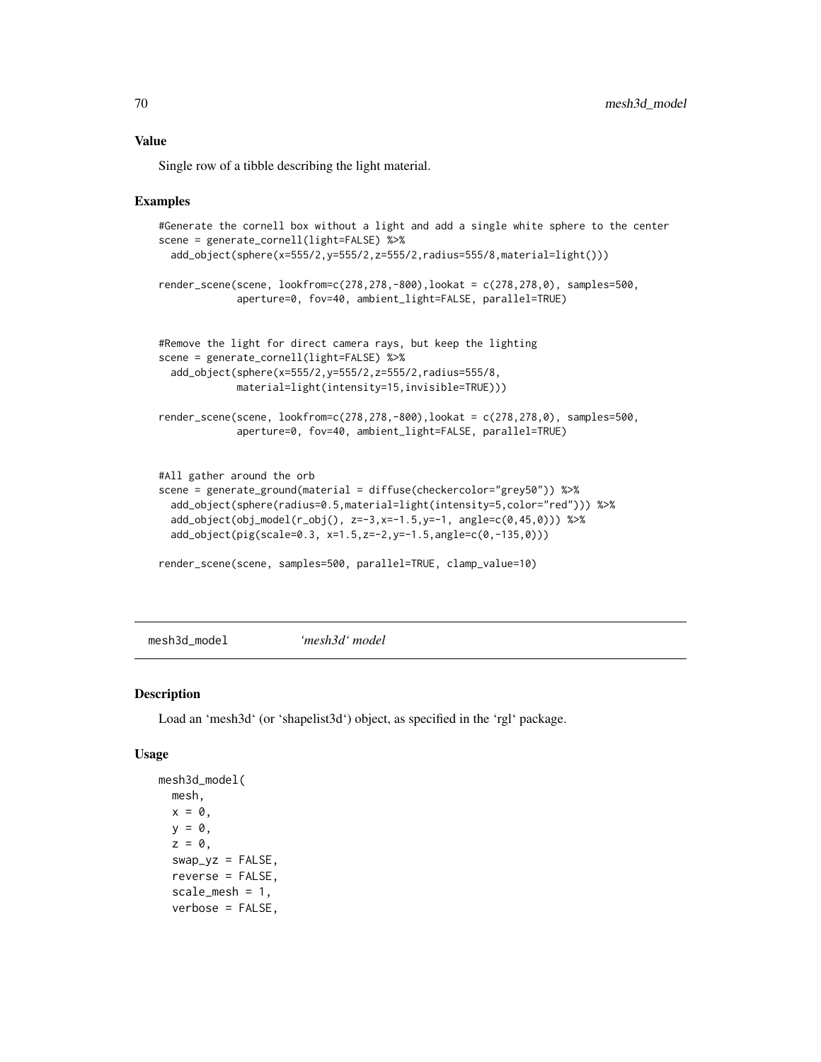## Value

Single row of a tibble describing the light material.

## Examples

```
#Generate the cornell box without a light and add a single white sphere to the center
scene = generate_cornell(light=FALSE) %>%
  add_object(sphere(x=555/2,y=555/2,z=555/2,radius=555/8,material=light()))

render_scene(scene, lookfrom=c(278,278,-800),lookat = c(278,278,0), samples=500,
             aperture=0, fov=40, ambient_light=FALSE, parallel=TRUE)


#Remove the light for direct camera rays, but keep the lighting
scene = generate_cornell(light=FALSE) %>%
  add_object(sphere(x=555/2,y=555/2,z=555/2,radius=555/8,
             material=light(intensity=15,invisible=TRUE)))

render_scene(scene, lookfrom=c(278,278,-800),lookat = c(278,278,0), samples=500,
             aperture=0, fov=40, ambient_light=FALSE, parallel=TRUE)


#All gather around the orb
scene = generate_ground(material = diffuse(checkercolor="grey50")) %>%
  add_object(sphere(radius=0.5,material=light(intensity=5,color="red"))) %>%
  add_object(obj_model(r_obj(), z=-3,x=-1.5,y=-1, angle=c(0,45,0))) %>%
  add_object(pig(scale=0.3, x=1.5,z=-2,y=-1.5,angle=c(0,-135,0)))

render_scene(scene, samples=500, parallel=TRUE, clamp_value=10)
```

---

# mesh3d_model *'mesh3d' model*

## Description

Load an 'mesh3d' (or 'shapelist3d') object, as specified in the 'rgl' package.

## Usage

```
mesh3d_model(
  mesh,
  x = 0,
  y = 0,
  z = 0,
  swap_yz = FALSE,
  reverse = FALSE,
  scale_mesh = 1,
  verbose = FALSE,
```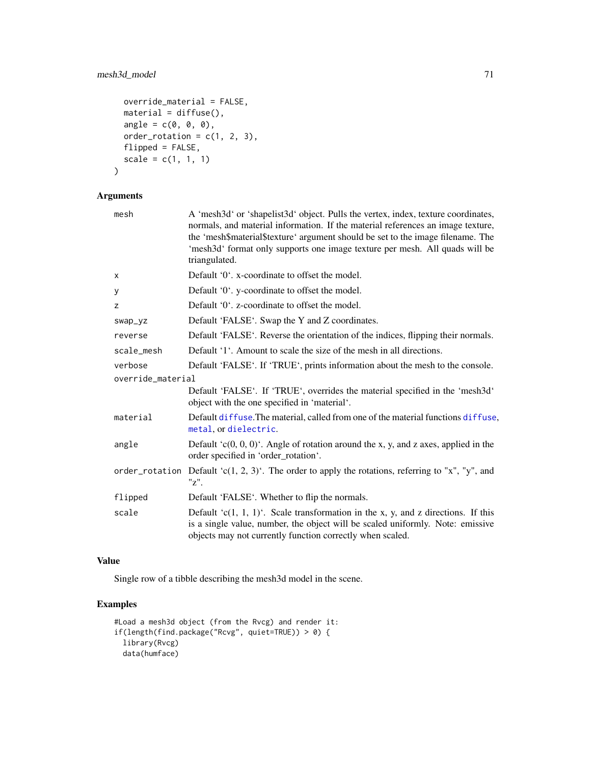```
  override_material = FALSE,
  material = diffuse(),
  angle = c(0, 0, 0),
  order_rotation = c(1, 2, 3),
  flipped = FALSE,
  scale = c(1, 1, 1)
)
```

## Arguments

| | |
|---|---|
| mesh | A 'mesh3d' or 'shapelist3d' object. Pulls the vertex, index, texture coordinates, normals, and material information. If the material references an image texture, the 'mesh$material$texture' argument should be set to the image filename. The 'mesh3d' format only supports one image texture per mesh. All quads will be triangulated. |
| x | Default '0'. x-coordinate to offset the model. |
| y | Default '0'. y-coordinate to offset the model. |
| z | Default '0'. z-coordinate to offset the model. |
| swap_yz | Default 'FALSE'. Swap the Y and Z coordinates. |
| reverse | Default 'FALSE'. Reverse the orientation of the indices, flipping their normals. |
| scale_mesh | Default '1'. Amount to scale the size of the mesh in all directions. |
| verbose | Default 'FALSE'. If 'TRUE', prints information about the mesh to the console. |
| override_material | Default 'FALSE'. If 'TRUE', overrides the material specified in the 'mesh3d' object with the one specified in 'material'. |
| material | Default diffuse.The material, called from one of the material functions diffuse, metal, or dielectric. |
| angle | Default 'c(0, 0, 0)'. Angle of rotation around the x, y, and z axes, applied in the order specified in 'order_rotation'. |
| order_rotation | Default 'c(1, 2, 3)'. The order to apply the rotations, referring to "x", "y", and "z". |
| flipped | Default 'FALSE'. Whether to flip the normals. |
| scale | Default 'c(1, 1, 1)'. Scale transformation in the x, y, and z directions. If this is a single value, number, the object will be scaled uniformly. Note: emissive objects may not currently function correctly when scaled. |

## Value

Single row of a tibble describing the mesh3d model in the scene.

## Examples

```
#Load a mesh3d object (from the Rvcg) and render it:
if(length(find.package("Rvcg", quiet=TRUE)) > 0) {
  library(Rvcg)
  data(humface)
```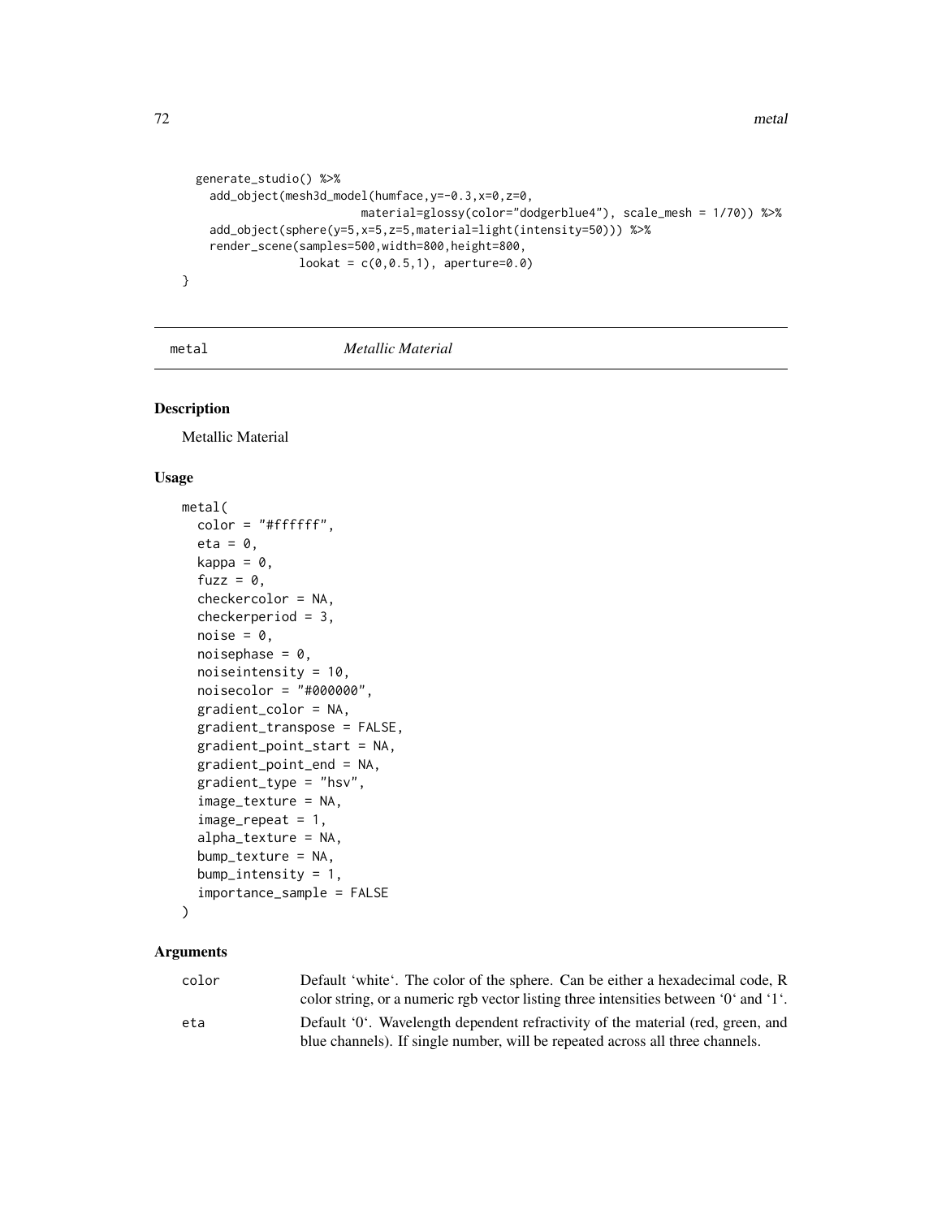```
  generate_studio() %>%
    add_object(mesh3d_model(humface,y=-0.3,x=0,z=0,
                         material=glossy(color="dodgerblue4"), scale_mesh = 1/70)) %>%
    add_object(sphere(y=5,x=5,z=5,material=light(intensity=50))) %>%
    render_scene(samples=500,width=800,height=800,
                 lookat = c(0,0.5,1), aperture=0.0)
}
```

---

metal *Metallic Material*

---

## Description

Metallic Material

## Usage

```
metal(
  color = "#ffffff",
  eta = 0,
  kappa = 0,
  fuzz = 0,
  checkercolor = NA,
  checkerperiod = 3,
  noise = 0,
  noisephase = 0,
  noiseintensity = 10,
  noisecolor = "#000000",
  gradient_color = NA,
  gradient_transpose = FALSE,
  gradient_point_start = NA,
  gradient_point_end = NA,
  gradient_type = "hsv",
  image_texture = NA,
  image_repeat = 1,
  alpha_texture = NA,
  bump_texture = NA,
  bump_intensity = 1,
  importance_sample = FALSE
)
```

## Arguments

| | |
|---|---|
| color | Default 'white'. The color of the sphere. Can be either a hexadecimal code, R color string, or a numeric rgb vector listing three intensities between '0' and '1'. |
| eta | Default '0'. Wavelength dependent refractivity of the material (red, green, and blue channels). If single number, will be repeated across all three channels. |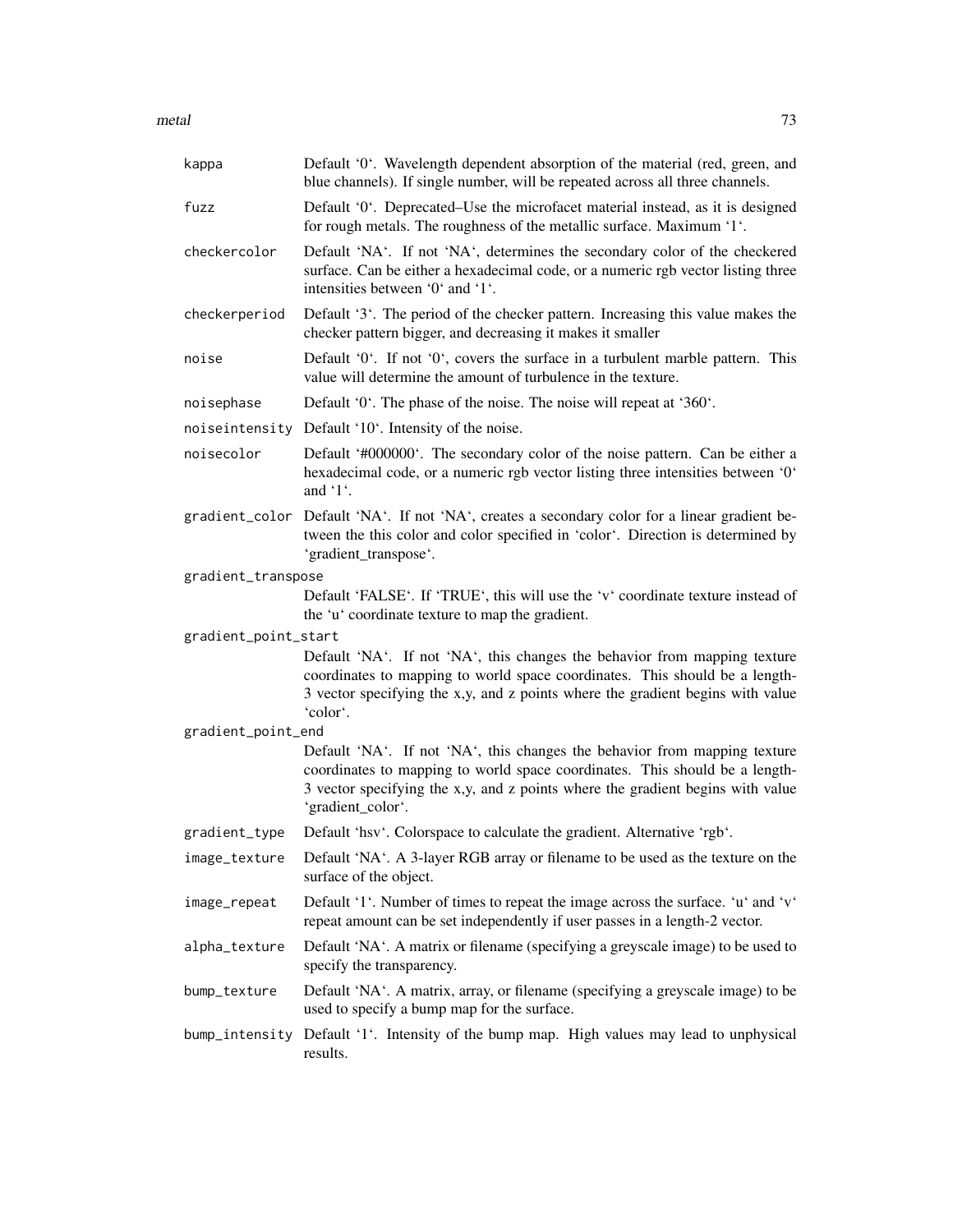| | |
|---|---|
| kappa | Default '0'. Wavelength dependent absorption of the material (red, green, and blue channels). If single number, will be repeated across all three channels. |
| fuzz | Default '0'. Deprecated–Use the microfacet material instead, as it is designed for rough metals. The roughness of the metallic surface. Maximum '1'. |
| checkercolor | Default 'NA'. If not 'NA', determines the secondary color of the checkered surface. Can be either a hexadecimal code, or a numeric rgb vector listing three intensities between '0' and '1'. |
| checkerperiod | Default '3'. The period of the checker pattern. Increasing this value makes the checker pattern bigger, and decreasing it makes it smaller |
| noise | Default '0'. If not '0', covers the surface in a turbulent marble pattern. This value will determine the amount of turbulence in the texture. |
| noisephase | Default '0'. The phase of the noise. The noise will repeat at '360'. |
| noiseintensity | Default '10'. Intensity of the noise. |
| noisecolor | Default '#000000'. The secondary color of the noise pattern. Can be either a hexadecimal code, or a numeric rgb vector listing three intensities between '0' and '1'. |
| gradient_color | Default 'NA'. If not 'NA', creates a secondary color for a linear gradient between the this color and color specified in 'color'. Direction is determined by 'gradient_transpose'. |
| gradient_transpose | Default 'FALSE'. If 'TRUE', this will use the 'v' coordinate texture instead of the 'u' coordinate texture to map the gradient. |
| gradient_point_start | Default 'NA'. If not 'NA', this changes the behavior from mapping texture coordinates to mapping to world space coordinates. This should be a length-3 vector specifying the x,y, and z points where the gradient begins with value 'color'. |
| gradient_point_end | Default 'NA'. If not 'NA', this changes the behavior from mapping texture coordinates to mapping to world space coordinates. This should be a length-3 vector specifying the x,y, and z points where the gradient begins with value 'gradient_color'. |
| gradient_type | Default 'hsv'. Colorspace to calculate the gradient. Alternative 'rgb'. |
| image_texture | Default 'NA'. A 3-layer RGB array or filename to be used as the texture on the surface of the object. |
| image_repeat | Default '1'. Number of times to repeat the image across the surface. 'u' and 'v' repeat amount can be set independently if user passes in a length-2 vector. |
| alpha_texture | Default 'NA'. A matrix or filename (specifying a greyscale image) to be used to specify the transparency. |
| bump_texture | Default 'NA'. A matrix, array, or filename (specifying a greyscale image) to be used to specify a bump map for the surface. |
| bump_intensity | Default '1'. Intensity of the bump map. High values may lead to unphysical results. |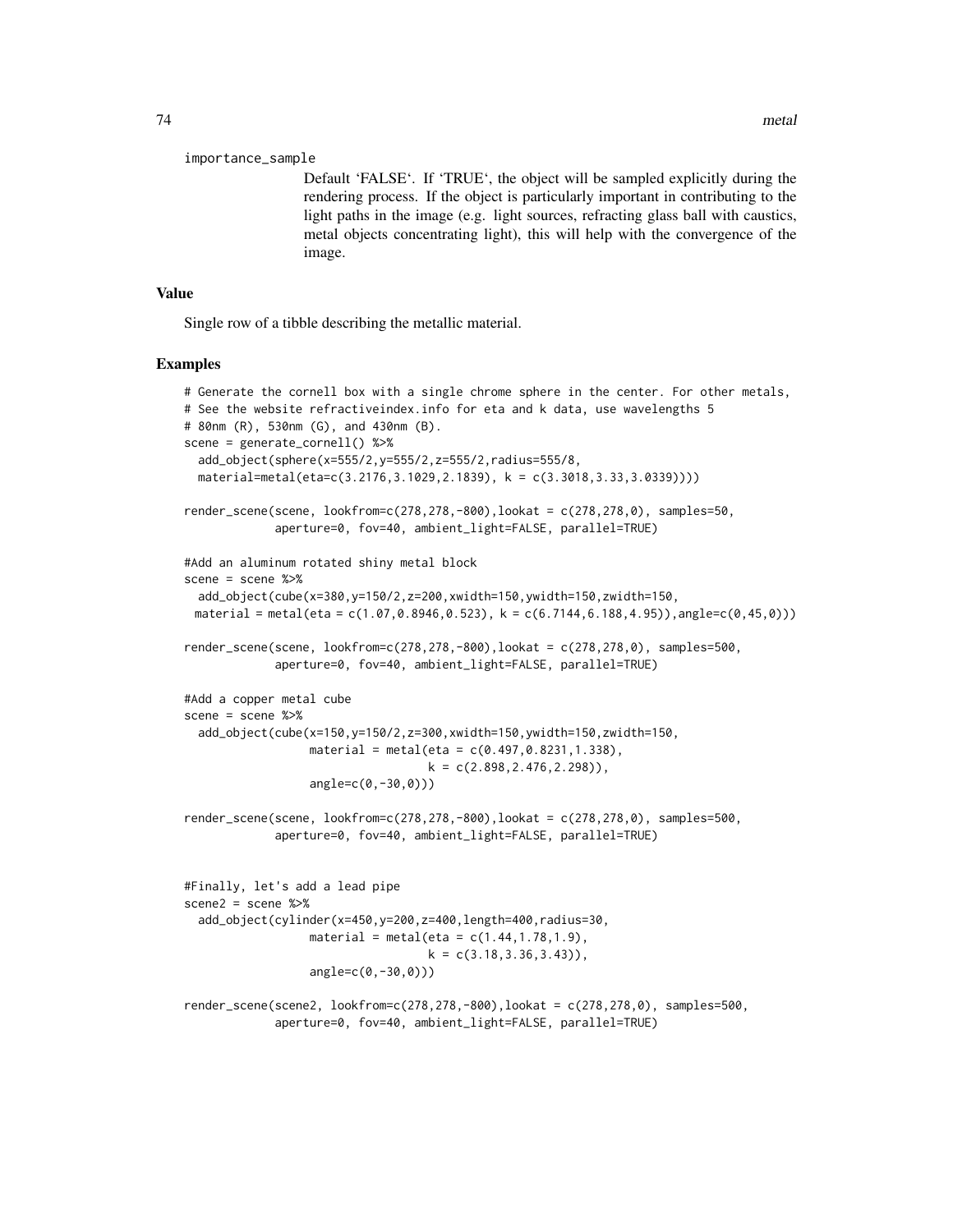importance_sample
: Default 'FALSE'. If 'TRUE', the object will be sampled explicitly during the rendering process. If the object is particularly important in contributing to the light paths in the image (e.g. light sources, refracting glass ball with caustics, metal objects concentrating light), this will help with the convergence of the image.

## Value

Single row of a tibble describing the metallic material.

## Examples

```
# Generate the cornell box with a single chrome sphere in the center. For other metals,
# See the website refractiveindex.info for eta and k data, use wavelengths 5
# 80nm (R), 530nm (G), and 430nm (B).
scene = generate_cornell() %>%
  add_object(sphere(x=555/2,y=555/2,z=555/2,radius=555/8,
  material=metal(eta=c(3.2176,3.1029,2.1839), k = c(3.3018,3.33,3.0339))))

render_scene(scene, lookfrom=c(278,278,-800),lookat = c(278,278,0), samples=50,
             aperture=0, fov=40, ambient_light=FALSE, parallel=TRUE)

#Add an aluminum rotated shiny metal block
scene = scene %>%
  add_object(cube(x=380,y=150/2,z=200,xwidth=150,ywidth=150,zwidth=150,
 material = metal(eta = c(1.07,0.8946,0.523), k = c(6.7144,6.188,4.95)),angle=c(0,45,0)))

render_scene(scene, lookfrom=c(278,278,-800),lookat = c(278,278,0), samples=500,
             aperture=0, fov=40, ambient_light=FALSE, parallel=TRUE)

#Add a copper metal cube
scene = scene %>%
  add_object(cube(x=150,y=150/2,z=300,xwidth=150,ywidth=150,zwidth=150,
                  material = metal(eta = c(0.497,0.8231,1.338),
                                   k = c(2.898,2.476,2.298)),
                  angle=c(0,-30,0)))

render_scene(scene, lookfrom=c(278,278,-800),lookat = c(278,278,0), samples=500,
             aperture=0, fov=40, ambient_light=FALSE, parallel=TRUE)


#Finally, let's add a lead pipe
scene2 = scene %>%
  add_object(cylinder(x=450,y=200,z=400,length=400,radius=30,
                  material = metal(eta = c(1.44,1.78,1.9),
                                   k = c(3.18,3.36,3.43)),
                  angle=c(0,-30,0)))

render_scene(scene2, lookfrom=c(278,278,-800),lookat = c(278,278,0), samples=500,
             aperture=0, fov=40, ambient_light=FALSE, parallel=TRUE)
```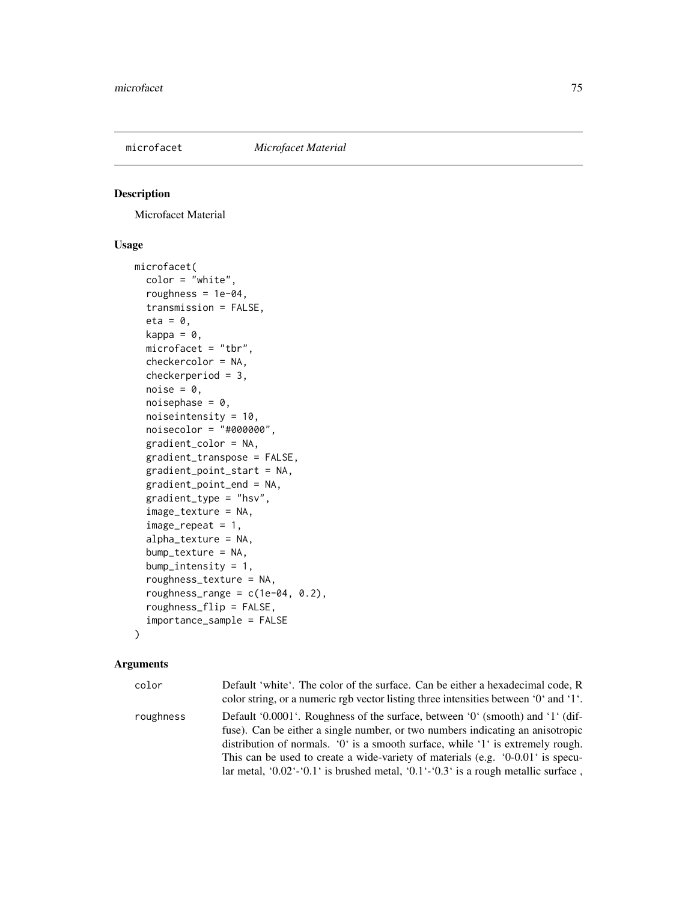microfacet *Microfacet Material*

## Description

Microfacet Material

## Usage

```
microfacet(
  color = "white",
  roughness = 1e-04,
  transmission = FALSE,
  eta = 0,
  kappa = 0,
  microfacet = "tbr",
  checkercolor = NA,
  checkerperiod = 3,
  noise = 0,
  noisephase = 0,
  noiseintensity = 10,
  noisecolor = "#000000",
  gradient_color = NA,
  gradient_transpose = FALSE,
  gradient_point_start = NA,
  gradient_point_end = NA,
  gradient_type = "hsv",
  image_texture = NA,
  image_repeat = 1,
  alpha_texture = NA,
  bump_texture = NA,
  bump_intensity = 1,
  roughness_texture = NA,
  roughness_range = c(1e-04, 0.2),
  roughness_flip = FALSE,
  importance_sample = FALSE
)
```

## Arguments

| | |
|---|---|
| color | Default 'white'. The color of the surface. Can be either a hexadecimal code, R color string, or a numeric rgb vector listing three intensities between '0' and '1'. |
| roughness | Default '0.0001'. Roughness of the surface, between '0' (smooth) and '1' (diffuse). Can be either a single number, or two numbers indicating an anisotropic distribution of normals. '0' is a smooth surface, while '1' is extremely rough. This can be used to create a wide-variety of materials (e.g. '0-0.01' is specular metal, '0.02'-'0.1' is brushed metal, '0.1'-'0.3' is a rough metallic surface , |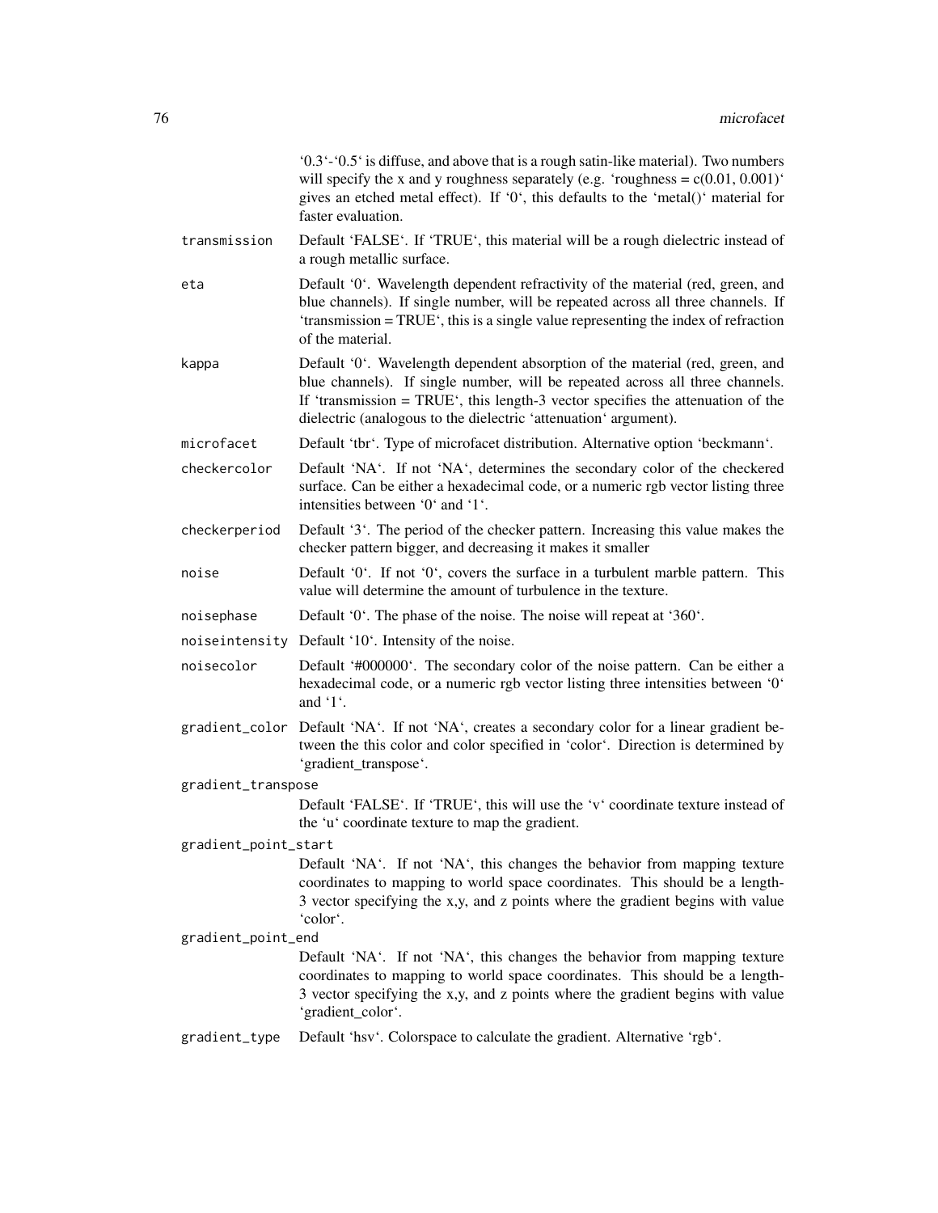'0.3'-'0.5' is diffuse, and above that is a rough satin-like material). Two numbers will specify the x and y roughness separately (e.g. 'roughness = c(0.01, 0.001)' gives an etched metal effect). If '0', this defaults to the 'metal()' material for faster evaluation.

- `transmission` Default 'FALSE'. If 'TRUE', this material will be a rough dielectric instead of a rough metallic surface.
- `eta` Default '0'. Wavelength dependent refractivity of the material (red, green, and blue channels). If single number, will be repeated across all three channels. If 'transmission = TRUE', this is a single value representing the index of refraction of the material.
- `kappa` Default '0'. Wavelength dependent absorption of the material (red, green, and blue channels). If single number, will be repeated across all three channels. If 'transmission = TRUE', this length-3 vector specifies the attenuation of the dielectric (analogous to the dielectric 'attenuation' argument).
- `microfacet` Default 'tbr'. Type of microfacet distribution. Alternative option 'beckmann'.
- `checkercolor` Default 'NA'. If not 'NA', determines the secondary color of the checkered surface. Can be either a hexadecimal code, or a numeric rgb vector listing three intensities between '0' and '1'.
- `checkerperiod` Default '3'. The period of the checker pattern. Increasing this value makes the checker pattern bigger, and decreasing it makes it smaller
- `noise` Default '0'. If not '0', covers the surface in a turbulent marble pattern. This value will determine the amount of turbulence in the texture.
- `noisephase` Default '0'. The phase of the noise. The noise will repeat at '360'.
- `noiseintensity` Default '10'. Intensity of the noise.
- `noisecolor` Default '#000000'. The secondary color of the noise pattern. Can be either a hexadecimal code, or a numeric rgb vector listing three intensities between '0' and '1'.
- `gradient_color` Default 'NA'. If not 'NA', creates a secondary color for a linear gradient between the this color and color specified in 'color'. Direction is determined by 'gradient_transpose'.
- `gradient_transpose` Default 'FALSE'. If 'TRUE', this will use the 'v' coordinate texture instead of the 'u' coordinate texture to map the gradient.
- `gradient_point_start` Default 'NA'. If not 'NA', this changes the behavior from mapping texture coordinates to mapping to world space coordinates. This should be a length-3 vector specifying the x,y, and z points where the gradient begins with value 'color'.
- `gradient_point_end` Default 'NA'. If not 'NA', this changes the behavior from mapping texture coordinates to mapping to world space coordinates. This should be a length-3 vector specifying the x,y, and z points where the gradient begins with value 'gradient_color'.
- `gradient_type` Default 'hsv'. Colorspace to calculate the gradient. Alternative 'rgb'.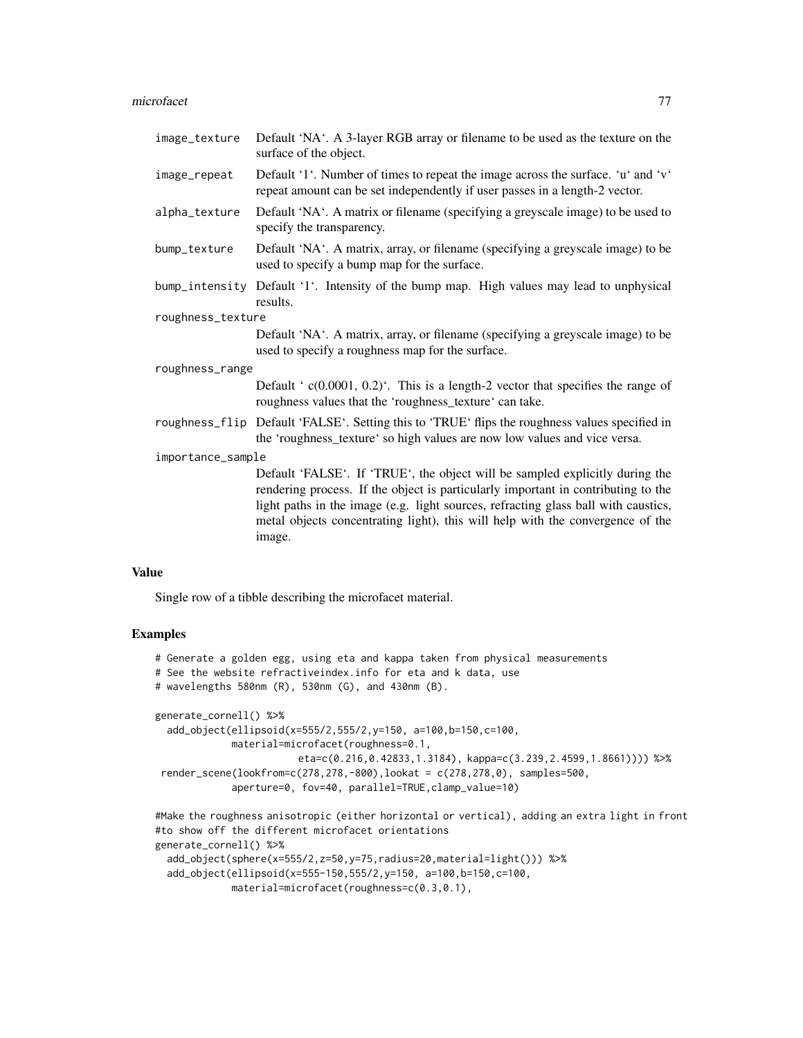| | |
|---|---|
| image_texture | Default 'NA'. A 3-layer RGB array or filename to be used as the texture on the surface of the object. |
| image_repeat | Default '1'. Number of times to repeat the image across the surface. 'u' and 'v' repeat amount can be set independently if user passes in a length-2 vector. |
| alpha_texture | Default 'NA'. A matrix or filename (specifying a greyscale image) to be used to specify the transparency. |
| bump_texture | Default 'NA'. A matrix, array, or filename (specifying a greyscale image) to be used to specify a bump map for the surface. |
| bump_intensity | Default '1'. Intensity of the bump map. High values may lead to unphysical results. |
| roughness_texture | Default 'NA'. A matrix, array, or filename (specifying a greyscale image) to be used to specify a roughness map for the surface. |
| roughness_range | Default ' c(0.0001, 0.2)'. This is a length-2 vector that specifies the range of roughness values that the 'roughness_texture' can take. |
| roughness_flip | Default 'FALSE'. Setting this to 'TRUE' flips the roughness values specified in the 'roughness_texture' so high values are now low values and vice versa. |
| importance_sample | Default 'FALSE'. If 'TRUE', the object will be sampled explicitly during the rendering process. If the object is particularly important in contributing to the light paths in the image (e.g. light sources, refracting glass ball with caustics, metal objects concentrating light), this will help with the convergence of the image. |

## Value

Single row of a tibble describing the microfacet material.

## Examples

```
# Generate a golden egg, using eta and kappa taken from physical measurements
# See the website refractiveindex.info for eta and k data, use
# wavelengths 580nm (R), 530nm (G), and 430nm (B).

generate_cornell() %>%
  add_object(ellipsoid(x=555/2,555/2,y=150, a=100,b=150,c=100,
             material=microfacet(roughness=0.1,
                         eta=c(0.216,0.42833,1.3184), kappa=c(3.239,2.4599,1.8661)))) %>%
 render_scene(lookfrom=c(278,278,-800),lookat = c(278,278,0), samples=500,
             aperture=0, fov=40, parallel=TRUE,clamp_value=10)

#Make the roughness anisotropic (either horizontal or vertical), adding an extra light in front
#to show off the different microfacet orientations
generate_cornell() %>%
  add_object(sphere(x=555/2,z=50,y=75,radius=20,material=light())) %>%
  add_object(ellipsoid(x=555-150,555/2,y=150, a=100,b=150,c=100,
             material=microfacet(roughness=c(0.3,0.1),
```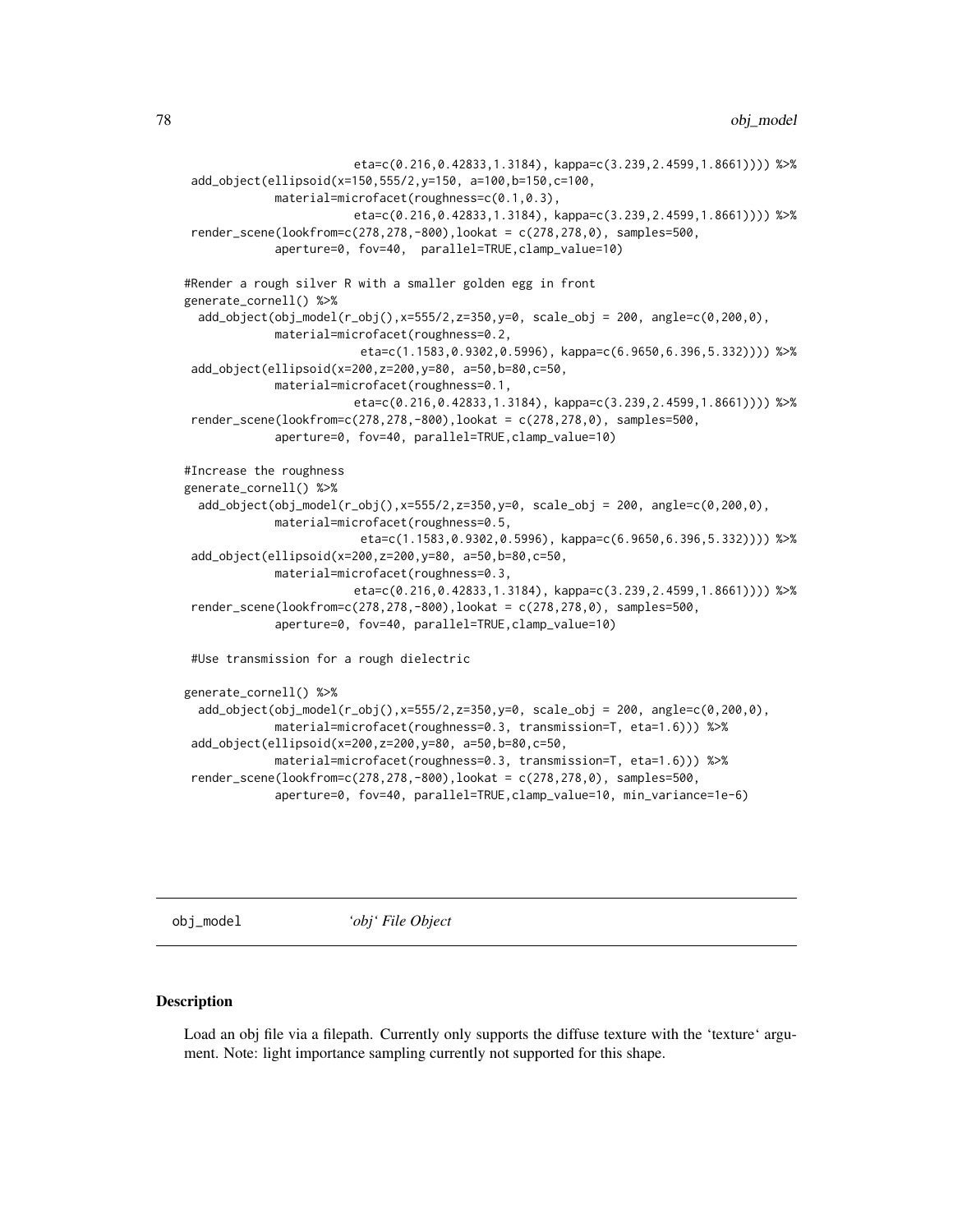```
                        eta=c(0.216,0.42833,1.3184), kappa=c(3.239,2.4599,1.8661)))) %>%
 add_object(ellipsoid(x=150,555/2,y=150, a=100,b=150,c=100,
            material=microfacet(roughness=c(0.1,0.3),
                        eta=c(0.216,0.42833,1.3184), kappa=c(3.239,2.4599,1.8661)))) %>%
 render_scene(lookfrom=c(278,278,-800),lookat = c(278,278,0), samples=500,
            aperture=0, fov=40,  parallel=TRUE,clamp_value=10)

#Render a rough silver R with a smaller golden egg in front
generate_cornell() %>%
  add_object(obj_model(r_obj(),x=555/2,z=350,y=0, scale_obj = 200, angle=c(0,200,0),
            material=microfacet(roughness=0.2,
                         eta=c(1.1583,0.9302,0.5996), kappa=c(6.9650,6.396,5.332)))) %>%
 add_object(ellipsoid(x=200,z=200,y=80, a=50,b=80,c=50,
            material=microfacet(roughness=0.1,
                        eta=c(0.216,0.42833,1.3184), kappa=c(3.239,2.4599,1.8661)))) %>%
 render_scene(lookfrom=c(278,278,-800),lookat = c(278,278,0), samples=500,
            aperture=0, fov=40, parallel=TRUE,clamp_value=10)

#Increase the roughness
generate_cornell() %>%
  add_object(obj_model(r_obj(),x=555/2,z=350,y=0, scale_obj = 200, angle=c(0,200,0),
            material=microfacet(roughness=0.5,
                         eta=c(1.1583,0.9302,0.5996), kappa=c(6.9650,6.396,5.332)))) %>%
 add_object(ellipsoid(x=200,z=200,y=80, a=50,b=80,c=50,
            material=microfacet(roughness=0.3,
                        eta=c(0.216,0.42833,1.3184), kappa=c(3.239,2.4599,1.8661)))) %>%
 render_scene(lookfrom=c(278,278,-800),lookat = c(278,278,0), samples=500,
            aperture=0, fov=40, parallel=TRUE,clamp_value=10)

 #Use transmission for a rough dielectric

generate_cornell() %>%
  add_object(obj_model(r_obj(),x=555/2,z=350,y=0, scale_obj = 200, angle=c(0,200,0),
            material=microfacet(roughness=0.3, transmission=T, eta=1.6))) %>%
 add_object(ellipsoid(x=200,z=200,y=80, a=50,b=80,c=50,
            material=microfacet(roughness=0.3, transmission=T, eta=1.6))) %>%
 render_scene(lookfrom=c(278,278,-800),lookat = c(278,278,0), samples=500,
            aperture=0, fov=40, parallel=TRUE,clamp_value=10, min_variance=1e-6)
```

---

obj_model *'obj' File Object*

---

## Description

Load an obj file via a filepath. Currently only supports the diffuse texture with the 'texture' argument. Note: light importance sampling currently not supported for this shape.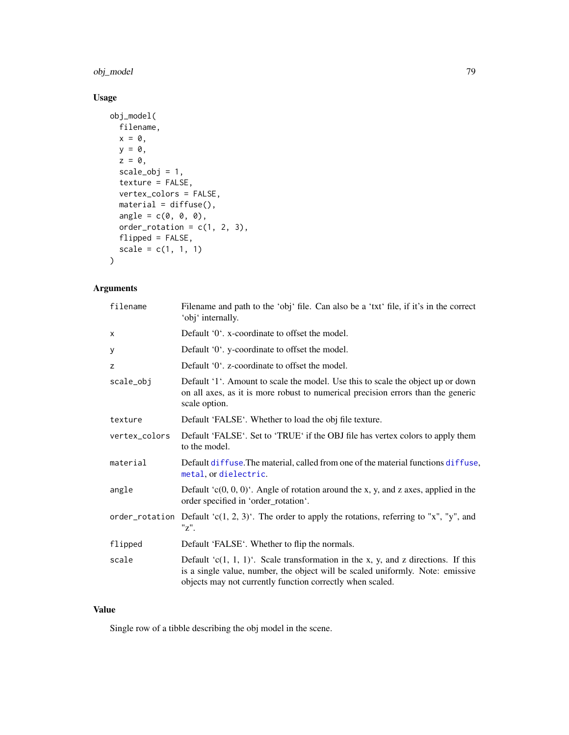## Usage

```
obj_model(
  filename,
  x = 0,
  y = 0,
  z = 0,
  scale_obj = 1,
  texture = FALSE,
  vertex_colors = FALSE,
  material = diffuse(),
  angle = c(0, 0, 0),
  order_rotation = c(1, 2, 3),
  flipped = FALSE,
  scale = c(1, 1, 1)
)
```

## Arguments

| | |
|---|---|
| `filename` | Filename and path to the 'obj' file. Can also be a 'txt' file, if it's in the correct 'obj' internally. |
| `x` | Default '0'. x-coordinate to offset the model. |
| `y` | Default '0'. y-coordinate to offset the model. |
| `z` | Default '0'. z-coordinate to offset the model. |
| `scale_obj` | Default '1'. Amount to scale the model. Use this to scale the object up or down on all axes, as it is more robust to numerical precision errors than the generic scale option. |
| `texture` | Default 'FALSE'. Whether to load the obj file texture. |
| `vertex_colors` | Default 'FALSE'. Set to 'TRUE' if the OBJ file has vertex colors to apply them to the model. |
| `material` | Default `diffuse`.The material, called from one of the material functions `diffuse`, `metal`, or `dielectric`. |
| `angle` | Default 'c(0, 0, 0)'. Angle of rotation around the x, y, and z axes, applied in the order specified in 'order_rotation'. |
| `order_rotation` | Default 'c(1, 2, 3)'. The order to apply the rotations, referring to "x", "y", and "z". |
| `flipped` | Default 'FALSE'. Whether to flip the normals. |
| `scale` | Default 'c(1, 1, 1)'. Scale transformation in the x, y, and z directions. If this is a single value, number, the object will be scaled uniformly. Note: emissive objects may not currently function correctly when scaled. |

## Value

Single row of a tibble describing the obj model in the scene.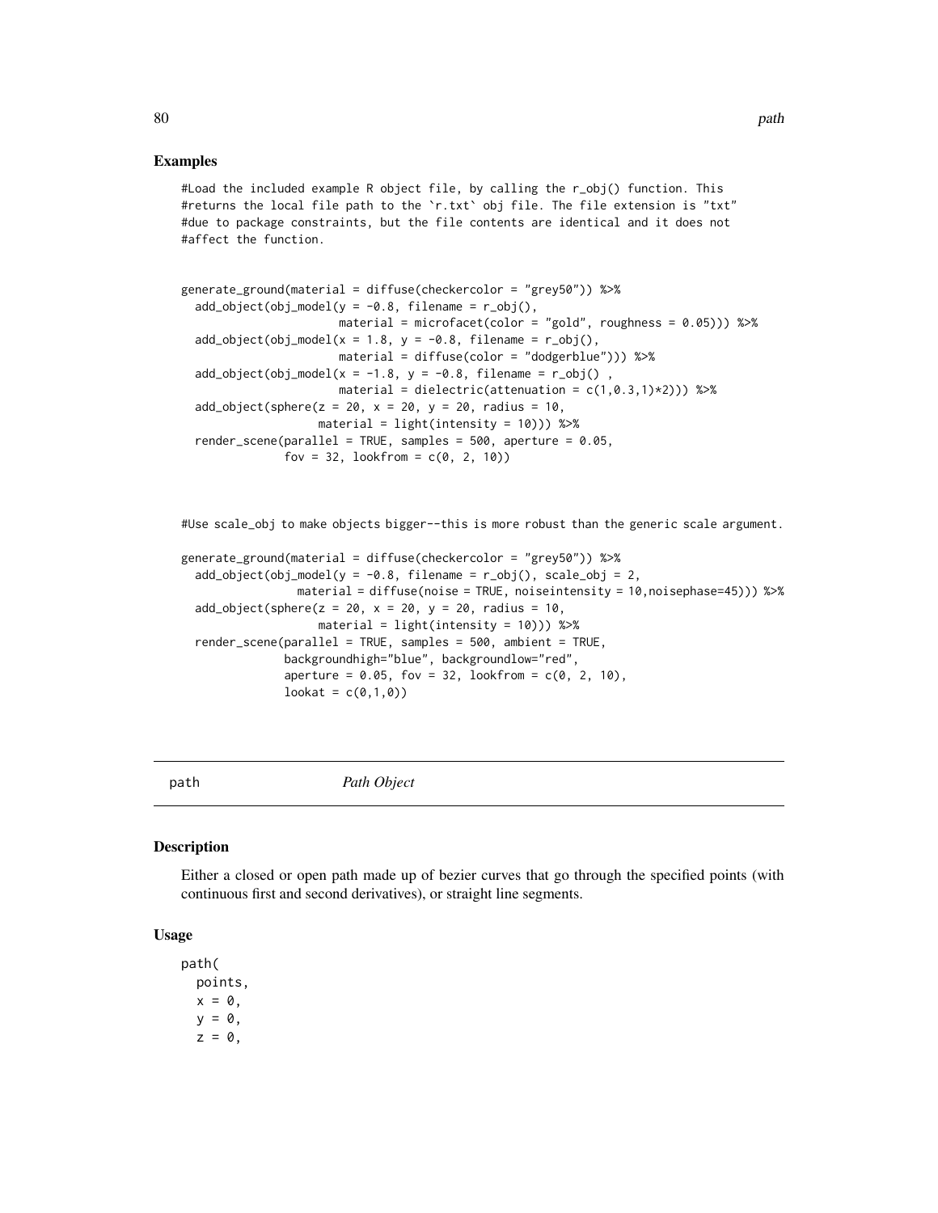## Examples

```
#Load the included example R object file, by calling the r_obj() function. This
#returns the local file path to the `r.txt` obj file. The file extension is "txt"
#due to package constraints, but the file contents are identical and it does not
#affect the function.


generate_ground(material = diffuse(checkercolor = "grey50")) %>%
  add_object(obj_model(y = -0.8, filename = r_obj(),
                       material = microfacet(color = "gold", roughness = 0.05))) %>%
  add_object(obj_model(x = 1.8, y = -0.8, filename = r_obj(),
                       material = diffuse(color = "dodgerblue"))) %>%
  add_object(obj_model(x = -1.8, y = -0.8, filename = r_obj() ,
                       material = dielectric(attenuation = c(1,0.3,1)*2))) %>%
  add_object(sphere(z = 20, x = 20, y = 20, radius = 10,
                    material = light(intensity = 10))) %>%
  render_scene(parallel = TRUE, samples = 500, aperture = 0.05,
               fov = 32, lookfrom = c(0, 2, 10))



#Use scale_obj to make objects bigger--this is more robust than the generic scale argument.

generate_ground(material = diffuse(checkercolor = "grey50")) %>%
  add_object(obj_model(y = -0.8, filename = r_obj(), scale_obj = 2,
                 material = diffuse(noise = TRUE, noiseintensity = 10,noisephase=45))) %>%
  add_object(sphere(z = 20, x = 20, y = 20, radius = 10,
                    material = light(intensity = 10))) %>%
  render_scene(parallel = TRUE, samples = 500, ambient = TRUE,
               backgroundhigh="blue", backgroundlow="red",
               aperture = 0.05, fov = 32, lookfrom = c(0, 2, 10),
               lookat = c(0,1,0))
```

---

# path    *Path Object*

---

## Description

Either a closed or open path made up of bezier curves that go through the specified points (with continuous first and second derivatives), or straight line segments.

## Usage

```
path(
  points,
  x = 0,
  y = 0,
  z = 0,
```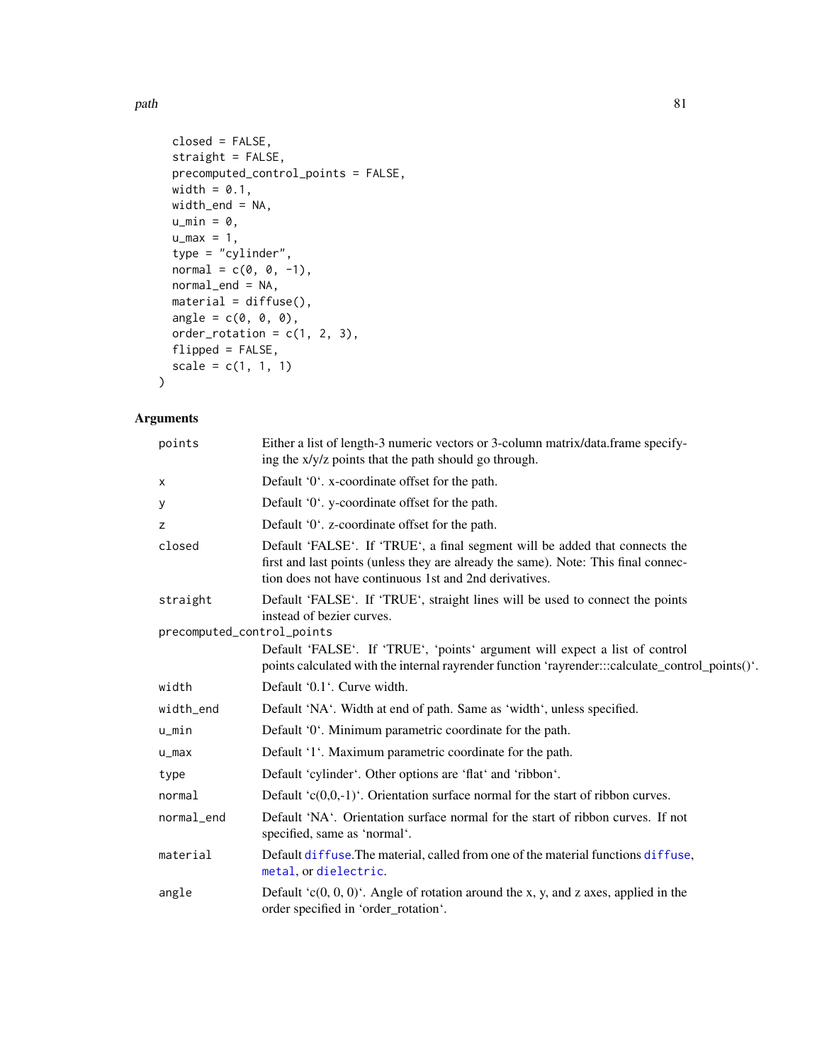```
  closed = FALSE,
  straight = FALSE,
  precomputed_control_points = FALSE,
  width = 0.1,
  width_end = NA,
  u_min = 0,
  u_max = 1,
  type = "cylinder",
  normal = c(0, 0, -1),
  normal_end = NA,
  material = diffuse(),
  angle = c(0, 0, 0),
  order_rotation = c(1, 2, 3),
  flipped = FALSE,
  scale = c(1, 1, 1)
)
```

## Arguments

| Argument | Description |
|---|---|
| points | Either a list of length-3 numeric vectors or 3-column matrix/data.frame specifying the x/y/z points that the path should go through. |
| x | Default '0'. x-coordinate offset for the path. |
| y | Default '0'. y-coordinate offset for the path. |
| z | Default '0'. z-coordinate offset for the path. |
| closed | Default 'FALSE'. If 'TRUE', a final segment will be added that connects the first and last points (unless they are already the same). Note: This final connection does not have continuous 1st and 2nd derivatives. |
| straight | Default 'FALSE'. If 'TRUE', straight lines will be used to connect the points instead of bezier curves. |
| precomputed_control_points | Default 'FALSE'. If 'TRUE', 'points' argument will expect a list of control points calculated with the internal rayrender function 'rayrender:::calculate_control_points()'. |
| width | Default '0.1'. Curve width. |
| width_end | Default 'NA'. Width at end of path. Same as 'width', unless specified. |
| u_min | Default '0'. Minimum parametric coordinate for the path. |
| u_max | Default '1'. Maximum parametric coordinate for the path. |
| type | Default 'cylinder'. Other options are 'flat' and 'ribbon'. |
| normal | Default 'c(0,0,-1)'. Orientation surface normal for the start of ribbon curves. |
| normal_end | Default 'NA'. Orientation surface normal for the start of ribbon curves. If not specified, same as 'normal'. |
| material | Default diffuse.The material, called from one of the material functions diffuse, metal, or dielectric. |
| angle | Default 'c(0, 0, 0)'. Angle of rotation around the x, y, and z axes, applied in the order specified in 'order_rotation'. |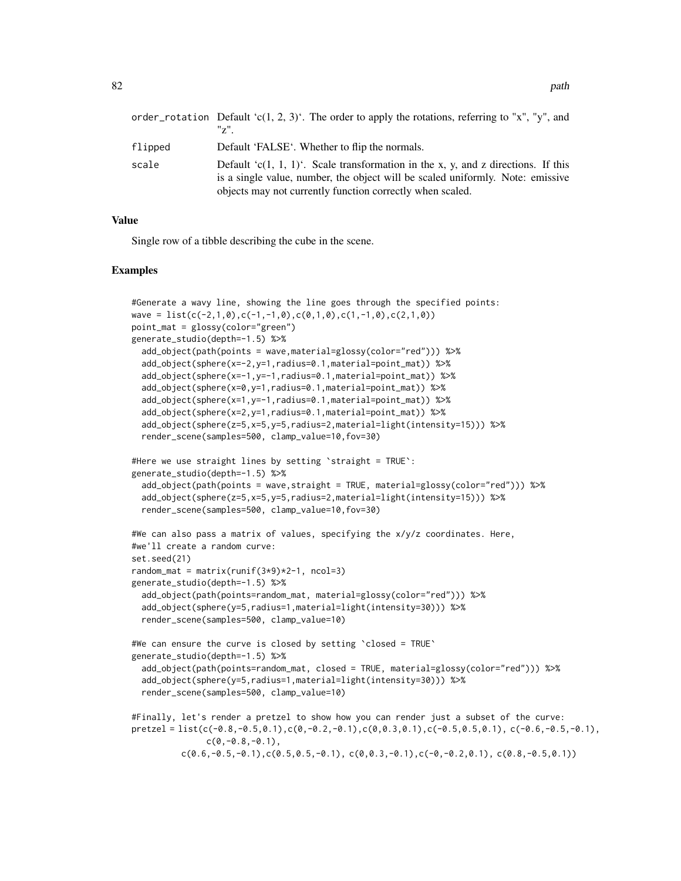| | |
|---|---|
| order_rotation | Default 'c(1, 2, 3)'. The order to apply the rotations, referring to "x", "y", and "z". |
| flipped | Default 'FALSE'. Whether to flip the normals. |
| scale | Default 'c(1, 1, 1)'. Scale transformation in the x, y, and z directions. If this is a single value, number, the object will be scaled uniformly. Note: emissive objects may not currently function correctly when scaled. |

## Value

Single row of a tibble describing the cube in the scene.

## Examples

```
#Generate a wavy line, showing the line goes through the specified points:
wave = list(c(-2,1,0),c(-1,-1,0),c(0,1,0),c(1,-1,0),c(2,1,0))
point_mat = glossy(color="green")
generate_studio(depth=-1.5) %>%
  add_object(path(points = wave,material=glossy(color="red"))) %>%
  add_object(sphere(x=-2,y=1,radius=0.1,material=point_mat)) %>%
  add_object(sphere(x=-1,y=-1,radius=0.1,material=point_mat)) %>%
  add_object(sphere(x=0,y=1,radius=0.1,material=point_mat)) %>%
  add_object(sphere(x=1,y=-1,radius=0.1,material=point_mat)) %>%
  add_object(sphere(x=2,y=1,radius=0.1,material=point_mat)) %>%
  add_object(sphere(z=5,x=5,y=5,radius=2,material=light(intensity=15))) %>%
  render_scene(samples=500, clamp_value=10,fov=30)

#Here we use straight lines by setting `straight = TRUE`:
generate_studio(depth=-1.5) %>%
  add_object(path(points = wave,straight = TRUE, material=glossy(color="red"))) %>%
  add_object(sphere(z=5,x=5,y=5,radius=2,material=light(intensity=15))) %>%
  render_scene(samples=500, clamp_value=10,fov=30)

#We can also pass a matrix of values, specifying the x/y/z coordinates. Here,
#we'll create a random curve:
set.seed(21)
random_mat = matrix(runif(3*9)*2-1, ncol=3)
generate_studio(depth=-1.5) %>%
  add_object(path(points=random_mat, material=glossy(color="red"))) %>%
  add_object(sphere(y=5,radius=1,material=light(intensity=30))) %>%
  render_scene(samples=500, clamp_value=10)

#We can ensure the curve is closed by setting `closed = TRUE`
generate_studio(depth=-1.5) %>%
  add_object(path(points=random_mat, closed = TRUE, material=glossy(color="red"))) %>%
  add_object(sphere(y=5,radius=1,material=light(intensity=30))) %>%
  render_scene(samples=500, clamp_value=10)

#Finally, let's render a pretzel to show how you can render just a subset of the curve:
pretzel = list(c(-0.8,-0.5,0.1),c(0,-0.2,-0.1),c(0,0.3,0.1),c(-0.5,0.5,0.1), c(-0.6,-0.5,-0.1),
               c(0,-0.8,-0.1),
          c(0.6,-0.5,-0.1),c(0.5,0.5,-0.1), c(0,0.3,-0.1),c(-0,-0.2,0.1), c(0.8,-0.5,0.1))
```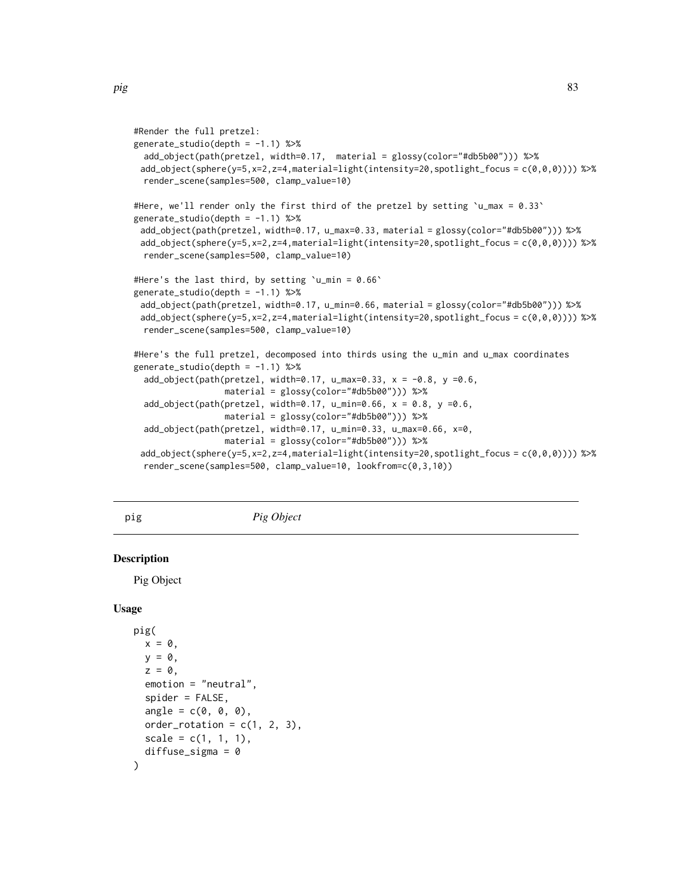```
#Render the full pretzel:
generate_studio(depth = -1.1) %>%
  add_object(path(pretzel, width=0.17,  material = glossy(color="#db5b00"))) %>%
 add_object(sphere(y=5,x=2,z=4,material=light(intensity=20,spotlight_focus = c(0,0,0)))) %>%
  render_scene(samples=500, clamp_value=10)

#Here, we'll render only the first third of the pretzel by setting `u_max = 0.33`
generate_studio(depth = -1.1) %>%
 add_object(path(pretzel, width=0.17, u_max=0.33, material = glossy(color="#db5b00"))) %>%
 add_object(sphere(y=5,x=2,z=4,material=light(intensity=20,spotlight_focus = c(0,0,0)))) %>%
  render_scene(samples=500, clamp_value=10)

#Here's the last third, by setting `u_min = 0.66`
generate_studio(depth = -1.1) %>%
 add_object(path(pretzel, width=0.17, u_min=0.66, material = glossy(color="#db5b00"))) %>%
 add_object(sphere(y=5,x=2,z=4,material=light(intensity=20,spotlight_focus = c(0,0,0)))) %>%
  render_scene(samples=500, clamp_value=10)

#Here's the full pretzel, decomposed into thirds using the u_min and u_max coordinates
generate_studio(depth = -1.1) %>%
  add_object(path(pretzel, width=0.17, u_max=0.33, x = -0.8, y =0.6,
                  material = glossy(color="#db5b00"))) %>%
  add_object(path(pretzel, width=0.17, u_min=0.66, x = 0.8, y =0.6,
                  material = glossy(color="#db5b00"))) %>%
  add_object(path(pretzel, width=0.17, u_min=0.33, u_max=0.66, x=0,
                  material = glossy(color="#db5b00"))) %>%
 add_object(sphere(y=5,x=2,z=4,material=light(intensity=20,spotlight_focus = c(0,0,0)))) %>%
  render_scene(samples=500, clamp_value=10, lookfrom=c(0,3,10))
```

## pig *Pig Object*

### Description

Pig Object

### Usage

```
pig(
  x = 0,
  y = 0,
  z = 0,
  emotion = "neutral",
  spider = FALSE,
  angle = c(0, 0, 0),
  order_rotation = c(1, 2, 3),
  scale = c(1, 1, 1),
  diffuse_sigma = 0
)
```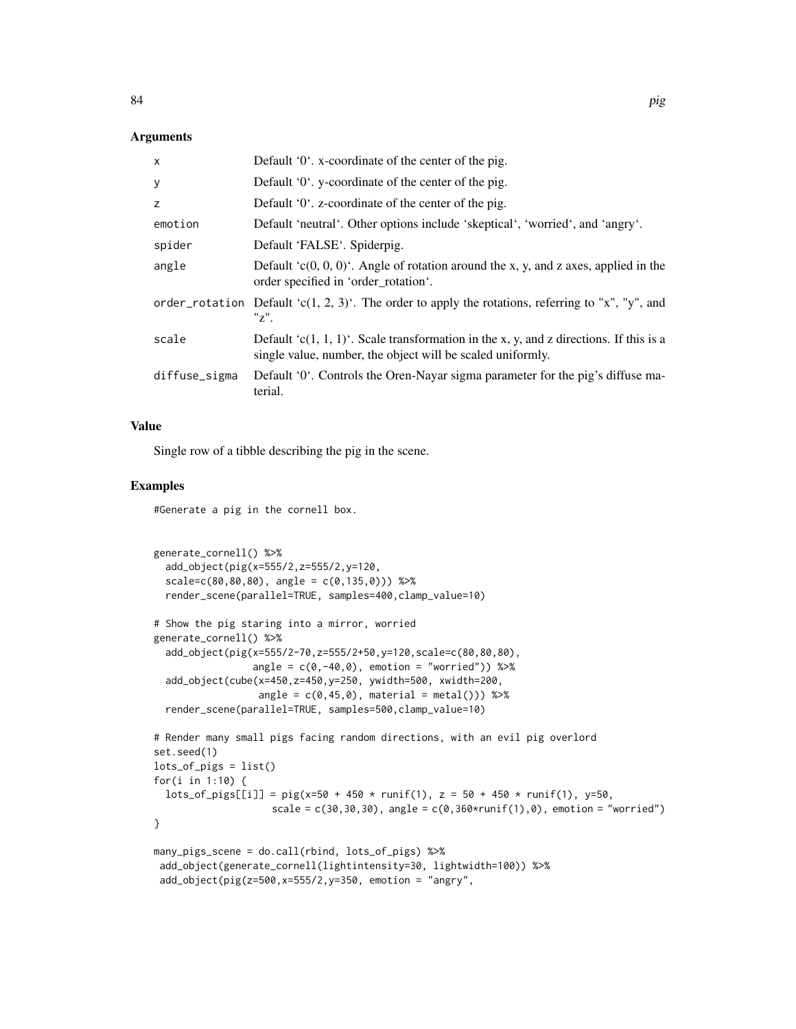## Arguments

| | |
|---|---|
| x | Default '0'. x-coordinate of the center of the pig. |
| y | Default '0'. y-coordinate of the center of the pig. |
| z | Default '0'. z-coordinate of the center of the pig. |
| emotion | Default 'neutral'. Other options include 'skeptical', 'worried', and 'angry'. |
| spider | Default 'FALSE'. Spiderpig. |
| angle | Default 'c(0, 0, 0)'. Angle of rotation around the x, y, and z axes, applied in the order specified in 'order_rotation'. |
| order_rotation | Default 'c(1, 2, 3)'. The order to apply the rotations, referring to "x", "y", and "z". |
| scale | Default 'c(1, 1, 1)'. Scale transformation in the x, y, and z directions. If this is a single value, number, the object will be scaled uniformly. |
| diffuse_sigma | Default '0'. Controls the Oren-Nayar sigma parameter for the pig's diffuse material. |

## Value

Single row of a tibble describing the pig in the scene.

## Examples

```
#Generate a pig in the cornell box.


generate_cornell() %>%
  add_object(pig(x=555/2,z=555/2,y=120,
  scale=c(80,80,80), angle = c(0,135,0))) %>%
  render_scene(parallel=TRUE, samples=400,clamp_value=10)

# Show the pig staring into a mirror, worried
generate_cornell() %>%
  add_object(pig(x=555/2-70,z=555/2+50,y=120,scale=c(80,80,80),
                 angle = c(0,-40,0), emotion = "worried")) %>%
  add_object(cube(x=450,z=450,y=250, ywidth=500, xwidth=200,
                  angle = c(0,45,0), material = metal())) %>%
  render_scene(parallel=TRUE, samples=500,clamp_value=10)

# Render many small pigs facing random directions, with an evil pig overlord
set.seed(1)
lots_of_pigs = list()
for(i in 1:10) {
  lots_of_pigs[[i]] = pig(x=50 + 450 * runif(1), z = 50 + 450 * runif(1), y=50,
                    scale = c(30,30,30), angle = c(0,360*runif(1),0), emotion = "worried")
}

many_pigs_scene = do.call(rbind, lots_of_pigs) %>%
 add_object(generate_cornell(lightintensity=30, lightwidth=100)) %>%
 add_object(pig(z=500,x=555/2,y=350, emotion = "angry",
```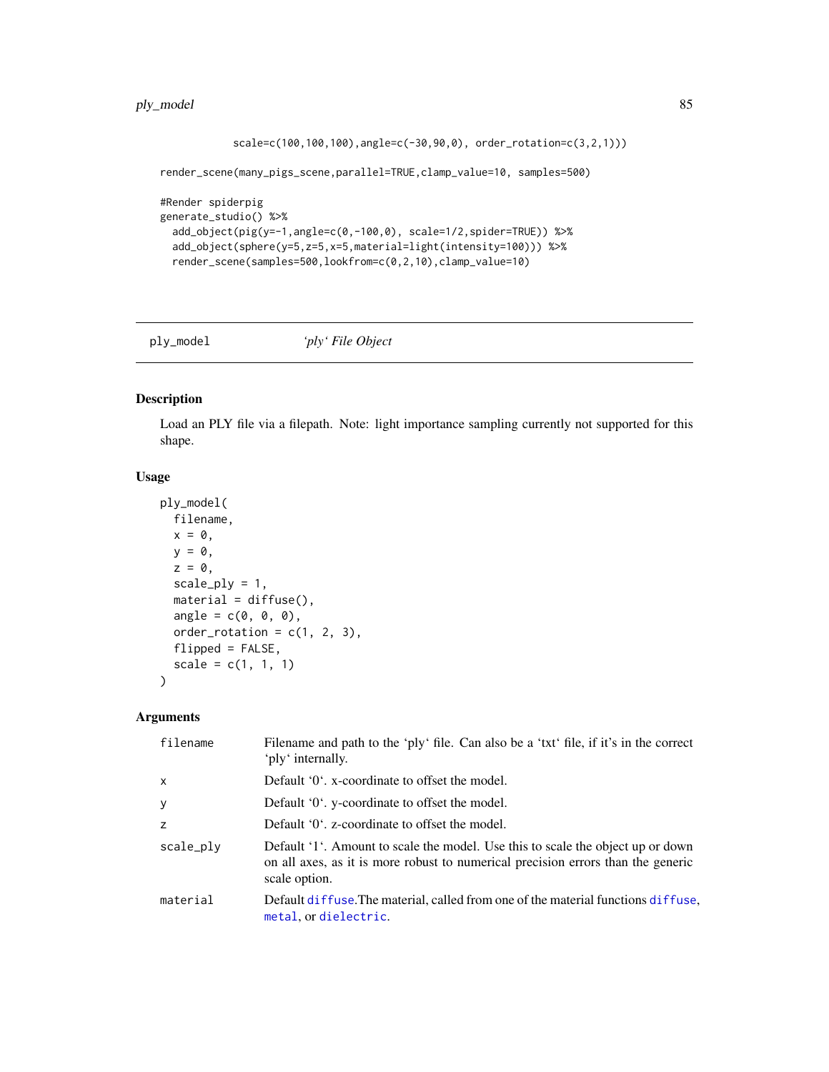```
scale=c(100,100,100),angle=c(-30,90,0), order_rotation=c(3,2,1)))

render_scene(many_pigs_scene,parallel=TRUE,clamp_value=10, samples=500)

#Render spiderpig
generate_studio() %>%
  add_object(pig(y=-1,angle=c(0,-100,0), scale=1/2,spider=TRUE)) %>%
  add_object(sphere(y=5,z=5,x=5,material=light(intensity=100))) %>%
  render_scene(samples=500,lookfrom=c(0,2,10),clamp_value=10)
```

## ply_model — *'ply' File Object*

### Description

Load an PLY file via a filepath. Note: light importance sampling currently not supported for this shape.

### Usage

```
ply_model(
  filename,
  x = 0,
  y = 0,
  z = 0,
  scale_ply = 1,
  material = diffuse(),
  angle = c(0, 0, 0),
  order_rotation = c(1, 2, 3),
  flipped = FALSE,
  scale = c(1, 1, 1)
)
```

### Arguments

| | |
|---|---|
| filename | Filename and path to the 'ply' file. Can also be a 'txt' file, if it's in the correct 'ply' internally. |
| x | Default '0'. x-coordinate to offset the model. |
| y | Default '0'. y-coordinate to offset the model. |
| z | Default '0'. z-coordinate to offset the model. |
| scale_ply | Default '1'. Amount to scale the model. Use this to scale the object up or down on all axes, as it is more robust to numerical precision errors than the generic scale option. |
| material | Default diffuse.The material, called from one of the material functions diffuse, metal, or dielectric. |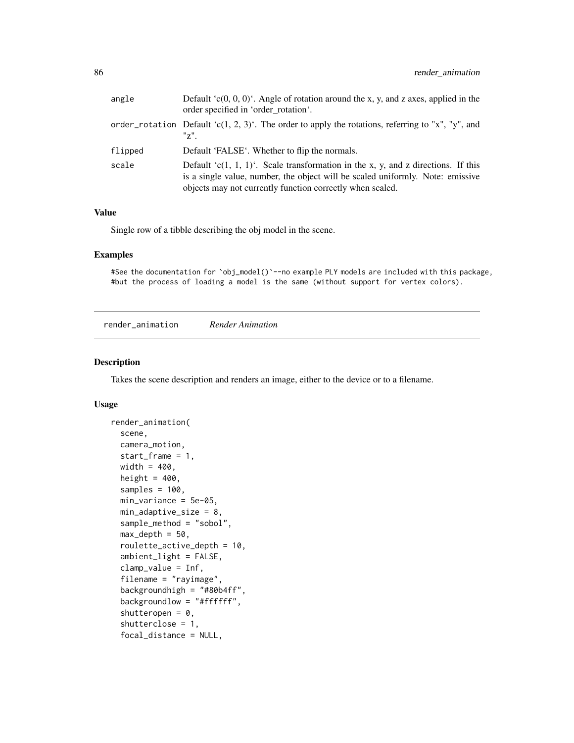| | |
|---|---|
| angle | Default 'c(0, 0, 0)'. Angle of rotation around the x, y, and z axes, applied in the order specified in 'order_rotation'. |
| order_rotation | Default 'c(1, 2, 3)'. The order to apply the rotations, referring to "x", "y", and "z". |
| flipped | Default 'FALSE'. Whether to flip the normals. |
| scale | Default 'c(1, 1, 1)'. Scale transformation in the x, y, and z directions. If this is a single value, number, the object will be scaled uniformly. Note: emissive objects may not currently function correctly when scaled. |

### Value

Single row of a tibble describing the obj model in the scene.

### Examples

```
#See the documentation for `obj_model()`--no example PLY models are included with this package,
#but the process of loading a model is the same (without support for vertex colors).
```

---

## render_animation *Render Animation*

### Description

Takes the scene description and renders an image, either to the device or to a filename.

### Usage

```
render_animation(
  scene,
  camera_motion,
  start_frame = 1,
  width = 400,
  height = 400,
  samples = 100,
  min_variance = 5e-05,
  min_adaptive_size = 8,
  sample_method = "sobol",
  max_depth = 50,
  roulette_active_depth = 10,
  ambient_light = FALSE,
  clamp_value = Inf,
  filename = "rayimage",
  backgroundhigh = "#80b4ff",
  backgroundlow = "#ffffff",
  shutteropen = 0,
  shutterclose = 1,
  focal_distance = NULL,
```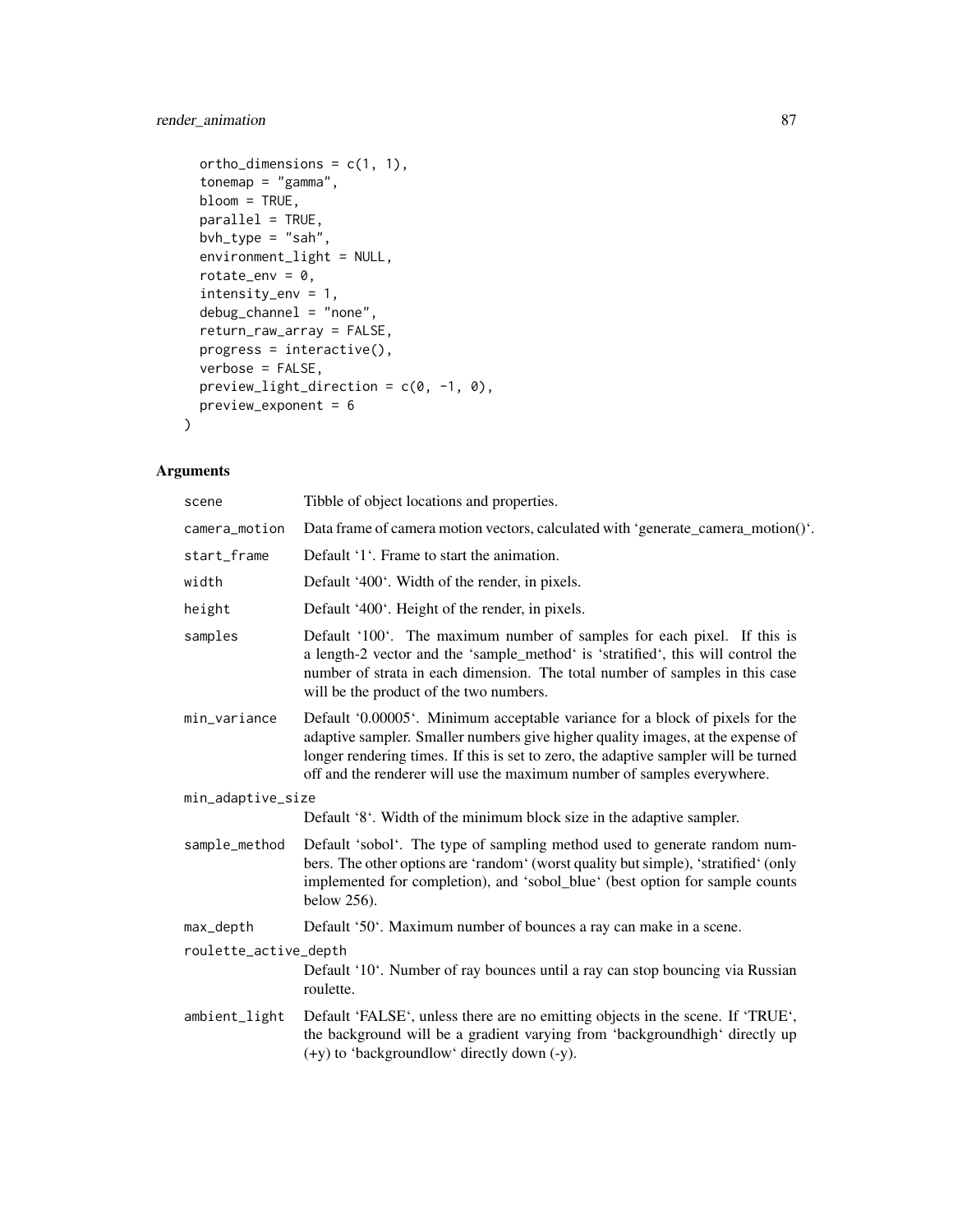```
  ortho_dimensions = c(1, 1),
  tonemap = "gamma",
  bloom = TRUE,
  parallel = TRUE,
  bvh_type = "sah",
  environment_light = NULL,
  rotate_env = 0,
  intensity_env = 1,
  debug_channel = "none",
  return_raw_array = FALSE,
  progress = interactive(),
  verbose = FALSE,
  preview_light_direction = c(0, -1, 0),
  preview_exponent = 6
)
```

## Arguments

| | |
|---|---|
| scene | Tibble of object locations and properties. |
| camera_motion | Data frame of camera motion vectors, calculated with 'generate_camera_motion()'. |
| start_frame | Default '1'. Frame to start the animation. |
| width | Default '400'. Width of the render, in pixels. |
| height | Default '400'. Height of the render, in pixels. |
| samples | Default '100'. The maximum number of samples for each pixel. If this is a length-2 vector and the 'sample_method' is 'stratified', this will control the number of strata in each dimension. The total number of samples in this case will be the product of the two numbers. |
| min_variance | Default '0.00005'. Minimum acceptable variance for a block of pixels for the adaptive sampler. Smaller numbers give higher quality images, at the expense of longer rendering times. If this is set to zero, the adaptive sampler will be turned off and the renderer will use the maximum number of samples everywhere. |
| min_adaptive_size | Default '8'. Width of the minimum block size in the adaptive sampler. |
| sample_method | Default 'sobol'. The type of sampling method used to generate random numbers. The other options are 'random' (worst quality but simple), 'stratified' (only implemented for completion), and 'sobol_blue' (best option for sample counts below 256). |
| max_depth | Default '50'. Maximum number of bounces a ray can make in a scene. |
| roulette_active_depth | Default '10'. Number of ray bounces until a ray can stop bouncing via Russian roulette. |
| ambient_light | Default 'FALSE', unless there are no emitting objects in the scene. If 'TRUE', the background will be a gradient varying from 'backgroundhigh' directly up (+y) to 'backgroundlow' directly down (-y). |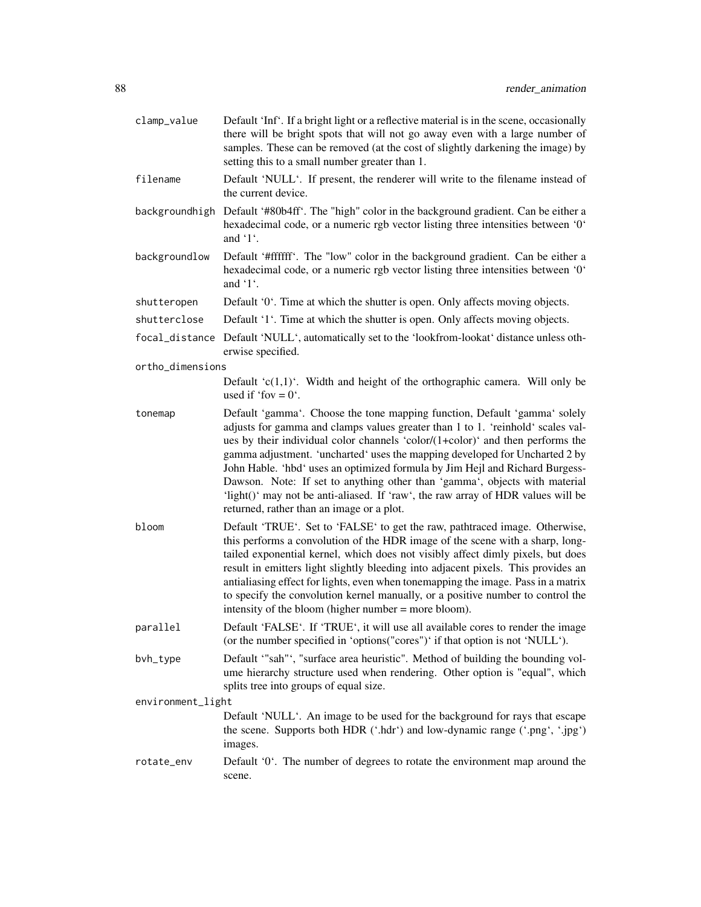| | |
|---|---|
| clamp_value | Default 'Inf'. If a bright light or a reflective material is in the scene, occasionally there will be bright spots that will not go away even with a large number of samples. These can be removed (at the cost of slightly darkening the image) by setting this to a small number greater than 1. |
| filename | Default 'NULL'. If present, the renderer will write to the filename instead of the current device. |
| backgroundhigh | Default '#80b4ff'. The "high" color in the background gradient. Can be either a hexadecimal code, or a numeric rgb vector listing three intensities between '0' and '1'. |
| backgroundlow | Default '#ffffff'. The "low" color in the background gradient. Can be either a hexadecimal code, or a numeric rgb vector listing three intensities between '0' and '1'. |
| shutteropen | Default '0'. Time at which the shutter is open. Only affects moving objects. |
| shutterclose | Default '1'. Time at which the shutter is open. Only affects moving objects. |
| focal_distance | Default 'NULL', automatically set to the 'lookfrom-lookat' distance unless otherwise specified. |
| ortho_dimensions | Default 'c(1,1)'. Width and height of the orthographic camera. Will only be used if 'fov = 0'. |
| tonemap | Default 'gamma'. Choose the tone mapping function, Default 'gamma' solely adjusts for gamma and clamps values greater than 1 to 1. 'reinhold' scales values by their individual color channels 'color/(1+color)' and then performs the gamma adjustment. 'uncharted' uses the mapping developed for Uncharted 2 by John Hable. 'hbd' uses an optimized formula by Jim Hejl and Richard Burgess-Dawson. Note: If set to anything other than 'gamma', objects with material 'light()' may not be anti-aliased. If 'raw', the raw array of HDR values will be returned, rather than an image or a plot. |
| bloom | Default 'TRUE'. Set to 'FALSE' to get the raw, pathtraced image. Otherwise, this performs a convolution of the HDR image of the scene with a sharp, long-tailed exponential kernel, which does not visibly affect dimly pixels, but does result in emitters light slightly bleeding into adjacent pixels. This provides an antialiasing effect for lights, even when tonemapping the image. Pass in a matrix to specify the convolution kernel manually, or a positive number to control the intensity of the bloom (higher number = more bloom). |
| parallel | Default 'FALSE'. If 'TRUE', it will use all available cores to render the image (or the number specified in 'options("cores")' if that option is not 'NULL'). |
| bvh_type | Default '"sah"', "surface area heuristic". Method of building the bounding volume hierarchy structure used when rendering. Other option is "equal", which splits tree into groups of equal size. |
| environment_light | Default 'NULL'. An image to be used for the background for rays that escape the scene. Supports both HDR ('.hdr') and low-dynamic range ('.png', '.jpg') images. |
| rotate_env | Default '0'. The number of degrees to rotate the environment map around the scene. |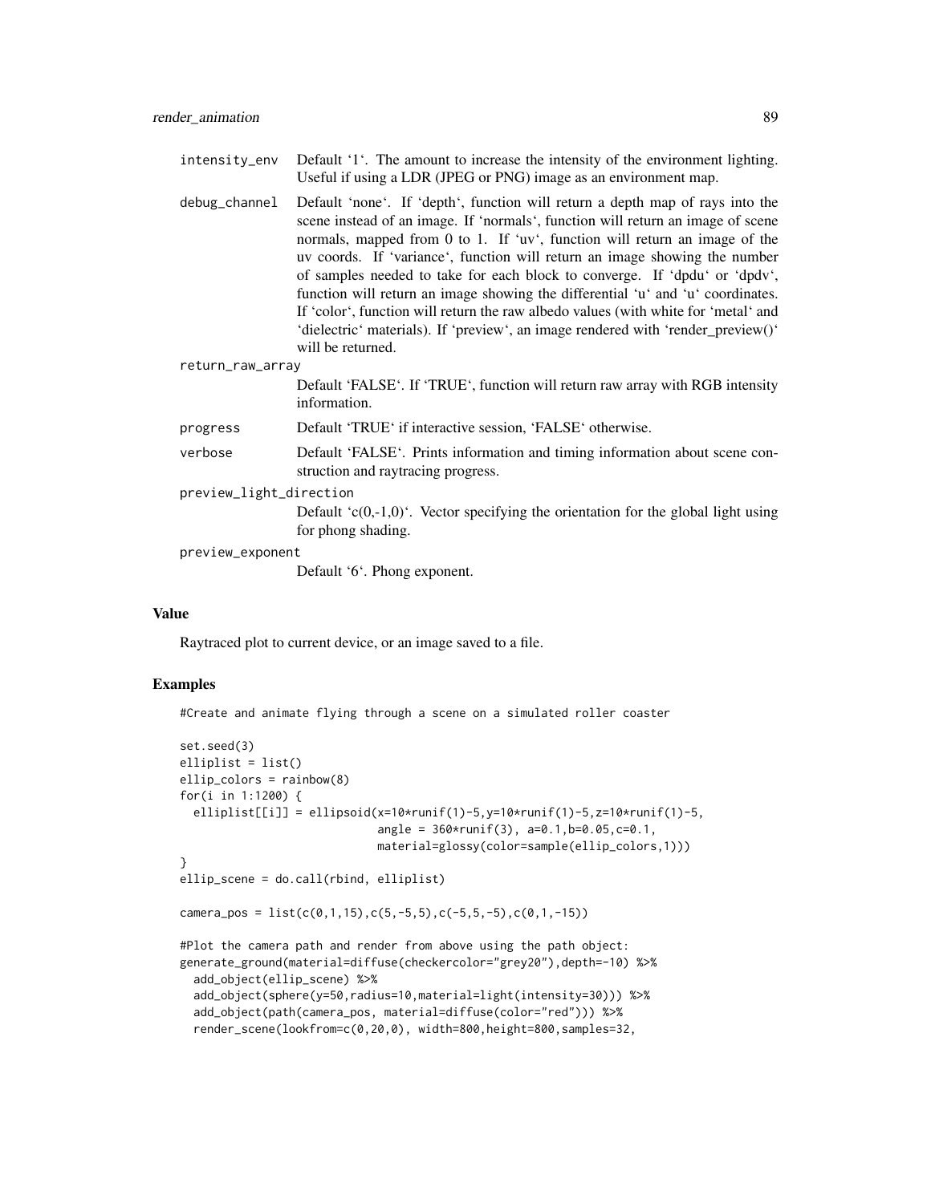| | |
|---|---|
| intensity_env | Default '1'. The amount to increase the intensity of the environment lighting. Useful if using a LDR (JPEG or PNG) image as an environment map. |
| debug_channel | Default 'none'. If 'depth', function will return a depth map of rays into the scene instead of an image. If 'normals', function will return an image of scene normals, mapped from 0 to 1. If 'uv', function will return an image of the uv coords. If 'variance', function will return an image showing the number of samples needed to take for each block to converge. If 'dpdu' or 'dpdv', function will return an image showing the differential 'u' and 'u' coordinates. If 'color', function will return the raw albedo values (with white for 'metal' and 'dielectric' materials). If 'preview', an image rendered with 'render_preview()' will be returned. |
| return_raw_array | Default 'FALSE'. If 'TRUE', function will return raw array with RGB intensity information. |
| progress | Default 'TRUE' if interactive session, 'FALSE' otherwise. |
| verbose | Default 'FALSE'. Prints information and timing information about scene construction and raytracing progress. |
| preview_light_direction | Default 'c(0,-1,0)'. Vector specifying the orientation for the global light using for phong shading. |
| preview_exponent | Default '6'. Phong exponent. |

## Value

Raytraced plot to current device, or an image saved to a file.

## Examples

```
#Create and animate flying through a scene on a simulated roller coaster

set.seed(3)
elliplist = list()
ellip_colors = rainbow(8)
for(i in 1:1200) {
  elliplist[[i]] = ellipsoid(x=10*runif(1)-5,y=10*runif(1)-5,z=10*runif(1)-5,
                             angle = 360*runif(3), a=0.1,b=0.05,c=0.1,
                             material=glossy(color=sample(ellip_colors,1)))
}
ellip_scene = do.call(rbind, elliplist)

camera_pos = list(c(0,1,15),c(5,-5,5),c(-5,5,-5),c(0,1,-15))

#Plot the camera path and render from above using the path object:
generate_ground(material=diffuse(checkercolor="grey20"),depth=-10) %>%
  add_object(ellip_scene) %>%
  add_object(sphere(y=50,radius=10,material=light(intensity=30))) %>%
  add_object(path(camera_pos, material=diffuse(color="red"))) %>%
  render_scene(lookfrom=c(0,20,0), width=800,height=800,samples=32,
```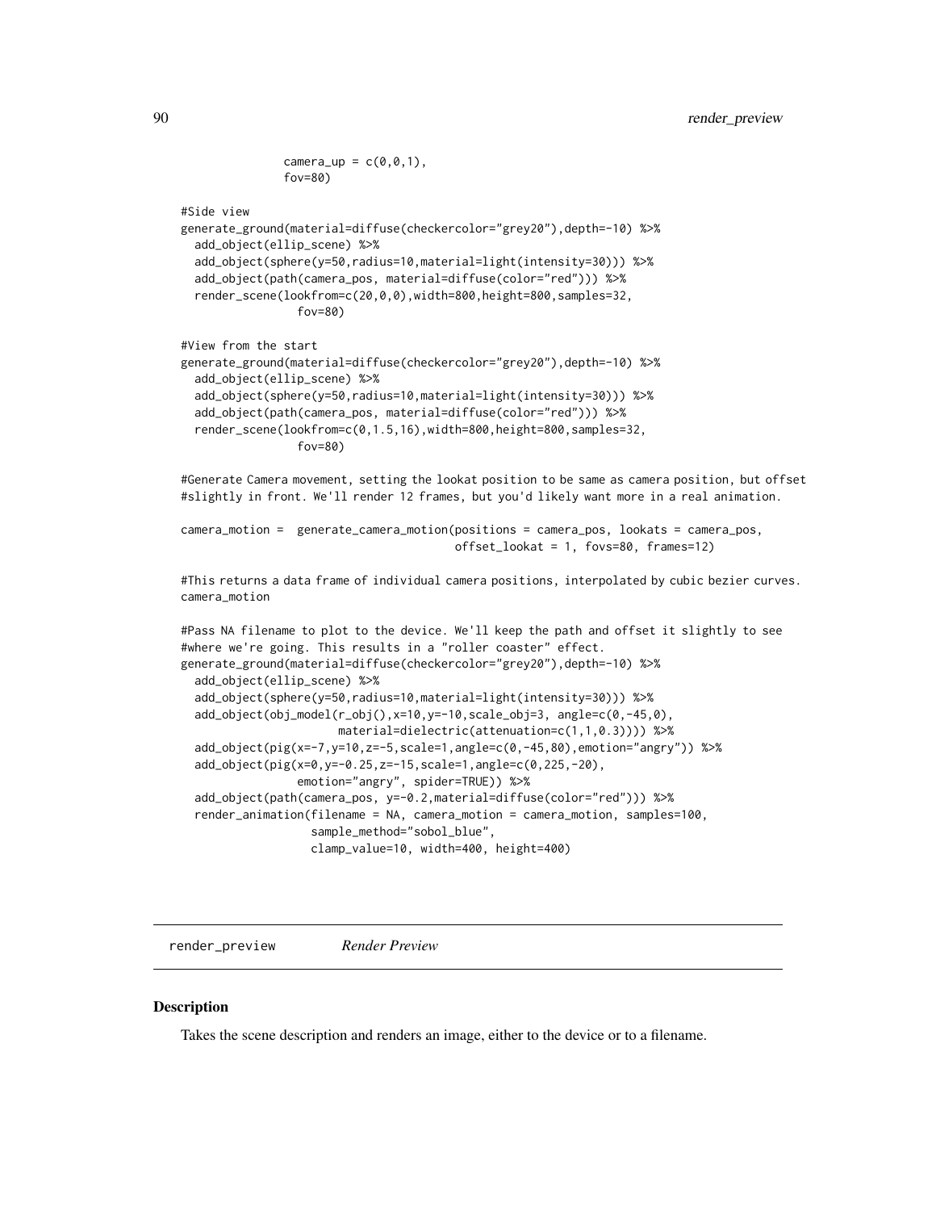```
               camera_up = c(0,0,1),
               fov=80)

#Side view
generate_ground(material=diffuse(checkercolor="grey20"),depth=-10) %>%
  add_object(ellip_scene) %>%
  add_object(sphere(y=50,radius=10,material=light(intensity=30))) %>%
  add_object(path(camera_pos, material=diffuse(color="red"))) %>%
  render_scene(lookfrom=c(20,0,0),width=800,height=800,samples=32,
                 fov=80)

#View from the start
generate_ground(material=diffuse(checkercolor="grey20"),depth=-10) %>%
  add_object(ellip_scene) %>%
  add_object(sphere(y=50,radius=10,material=light(intensity=30))) %>%
  add_object(path(camera_pos, material=diffuse(color="red"))) %>%
  render_scene(lookfrom=c(0,1.5,16),width=800,height=800,samples=32,
                 fov=80)

#Generate Camera movement, setting the lookat position to be same as camera position, but offset
#slightly in front. We'll render 12 frames, but you'd likely want more in a real animation.

camera_motion =  generate_camera_motion(positions = camera_pos, lookats = camera_pos,
                                        offset_lookat = 1, fovs=80, frames=12)

#This returns a data frame of individual camera positions, interpolated by cubic bezier curves.
camera_motion

#Pass NA filename to plot to the device. We'll keep the path and offset it slightly to see
#where we're going. This results in a "roller coaster" effect.
generate_ground(material=diffuse(checkercolor="grey20"),depth=-10) %>%
  add_object(ellip_scene) %>%
  add_object(sphere(y=50,radius=10,material=light(intensity=30))) %>%
  add_object(obj_model(r_obj(),x=10,y=-10,scale_obj=3, angle=c(0,-45,0),
                       material=dielectric(attenuation=c(1,1,0.3)))) %>%
  add_object(pig(x=-7,y=10,z=-5,scale=1,angle=c(0,-45,80),emotion="angry")) %>%
  add_object(pig(x=0,y=-0.25,z=-15,scale=1,angle=c(0,225,-20),
                 emotion="angry", spider=TRUE)) %>%
  add_object(path(camera_pos, y=-0.2,material=diffuse(color="red"))) %>%
  render_animation(filename = NA, camera_motion = camera_motion, samples=100,
                   sample_method="sobol_blue",
                   clamp_value=10, width=400, height=400)
```

## render_preview *Render Preview*

### Description

Takes the scene description and renders an image, either to the device or to a filename.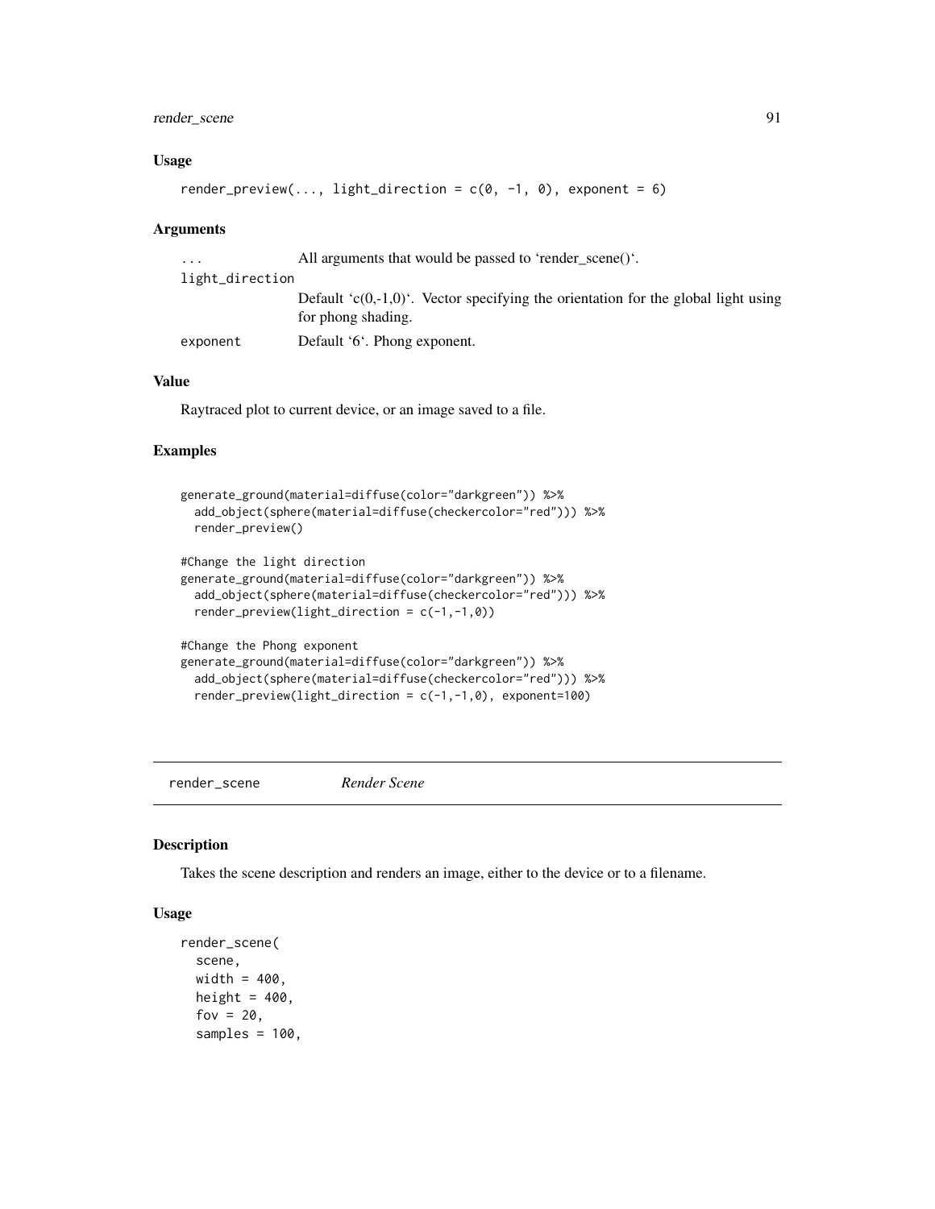### Usage

```
render_preview(..., light_direction = c(0, -1, 0), exponent = 6)
```

### Arguments

| | |
|---|---|
| `...` | All arguments that would be passed to 'render_scene()'. |
| `light_direction` | Default 'c(0,-1,0)'. Vector specifying the orientation for the global light using for phong shading. |
| `exponent` | Default '6'. Phong exponent. |

### Value

Raytraced plot to current device, or an image saved to a file.

### Examples

```
generate_ground(material=diffuse(color="darkgreen")) %>%
  add_object(sphere(material=diffuse(checkercolor="red"))) %>%
  render_preview()

#Change the light direction
generate_ground(material=diffuse(color="darkgreen")) %>%
  add_object(sphere(material=diffuse(checkercolor="red"))) %>%
  render_preview(light_direction = c(-1,-1,0))

#Change the Phong exponent
generate_ground(material=diffuse(color="darkgreen")) %>%
  add_object(sphere(material=diffuse(checkercolor="red"))) %>%
  render_preview(light_direction = c(-1,-1,0), exponent=100)
```

---

## render_scene *Render Scene*

### Description

Takes the scene description and renders an image, either to the device or to a filename.

### Usage

```
render_scene(
  scene,
  width = 400,
  height = 400,
  fov = 20,
  samples = 100,
```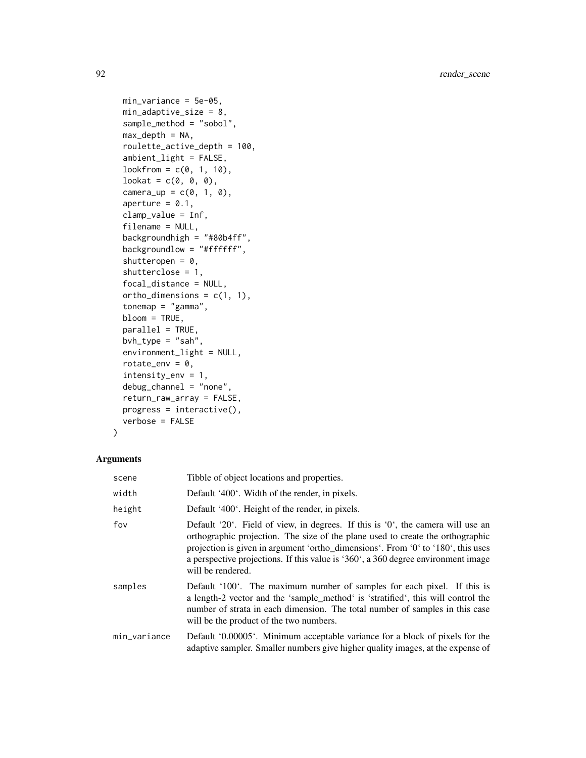```
  min_variance = 5e-05,
  min_adaptive_size = 8,
  sample_method = "sobol",
  max_depth = NA,
  roulette_active_depth = 100,
  ambient_light = FALSE,
  lookfrom = c(0, 1, 10),
  lookat = c(0, 0, 0),
  camera_up = c(0, 1, 0),
  aperture = 0.1,
  clamp_value = Inf,
  filename = NULL,
  backgroundhigh = "#80b4ff",
  backgroundlow = "#ffffff",
  shutteropen = 0,
  shutterclose = 1,
  focal_distance = NULL,
  ortho_dimensions = c(1, 1),
  tonemap = "gamma",
  bloom = TRUE,
  parallel = TRUE,
  bvh_type = "sah",
  environment_light = NULL,
  rotate_env = 0,
  intensity_env = 1,
  debug_channel = "none",
  return_raw_array = FALSE,
  progress = interactive(),
  verbose = FALSE
)
```

## Arguments

| | |
|---|---|
| scene | Tibble of object locations and properties. |
| width | Default '400'. Width of the render, in pixels. |
| height | Default '400'. Height of the render, in pixels. |
| fov | Default '20'. Field of view, in degrees. If this is '0', the camera will use an orthographic projection. The size of the plane used to create the orthographic projection is given in argument 'ortho_dimensions'. From '0' to '180', this uses a perspective projections. If this value is '360', a 360 degree environment image will be rendered. |
| samples | Default '100'. The maximum number of samples for each pixel. If this is a length-2 vector and the 'sample_method' is 'stratified', this will control the number of strata in each dimension. The total number of samples in this case will be the product of the two numbers. |
| min_variance | Default '0.00005'. Minimum acceptable variance for a block of pixels for the adaptive sampler. Smaller numbers give higher quality images, at the expense of |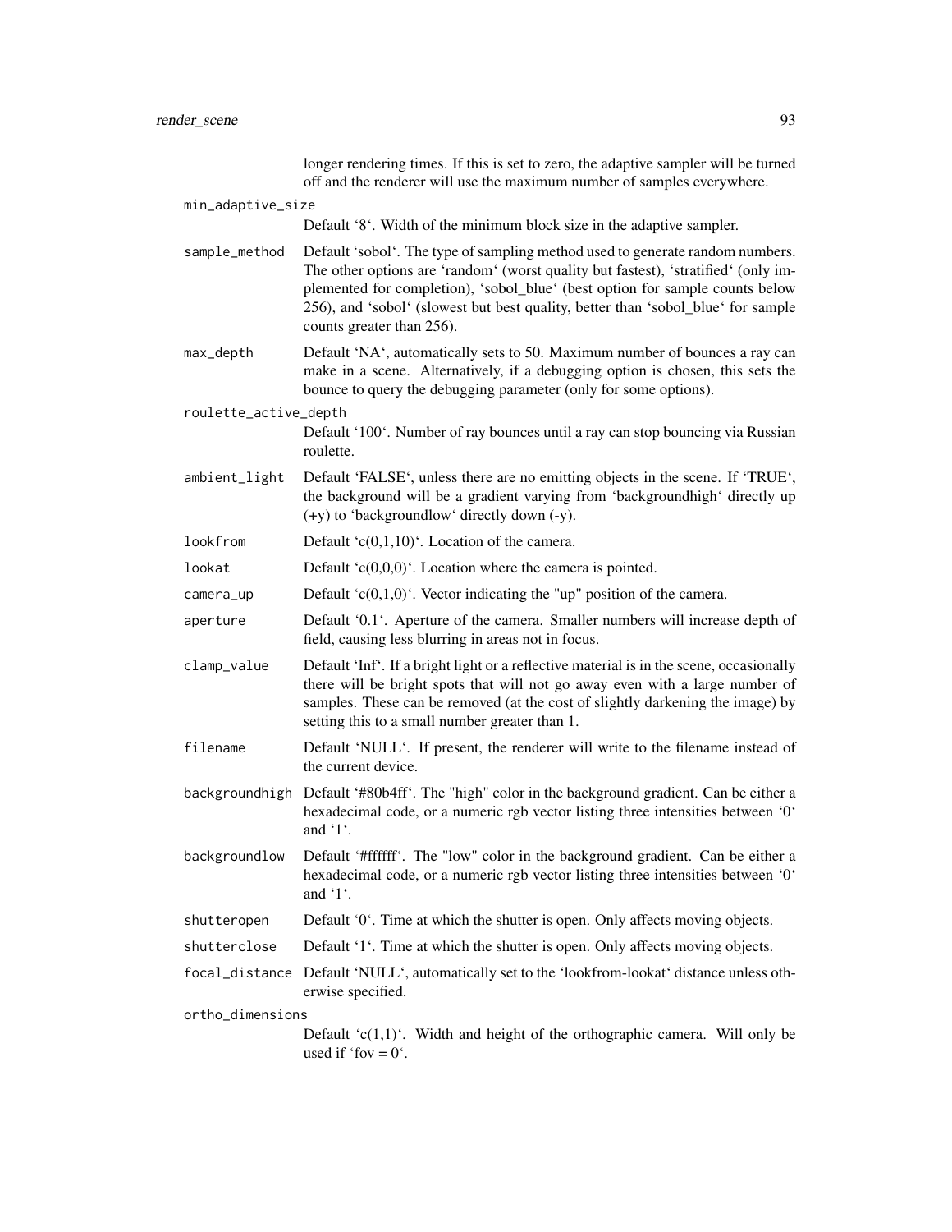longer rendering times. If this is set to zero, the adaptive sampler will be turned off and the renderer will use the maximum number of samples everywhere.

`min_adaptive_size`
: Default '8'. Width of the minimum block size in the adaptive sampler.

`sample_method`
: Default 'sobol'. The type of sampling method used to generate random numbers. The other options are 'random' (worst quality but fastest), 'stratified' (only implemented for completion), 'sobol_blue' (best option for sample counts below 256), and 'sobol' (slowest but best quality, better than 'sobol_blue' for sample counts greater than 256).

`max_depth`
: Default 'NA', automatically sets to 50. Maximum number of bounces a ray can make in a scene. Alternatively, if a debugging option is chosen, this sets the bounce to query the debugging parameter (only for some options).

`roulette_active_depth`
: Default '100'. Number of ray bounces until a ray can stop bouncing via Russian roulette.

`ambient_light`
: Default 'FALSE', unless there are no emitting objects in the scene. If 'TRUE', the background will be a gradient varying from 'backgroundhigh' directly up (+y) to 'backgroundlow' directly down (-y).

`lookfrom`
: Default 'c(0,1,10)'. Location of the camera.

`lookat`
: Default 'c(0,0,0)'. Location where the camera is pointed.

`camera_up`
: Default 'c(0,1,0)'. Vector indicating the "up" position of the camera.

`aperture`
: Default '0.1'. Aperture of the camera. Smaller numbers will increase depth of field, causing less blurring in areas not in focus.

`clamp_value`
: Default 'Inf'. If a bright light or a reflective material is in the scene, occasionally there will be bright spots that will not go away even with a large number of samples. These can be removed (at the cost of slightly darkening the image) by setting this to a small number greater than 1.

`filename`
: Default 'NULL'. If present, the renderer will write to the filename instead of the current device.

`backgroundhigh`
: Default '#80b4ff'. The "high" color in the background gradient. Can be either a hexadecimal code, or a numeric rgb vector listing three intensities between '0' and '1'.

`backgroundlow`
: Default '#ffffff'. The "low" color in the background gradient. Can be either a hexadecimal code, or a numeric rgb vector listing three intensities between '0' and '1'.

`shutteropen`
: Default '0'. Time at which the shutter is open. Only affects moving objects.

`shutterclose`
: Default '1'. Time at which the shutter is open. Only affects moving objects.

`focal_distance`
: Default 'NULL', automatically set to the 'lookfrom-lookat' distance unless otherwise specified.

`ortho_dimensions`
: Default 'c(1,1)'. Width and height of the orthographic camera. Will only be used if 'fov = 0'.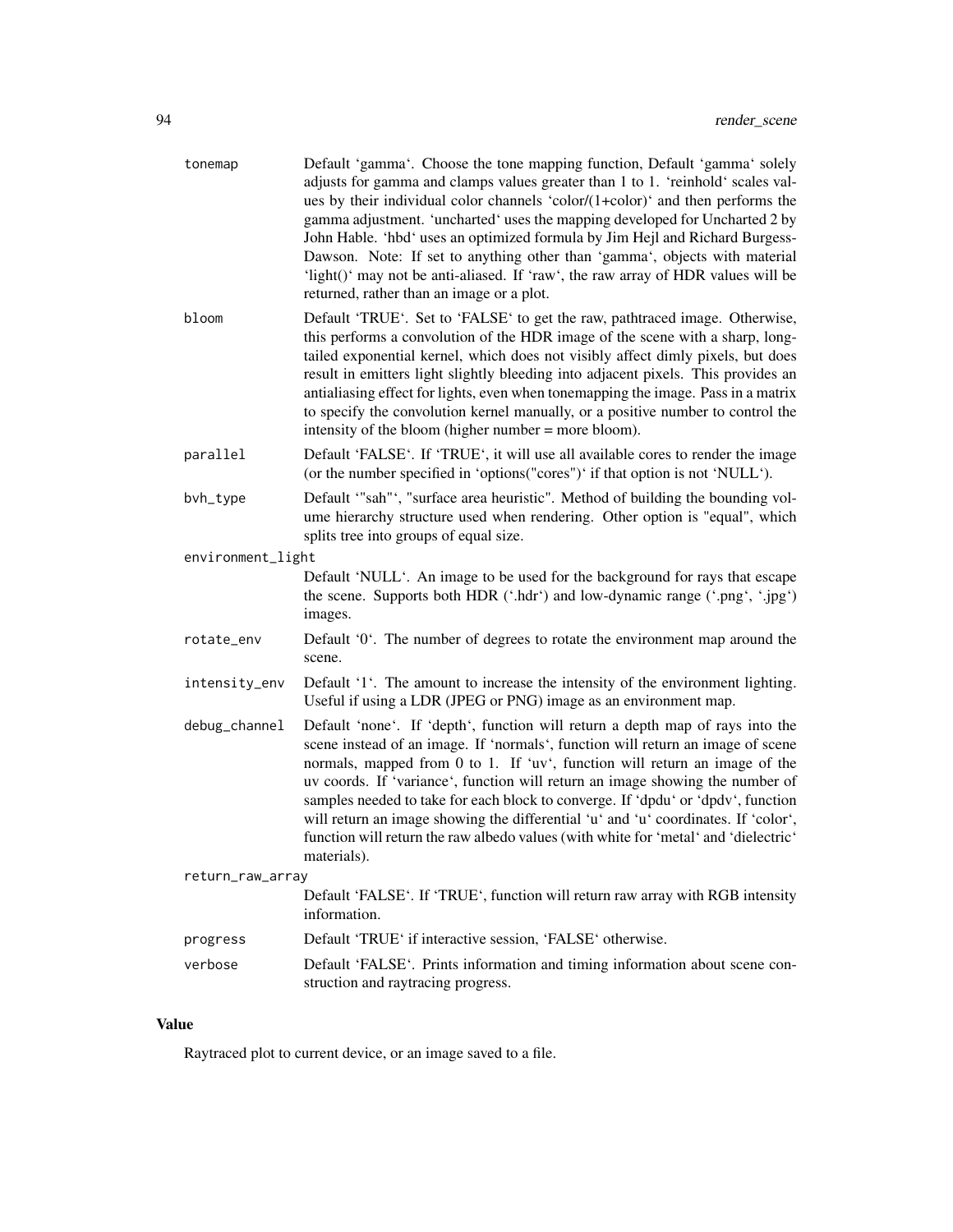| | |
|---|---|
| tonemap | Default 'gamma'. Choose the tone mapping function, Default 'gamma' solely adjusts for gamma and clamps values greater than 1 to 1. 'reinhold' scales values by their individual color channels 'color/(1+color)' and then performs the gamma adjustment. 'uncharted' uses the mapping developed for Uncharted 2 by John Hable. 'hbd' uses an optimized formula by Jim Hejl and Richard Burgess-Dawson. Note: If set to anything other than 'gamma', objects with material 'light()' may not be anti-aliased. If 'raw', the raw array of HDR values will be returned, rather than an image or a plot. |
| bloom | Default 'TRUE'. Set to 'FALSE' to get the raw, pathtraced image. Otherwise, this performs a convolution of the HDR image of the scene with a sharp, long-tailed exponential kernel, which does not visibly affect dimly pixels, but does result in emitters light slightly bleeding into adjacent pixels. This provides an antialiasing effect for lights, even when tonemapping the image. Pass in a matrix to specify the convolution kernel manually, or a positive number to control the intensity of the bloom (higher number = more bloom). |
| parallel | Default 'FALSE'. If 'TRUE', it will use all available cores to render the image (or the number specified in 'options("cores")' if that option is not 'NULL'). |
| bvh_type | Default '"sah"', "surface area heuristic". Method of building the bounding volume hierarchy structure used when rendering. Other option is "equal", which splits tree into groups of equal size. |
| environment_light | Default 'NULL'. An image to be used for the background for rays that escape the scene. Supports both HDR ('.hdr') and low-dynamic range ('.png', '.jpg') images. |
| rotate_env | Default '0'. The number of degrees to rotate the environment map around the scene. |
| intensity_env | Default '1'. The amount to increase the intensity of the environment lighting. Useful if using a LDR (JPEG or PNG) image as an environment map. |
| debug_channel | Default 'none'. If 'depth', function will return a depth map of rays into the scene instead of an image. If 'normals', function will return an image of scene normals, mapped from 0 to 1. If 'uv', function will return an image of the uv coords. If 'variance', function will return an image showing the number of samples needed to take for each block to converge. If 'dpdu' or 'dpdv', function will return an image showing the differential 'u' and 'u' coordinates. If 'color', function will return the raw albedo values (with white for 'metal' and 'dielectric' materials). |
| return_raw_array | Default 'FALSE'. If 'TRUE', function will return raw array with RGB intensity information. |
| progress | Default 'TRUE' if interactive session, 'FALSE' otherwise. |
| verbose | Default 'FALSE'. Prints information and timing information about scene construction and raytracing progress. |

## Value

Raytraced plot to current device, or an image saved to a file.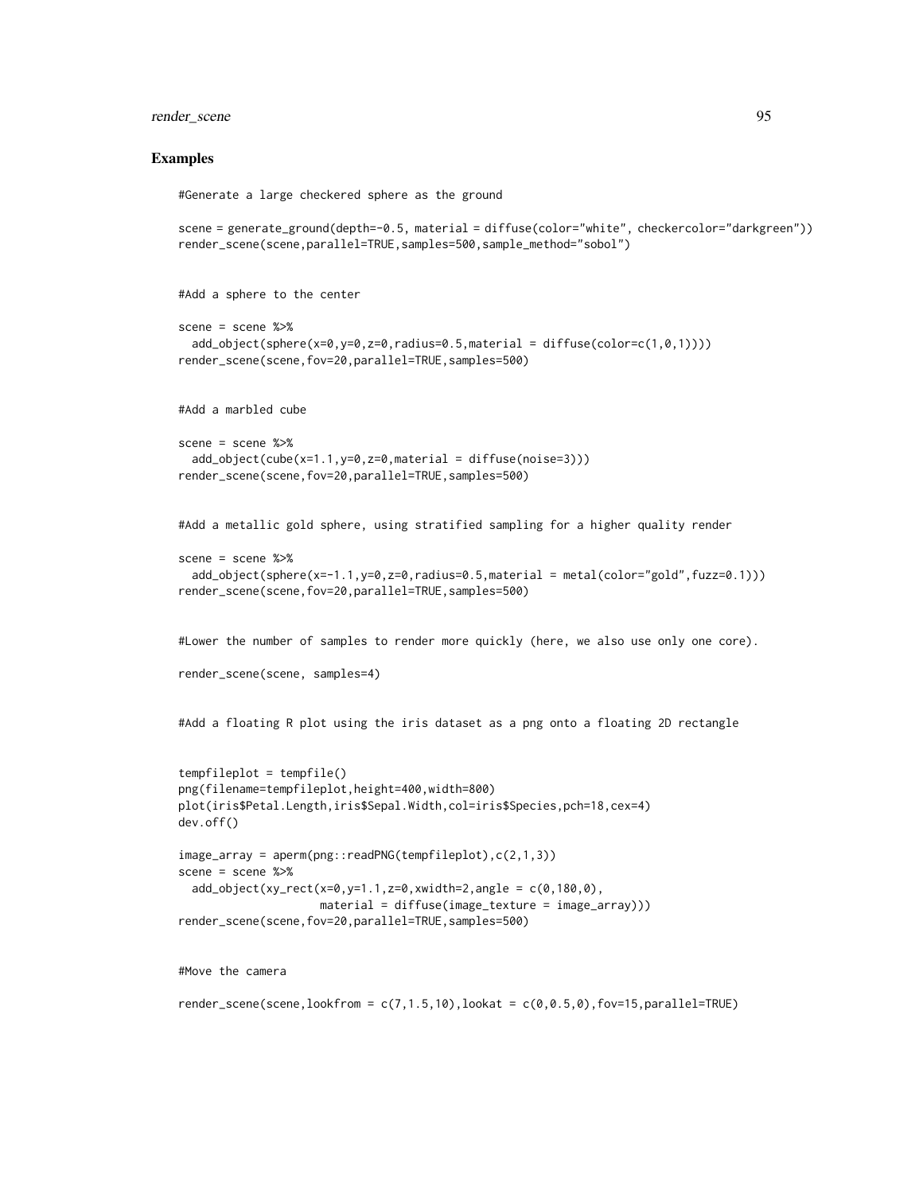## Examples

```
#Generate a large checkered sphere as the ground

scene = generate_ground(depth=-0.5, material = diffuse(color="white", checkercolor="darkgreen"))
render_scene(scene,parallel=TRUE,samples=500,sample_method="sobol")


#Add a sphere to the center

scene = scene %>%
  add_object(sphere(x=0,y=0,z=0,radius=0.5,material = diffuse(color=c(1,0,1))))
render_scene(scene,fov=20,parallel=TRUE,samples=500)


#Add a marbled cube

scene = scene %>%
  add_object(cube(x=1.1,y=0,z=0,material = diffuse(noise=3)))
render_scene(scene,fov=20,parallel=TRUE,samples=500)


#Add a metallic gold sphere, using stratified sampling for a higher quality render

scene = scene %>%
  add_object(sphere(x=-1.1,y=0,z=0,radius=0.5,material = metal(color="gold",fuzz=0.1)))
render_scene(scene,fov=20,parallel=TRUE,samples=500)


#Lower the number of samples to render more quickly (here, we also use only one core).

render_scene(scene, samples=4)


#Add a floating R plot using the iris dataset as a png onto a floating 2D rectangle


tempfileplot = tempfile()
png(filename=tempfileplot,height=400,width=800)
plot(iris$Petal.Length,iris$Sepal.Width,col=iris$Species,pch=18,cex=4)
dev.off()

image_array = aperm(png::readPNG(tempfileplot),c(2,1,3))
scene = scene %>%
  add_object(xy_rect(x=0,y=1.1,z=0,xwidth=2,angle = c(0,180,0),
                     material = diffuse(image_texture = image_array)))
render_scene(scene,fov=20,parallel=TRUE,samples=500)


#Move the camera

render_scene(scene,lookfrom = c(7,1.5,10),lookat = c(0,0.5,0),fov=15,parallel=TRUE)
```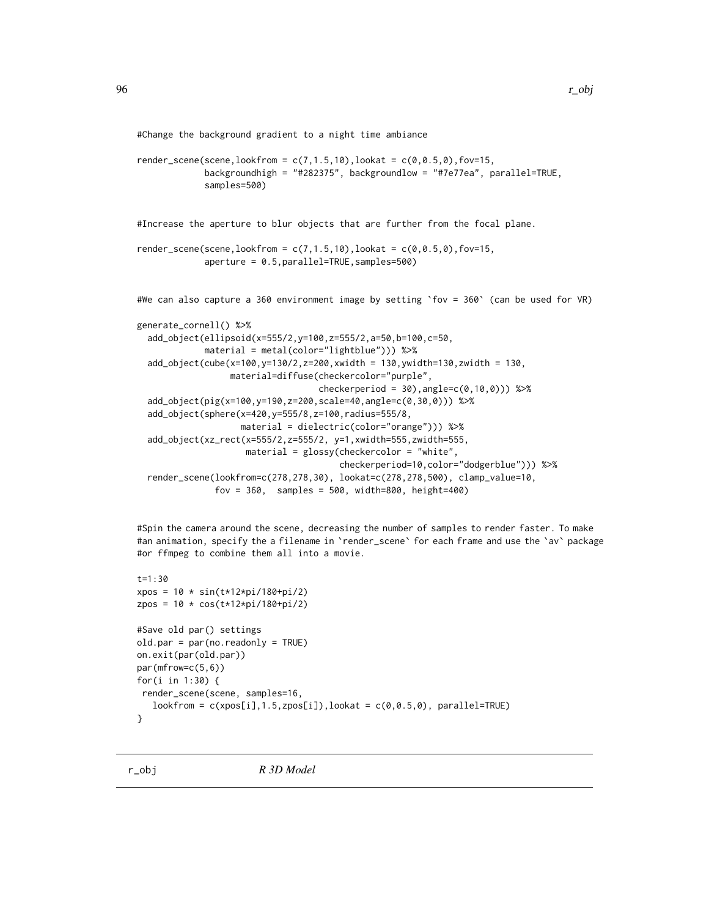```
#Change the background gradient to a night time ambiance

render_scene(scene,lookfrom = c(7,1.5,10),lookat = c(0,0.5,0),fov=15,
             backgroundhigh = "#282375", backgroundlow = "#7e77ea", parallel=TRUE,
             samples=500)


#Increase the aperture to blur objects that are further from the focal plane.

render_scene(scene,lookfrom = c(7,1.5,10),lookat = c(0,0.5,0),fov=15,
             aperture = 0.5,parallel=TRUE,samples=500)


#We can also capture a 360 environment image by setting `fov = 360` (can be used for VR)

generate_cornell() %>%
  add_object(ellipsoid(x=555/2,y=100,z=555/2,a=50,b=100,c=50,
             material = metal(color="lightblue"))) %>%
  add_object(cube(x=100,y=130/2,z=200,xwidth = 130,ywidth=130,zwidth = 130,
                  material=diffuse(checkercolor="purple",
                                   checkerperiod = 30),angle=c(0,10,0))) %>%
  add_object(pig(x=100,y=190,z=200,scale=40,angle=c(0,30,0))) %>%
  add_object(sphere(x=420,y=555/8,z=100,radius=555/8,
                    material = dielectric(color="orange"))) %>%
  add_object(xz_rect(x=555/2,z=555/2, y=1,xwidth=555,zwidth=555,
                     material = glossy(checkercolor = "white",
                                       checkerperiod=10,color="dodgerblue"))) %>%
  render_scene(lookfrom=c(278,278,30), lookat=c(278,278,500), clamp_value=10,
               fov = 360,  samples = 500, width=800, height=400)


#Spin the camera around the scene, decreasing the number of samples to render faster. To make
#an animation, specify the a filename in `render_scene` for each frame and use the `av` package
#or ffmpeg to combine them all into a movie.

t=1:30
xpos = 10 * sin(t*12*pi/180+pi/2)
zpos = 10 * cos(t*12*pi/180+pi/2)

#Save old par() settings
old.par = par(no.readonly = TRUE)
on.exit(par(old.par))
par(mfrow=c(5,6))
for(i in 1:30) {
 render_scene(scene, samples=16,
   lookfrom = c(xpos[i],1.5,zpos[i]),lookat = c(0,0.5,0), parallel=TRUE)
}
```

## r_obj *R 3D Model*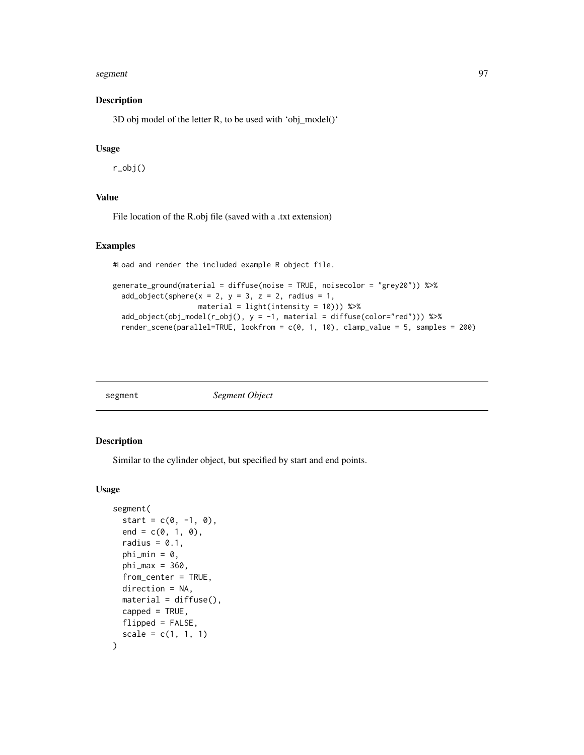### Description

3D obj model of the letter R, to be used with 'obj_model()'

### Usage

```
r_obj()
```

### Value

File location of the R.obj file (saved with a .txt extension)

### Examples

```
#Load and render the included example R object file.

generate_ground(material = diffuse(noise = TRUE, noisecolor = "grey20")) %>%
  add_object(sphere(x = 2, y = 3, z = 2, radius = 1,
                    material = light(intensity = 10))) %>%
  add_object(obj_model(r_obj(), y = -1, material = diffuse(color="red"))) %>%
  render_scene(parallel=TRUE, lookfrom = c(0, 1, 10), clamp_value = 5, samples = 200)
```

---

## segment    *Segment Object*

### Description

Similar to the cylinder object, but specified by start and end points.

### Usage

```
segment(
  start = c(0, -1, 0),
  end = c(0, 1, 0),
  radius = 0.1,
  phi_min = 0,
  phi_max = 360,
  from_center = TRUE,
  direction = NA,
  material = diffuse(),
  capped = TRUE,
  flipped = FALSE,
  scale = c(1, 1, 1)
)
```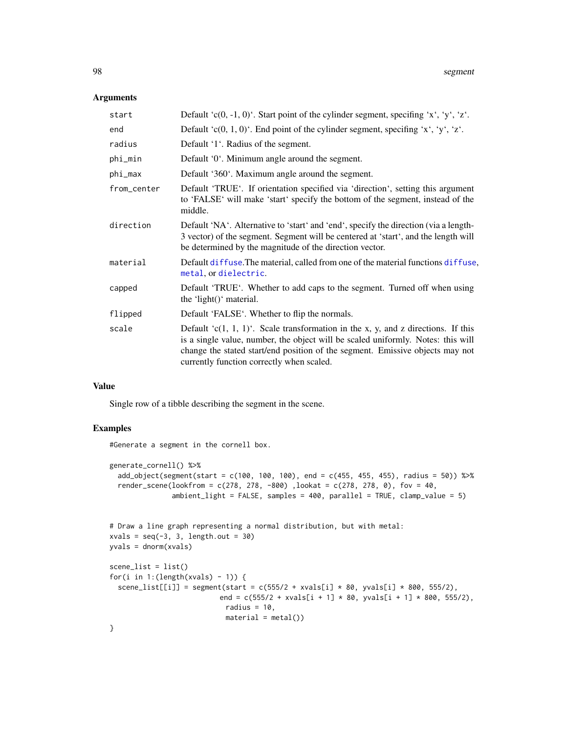## Arguments

| | |
|---|---|
| start | Default 'c(0, -1, 0)'. Start point of the cylinder segment, specifing 'x', 'y', 'z'. |
| end | Default 'c(0, 1, 0)'. End point of the cylinder segment, specifing 'x', 'y', 'z'. |
| radius | Default '1'. Radius of the segment. |
| phi_min | Default '0'. Minimum angle around the segment. |
| phi_max | Default '360'. Maximum angle around the segment. |
| from_center | Default 'TRUE'. If orientation specified via 'direction', setting this argument to 'FALSE' will make 'start' specify the bottom of the segment, instead of the middle. |
| direction | Default 'NA'. Alternative to 'start' and 'end', specify the direction (via a length-3 vector) of the segment. Segment will be centered at 'start', and the length will be determined by the magnitude of the direction vector. |
| material | Default diffuse.The material, called from one of the material functions diffuse, metal, or dielectric. |
| capped | Default 'TRUE'. Whether to add caps to the segment. Turned off when using the 'light()' material. |
| flipped | Default 'FALSE'. Whether to flip the normals. |
| scale | Default 'c(1, 1, 1)'. Scale transformation in the x, y, and z directions. If this is a single value, number, the object will be scaled uniformly. Notes: this will change the stated start/end position of the segment. Emissive objects may not currently function correctly when scaled. |

## Value

Single row of a tibble describing the segment in the scene.

## Examples

```
#Generate a segment in the cornell box.

generate_cornell() %>%
  add_object(segment(start = c(100, 100, 100), end = c(455, 455, 455), radius = 50)) %>%
  render_scene(lookfrom = c(278, 278, -800) ,lookat = c(278, 278, 0), fov = 40,
               ambient_light = FALSE, samples = 400, parallel = TRUE, clamp_value = 5)


# Draw a line graph representing a normal distribution, but with metal:
xvals = seq(-3, 3, length.out = 30)
yvals = dnorm(xvals)

scene_list = list()
for(i in 1:(length(xvals) - 1)) {
  scene_list[[i]] = segment(start = c(555/2 + xvals[i] * 80, yvals[i] * 800, 555/2),
                            end = c(555/2 + xvals[i + 1] * 80, yvals[i + 1] * 800, 555/2),
                             radius = 10,
                             material = metal())
}
```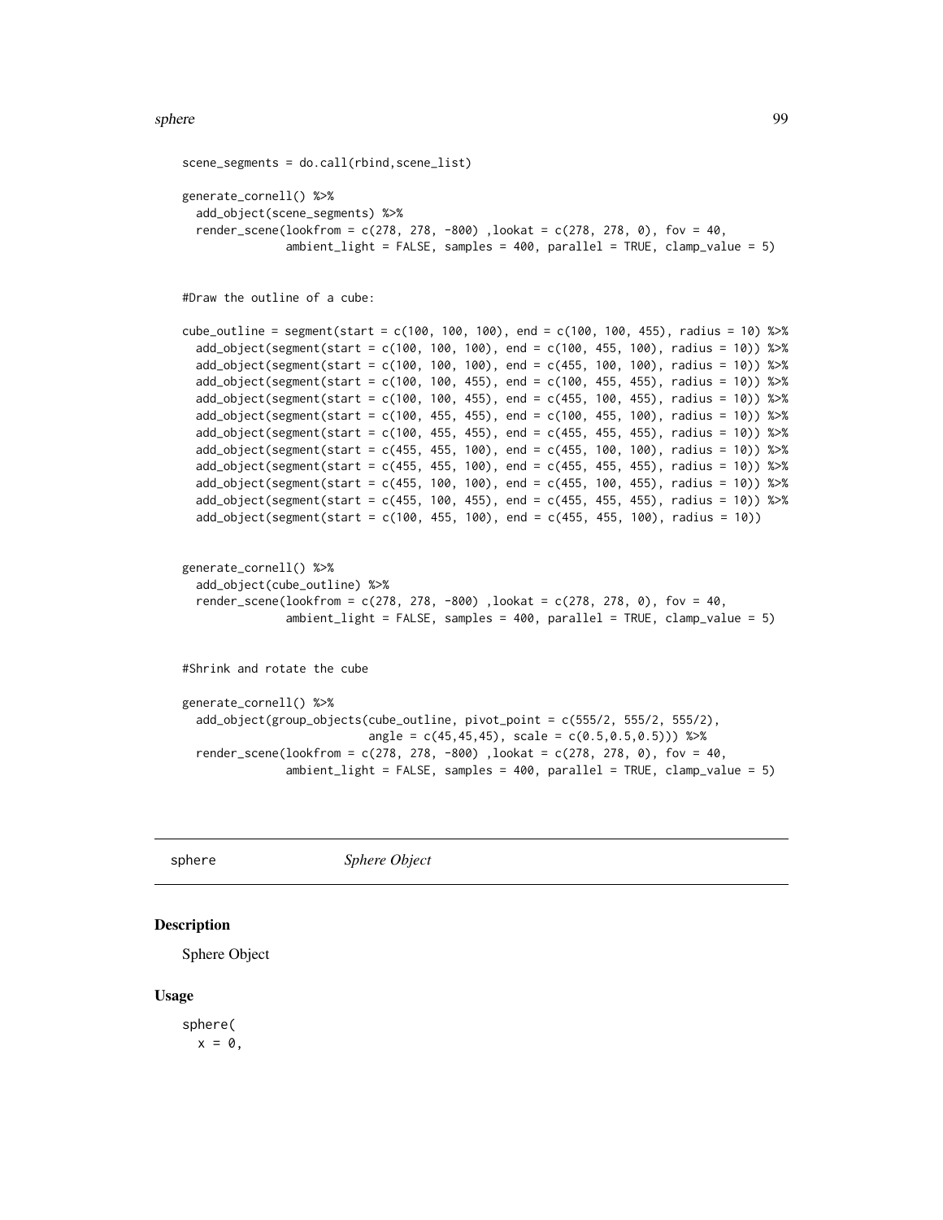```
scene_segments = do.call(rbind,scene_list)

generate_cornell() %>%
  add_object(scene_segments) %>%
  render_scene(lookfrom = c(278, 278, -800) ,lookat = c(278, 278, 0), fov = 40,
               ambient_light = FALSE, samples = 400, parallel = TRUE, clamp_value = 5)


#Draw the outline of a cube:

cube_outline = segment(start = c(100, 100, 100), end = c(100, 100, 455), radius = 10) %>%
  add_object(segment(start = c(100, 100, 100), end = c(100, 455, 100), radius = 10)) %>%
  add_object(segment(start = c(100, 100, 100), end = c(455, 100, 100), radius = 10)) %>%
  add_object(segment(start = c(100, 100, 455), end = c(100, 455, 455), radius = 10)) %>%
  add_object(segment(start = c(100, 100, 455), end = c(455, 100, 455), radius = 10)) %>%
  add_object(segment(start = c(100, 455, 455), end = c(100, 455, 100), radius = 10)) %>%
  add_object(segment(start = c(100, 455, 455), end = c(455, 455, 455), radius = 10)) %>%
  add_object(segment(start = c(455, 455, 100), end = c(455, 100, 100), radius = 10)) %>%
  add_object(segment(start = c(455, 455, 100), end = c(455, 455, 455), radius = 10)) %>%
  add_object(segment(start = c(455, 100, 100), end = c(455, 100, 455), radius = 10)) %>%
  add_object(segment(start = c(455, 100, 455), end = c(455, 455, 455), radius = 10)) %>%
  add_object(segment(start = c(100, 455, 100), end = c(455, 455, 100), radius = 10))


generate_cornell() %>%
  add_object(cube_outline) %>%
  render_scene(lookfrom = c(278, 278, -800) ,lookat = c(278, 278, 0), fov = 40,
               ambient_light = FALSE, samples = 400, parallel = TRUE, clamp_value = 5)


#Shrink and rotate the cube

generate_cornell() %>%
  add_object(group_objects(cube_outline, pivot_point = c(555/2, 555/2, 555/2),
                           angle = c(45,45,45), scale = c(0.5,0.5,0.5))) %>%
  render_scene(lookfrom = c(278, 278, -800) ,lookat = c(278, 278, 0), fov = 40,
               ambient_light = FALSE, samples = 400, parallel = TRUE, clamp_value = 5)
```

---

## sphere *Sphere Object*

### Description

Sphere Object

### Usage

```
sphere(
  x = 0,
```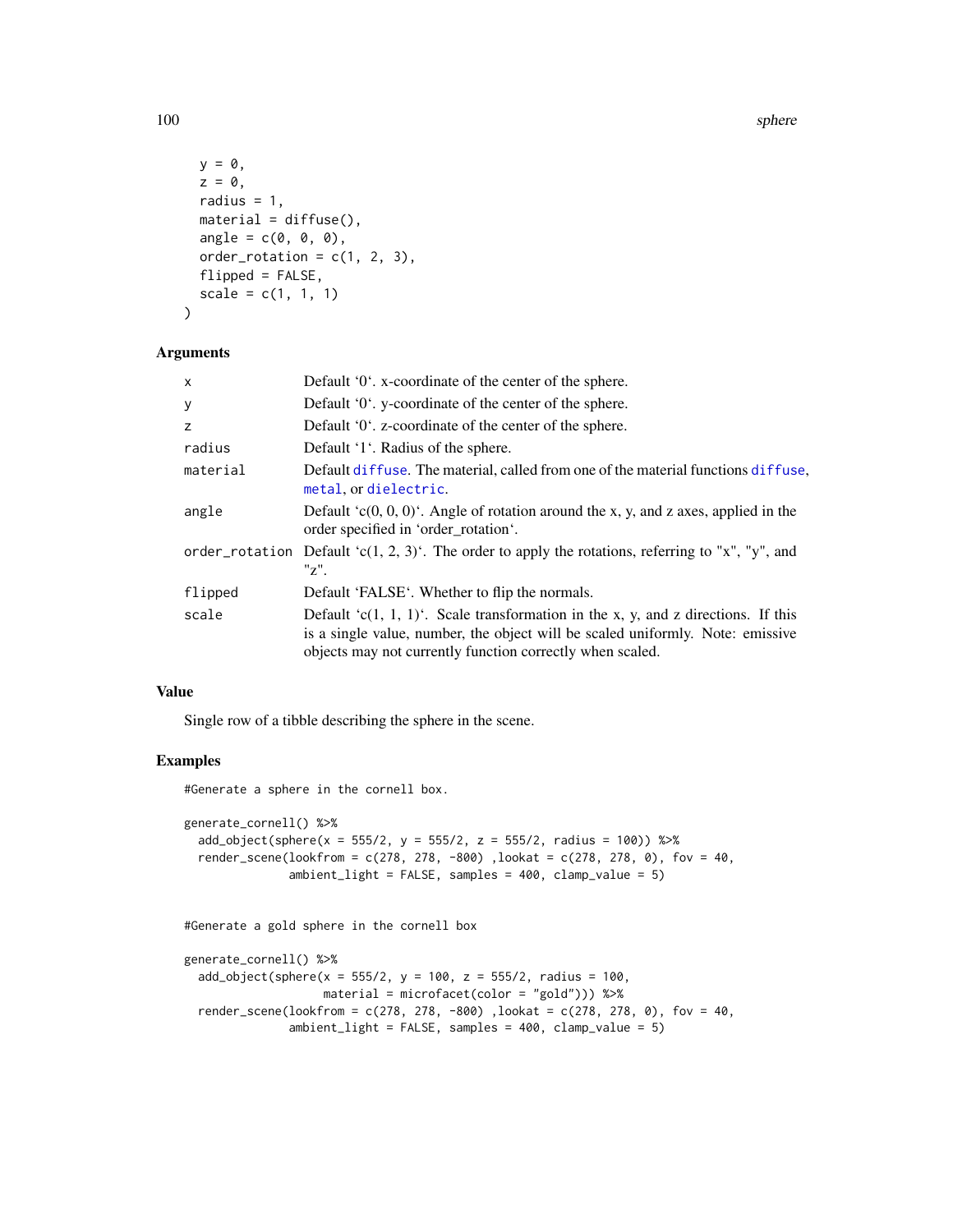```
  y = 0,
  z = 0,
  radius = 1,
  material = diffuse(),
  angle = c(0, 0, 0),
  order_rotation = c(1, 2, 3),
  flipped = FALSE,
  scale = c(1, 1, 1)
)
```

## Arguments

| | |
|---|---|
| x | Default '0'. x-coordinate of the center of the sphere. |
| y | Default '0'. y-coordinate of the center of the sphere. |
| z | Default '0'. z-coordinate of the center of the sphere. |
| radius | Default '1'. Radius of the sphere. |
| material | Default diffuse. The material, called from one of the material functions diffuse, metal, or dielectric. |
| angle | Default 'c(0, 0, 0)'. Angle of rotation around the x, y, and z axes, applied in the order specified in 'order_rotation'. |
| order_rotation | Default 'c(1, 2, 3)'. The order to apply the rotations, referring to "x", "y", and "z". |
| flipped | Default 'FALSE'. Whether to flip the normals. |
| scale | Default 'c(1, 1, 1)'. Scale transformation in the x, y, and z directions. If this is a single value, number, the object will be scaled uniformly. Note: emissive objects may not currently function correctly when scaled. |

## Value

Single row of a tibble describing the sphere in the scene.

## Examples

```
#Generate a sphere in the cornell box.

generate_cornell() %>%
  add_object(sphere(x = 555/2, y = 555/2, z = 555/2, radius = 100)) %>%
  render_scene(lookfrom = c(278, 278, -800) ,lookat = c(278, 278, 0), fov = 40,
               ambient_light = FALSE, samples = 400, clamp_value = 5)


#Generate a gold sphere in the cornell box

generate_cornell() %>%
  add_object(sphere(x = 555/2, y = 100, z = 555/2, radius = 100,
                    material = microfacet(color = "gold"))) %>%
  render_scene(lookfrom = c(278, 278, -800) ,lookat = c(278, 278, 0), fov = 40,
               ambient_light = FALSE, samples = 400, clamp_value = 5)
```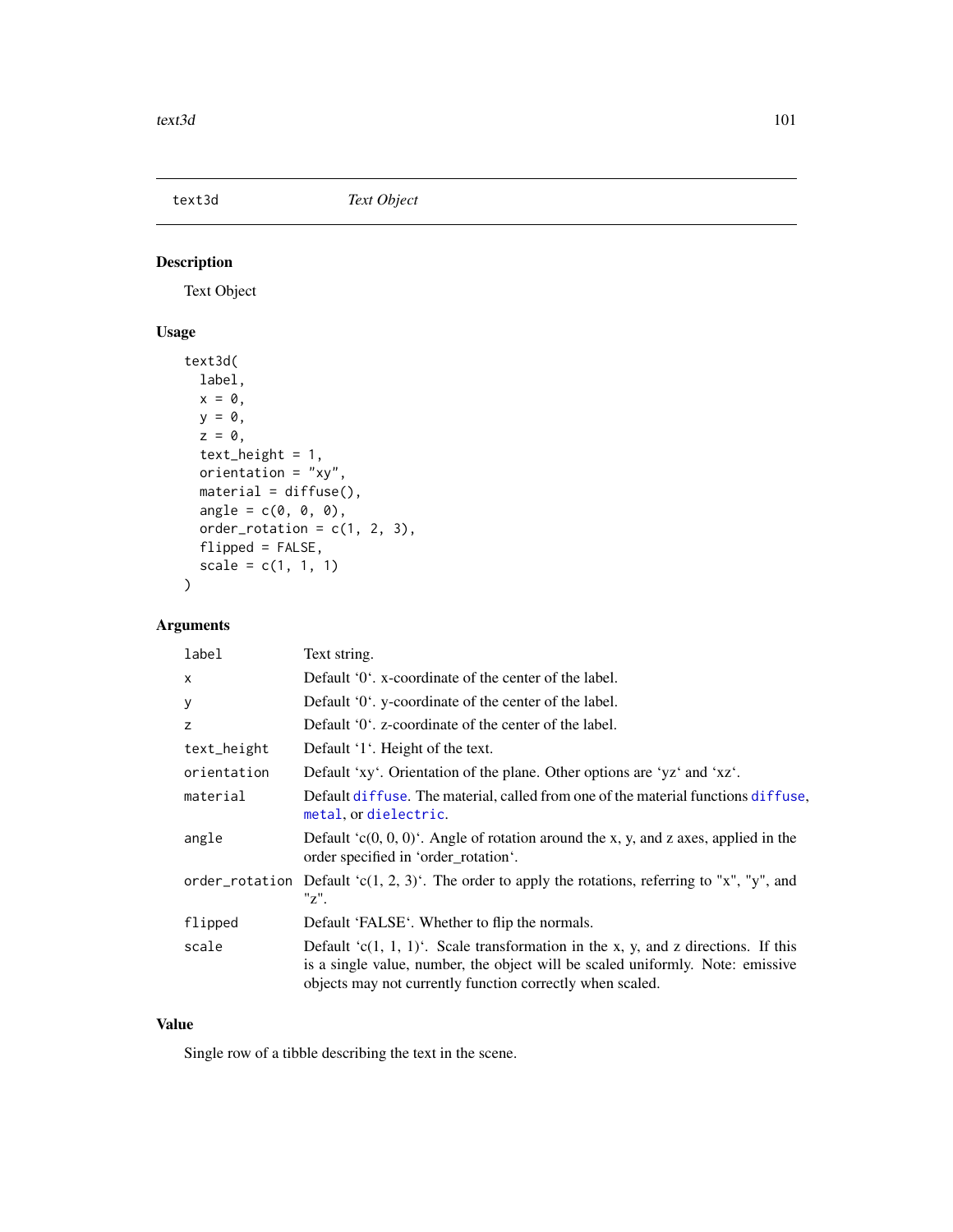## text3d — *Text Object*

### Description

Text Object

### Usage

```
text3d(
  label,
  x = 0,
  y = 0,
  z = 0,
  text_height = 1,
  orientation = "xy",
  material = diffuse(),
  angle = c(0, 0, 0),
  order_rotation = c(1, 2, 3),
  flipped = FALSE,
  scale = c(1, 1, 1)
)
```

### Arguments

| | |
|---|---|
| `label` | Text string. |
| `x` | Default '0'. x-coordinate of the center of the label. |
| `y` | Default '0'. y-coordinate of the center of the label. |
| `z` | Default '0'. z-coordinate of the center of the label. |
| `text_height` | Default '1'. Height of the text. |
| `orientation` | Default 'xy'. Orientation of the plane. Other options are 'yz' and 'xz'. |
| `material` | Default `diffuse`. The material, called from one of the material functions `diffuse`, `metal`, or `dielectric`. |
| `angle` | Default 'c(0, 0, 0)'. Angle of rotation around the x, y, and z axes, applied in the order specified in 'order_rotation'. |
| `order_rotation` | Default 'c(1, 2, 3)'. The order to apply the rotations, referring to "x", "y", and "z". |
| `flipped` | Default 'FALSE'. Whether to flip the normals. |
| `scale` | Default 'c(1, 1, 1)'. Scale transformation in the x, y, and z directions. If this is a single value, number, the object will be scaled uniformly. Note: emissive objects may not currently function correctly when scaled. |

### Value

Single row of a tibble describing the text in the scene.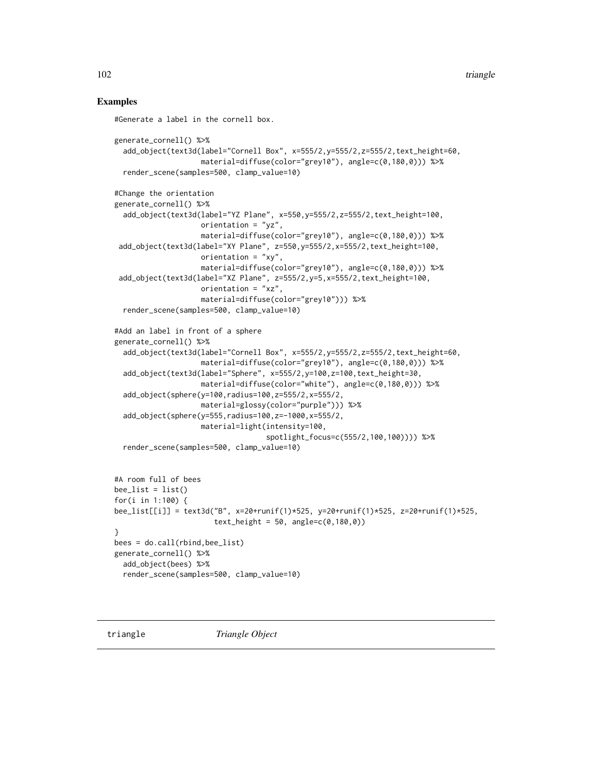## Examples

```
#Generate a label in the cornell box.

generate_cornell() %>%
  add_object(text3d(label="Cornell Box", x=555/2,y=555/2,z=555/2,text_height=60,
                    material=diffuse(color="grey10"), angle=c(0,180,0))) %>%
  render_scene(samples=500, clamp_value=10)

#Change the orientation
generate_cornell() %>%
  add_object(text3d(label="YZ Plane", x=550,y=555/2,z=555/2,text_height=100,
                    orientation = "yz",
                    material=diffuse(color="grey10"), angle=c(0,180,0))) %>%
 add_object(text3d(label="XY Plane", z=550,y=555/2,x=555/2,text_height=100,
                    orientation = "xy",
                    material=diffuse(color="grey10"), angle=c(0,180,0))) %>%
 add_object(text3d(label="XZ Plane", z=555/2,y=5,x=555/2,text_height=100,
                    orientation = "xz",
                    material=diffuse(color="grey10"))) %>%
  render_scene(samples=500, clamp_value=10)

#Add an label in front of a sphere
generate_cornell() %>%
  add_object(text3d(label="Cornell Box", x=555/2,y=555/2,z=555/2,text_height=60,
                    material=diffuse(color="grey10"), angle=c(0,180,0))) %>%
  add_object(text3d(label="Sphere", x=555/2,y=100,z=100,text_height=30,
                    material=diffuse(color="white"), angle=c(0,180,0))) %>%
  add_object(sphere(y=100,radius=100,z=555/2,x=555/2,
                    material=glossy(color="purple"))) %>%
  add_object(sphere(y=555,radius=100,z=-1000,x=555/2,
                    material=light(intensity=100,
                                   spotlight_focus=c(555/2,100,100)))) %>%
  render_scene(samples=500, clamp_value=10)


#A room full of bees
bee_list = list()
for(i in 1:100) {
bee_list[[i]] = text3d("B", x=20+runif(1)*525, y=20+runif(1)*525, z=20+runif(1)*525,
                       text_height = 50, angle=c(0,180,0))
}
bees = do.call(rbind,bee_list)
generate_cornell() %>%
  add_object(bees) %>%
  render_scene(samples=500, clamp_value=10)
```

---

`triangle` &nbsp;&nbsp;&nbsp;&nbsp; *Triangle Object*

---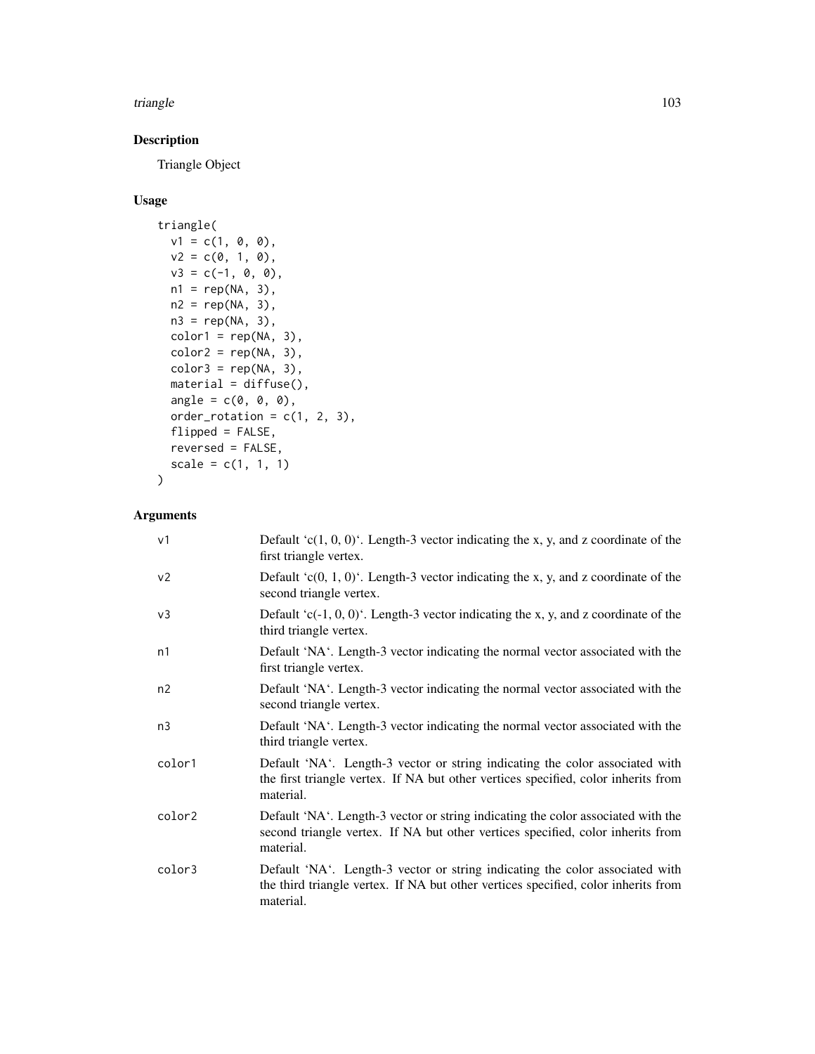## Description

Triangle Object

## Usage

```
triangle(
  v1 = c(1, 0, 0),
  v2 = c(0, 1, 0),
  v3 = c(-1, 0, 0),
  n1 = rep(NA, 3),
  n2 = rep(NA, 3),
  n3 = rep(NA, 3),
  color1 = rep(NA, 3),
  color2 = rep(NA, 3),
  color3 = rep(NA, 3),
  material = diffuse(),
  angle = c(0, 0, 0),
  order_rotation = c(1, 2, 3),
  flipped = FALSE,
  reversed = FALSE,
  scale = c(1, 1, 1)
)
```

## Arguments

| | |
|---|---|
| v1 | Default 'c(1, 0, 0)'. Length-3 vector indicating the x, y, and z coordinate of the first triangle vertex. |
| v2 | Default 'c(0, 1, 0)'. Length-3 vector indicating the x, y, and z coordinate of the second triangle vertex. |
| v3 | Default 'c(-1, 0, 0)'. Length-3 vector indicating the x, y, and z coordinate of the third triangle vertex. |
| n1 | Default 'NA'. Length-3 vector indicating the normal vector associated with the first triangle vertex. |
| n2 | Default 'NA'. Length-3 vector indicating the normal vector associated with the second triangle vertex. |
| n3 | Default 'NA'. Length-3 vector indicating the normal vector associated with the third triangle vertex. |
| color1 | Default 'NA'. Length-3 vector or string indicating the color associated with the first triangle vertex. If NA but other vertices specified, color inherits from material. |
| color2 | Default 'NA'. Length-3 vector or string indicating the color associated with the second triangle vertex. If NA but other vertices specified, color inherits from material. |
| color3 | Default 'NA'. Length-3 vector or string indicating the color associated with the third triangle vertex. If NA but other vertices specified, color inherits from material. |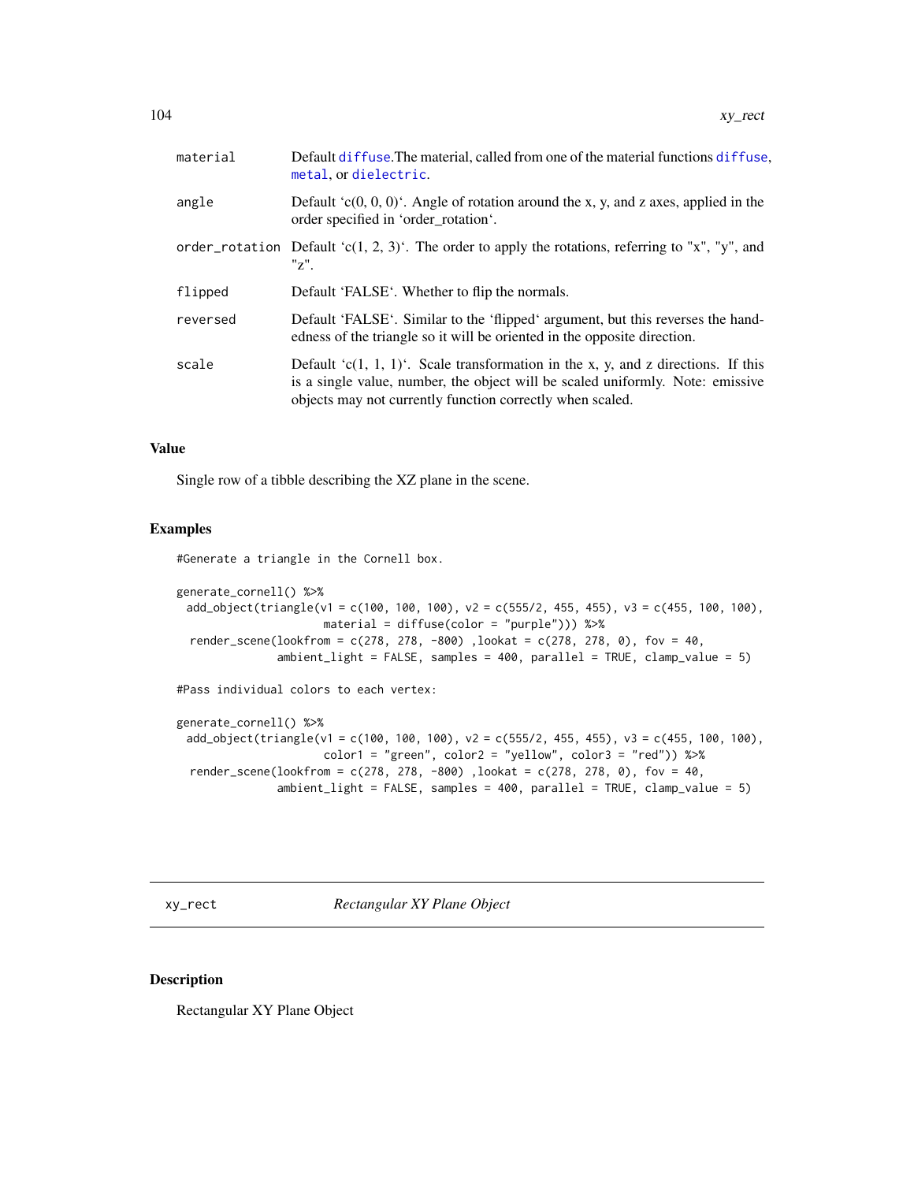| | |
|---|---|
| material | Default diffuse.The material, called from one of the material functions diffuse, metal, or dielectric. |
| angle | Default 'c(0, 0, 0)'. Angle of rotation around the x, y, and z axes, applied in the order specified in 'order_rotation'. |
| order_rotation | Default 'c(1, 2, 3)'. The order to apply the rotations, referring to "x", "y", and "z". |
| flipped | Default 'FALSE'. Whether to flip the normals. |
| reversed | Default 'FALSE'. Similar to the 'flipped' argument, but this reverses the handedness of the triangle so it will be oriented in the opposite direction. |
| scale | Default 'c(1, 1, 1)'. Scale transformation in the x, y, and z directions. If this is a single value, number, the object will be scaled uniformly. Note: emissive objects may not currently function correctly when scaled. |

### Value

Single row of a tibble describing the XZ plane in the scene.

### Examples

```
#Generate a triangle in the Cornell box.

generate_cornell() %>%
  add_object(triangle(v1 = c(100, 100, 100), v2 = c(555/2, 455, 455), v3 = c(455, 100, 100),
                      material = diffuse(color = "purple"))) %>%
   render_scene(lookfrom = c(278, 278, -800) ,lookat = c(278, 278, 0), fov = 40,
               ambient_light = FALSE, samples = 400, parallel = TRUE, clamp_value = 5)

#Pass individual colors to each vertex:

generate_cornell() %>%
  add_object(triangle(v1 = c(100, 100, 100), v2 = c(555/2, 455, 455), v3 = c(455, 100, 100),
                      color1 = "green", color2 = "yellow", color3 = "red")) %>%
   render_scene(lookfrom = c(278, 278, -800) ,lookat = c(278, 278, 0), fov = 40,
               ambient_light = FALSE, samples = 400, parallel = TRUE, clamp_value = 5)
```

## xy_rect *Rectangular XY Plane Object*

### Description

Rectangular XY Plane Object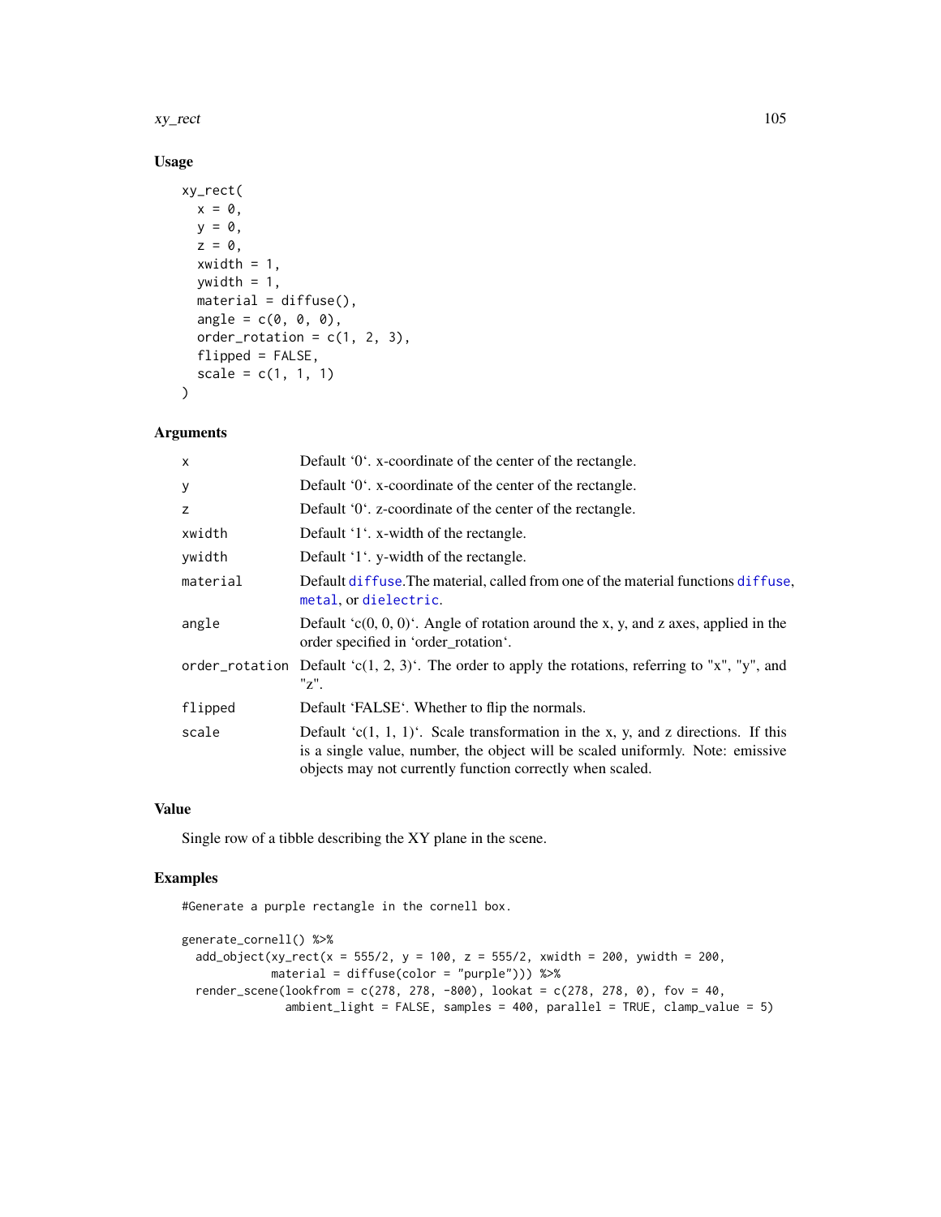### Usage

```
xy_rect(
  x = 0,
  y = 0,
  z = 0,
  xwidth = 1,
  ywidth = 1,
  material = diffuse(),
  angle = c(0, 0, 0),
  order_rotation = c(1, 2, 3),
  flipped = FALSE,
  scale = c(1, 1, 1)
)
```

### Arguments

| | |
|---|---|
| x | Default '0'. x-coordinate of the center of the rectangle. |
| y | Default '0'. x-coordinate of the center of the rectangle. |
| z | Default '0'. z-coordinate of the center of the rectangle. |
| xwidth | Default '1'. x-width of the rectangle. |
| ywidth | Default '1'. y-width of the rectangle. |
| material | Default diffuse.The material, called from one of the material functions diffuse, metal, or dielectric. |
| angle | Default 'c(0, 0, 0)'. Angle of rotation around the x, y, and z axes, applied in the order specified in 'order_rotation'. |
| order_rotation | Default 'c(1, 2, 3)'. The order to apply the rotations, referring to "x", "y", and "z". |
| flipped | Default 'FALSE'. Whether to flip the normals. |
| scale | Default 'c(1, 1, 1)'. Scale transformation in the x, y, and z directions. If this is a single value, number, the object will be scaled uniformly. Note: emissive objects may not currently function correctly when scaled. |

### Value

Single row of a tibble describing the XY plane in the scene.

### Examples

```
#Generate a purple rectangle in the cornell box.

generate_cornell() %>%
  add_object(xy_rect(x = 555/2, y = 100, z = 555/2, xwidth = 200, ywidth = 200,
             material = diffuse(color = "purple"))) %>%
  render_scene(lookfrom = c(278, 278, -800), lookat = c(278, 278, 0), fov = 40,
               ambient_light = FALSE, samples = 400, parallel = TRUE, clamp_value = 5)
```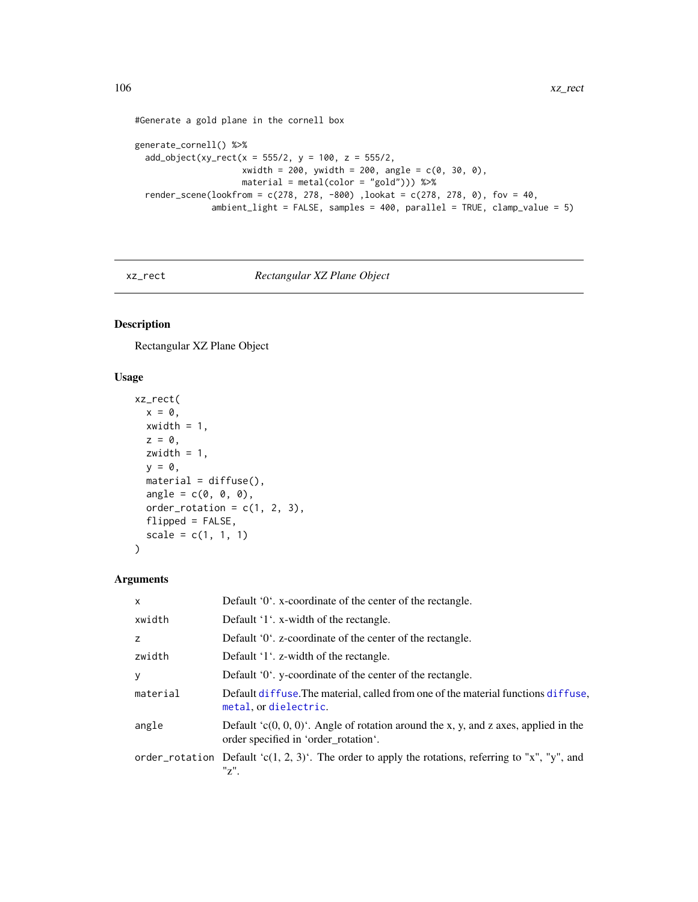```
#Generate a gold plane in the cornell box

generate_cornell() %>%
  add_object(xy_rect(x = 555/2, y = 100, z = 555/2,
                     xwidth = 200, ywidth = 200, angle = c(0, 30, 0),
                     material = metal(color = "gold"))) %>%
  render_scene(lookfrom = c(278, 278, -800) ,lookat = c(278, 278, 0), fov = 40,
               ambient_light = FALSE, samples = 400, parallel = TRUE, clamp_value = 5)
```

---

## xz_rect — *Rectangular XZ Plane Object*

### Description

Rectangular XZ Plane Object

### Usage

```
xz_rect(
  x = 0,
  xwidth = 1,
  z = 0,
  zwidth = 1,
  y = 0,
  material = diffuse(),
  angle = c(0, 0, 0),
  order_rotation = c(1, 2, 3),
  flipped = FALSE,
  scale = c(1, 1, 1)
)
```

### Arguments

| | |
|---|---|
| `x` | Default '0'. x-coordinate of the center of the rectangle. |
| `xwidth` | Default '1'. x-width of the rectangle. |
| `z` | Default '0'. z-coordinate of the center of the rectangle. |
| `zwidth` | Default '1'. z-width of the rectangle. |
| `y` | Default '0'. y-coordinate of the center of the rectangle. |
| `material` | Default `diffuse`.The material, called from one of the material functions `diffuse`, `metal`, or `dielectric`. |
| `angle` | Default 'c(0, 0, 0)'. Angle of rotation around the x, y, and z axes, applied in the order specified in 'order_rotation'. |
| `order_rotation` | Default 'c(1, 2, 3)'. The order to apply the rotations, referring to "x", "y", and "z". |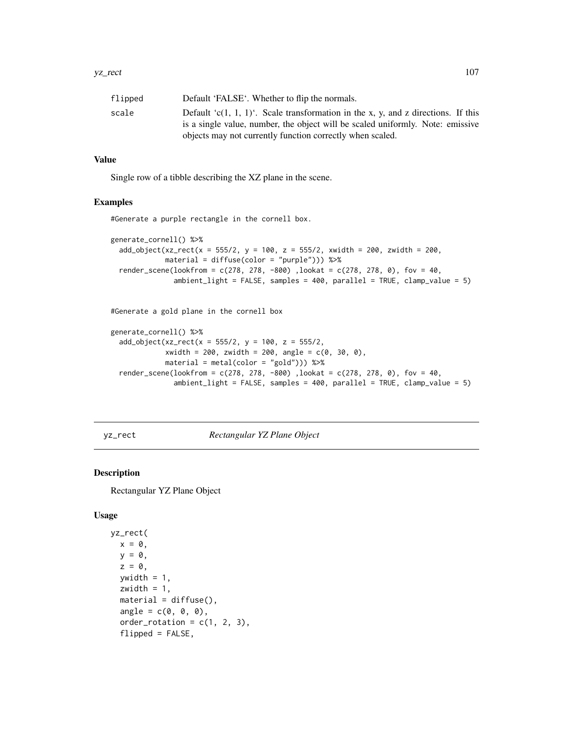| | |
|---|---|
| flipped | Default 'FALSE'. Whether to flip the normals. |
| scale | Default 'c(1, 1, 1)'. Scale transformation in the x, y, and z directions. If this is a single value, number, the object will be scaled uniformly. Note: emissive objects may not currently function correctly when scaled. |

### Value

Single row of a tibble describing the XZ plane in the scene.

### Examples

```
#Generate a purple rectangle in the cornell box.

generate_cornell() %>%
  add_object(xz_rect(x = 555/2, y = 100, z = 555/2, xwidth = 200, zwidth = 200,
             material = diffuse(color = "purple"))) %>%
  render_scene(lookfrom = c(278, 278, -800) ,lookat = c(278, 278, 0), fov = 40,
               ambient_light = FALSE, samples = 400, parallel = TRUE, clamp_value = 5)


#Generate a gold plane in the cornell box

generate_cornell() %>%
  add_object(xz_rect(x = 555/2, y = 100, z = 555/2,
             xwidth = 200, zwidth = 200, angle = c(0, 30, 0),
             material = metal(color = "gold"))) %>%
  render_scene(lookfrom = c(278, 278, -800) ,lookat = c(278, 278, 0), fov = 40,
               ambient_light = FALSE, samples = 400, parallel = TRUE, clamp_value = 5)
```

---

## yz_rect — *Rectangular YZ Plane Object*

---

### Description

Rectangular YZ Plane Object

### Usage

```
yz_rect(
  x = 0,
  y = 0,
  z = 0,
  ywidth = 1,
  zwidth = 1,
  material = diffuse(),
  angle = c(0, 0, 0),
  order_rotation = c(1, 2, 3),
  flipped = FALSE,
```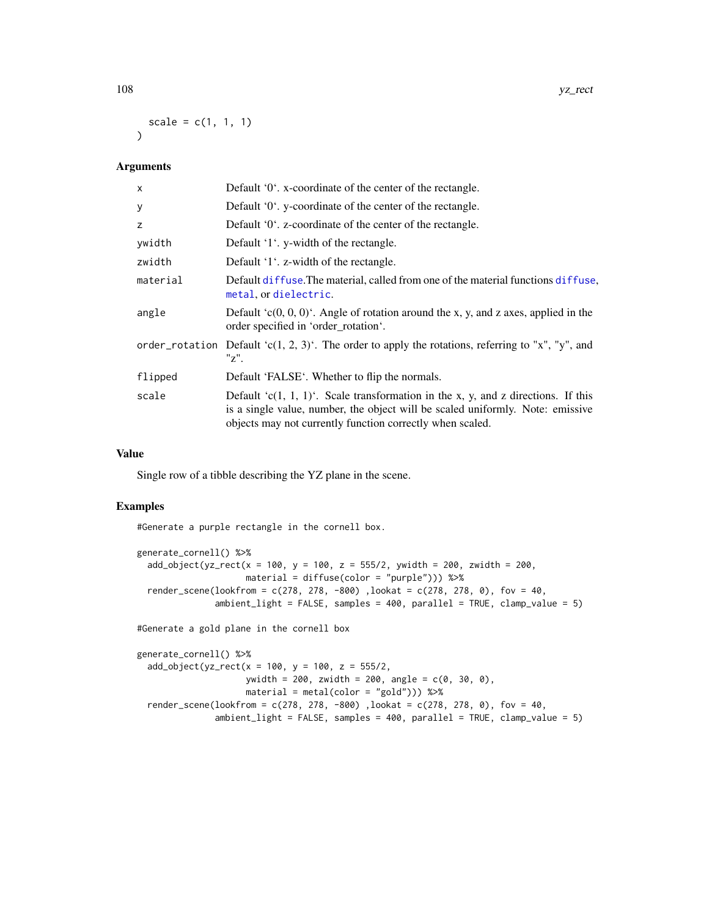```
  scale = c(1, 1, 1)
)
```

### Arguments

| | |
|---|---|
| x | Default '0'. x-coordinate of the center of the rectangle. |
| y | Default '0'. y-coordinate of the center of the rectangle. |
| z | Default '0'. z-coordinate of the center of the rectangle. |
| ywidth | Default '1'. y-width of the rectangle. |
| zwidth | Default '1'. z-width of the rectangle. |
| material | Default diffuse.The material, called from one of the material functions diffuse, metal, or dielectric. |
| angle | Default 'c(0, 0, 0)'. Angle of rotation around the x, y, and z axes, applied in the order specified in 'order_rotation'. |
| order_rotation | Default 'c(1, 2, 3)'. The order to apply the rotations, referring to "x", "y", and "z". |
| flipped | Default 'FALSE'. Whether to flip the normals. |
| scale | Default 'c(1, 1, 1)'. Scale transformation in the x, y, and z directions. If this is a single value, number, the object will be scaled uniformly. Note: emissive objects may not currently function correctly when scaled. |

### Value

Single row of a tibble describing the YZ plane in the scene.

### Examples

```
#Generate a purple rectangle in the cornell box.

generate_cornell() %>%
  add_object(yz_rect(x = 100, y = 100, z = 555/2, ywidth = 200, zwidth = 200,
                     material = diffuse(color = "purple"))) %>%
  render_scene(lookfrom = c(278, 278, -800) ,lookat = c(278, 278, 0), fov = 40,
               ambient_light = FALSE, samples = 400, parallel = TRUE, clamp_value = 5)

#Generate a gold plane in the cornell box

generate_cornell() %>%
  add_object(yz_rect(x = 100, y = 100, z = 555/2,
                     ywidth = 200, zwidth = 200, angle = c(0, 30, 0),
                     material = metal(color = "gold"))) %>%
  render_scene(lookfrom = c(278, 278, -800) ,lookat = c(278, 278, 0), fov = 40,
               ambient_light = FALSE, samples = 400, parallel = TRUE, clamp_value = 5)
```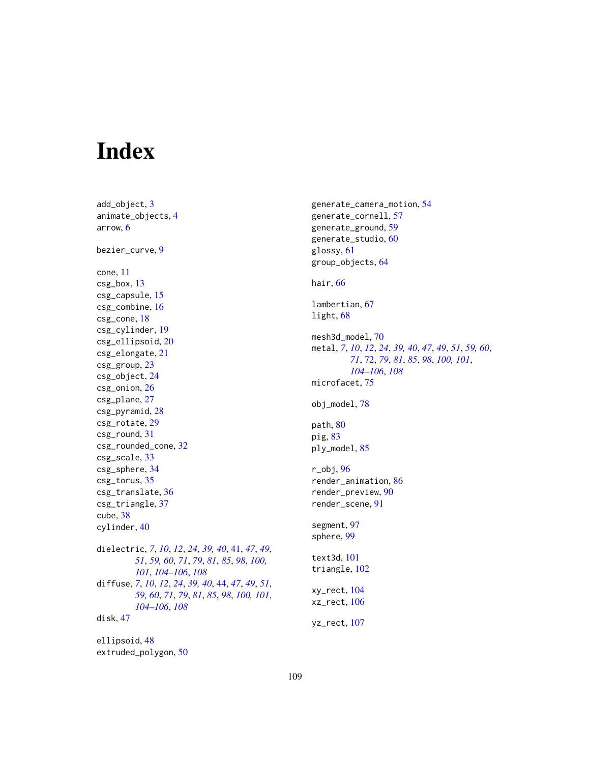# Index

add_object, 3
animate_objects, 4
arrow, 6

bezier_curve, 9

cone, 11
csg_box, 13
csg_capsule, 15
csg_combine, 16
csg_cone, 18
csg_cylinder, 19
csg_ellipsoid, 20
csg_elongate, 21
csg_group, 23
csg_object, 24
csg_onion, 26
csg_plane, 27
csg_pyramid, 28
csg_rotate, 29
csg_round, 31
csg_rounded_cone, 32
csg_scale, 33
csg_sphere, 34
csg_torus, 35
csg_translate, 36
csg_triangle, 37
cube, 38
cylinder, 40

dielectric, *7*, *10*, *12*, *24*, *39, 40*, 41, *47*, *49*, *51*, *59, 60*, *71*, *79*, *81*, *85*, *98*, *100, 101*, *104–106*, *108*
diffuse, *7*, *10*, *12*, *24*, *39, 40*, 44, *47*, *49*, *51*, *59, 60*, *71*, *79*, *81*, *85*, *98*, *100, 101*, *104–106*, *108*
disk, 47

ellipsoid, 48
extruded_polygon, 50

generate_camera_motion, 54
generate_cornell, 57
generate_ground, 59
generate_studio, 60
glossy, 61
group_objects, 64

hair, 66

lambertian, 67
light, 68

mesh3d_model, 70
metal, *7*, *10*, *12*, *24*, *39, 40*, *47*, *49*, *51*, *59, 60*, *71*, 72, *79*, *81*, *85*, *98*, *100, 101*, *104–106*, *108*
microfacet, 75

obj_model, 78

path, 80
pig, 83
ply_model, 85

r_obj, 96
render_animation, 86
render_preview, 90
render_scene, 91

segment, 97
sphere, 99

text3d, 101
triangle, 102

xy_rect, 104
xz_rect, 106

yz_rect, 107